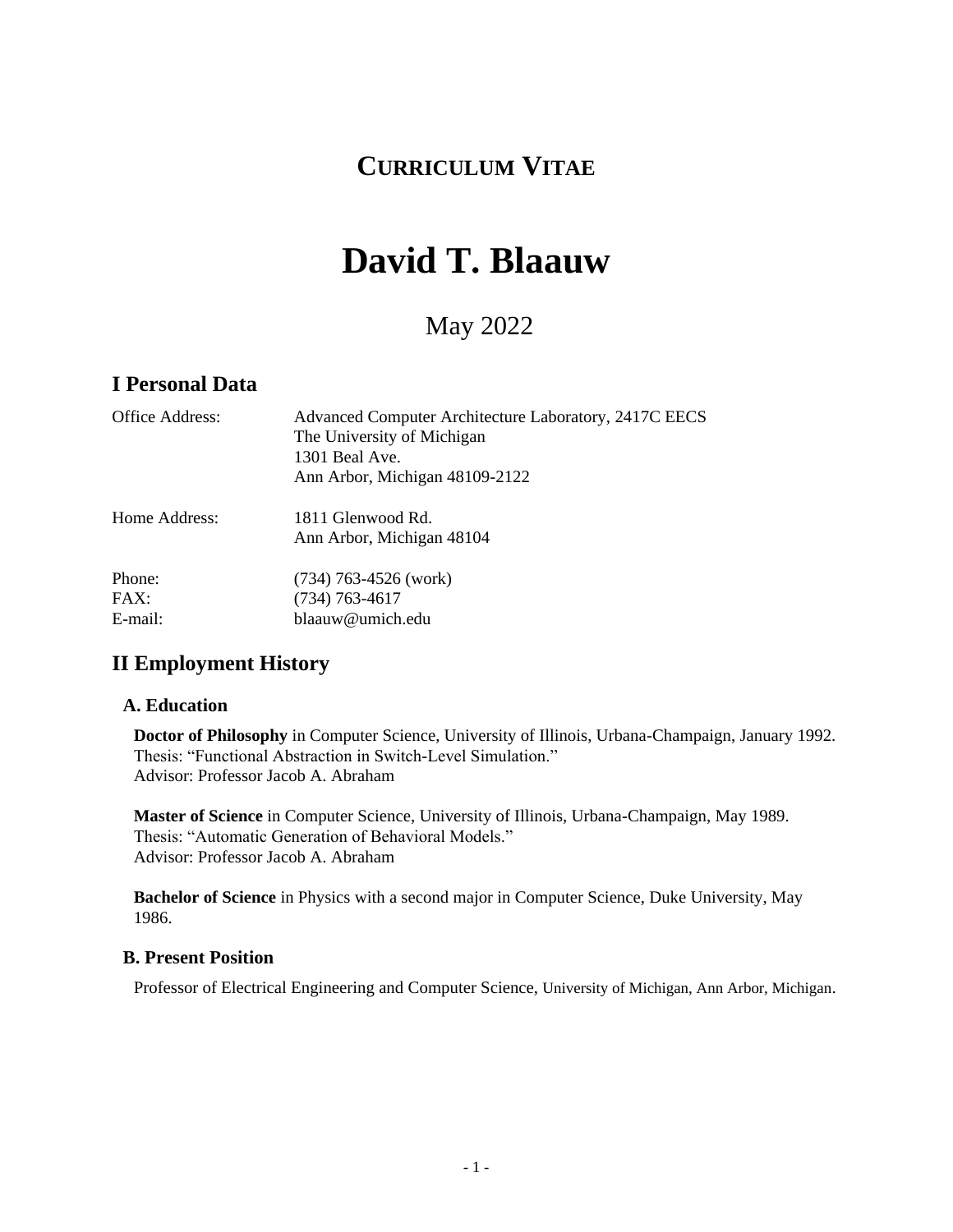# CURRICULUM VITAE

# David T. Blaauw

May 2022

## I Personal Data

| | |
|---|---|
| Office Address: | Advanced Computer Architecture Laboratory, 2417C EECS<br>The University of Michigan<br>1301 Beal Ave.<br>Ann Arbor, Michigan 48109-2122 |
| Home Address: | 1811 Glenwood Rd.<br>Ann Arbor, Michigan 48104 |
| Phone: | (734) 763-4526 (work) |
| FAX: | (734) 763-4617 |
| E-mail: | blaauw@umich.edu |

## II Employment History

### A. Education

**Doctor of Philosophy** in Computer Science, University of Illinois, Urbana-Champaign, January 1992.
Thesis: "Functional Abstraction in Switch-Level Simulation."
Advisor: Professor Jacob A. Abraham

**Master of Science** in Computer Science, University of Illinois, Urbana-Champaign, May 1989.
Thesis: "Automatic Generation of Behavioral Models."
Advisor: Professor Jacob A. Abraham

**Bachelor of Science** in Physics with a second major in Computer Science, Duke University, May 1986.

### B. Present Position

Professor of Electrical Engineering and Computer Science, University of Michigan, Ann Arbor, Michigan.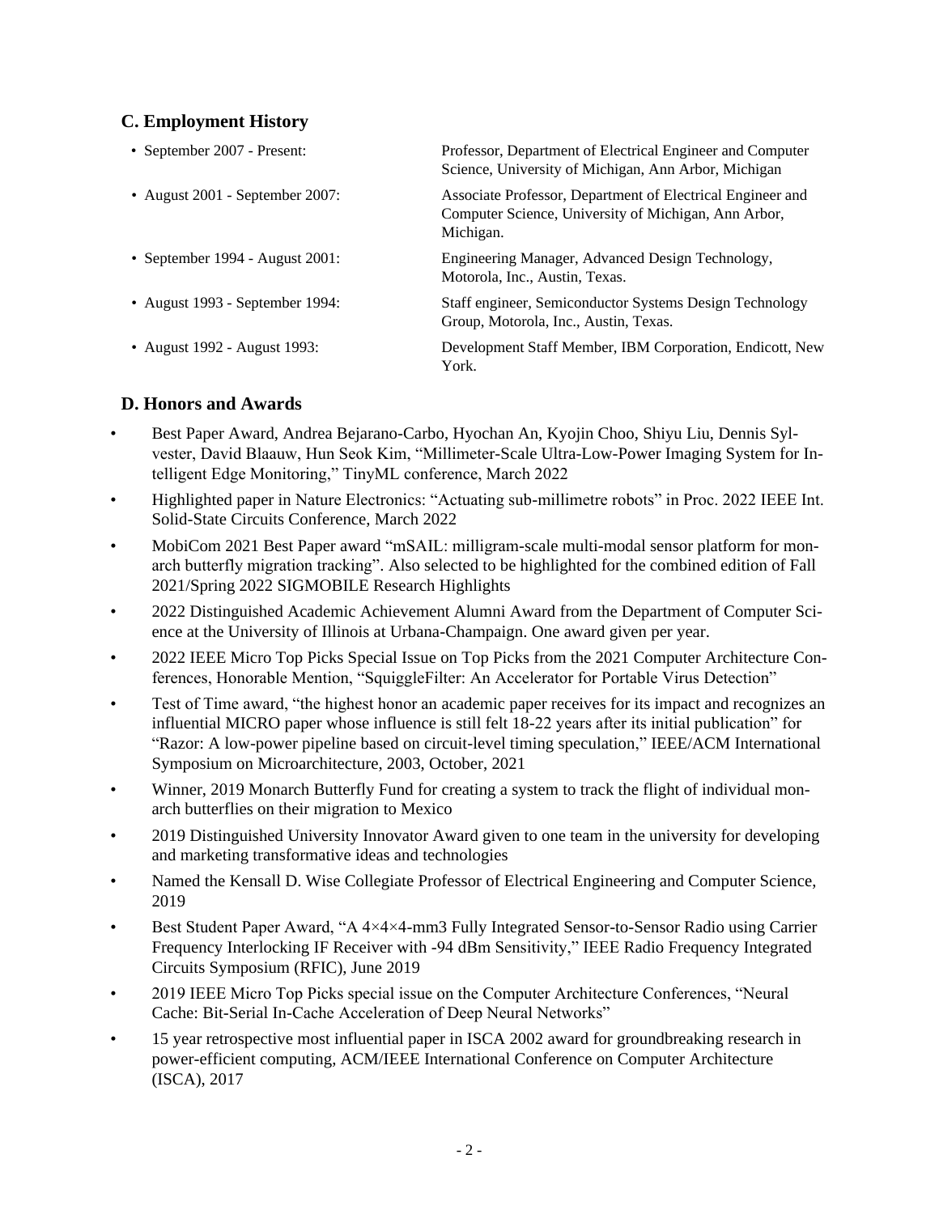## C. Employment History

- September 2007 - Present: Professor, Department of Electrical Engineer and Computer Science, University of Michigan, Ann Arbor, Michigan
- August 2001 - September 2007: Associate Professor, Department of Electrical Engineer and Computer Science, University of Michigan, Ann Arbor, Michigan.
- September 1994 - August 2001: Engineering Manager, Advanced Design Technology, Motorola, Inc., Austin, Texas.
- August 1993 - September 1994: Staff engineer, Semiconductor Systems Design Technology Group, Motorola, Inc., Austin, Texas.
- August 1992 - August 1993: Development Staff Member, IBM Corporation, Endicott, New York.

## D. Honors and Awards

- Best Paper Award, Andrea Bejarano-Carbo, Hyochan An, Kyojin Choo, Shiyu Liu, Dennis Sylvester, David Blaauw, Hun Seok Kim, "Millimeter-Scale Ultra-Low-Power Imaging System for Intelligent Edge Monitoring," TinyML conference, March 2022
- Highlighted paper in Nature Electronics: "Actuating sub-millimetre robots" in Proc. 2022 IEEE Int. Solid-State Circuits Conference, March 2022
- MobiCom 2021 Best Paper award "mSAIL: milligram-scale multi-modal sensor platform for monarch butterfly migration tracking". Also selected to be highlighted for the combined edition of Fall 2021/Spring 2022 SIGMOBILE Research Highlights
- 2022 Distinguished Academic Achievement Alumni Award from the Department of Computer Science at the University of Illinois at Urbana-Champaign. One award given per year.
- 2022 IEEE Micro Top Picks Special Issue on Top Picks from the 2021 Computer Architecture Conferences, Honorable Mention, "SquiggleFilter: An Accelerator for Portable Virus Detection"
- Test of Time award, "the highest honor an academic paper receives for its impact and recognizes an influential MICRO paper whose influence is still felt 18-22 years after its initial publication" for "Razor: A low-power pipeline based on circuit-level timing speculation," IEEE/ACM International Symposium on Microarchitecture, 2003, October, 2021
- Winner, 2019 Monarch Butterfly Fund for creating a system to track the flight of individual monarch butterflies on their migration to Mexico
- 2019 Distinguished University Innovator Award given to one team in the university for developing and marketing transformative ideas and technologies
- Named the Kensall D. Wise Collegiate Professor of Electrical Engineering and Computer Science, 2019
- Best Student Paper Award, "A 4×4×4-mm3 Fully Integrated Sensor-to-Sensor Radio using Carrier Frequency Interlocking IF Receiver with -94 dBm Sensitivity," IEEE Radio Frequency Integrated Circuits Symposium (RFIC), June 2019
- 2019 IEEE Micro Top Picks special issue on the Computer Architecture Conferences, "Neural Cache: Bit-Serial In-Cache Acceleration of Deep Neural Networks"
- 15 year retrospective most influential paper in ISCA 2002 award for groundbreaking research in power-efficient computing, ACM/IEEE International Conference on Computer Architecture (ISCA), 2017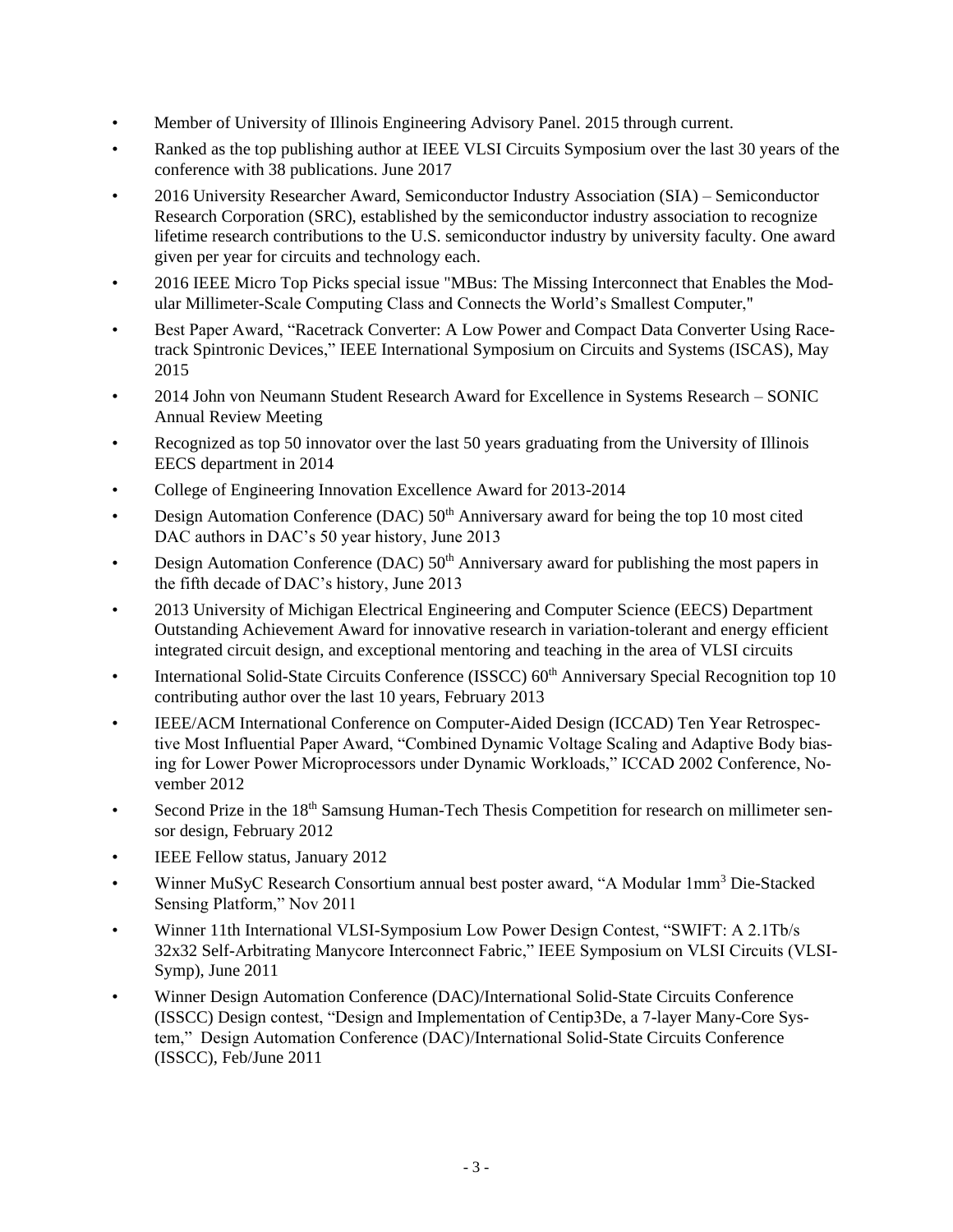- Member of University of Illinois Engineering Advisory Panel. 2015 through current.
- Ranked as the top publishing author at IEEE VLSI Circuits Symposium over the last 30 years of the conference with 38 publications. June 2017
- 2016 University Researcher Award, Semiconductor Industry Association (SIA) – Semiconductor Research Corporation (SRC), established by the semiconductor industry association to recognize lifetime research contributions to the U.S. semiconductor industry by university faculty. One award given per year for circuits and technology each.
- 2016 IEEE Micro Top Picks special issue "MBus: The Missing Interconnect that Enables the Modular Millimeter-Scale Computing Class and Connects the World's Smallest Computer,"
- Best Paper Award, "Racetrack Converter: A Low Power and Compact Data Converter Using Racetrack Spintronic Devices," IEEE International Symposium on Circuits and Systems (ISCAS), May 2015
- 2014 John von Neumann Student Research Award for Excellence in Systems Research – SONIC Annual Review Meeting
- Recognized as top 50 innovator over the last 50 years graduating from the University of Illinois EECS department in 2014
- College of Engineering Innovation Excellence Award for 2013-2014
- Design Automation Conference (DAC) 50th Anniversary award for being the top 10 most cited DAC authors in DAC's 50 year history, June 2013
- Design Automation Conference (DAC) 50th Anniversary award for publishing the most papers in the fifth decade of DAC's history, June 2013
- 2013 University of Michigan Electrical Engineering and Computer Science (EECS) Department Outstanding Achievement Award for innovative research in variation-tolerant and energy efficient integrated circuit design, and exceptional mentoring and teaching in the area of VLSI circuits
- International Solid-State Circuits Conference (ISSCC) 60th Anniversary Special Recognition top 10 contributing author over the last 10 years, February 2013
- IEEE/ACM International Conference on Computer-Aided Design (ICCAD) Ten Year Retrospective Most Influential Paper Award, "Combined Dynamic Voltage Scaling and Adaptive Body biasing for Lower Power Microprocessors under Dynamic Workloads," ICCAD 2002 Conference, November 2012
- Second Prize in the 18th Samsung Human-Tech Thesis Competition for research on millimeter sensor design, February 2012
- IEEE Fellow status, January 2012
- Winner MuSyC Research Consortium annual best poster award, "A Modular 1mm$^3$ Die-Stacked Sensing Platform," Nov 2011
- Winner 11th International VLSI-Symposium Low Power Design Contest, "SWIFT: A 2.1Tb/s 32x32 Self-Arbitrating Manycore Interconnect Fabric," IEEE Symposium on VLSI Circuits (VLSI-Symp), June 2011
- Winner Design Automation Conference (DAC)/International Solid-State Circuits Conference (ISSCC) Design contest, "Design and Implementation of Centip3De, a 7-layer Many-Core System," Design Automation Conference (DAC)/International Solid-State Circuits Conference (ISSCC), Feb/June 2011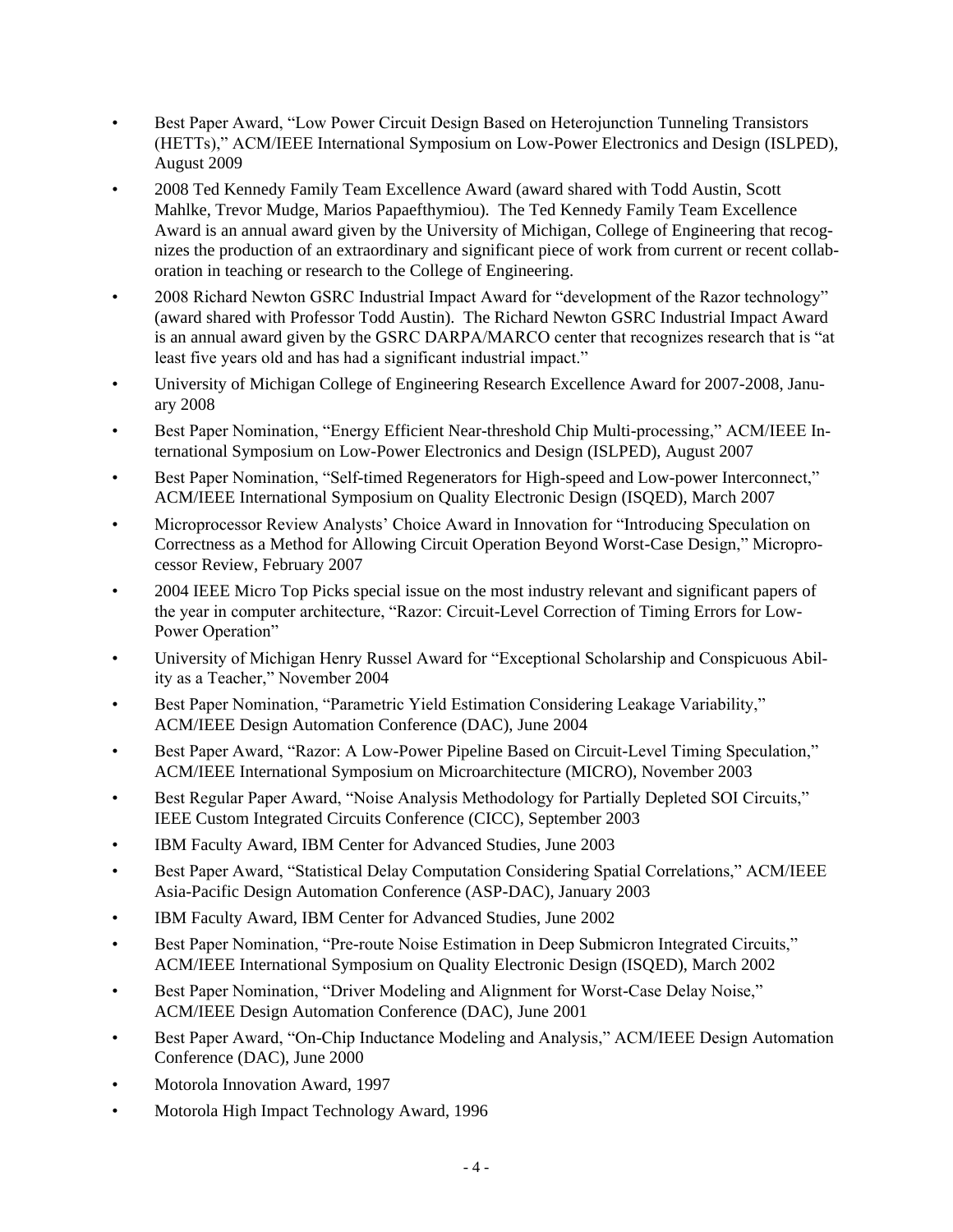- Best Paper Award, "Low Power Circuit Design Based on Heterojunction Tunneling Transistors (HETTs)," ACM/IEEE International Symposium on Low-Power Electronics and Design (ISLPED), August 2009
- 2008 Ted Kennedy Family Team Excellence Award (award shared with Todd Austin, Scott Mahlke, Trevor Mudge, Marios Papaefthymiou). The Ted Kennedy Family Team Excellence Award is an annual award given by the University of Michigan, College of Engineering that recognizes the production of an extraordinary and significant piece of work from current or recent collaboration in teaching or research to the College of Engineering.
- 2008 Richard Newton GSRC Industrial Impact Award for "development of the Razor technology" (award shared with Professor Todd Austin). The Richard Newton GSRC Industrial Impact Award is an annual award given by the GSRC DARPA/MARCO center that recognizes research that is "at least five years old and has had a significant industrial impact."
- University of Michigan College of Engineering Research Excellence Award for 2007-2008, January 2008
- Best Paper Nomination, "Energy Efficient Near-threshold Chip Multi-processing," ACM/IEEE International Symposium on Low-Power Electronics and Design (ISLPED), August 2007
- Best Paper Nomination, "Self-timed Regenerators for High-speed and Low-power Interconnect," ACM/IEEE International Symposium on Quality Electronic Design (ISQED), March 2007
- Microprocessor Review Analysts' Choice Award in Innovation for "Introducing Speculation on Correctness as a Method for Allowing Circuit Operation Beyond Worst-Case Design," Microprocessor Review, February 2007
- 2004 IEEE Micro Top Picks special issue on the most industry relevant and significant papers of the year in computer architecture, "Razor: Circuit-Level Correction of Timing Errors for Low-Power Operation"
- University of Michigan Henry Russel Award for "Exceptional Scholarship and Conspicuous Ability as a Teacher," November 2004
- Best Paper Nomination, "Parametric Yield Estimation Considering Leakage Variability," ACM/IEEE Design Automation Conference (DAC), June 2004
- Best Paper Award, "Razor: A Low-Power Pipeline Based on Circuit-Level Timing Speculation," ACM/IEEE International Symposium on Microarchitecture (MICRO), November 2003
- Best Regular Paper Award, "Noise Analysis Methodology for Partially Depleted SOI Circuits," IEEE Custom Integrated Circuits Conference (CICC), September 2003
- IBM Faculty Award, IBM Center for Advanced Studies, June 2003
- Best Paper Award, "Statistical Delay Computation Considering Spatial Correlations," ACM/IEEE Asia-Pacific Design Automation Conference (ASP-DAC), January 2003
- IBM Faculty Award, IBM Center for Advanced Studies, June 2002
- Best Paper Nomination, "Pre-route Noise Estimation in Deep Submicron Integrated Circuits," ACM/IEEE International Symposium on Quality Electronic Design (ISQED), March 2002
- Best Paper Nomination, "Driver Modeling and Alignment for Worst-Case Delay Noise," ACM/IEEE Design Automation Conference (DAC), June 2001
- Best Paper Award, "On-Chip Inductance Modeling and Analysis," ACM/IEEE Design Automation Conference (DAC), June 2000
- Motorola Innovation Award, 1997
- Motorola High Impact Technology Award, 1996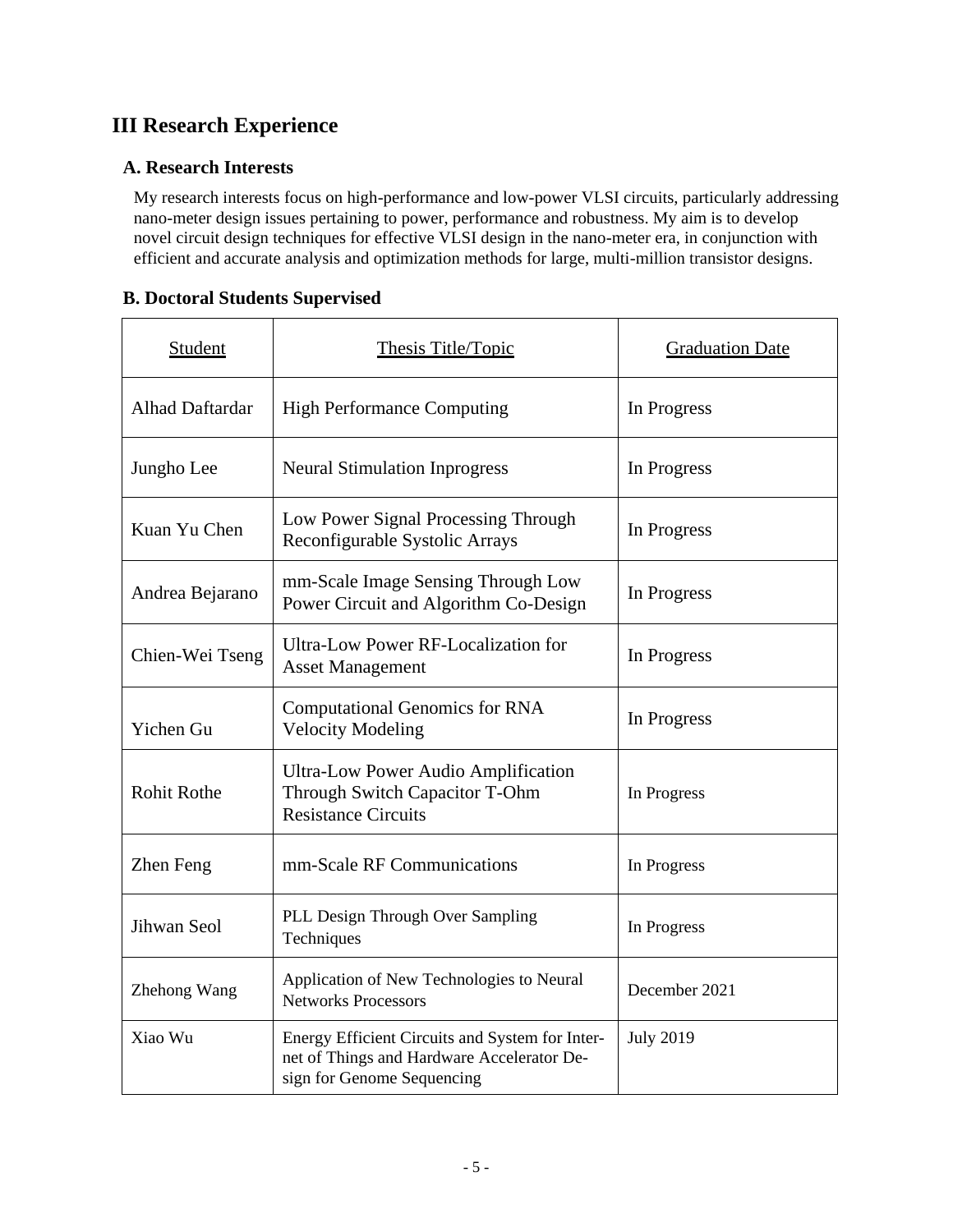## III Research Experience

### A. Research Interests

My research interests focus on high-performance and low-power VLSI circuits, particularly addressing nano-meter design issues pertaining to power, performance and robustness. My aim is to develop novel circuit design techniques for effective VLSI design in the nano-meter era, in conjunction with efficient and accurate analysis and optimization methods for large, multi-million transistor designs.

### B. Doctoral Students Supervised

| Student | Thesis Title/Topic | Graduation Date |
| --- | --- | --- |
| Alhad Daftardar | High Performance Computing | In Progress |
| Jungho Lee | Neural Stimulation Inprogress | In Progress |
| Kuan Yu Chen | Low Power Signal Processing Through Reconfigurable Systolic Arrays | In Progress |
| Andrea Bejarano | mm-Scale Image Sensing Through Low Power Circuit and Algorithm Co-Design | In Progress |
| Chien-Wei Tseng | Ultra-Low Power RF-Localization for Asset Management | In Progress |
| Yichen Gu | Computational Genomics for RNA Velocity Modeling | In Progress |
| Rohit Rothe | Ultra-Low Power Audio Amplification Through Switch Capacitor T-Ohm Resistance Circuits | In Progress |
| Zhen Feng | mm-Scale RF Communications | In Progress |
| Jihwan Seol | PLL Design Through Over Sampling Techniques | In Progress |
| Zhehong Wang | Application of New Technologies to Neural Networks Processors | December 2021 |
| Xiao Wu | Energy Efficient Circuits and System for Internet of Things and Hardware Accelerator Design for Genome Sequencing | July 2019 |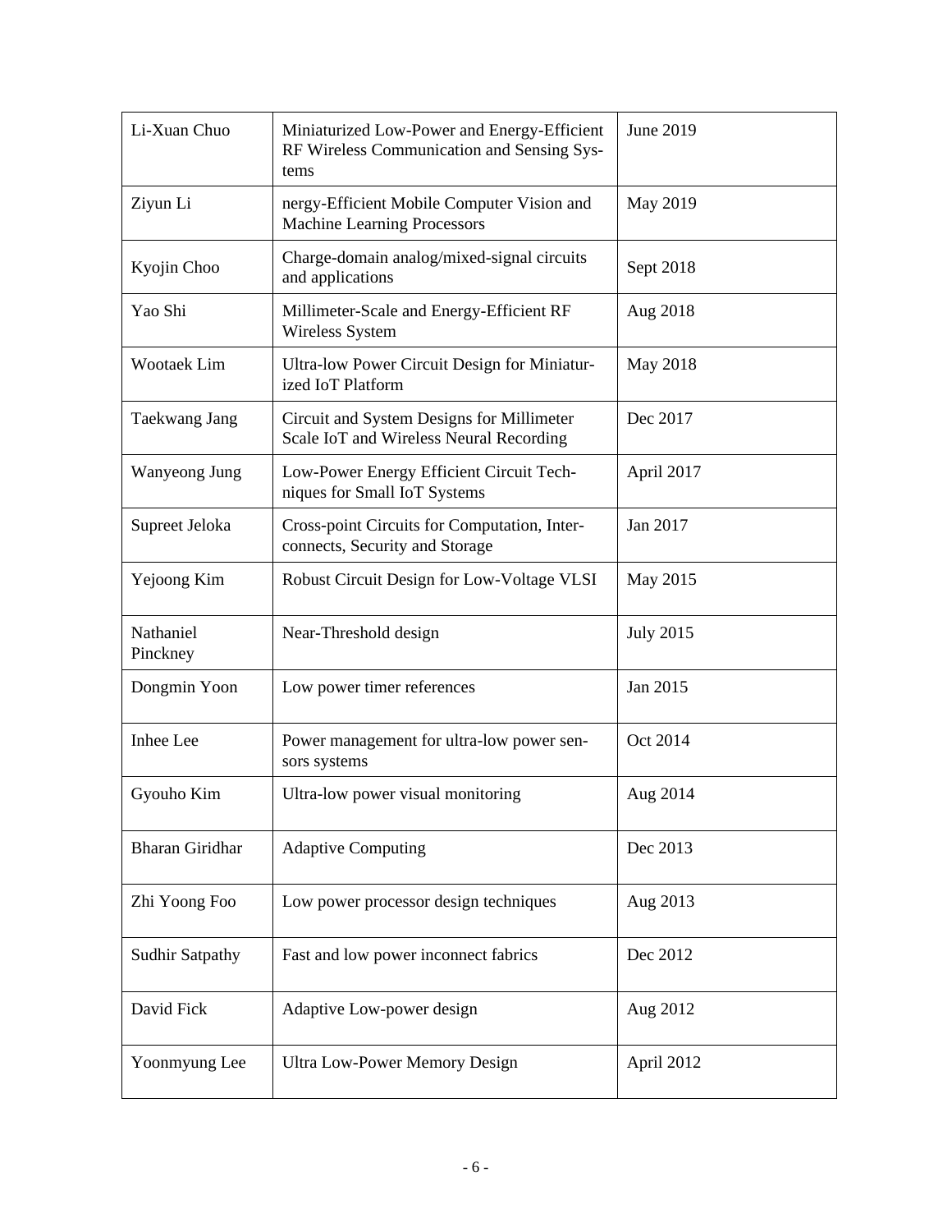| | | |
|---|---|---|
| Li-Xuan Chuo | Miniaturized Low-Power and Energy-Efficient RF Wireless Communication and Sensing Systems | June 2019 |
| Ziyun Li | nergy-Efficient Mobile Computer Vision and Machine Learning Processors | May 2019 |
| Kyojin Choo | Charge-domain analog/mixed-signal circuits and applications | Sept 2018 |
| Yao Shi | Millimeter-Scale and Energy-Efficient RF Wireless System | Aug 2018 |
| Wootaek Lim | Ultra-low Power Circuit Design for Miniaturized IoT Platform | May 2018 |
| Taekwang Jang | Circuit and System Designs for Millimeter Scale IoT and Wireless Neural Recording | Dec 2017 |
| Wanyeong Jung | Low-Power Energy Efficient Circuit Techniques for Small IoT Systems | April 2017 |
| Supreet Jeloka | Cross-point Circuits for Computation, Interconnects, Security and Storage | Jan 2017 |
| Yejoong Kim | Robust Circuit Design for Low-Voltage VLSI | May 2015 |
| Nathaniel Pinckney | Near-Threshold design | July 2015 |
| Dongmin Yoon | Low power timer references | Jan 2015 |
| Inhee Lee | Power management for ultra-low power sensors systems | Oct 2014 |
| Gyouho Kim | Ultra-low power visual monitoring | Aug 2014 |
| Bharan Giridhar | Adaptive Computing | Dec 2013 |
| Zhi Yoong Foo | Low power processor design techniques | Aug 2013 |
| Sudhir Satpathy | Fast and low power inconnect fabrics | Dec 2012 |
| David Fick | Adaptive Low-power design | Aug 2012 |
| Yoonmyung Lee | Ultra Low-Power Memory Design | April 2012 |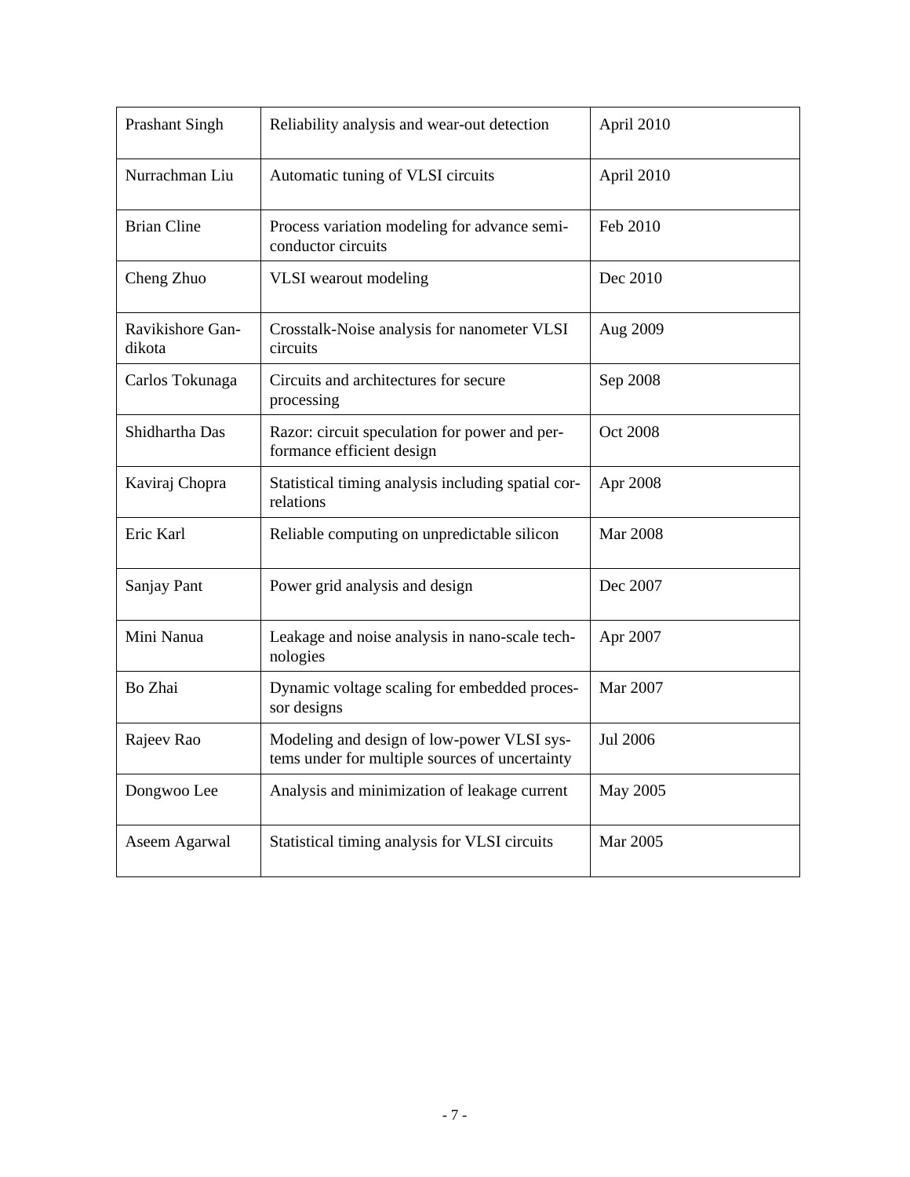| | | |
|---|---|---|
| Prashant Singh | Reliability analysis and wear-out detection | April 2010 |
| Nurrachman Liu | Automatic tuning of VLSI circuits | April 2010 |
| Brian Cline | Process variation modeling for advance semiconductor circuits | Feb 2010 |
| Cheng Zhuo | VLSI wearout modeling | Dec 2010 |
| Ravikishore Gandikota | Crosstalk-Noise analysis for nanometer VLSI circuits | Aug 2009 |
| Carlos Tokunaga | Circuits and architectures for secure processing | Sep 2008 |
| Shidhartha Das | Razor: circuit speculation for power and performance efficient design | Oct 2008 |
| Kaviraj Chopra | Statistical timing analysis including spatial correlations | Apr 2008 |
| Eric Karl | Reliable computing on unpredictable silicon | Mar 2008 |
| Sanjay Pant | Power grid analysis and design | Dec 2007 |
| Mini Nanua | Leakage and noise analysis in nano-scale technologies | Apr 2007 |
| Bo Zhai | Dynamic voltage scaling for embedded processor designs | Mar 2007 |
| Rajeev Rao | Modeling and design of low-power VLSI systems under for multiple sources of uncertainty | Jul 2006 |
| Dongwoo Lee | Analysis and minimization of leakage current | May 2005 |
| Aseem Agarwal | Statistical timing analysis for VLSI circuits | Mar 2005 |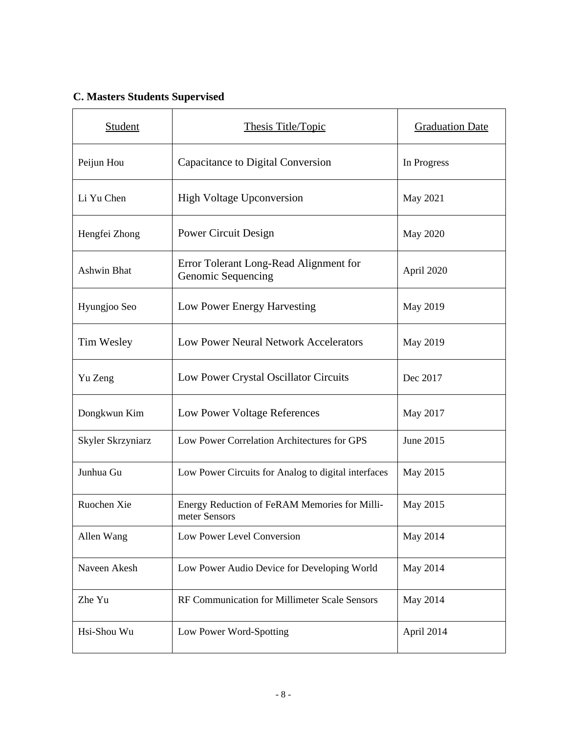### C. Masters Students Supervised

| Student | Thesis Title/Topic | Graduation Date |
|---|---|---|
| Peijun Hou | Capacitance to Digital Conversion | In Progress |
| Li Yu Chen | High Voltage Upconversion | May 2021 |
| Hengfei Zhong | Power Circuit Design | May 2020 |
| Ashwin Bhat | Error Tolerant Long-Read Alignment for Genomic Sequencing | April 2020 |
| Hyungjoo Seo | Low Power Energy Harvesting | May 2019 |
| Tim Wesley | Low Power Neural Network Accelerators | May 2019 |
| Yu Zeng | Low Power Crystal Oscillator Circuits | Dec 2017 |
| Dongkwun Kim | Low Power Voltage References | May 2017 |
| Skyler Skrzyniarz | Low Power Correlation Architectures for GPS | June 2015 |
| Junhua Gu | Low Power Circuits for Analog to digital interfaces | May 2015 |
| Ruochen Xie | Energy Reduction of FeRAM Memories for Milli-meter Sensors | May 2015 |
| Allen Wang | Low Power Level Conversion | May 2014 |
| Naveen Akesh | Low Power Audio Device for Developing World | May 2014 |
| Zhe Yu | RF Communication for Millimeter Scale Sensors | May 2014 |
| Hsi-Shou Wu | Low Power Word-Spotting | April 2014 |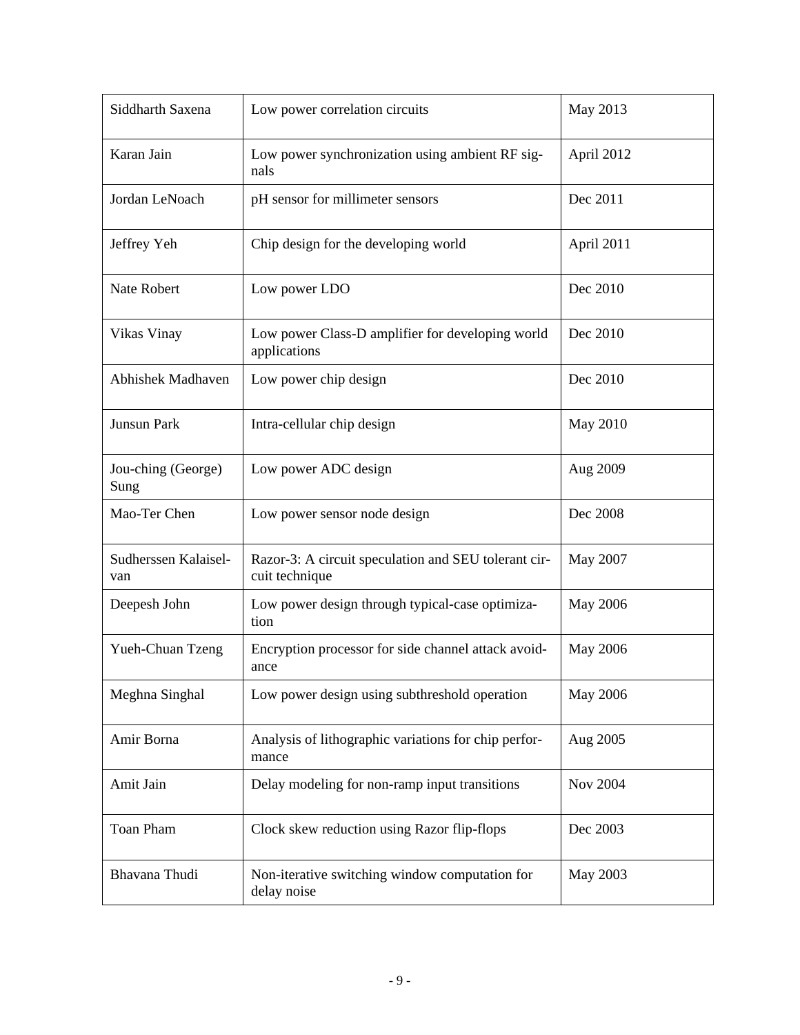| Siddharth Saxena | Low power correlation circuits | May 2013 |
|---|---|---|
| Karan Jain | Low power synchronization using ambient RF signals | April 2012 |
| Jordan LeNoach | pH sensor for millimeter sensors | Dec 2011 |
| Jeffrey Yeh | Chip design for the developing world | April 2011 |
| Nate Robert | Low power LDO | Dec 2010 |
| Vikas Vinay | Low power Class-D amplifier for developing world applications | Dec 2010 |
| Abhishek Madhaven | Low power chip design | Dec 2010 |
| Junsun Park | Intra-cellular chip design | May 2010 |
| Jou-ching (George) Sung | Low power ADC design | Aug 2009 |
| Mao-Ter Chen | Low power sensor node design | Dec 2008 |
| Sudherssen Kalaiselvan | Razor-3: A circuit speculation and SEU tolerant circuit technique | May 2007 |
| Deepesh John | Low power design through typical-case optimization | May 2006 |
| Yueh-Chuan Tzeng | Encryption processor for side channel attack avoidance | May 2006 |
| Meghna Singhal | Low power design using subthreshold operation | May 2006 |
| Amir Borna | Analysis of lithographic variations for chip performance | Aug 2005 |
| Amit Jain | Delay modeling for non-ramp input transitions | Nov 2004 |
| Toan Pham | Clock skew reduction using Razor flip-flops | Dec 2003 |
| Bhavana Thudi | Non-iterative switching window computation for delay noise | May 2003 |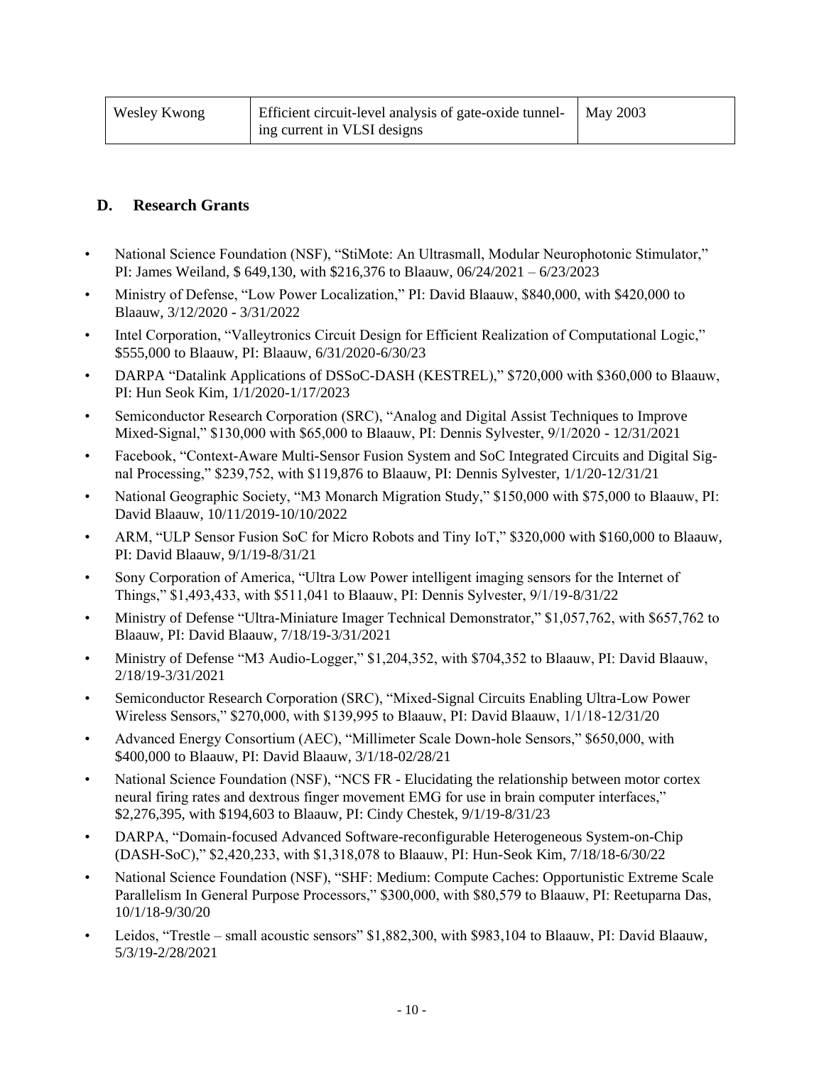| Wesley Kwong | Efficient circuit-level analysis of gate-oxide tunneling current in VLSI designs | May 2003 |
|---|---|---|

## D. Research Grants

- National Science Foundation (NSF), "StiMote: An Ultrasmall, Modular Neurophotonic Stimulator," PI: James Weiland, $ 649,130, with $216,376 to Blaauw, 06/24/2021 – 6/23/2023
- Ministry of Defense, "Low Power Localization," PI: David Blaauw, $840,000, with $420,000 to Blaauw, 3/12/2020 - 3/31/2022
- Intel Corporation, "Valleytronics Circuit Design for Efficient Realization of Computational Logic," $555,000 to Blaauw, PI: Blaauw, 6/31/2020-6/30/23
- DARPA "Datalink Applications of DSSoC-DASH (KESTREL)," $720,000 with $360,000 to Blaauw, PI: Hun Seok Kim, 1/1/2020-1/17/2023
- Semiconductor Research Corporation (SRC), "Analog and Digital Assist Techniques to Improve Mixed-Signal," $130,000 with $65,000 to Blaauw, PI: Dennis Sylvester, 9/1/2020 - 12/31/2021
- Facebook, "Context-Aware Multi-Sensor Fusion System and SoC Integrated Circuits and Digital Signal Processing," $239,752, with $119,876 to Blaauw, PI: Dennis Sylvester, 1/1/20-12/31/21
- National Geographic Society, "M3 Monarch Migration Study," $150,000 with $75,000 to Blaauw, PI: David Blaauw, 10/11/2019-10/10/2022
- ARM, "ULP Sensor Fusion SoC for Micro Robots and Tiny IoT," $320,000 with $160,000 to Blaauw, PI: David Blaauw, 9/1/19-8/31/21
- Sony Corporation of America, "Ultra Low Power intelligent imaging sensors for the Internet of Things," $1,493,433, with $511,041 to Blaauw, PI: Dennis Sylvester, 9/1/19-8/31/22
- Ministry of Defense "Ultra-Miniature Imager Technical Demonstrator," $1,057,762, with $657,762 to Blaauw, PI: David Blaauw, 7/18/19-3/31/2021
- Ministry of Defense "M3 Audio-Logger," $1,204,352, with $704,352 to Blaauw, PI: David Blaauw, 2/18/19-3/31/2021
- Semiconductor Research Corporation (SRC), "Mixed-Signal Circuits Enabling Ultra-Low Power Wireless Sensors," $270,000, with $139,995 to Blaauw, PI: David Blaauw, 1/1/18-12/31/20
- Advanced Energy Consortium (AEC), "Millimeter Scale Down-hole Sensors," $650,000, with $400,000 to Blaauw, PI: David Blaauw, 3/1/18-02/28/21
- National Science Foundation (NSF), "NCS FR - Elucidating the relationship between motor cortex neural firing rates and dextrous finger movement EMG for use in brain computer interfaces," $2,276,395, with $194,603 to Blaauw, PI: Cindy Chestek, 9/1/19-8/31/23
- DARPA, "Domain-focused Advanced Software-reconfigurable Heterogeneous System-on-Chip (DASH-SoC)," $2,420,233, with $1,318,078 to Blaauw, PI: Hun-Seok Kim, 7/18/18-6/30/22
- National Science Foundation (NSF), "SHF: Medium: Compute Caches: Opportunistic Extreme Scale Parallelism In General Purpose Processors," $300,000, with $80,579 to Blaauw, PI: Reetuparna Das, 10/1/18-9/30/20
- Leidos, "Trestle – small acoustic sensors" $1,882,300, with $983,104 to Blaauw, PI: David Blaauw, 5/3/19-2/28/2021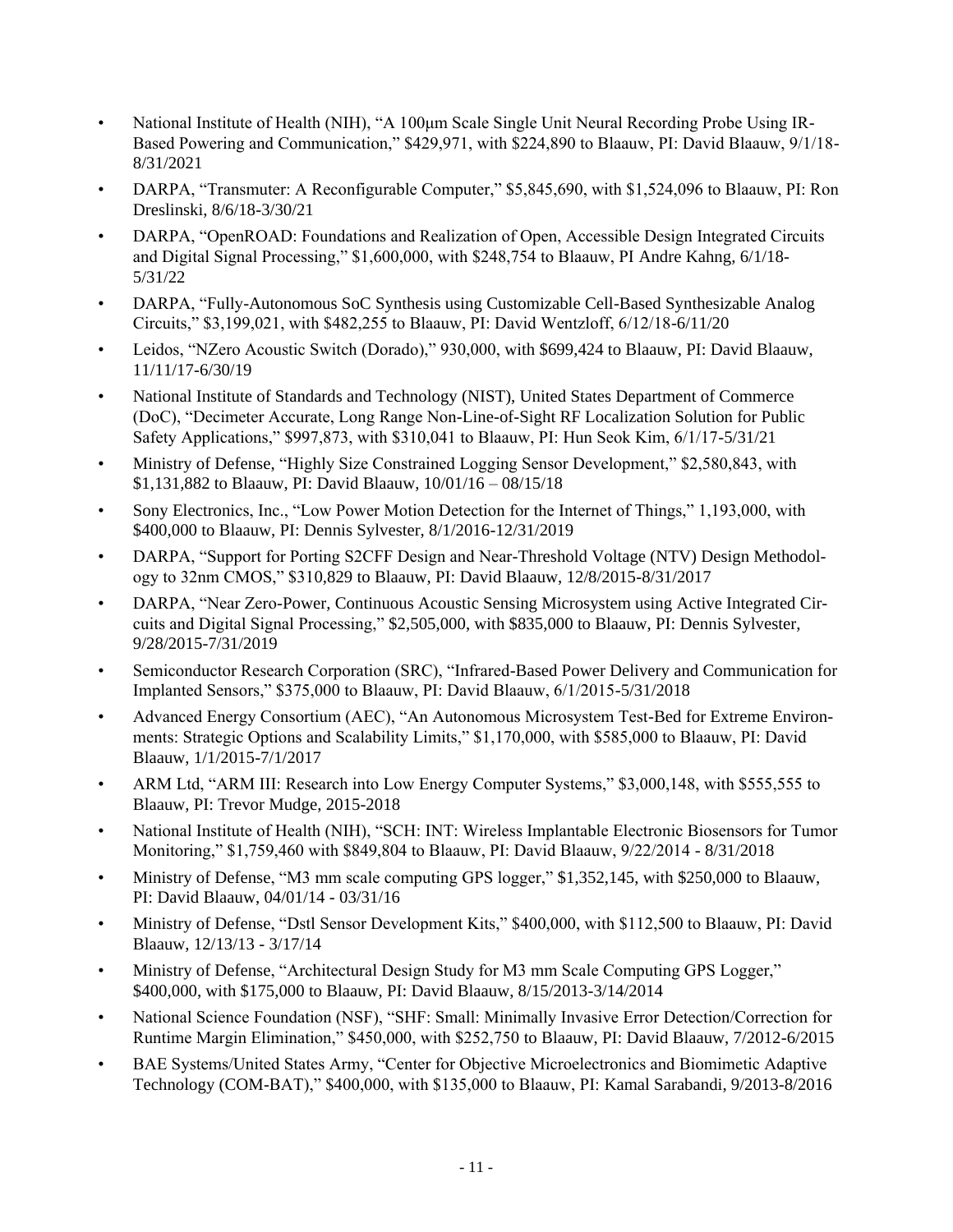- National Institute of Health (NIH), "A 100μm Scale Single Unit Neural Recording Probe Using IR-Based Powering and Communication," $429,971, with $224,890 to Blaauw, PI: David Blaauw, 9/1/18-8/31/2021
- DARPA, "Transmuter: A Reconfigurable Computer," $5,845,690, with $1,524,096 to Blaauw, PI: Ron Dreslinski, 8/6/18-3/30/21
- DARPA, "OpenROAD: Foundations and Realization of Open, Accessible Design Integrated Circuits and Digital Signal Processing," $1,600,000, with $248,754 to Blaauw, PI Andre Kahng, 6/1/18-5/31/22
- DARPA, "Fully-Autonomous SoC Synthesis using Customizable Cell-Based Synthesizable Analog Circuits," $3,199,021, with $482,255 to Blaauw, PI: David Wentzloff, 6/12/18-6/11/20
- Leidos, "NZero Acoustic Switch (Dorado)," 930,000, with $699,424 to Blaauw, PI: David Blaauw, 11/11/17-6/30/19
- National Institute of Standards and Technology (NIST), United States Department of Commerce (DoC), "Decimeter Accurate, Long Range Non-Line-of-Sight RF Localization Solution for Public Safety Applications," $997,873, with $310,041 to Blaauw, PI: Hun Seok Kim, 6/1/17-5/31/21
- Ministry of Defense, "Highly Size Constrained Logging Sensor Development," $2,580,843, with $1,131,882 to Blaauw, PI: David Blaauw, 10/01/16 – 08/15/18
- Sony Electronics, Inc., "Low Power Motion Detection for the Internet of Things," 1,193,000, with $400,000 to Blaauw, PI: Dennis Sylvester, 8/1/2016-12/31/2019
- DARPA, "Support for Porting S2CFF Design and Near-Threshold Voltage (NTV) Design Methodology to 32nm CMOS," $310,829 to Blaauw, PI: David Blaauw, 12/8/2015-8/31/2017
- DARPA, "Near Zero-Power, Continuous Acoustic Sensing Microsystem using Active Integrated Circuits and Digital Signal Processing," $2,505,000, with $835,000 to Blaauw, PI: Dennis Sylvester, 9/28/2015-7/31/2019
- Semiconductor Research Corporation (SRC), "Infrared-Based Power Delivery and Communication for Implanted Sensors," $375,000 to Blaauw, PI: David Blaauw, 6/1/2015-5/31/2018
- Advanced Energy Consortium (AEC), "An Autonomous Microsystem Test-Bed for Extreme Environments: Strategic Options and Scalability Limits," $1,170,000, with $585,000 to Blaauw, PI: David Blaauw, 1/1/2015-7/1/2017
- ARM Ltd, "ARM III: Research into Low Energy Computer Systems," $3,000,148, with $555,555 to Blaauw, PI: Trevor Mudge, 2015-2018
- National Institute of Health (NIH), "SCH: INT: Wireless Implantable Electronic Biosensors for Tumor Monitoring," $1,759,460 with $849,804 to Blaauw, PI: David Blaauw, 9/22/2014 - 8/31/2018
- Ministry of Defense, "M3 mm scale computing GPS logger," $1,352,145, with $250,000 to Blaauw, PI: David Blaauw, 04/01/14 - 03/31/16
- Ministry of Defense, "Dstl Sensor Development Kits," $400,000, with $112,500 to Blaauw, PI: David Blaauw, 12/13/13 - 3/17/14
- Ministry of Defense, "Architectural Design Study for M3 mm Scale Computing GPS Logger," $400,000, with $175,000 to Blaauw, PI: David Blaauw, 8/15/2013-3/14/2014
- National Science Foundation (NSF), "SHF: Small: Minimally Invasive Error Detection/Correction for Runtime Margin Elimination," $450,000, with $252,750 to Blaauw, PI: David Blaauw, 7/2012-6/2015
- BAE Systems/United States Army, "Center for Objective Microelectronics and Biomimetic Adaptive Technology (COM-BAT)," $400,000, with $135,000 to Blaauw, PI: Kamal Sarabandi, 9/2013-8/2016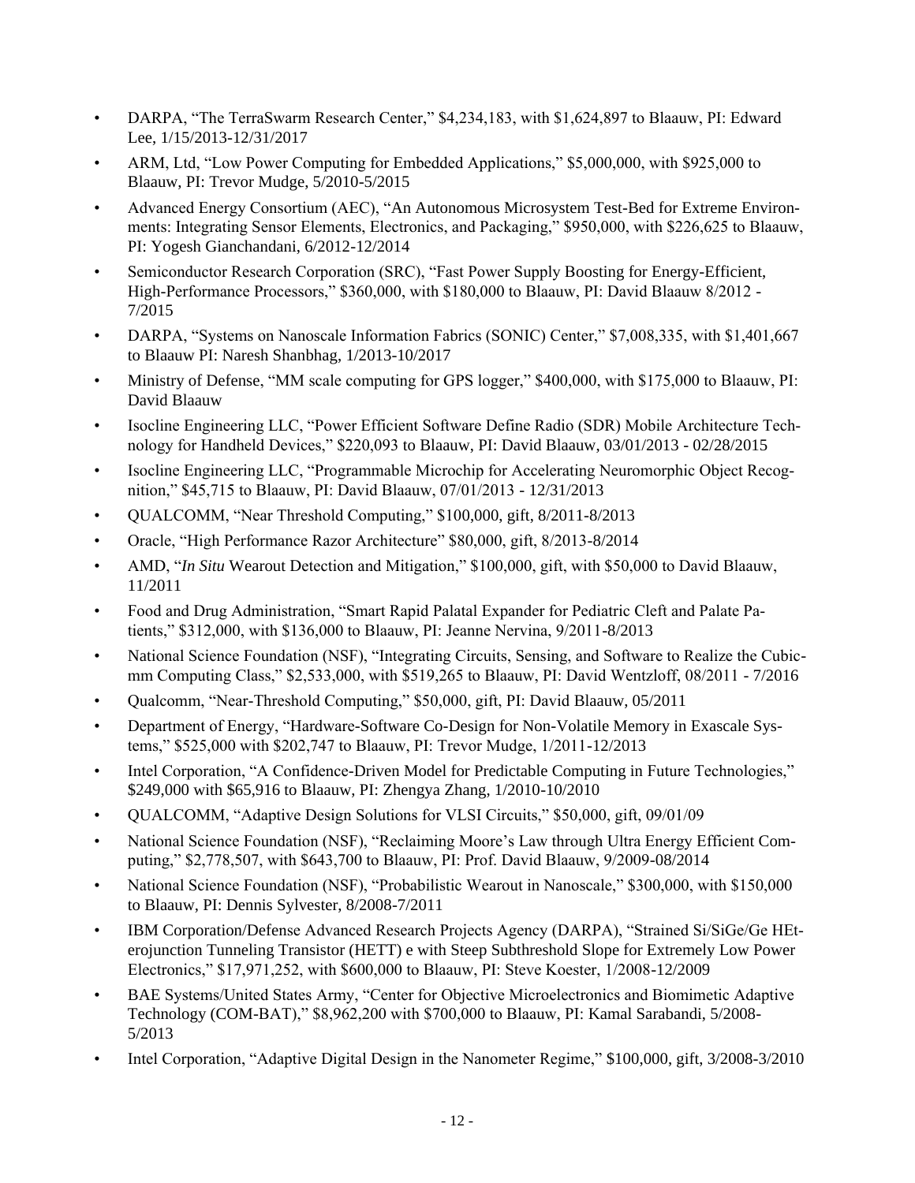- DARPA, "The TerraSwarm Research Center," $4,234,183, with $1,624,897 to Blaauw, PI: Edward Lee, 1/15/2013-12/31/2017
- ARM, Ltd, "Low Power Computing for Embedded Applications," $5,000,000, with $925,000 to Blaauw, PI: Trevor Mudge, 5/2010-5/2015
- Advanced Energy Consortium (AEC), "An Autonomous Microsystem Test-Bed for Extreme Environments: Integrating Sensor Elements, Electronics, and Packaging," $950,000, with $226,625 to Blaauw, PI: Yogesh Gianchandani, 6/2012-12/2014
- Semiconductor Research Corporation (SRC), "Fast Power Supply Boosting for Energy-Efficient, High-Performance Processors," $360,000, with $180,000 to Blaauw, PI: David Blaauw 8/2012 - 7/2015
- DARPA, "Systems on Nanoscale Information Fabrics (SONIC) Center," $7,008,335, with $1,401,667 to Blaauw PI: Naresh Shanbhag, 1/2013-10/2017
- Ministry of Defense, "MM scale computing for GPS logger," $400,000, with $175,000 to Blaauw, PI: David Blaauw
- Isocline Engineering LLC, "Power Efficient Software Define Radio (SDR) Mobile Architecture Technology for Handheld Devices," $220,093 to Blaauw, PI: David Blaauw, 03/01/2013 - 02/28/2015
- Isocline Engineering LLC, "Programmable Microchip for Accelerating Neuromorphic Object Recognition," $45,715 to Blaauw, PI: David Blaauw, 07/01/2013 - 12/31/2013
- QUALCOMM, "Near Threshold Computing," $100,000, gift, 8/2011-8/2013
- Oracle, "High Performance Razor Architecture" $80,000, gift, 8/2013-8/2014
- AMD, "*In Situ* Wearout Detection and Mitigation," $100,000, gift, with $50,000 to David Blaauw, 11/2011
- Food and Drug Administration, "Smart Rapid Palatal Expander for Pediatric Cleft and Palate Patients," $312,000, with $136,000 to Blaauw, PI: Jeanne Nervina, 9/2011-8/2013
- National Science Foundation (NSF), "Integrating Circuits, Sensing, and Software to Realize the Cubic-mm Computing Class," $2,533,000, with $519,265 to Blaauw, PI: David Wentzloff, 08/2011 - 7/2016
- Qualcomm, "Near-Threshold Computing," $50,000, gift, PI: David Blaauw, 05/2011
- Department of Energy, "Hardware-Software Co-Design for Non-Volatile Memory in Exascale Systems," $525,000 with $202,747 to Blaauw, PI: Trevor Mudge, 1/2011-12/2013
- Intel Corporation, "A Confidence-Driven Model for Predictable Computing in Future Technologies," $249,000 with $65,916 to Blaauw, PI: Zhengya Zhang, 1/2010-10/2010
- QUALCOMM, "Adaptive Design Solutions for VLSI Circuits," $50,000, gift, 09/01/09
- National Science Foundation (NSF), "Reclaiming Moore's Law through Ultra Energy Efficient Computing," $2,778,507, with $643,700 to Blaauw, PI: Prof. David Blaauw, 9/2009-08/2014
- National Science Foundation (NSF), "Probabilistic Wearout in Nanoscale," $300,000, with $150,000 to Blaauw, PI: Dennis Sylvester, 8/2008-7/2011
- IBM Corporation/Defense Advanced Research Projects Agency (DARPA), "Strained Si/SiGe/Ge HEterojunction Tunneling Transistor (HETT) e with Steep Subthreshold Slope for Extremely Low Power Electronics," $17,971,252, with $600,000 to Blaauw, PI: Steve Koester, 1/2008-12/2009
- BAE Systems/United States Army, "Center for Objective Microelectronics and Biomimetic Adaptive Technology (COM-BAT)," $8,962,200 with $700,000 to Blaauw, PI: Kamal Sarabandi, 5/2008-5/2013
- Intel Corporation, "Adaptive Digital Design in the Nanometer Regime," $100,000, gift, 3/2008-3/2010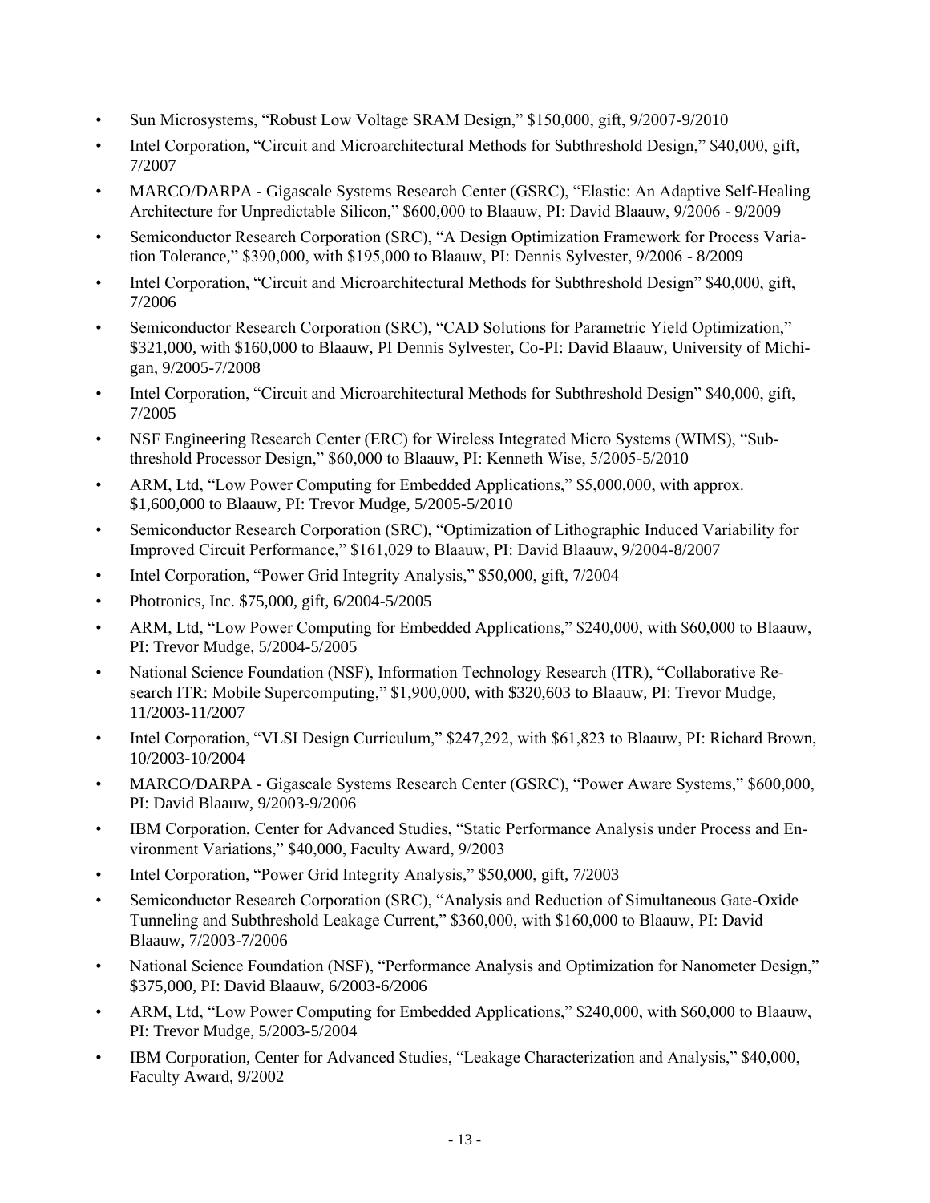- Sun Microsystems, "Robust Low Voltage SRAM Design," $150,000, gift, 9/2007-9/2010
- Intel Corporation, "Circuit and Microarchitectural Methods for Subthreshold Design," $40,000, gift, 7/2007
- MARCO/DARPA - Gigascale Systems Research Center (GSRC), "Elastic: An Adaptive Self-Healing Architecture for Unpredictable Silicon," $600,000 to Blaauw, PI: David Blaauw, 9/2006 - 9/2009
- Semiconductor Research Corporation (SRC), "A Design Optimization Framework for Process Variation Tolerance," $390,000, with $195,000 to Blaauw, PI: Dennis Sylvester, 9/2006 - 8/2009
- Intel Corporation, "Circuit and Microarchitectural Methods for Subthreshold Design" $40,000, gift, 7/2006
- Semiconductor Research Corporation (SRC), "CAD Solutions for Parametric Yield Optimization," $321,000, with $160,000 to Blaauw, PI Dennis Sylvester, Co-PI: David Blaauw, University of Michigan, 9/2005-7/2008
- Intel Corporation, "Circuit and Microarchitectural Methods for Subthreshold Design" $40,000, gift, 7/2005
- NSF Engineering Research Center (ERC) for Wireless Integrated Micro Systems (WIMS), "Subthreshold Processor Design," $60,000 to Blaauw, PI: Kenneth Wise, 5/2005-5/2010
- ARM, Ltd, "Low Power Computing for Embedded Applications," $5,000,000, with approx. $1,600,000 to Blaauw, PI: Trevor Mudge, 5/2005-5/2010
- Semiconductor Research Corporation (SRC), "Optimization of Lithographic Induced Variability for Improved Circuit Performance," $161,029 to Blaauw, PI: David Blaauw, 9/2004-8/2007
- Intel Corporation, "Power Grid Integrity Analysis," $50,000, gift, 7/2004
- Photronics, Inc. $75,000, gift, 6/2004-5/2005
- ARM, Ltd, "Low Power Computing for Embedded Applications," $240,000, with $60,000 to Blaauw, PI: Trevor Mudge, 5/2004-5/2005
- National Science Foundation (NSF), Information Technology Research (ITR), "Collaborative Research ITR: Mobile Supercomputing," $1,900,000, with $320,603 to Blaauw, PI: Trevor Mudge, 11/2003-11/2007
- Intel Corporation, "VLSI Design Curriculum," $247,292, with $61,823 to Blaauw, PI: Richard Brown, 10/2003-10/2004
- MARCO/DARPA - Gigascale Systems Research Center (GSRC), "Power Aware Systems," $600,000, PI: David Blaauw, 9/2003-9/2006
- IBM Corporation, Center for Advanced Studies, "Static Performance Analysis under Process and Environment Variations," $40,000, Faculty Award, 9/2003
- Intel Corporation, "Power Grid Integrity Analysis," $50,000, gift, 7/2003
- Semiconductor Research Corporation (SRC), "Analysis and Reduction of Simultaneous Gate-Oxide Tunneling and Subthreshold Leakage Current," $360,000, with $160,000 to Blaauw, PI: David Blaauw, 7/2003-7/2006
- National Science Foundation (NSF), "Performance Analysis and Optimization for Nanometer Design," $375,000, PI: David Blaauw, 6/2003-6/2006
- ARM, Ltd, "Low Power Computing for Embedded Applications," $240,000, with $60,000 to Blaauw, PI: Trevor Mudge, 5/2003-5/2004
- IBM Corporation, Center for Advanced Studies, "Leakage Characterization and Analysis," $40,000, Faculty Award, 9/2002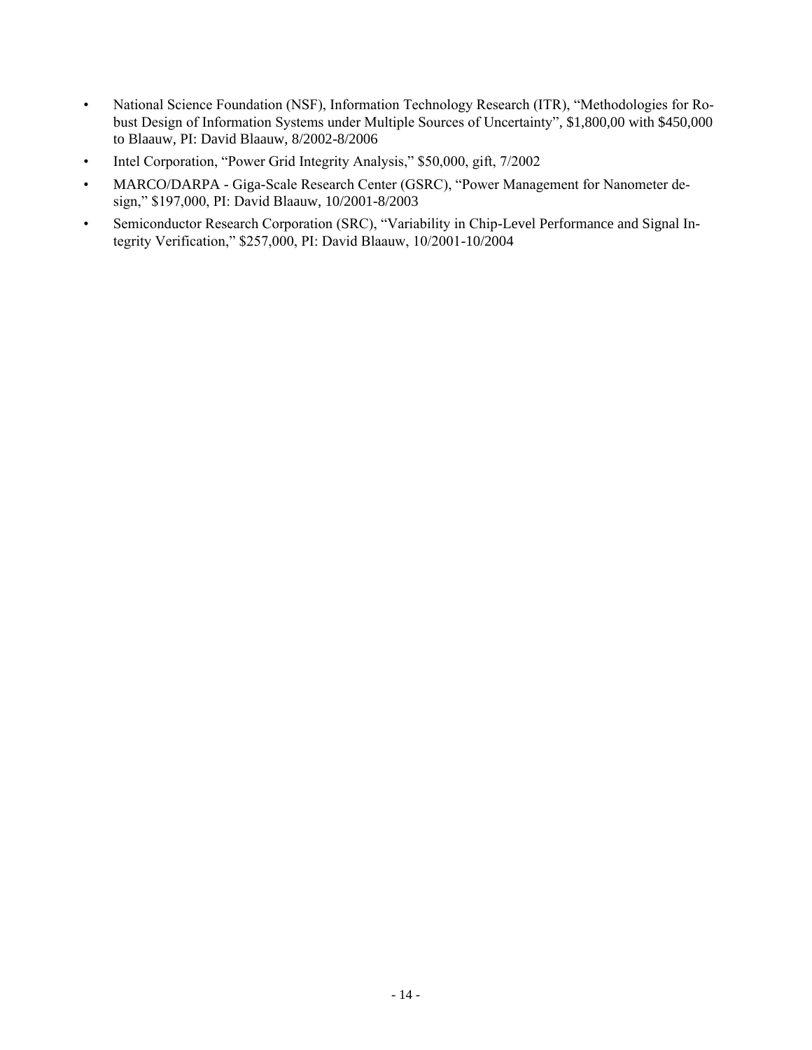- National Science Foundation (NSF), Information Technology Research (ITR), “Methodologies for Robust Design of Information Systems under Multiple Sources of Uncertainty”, $1,800,00 with $450,000 to Blaauw, PI: David Blaauw, 8/2002-8/2006
- Intel Corporation, “Power Grid Integrity Analysis,” $50,000, gift, 7/2002
- MARCO/DARPA - Giga-Scale Research Center (GSRC), “Power Management for Nanometer design,” $197,000, PI: David Blaauw, 10/2001-8/2003
- Semiconductor Research Corporation (SRC), “Variability in Chip-Level Performance and Signal Integrity Verification,” $257,000, PI: David Blaauw, 10/2001-10/2004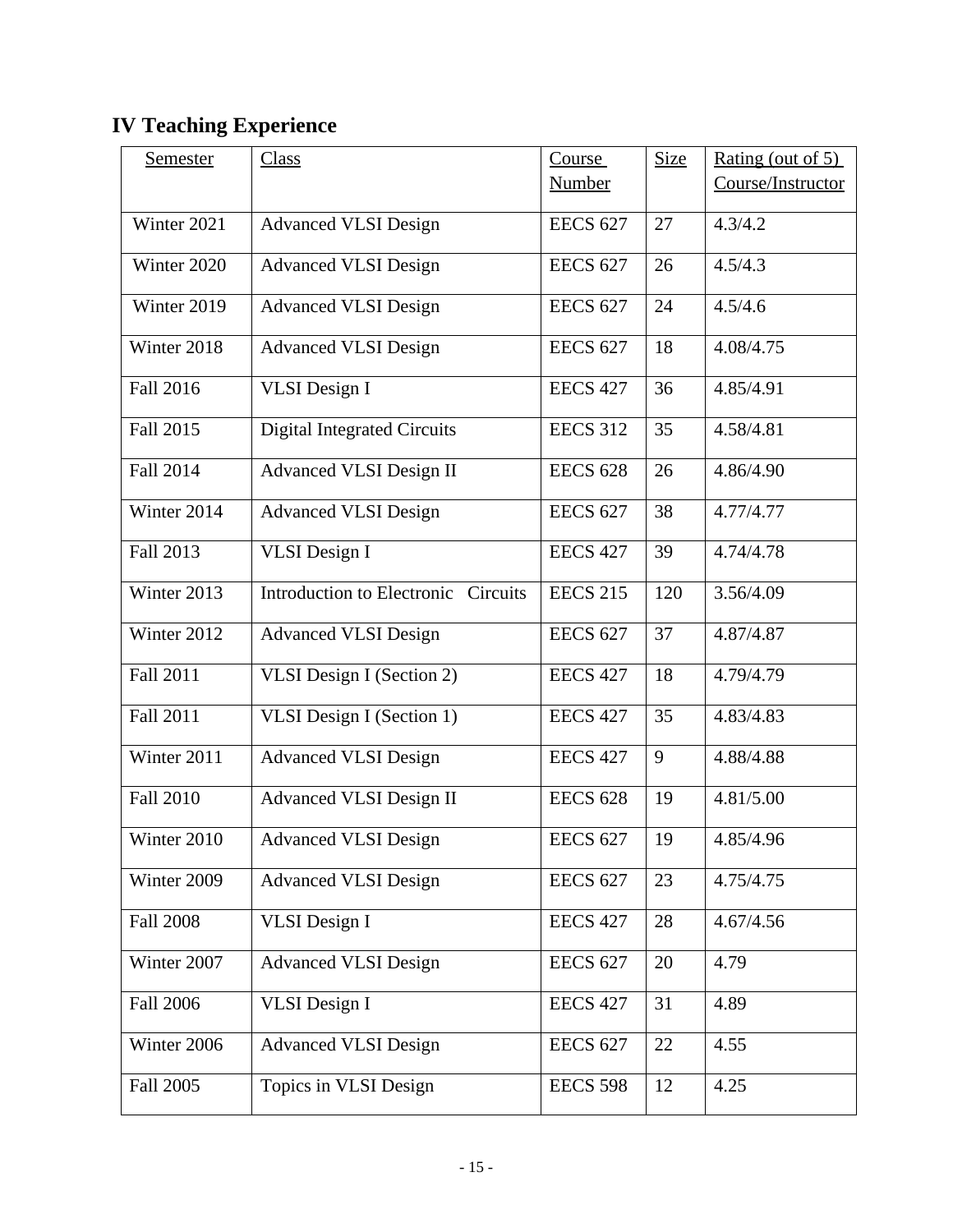## IV Teaching Experience

| Semester | Class | Course Number | Size | Rating (out of 5) Course/Instructor |
|---|---|---|---|---|
| Winter 2021 | Advanced VLSI Design | EECS 627 | 27 | 4.3/4.2 |
| Winter 2020 | Advanced VLSI Design | EECS 627 | 26 | 4.5/4.3 |
| Winter 2019 | Advanced VLSI Design | EECS 627 | 24 | 4.5/4.6 |
| Winter 2018 | Advanced VLSI Design | EECS 627 | 18 | 4.08/4.75 |
| Fall 2016 | VLSI Design I | EECS 427 | 36 | 4.85/4.91 |
| Fall 2015 | Digital Integrated Circuits | EECS 312 | 35 | 4.58/4.81 |
| Fall 2014 | Advanced VLSI Design II | EECS 628 | 26 | 4.86/4.90 |
| Winter 2014 | Advanced VLSI Design | EECS 627 | 38 | 4.77/4.77 |
| Fall 2013 | VLSI Design I | EECS 427 | 39 | 4.74/4.78 |
| Winter 2013 | Introduction to Electronic Circuits | EECS 215 | 120 | 3.56/4.09 |
| Winter 2012 | Advanced VLSI Design | EECS 627 | 37 | 4.87/4.87 |
| Fall 2011 | VLSI Design I (Section 2) | EECS 427 | 18 | 4.79/4.79 |
| Fall 2011 | VLSI Design I (Section 1) | EECS 427 | 35 | 4.83/4.83 |
| Winter 2011 | Advanced VLSI Design | EECS 427 | 9 | 4.88/4.88 |
| Fall 2010 | Advanced VLSI Design II | EECS 628 | 19 | 4.81/5.00 |
| Winter 2010 | Advanced VLSI Design | EECS 627 | 19 | 4.85/4.96 |
| Winter 2009 | Advanced VLSI Design | EECS 627 | 23 | 4.75/4.75 |
| Fall 2008 | VLSI Design I | EECS 427 | 28 | 4.67/4.56 |
| Winter 2007 | Advanced VLSI Design | EECS 627 | 20 | 4.79 |
| Fall 2006 | VLSI Design I | EECS 427 | 31 | 4.89 |
| Winter 2006 | Advanced VLSI Design | EECS 627 | 22 | 4.55 |
| Fall 2005 | Topics in VLSI Design | EECS 598 | 12 | 4.25 |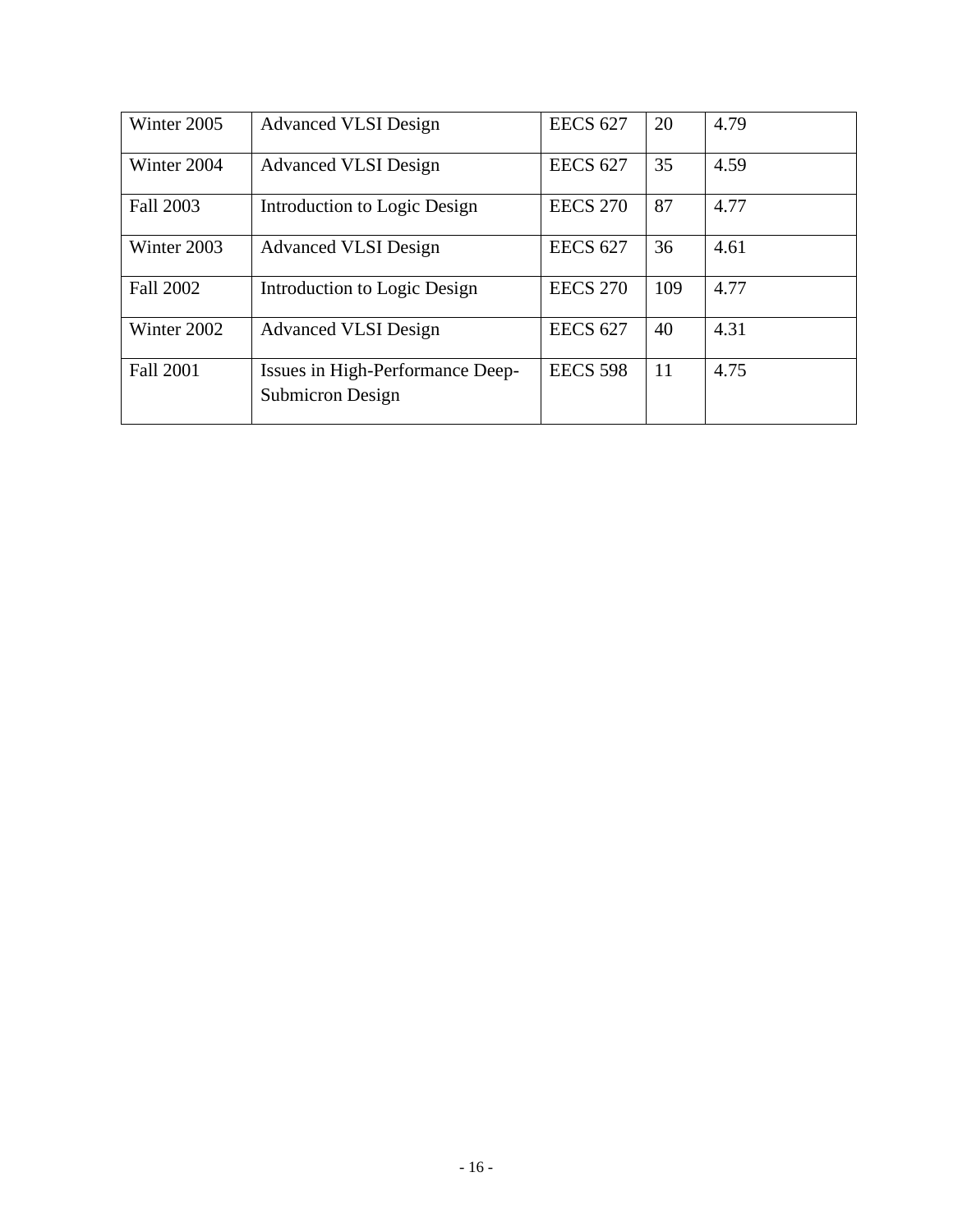| Winter 2005 | Advanced VLSI Design | EECS 627 | 20 | 4.79 |
| --- | --- | --- | --- | --- |
| Winter 2004 | Advanced VLSI Design | EECS 627 | 35 | 4.59 |
| Fall 2003 | Introduction to Logic Design | EECS 270 | 87 | 4.77 |
| Winter 2003 | Advanced VLSI Design | EECS 627 | 36 | 4.61 |
| Fall 2002 | Introduction to Logic Design | EECS 270 | 109 | 4.77 |
| Winter 2002 | Advanced VLSI Design | EECS 627 | 40 | 4.31 |
| Fall 2001 | Issues in High-Performance Deep-Submicron Design | EECS 598 | 11 | 4.75 |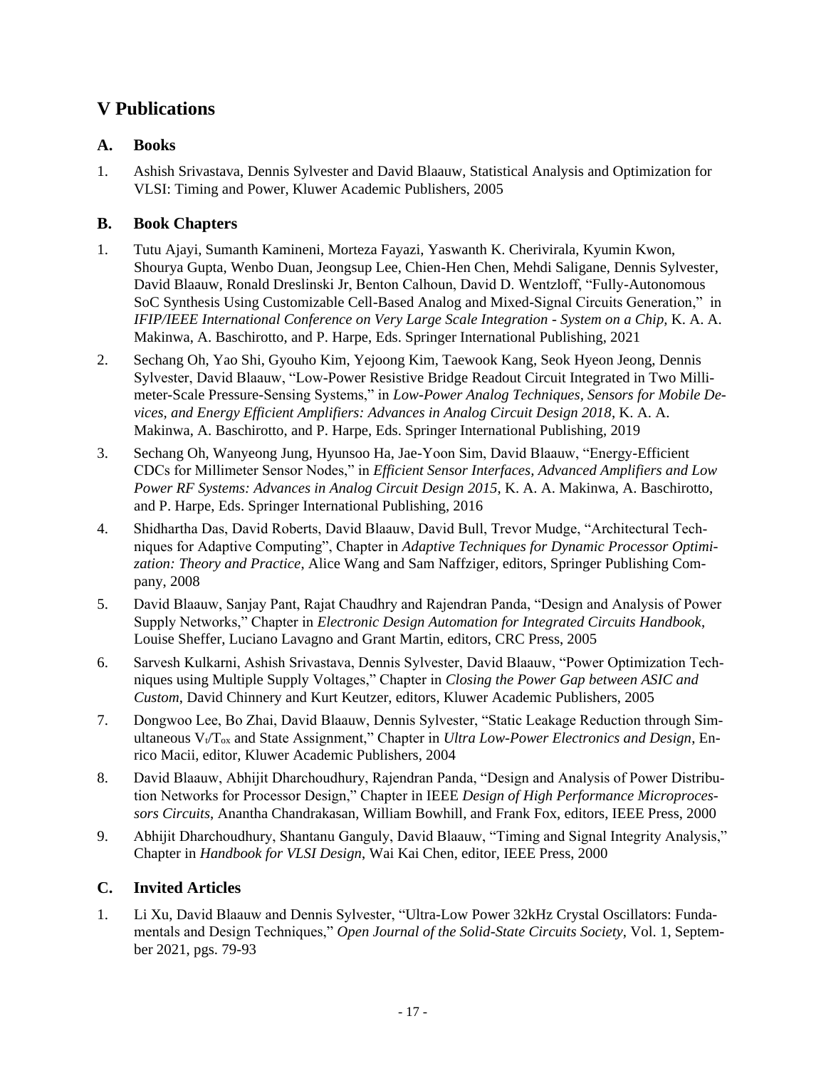# V Publications

## A. Books

1. Ashish Srivastava, Dennis Sylvester and David Blaauw, Statistical Analysis and Optimization for VLSI: Timing and Power, Kluwer Academic Publishers, 2005

## B. Book Chapters

1. Tutu Ajayi, Sumanth Kamineni, Morteza Fayazi, Yaswanth K. Cherivirala, Kyumin Kwon, Shourya Gupta, Wenbo Duan, Jeongsup Lee, Chien-Hen Chen, Mehdi Saligane, Dennis Sylvester, David Blaauw, Ronald Dreslinski Jr, Benton Calhoun, David D. Wentzloff, "Fully-Autonomous SoC Synthesis Using Customizable Cell-Based Analog and Mixed-Signal Circuits Generation," in *IFIP/IEEE International Conference on Very Large Scale Integration - System on a Chip*, K. A. A. Makinwa, A. Baschirotto, and P. Harpe, Eds. Springer International Publishing, 2021
2. Sechang Oh, Yao Shi, Gyouho Kim, Yejoong Kim, Taewook Kang, Seok Hyeon Jeong, Dennis Sylvester, David Blaauw, "Low-Power Resistive Bridge Readout Circuit Integrated in Two Millimeter-Scale Pressure-Sensing Systems," in *Low-Power Analog Techniques, Sensors for Mobile Devices, and Energy Efficient Amplifiers: Advances in Analog Circuit Design 2018*, K. A. A. Makinwa, A. Baschirotto, and P. Harpe, Eds. Springer International Publishing, 2019
3. Sechang Oh, Wanyeong Jung, Hyunsoo Ha, Jae-Yoon Sim, David Blaauw, "Energy-Efficient CDCs for Millimeter Sensor Nodes," in *Efficient Sensor Interfaces, Advanced Amplifiers and Low Power RF Systems: Advances in Analog Circuit Design 2015*, K. A. A. Makinwa, A. Baschirotto, and P. Harpe, Eds. Springer International Publishing, 2016
4. Shidhartha Das, David Roberts, David Blaauw, David Bull, Trevor Mudge, "Architectural Techniques for Adaptive Computing", Chapter in *Adaptive Techniques for Dynamic Processor Optimization: Theory and Practice*, Alice Wang and Sam Naffziger, editors, Springer Publishing Company, 2008
5. David Blaauw, Sanjay Pant, Rajat Chaudhry and Rajendran Panda, "Design and Analysis of Power Supply Networks," Chapter in *Electronic Design Automation for Integrated Circuits Handbook*, Louise Sheffer, Luciano Lavagno and Grant Martin, editors, CRC Press, 2005
6. Sarvesh Kulkarni, Ashish Srivastava, Dennis Sylvester, David Blaauw, "Power Optimization Techniques using Multiple Supply Voltages," Chapter in *Closing the Power Gap between ASIC and Custom*, David Chinnery and Kurt Keutzer, editors, Kluwer Academic Publishers, 2005
7. Dongwoo Lee, Bo Zhai, David Blaauw, Dennis Sylvester, "Static Leakage Reduction through Simultaneous $V_t/T_{ox}$ and State Assignment," Chapter in *Ultra Low-Power Electronics and Design*, Enrico Macii, editor, Kluwer Academic Publishers, 2004
8. David Blaauw, Abhijit Dharchoudhury, Rajendran Panda, "Design and Analysis of Power Distribution Networks for Processor Design," Chapter in IEEE *Design of High Performance Microprocessors Circuits*, Anantha Chandrakasan, William Bowhill, and Frank Fox, editors, IEEE Press, 2000
9. Abhijit Dharchoudhury, Shantanu Ganguly, David Blaauw, "Timing and Signal Integrity Analysis," Chapter in *Handbook for VLSI Design*, Wai Kai Chen, editor, IEEE Press, 2000

## C. Invited Articles

1. Li Xu, David Blaauw and Dennis Sylvester, "Ultra-Low Power 32kHz Crystal Oscillators: Fundamentals and Design Techniques," *Open Journal of the Solid-State Circuits Society*, Vol. 1, September 2021, pgs. 79-93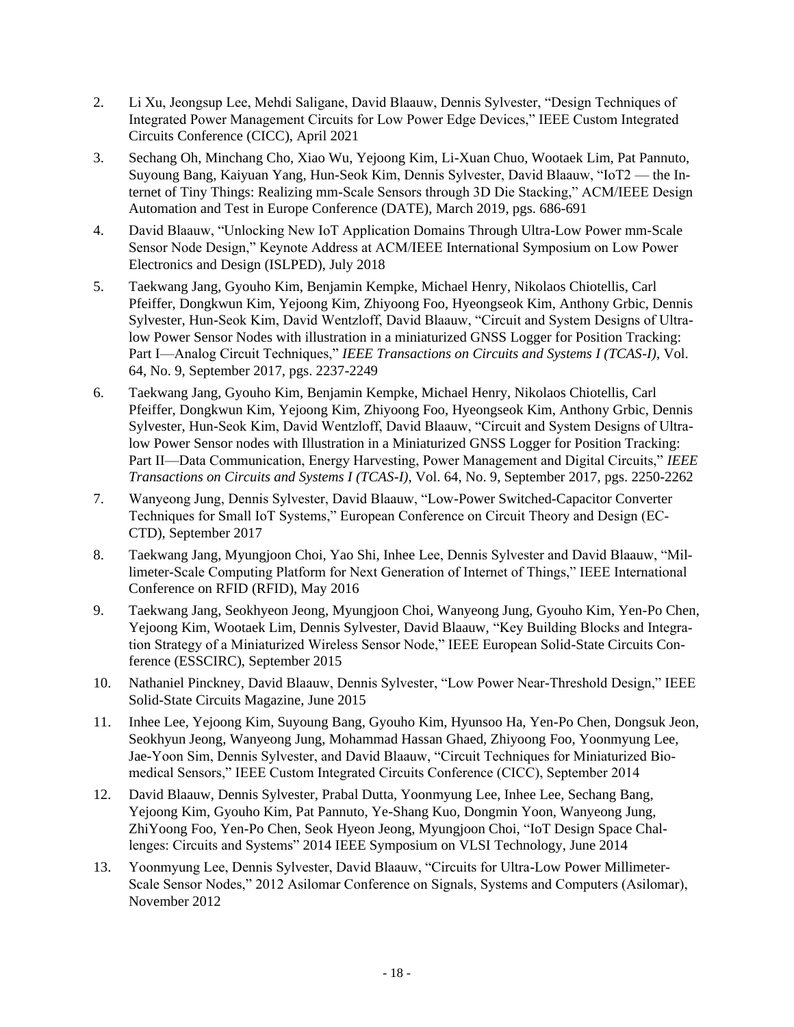2. Li Xu, Jeongsup Lee, Mehdi Saligane, David Blaauw, Dennis Sylvester, "Design Techniques of Integrated Power Management Circuits for Low Power Edge Devices," IEEE Custom Integrated Circuits Conference (CICC), April 2021

3. Sechang Oh, Minchang Cho, Xiao Wu, Yejoong Kim, Li-Xuan Chuo, Wootaek Lim, Pat Pannuto, Suyoung Bang, Kaiyuan Yang, Hun-Seok Kim, Dennis Sylvester, David Blaauw, "IoT2 — the Internet of Tiny Things: Realizing mm-Scale Sensors through 3D Die Stacking," ACM/IEEE Design Automation and Test in Europe Conference (DATE), March 2019, pgs. 686-691

4. David Blaauw, "Unlocking New IoT Application Domains Through Ultra-Low Power mm-Scale Sensor Node Design," Keynote Address at ACM/IEEE International Symposium on Low Power Electronics and Design (ISLPED), July 2018

5. Taekwang Jang, Gyouho Kim, Benjamin Kempke, Michael Henry, Nikolaos Chiotellis, Carl Pfeiffer, Dongkwun Kim, Yejoong Kim, Zhiyoong Foo, Hyeongseok Kim, Anthony Grbic, Dennis Sylvester, Hun-Seok Kim, David Wentzloff, David Blaauw, "Circuit and System Designs of Ultra-low Power Sensor Nodes with illustration in a miniaturized GNSS Logger for Position Tracking: Part I—Analog Circuit Techniques," *IEEE Transactions on Circuits and Systems I (TCAS-I)*, Vol. 64, No. 9, September 2017, pgs. 2237-2249

6. Taekwang Jang, Gyouho Kim, Benjamin Kempke, Michael Henry, Nikolaos Chiotellis, Carl Pfeiffer, Dongkwun Kim, Yejoong Kim, Zhiyoong Foo, Hyeongseok Kim, Anthony Grbic, Dennis Sylvester, Hun-Seok Kim, David Wentzloff, David Blaauw, "Circuit and System Designs of Ultra-low Power Sensor nodes with Illustration in a Miniaturized GNSS Logger for Position Tracking: Part II—Data Communication, Energy Harvesting, Power Management and Digital Circuits," *IEEE Transactions on Circuits and Systems I (TCAS-I)*, Vol. 64, No. 9, September 2017, pgs. 2250-2262

7. Wanyeong Jung, Dennis Sylvester, David Blaauw, "Low-Power Switched-Capacitor Converter Techniques for Small IoT Systems," European Conference on Circuit Theory and Design (ECCTD), September 2017

8. Taekwang Jang, Myungjoon Choi, Yao Shi, Inhee Lee, Dennis Sylvester and David Blaauw, "Millimeter-Scale Computing Platform for Next Generation of Internet of Things," IEEE International Conference on RFID (RFID), May 2016

9. Taekwang Jang, Seokhyeon Jeong, Myungjoon Choi, Wanyeong Jung, Gyouho Kim, Yen-Po Chen, Yejoong Kim, Wootaek Lim, Dennis Sylvester, David Blaauw, "Key Building Blocks and Integration Strategy of a Miniaturized Wireless Sensor Node," IEEE European Solid-State Circuits Conference (ESSCIRC), September 2015

10. Nathaniel Pinckney, David Blaauw, Dennis Sylvester, "Low Power Near-Threshold Design," IEEE Solid-State Circuits Magazine, June 2015

11. Inhee Lee, Yejoong Kim, Suyoung Bang, Gyouho Kim, Hyunsoo Ha, Yen-Po Chen, Dongsuk Jeon, Seokhyun Jeong, Wanyeong Jung, Mohammad Hassan Ghaed, Zhiyoong Foo, Yoonmyung Lee, Jae-Yoon Sim, Dennis Sylvester, and David Blaauw, "Circuit Techniques for Miniaturized Biomedical Sensors," IEEE Custom Integrated Circuits Conference (CICC), September 2014

12. David Blaauw, Dennis Sylvester, Prabal Dutta, Yoonmyung Lee, Inhee Lee, Sechang Bang, Yejoong Kim, Gyouho Kim, Pat Pannuto, Ye-Shang Kuo, Dongmin Yoon, Wanyeong Jung, ZhiYoong Foo, Yen-Po Chen, Seok Hyeon Jeong, Myungjoon Choi, "IoT Design Space Challenges: Circuits and Systems" 2014 IEEE Symposium on VLSI Technology, June 2014

13. Yoonmyung Lee, Dennis Sylvester, David Blaauw, "Circuits for Ultra-Low Power Millimeter-Scale Sensor Nodes," 2012 Asilomar Conference on Signals, Systems and Computers (Asilomar), November 2012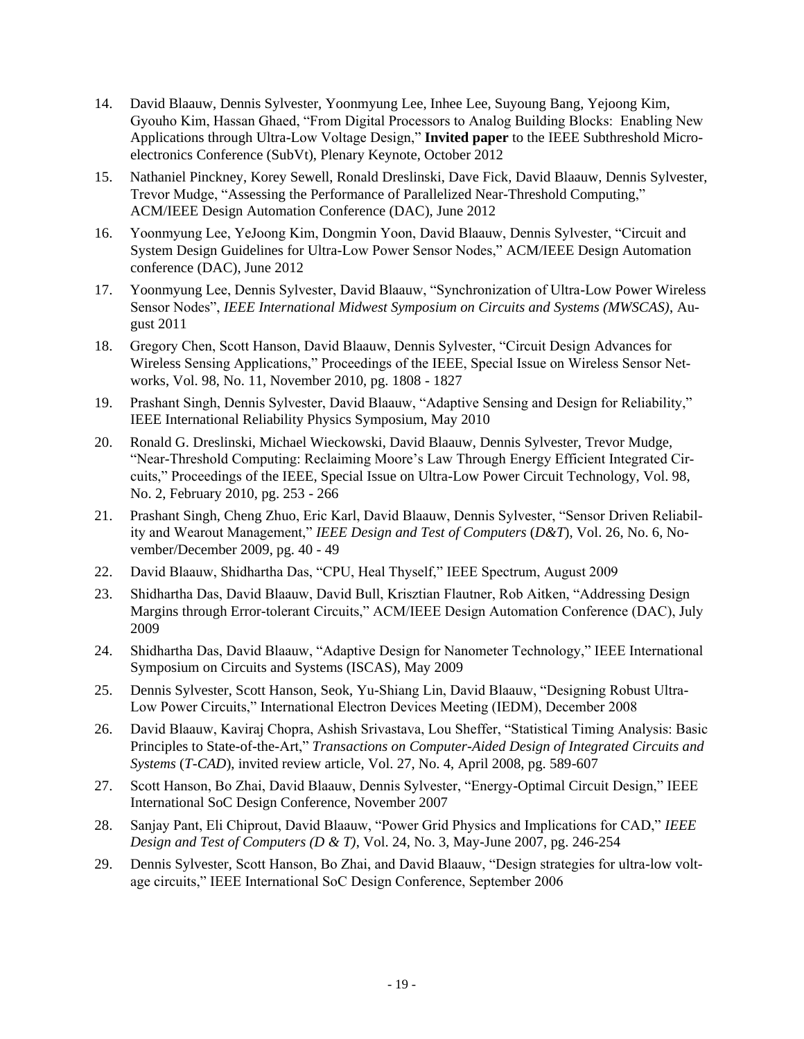14. David Blaauw, Dennis Sylvester, Yoonmyung Lee, Inhee Lee, Suyoung Bang, Yejoong Kim, Gyouho Kim, Hassan Ghaed, "From Digital Processors to Analog Building Blocks: Enabling New Applications through Ultra-Low Voltage Design," **Invited paper** to the IEEE Subthreshold Microelectronics Conference (SubVt), Plenary Keynote, October 2012
15. Nathaniel Pinckney, Korey Sewell, Ronald Dreslinski, Dave Fick, David Blaauw, Dennis Sylvester, Trevor Mudge, "Assessing the Performance of Parallelized Near-Threshold Computing," ACM/IEEE Design Automation Conference (DAC), June 2012
16. Yoonmyung Lee, YeJoong Kim, Dongmin Yoon, David Blaauw, Dennis Sylvester, "Circuit and System Design Guidelines for Ultra-Low Power Sensor Nodes," ACM/IEEE Design Automation conference (DAC), June 2012
17. Yoonmyung Lee, Dennis Sylvester, David Blaauw, "Synchronization of Ultra-Low Power Wireless Sensor Nodes", *IEEE International Midwest Symposium on Circuits and Systems (MWSCAS)*, August 2011
18. Gregory Chen, Scott Hanson, David Blaauw, Dennis Sylvester, "Circuit Design Advances for Wireless Sensing Applications," Proceedings of the IEEE, Special Issue on Wireless Sensor Networks, Vol. 98, No. 11, November 2010, pg. 1808 - 1827
19. Prashant Singh, Dennis Sylvester, David Blaauw, "Adaptive Sensing and Design for Reliability," IEEE International Reliability Physics Symposium, May 2010
20. Ronald G. Dreslinski, Michael Wieckowski, David Blaauw, Dennis Sylvester, Trevor Mudge, "Near-Threshold Computing: Reclaiming Moore's Law Through Energy Efficient Integrated Circuits," Proceedings of the IEEE, Special Issue on Ultra-Low Power Circuit Technology, Vol. 98, No. 2, February 2010, pg. 253 - 266
21. Prashant Singh, Cheng Zhuo, Eric Karl, David Blaauw, Dennis Sylvester, "Sensor Driven Reliability and Wearout Management," *IEEE Design and Test of Computers* (*D&T*), Vol. 26, No. 6, November/December 2009, pg. 40 - 49
22. David Blaauw, Shidhartha Das, "CPU, Heal Thyself," IEEE Spectrum, August 2009
23. Shidhartha Das, David Blaauw, David Bull, Krisztian Flautner, Rob Aitken, "Addressing Design Margins through Error-tolerant Circuits," ACM/IEEE Design Automation Conference (DAC), July 2009
24. Shidhartha Das, David Blaauw, "Adaptive Design for Nanometer Technology," IEEE International Symposium on Circuits and Systems (ISCAS), May 2009
25. Dennis Sylvester, Scott Hanson, Seok, Yu-Shiang Lin, David Blaauw, "Designing Robust Ultra-Low Power Circuits," International Electron Devices Meeting (IEDM), December 2008
26. David Blaauw, Kaviraj Chopra, Ashish Srivastava, Lou Sheffer, "Statistical Timing Analysis: Basic Principles to State-of-the-Art," *Transactions on Computer-Aided Design of Integrated Circuits and Systems* (*T-CAD*), invited review article, Vol. 27, No. 4, April 2008, pg. 589-607
27. Scott Hanson, Bo Zhai, David Blaauw, Dennis Sylvester, "Energy-Optimal Circuit Design," IEEE International SoC Design Conference, November 2007
28. Sanjay Pant, Eli Chiprout, David Blaauw, "Power Grid Physics and Implications for CAD," *IEEE Design and Test of Computers (D & T)*, Vol. 24, No. 3, May-June 2007, pg. 246-254
29. Dennis Sylvester, Scott Hanson, Bo Zhai, and David Blaauw, "Design strategies for ultra-low voltage circuits," IEEE International SoC Design Conference, September 2006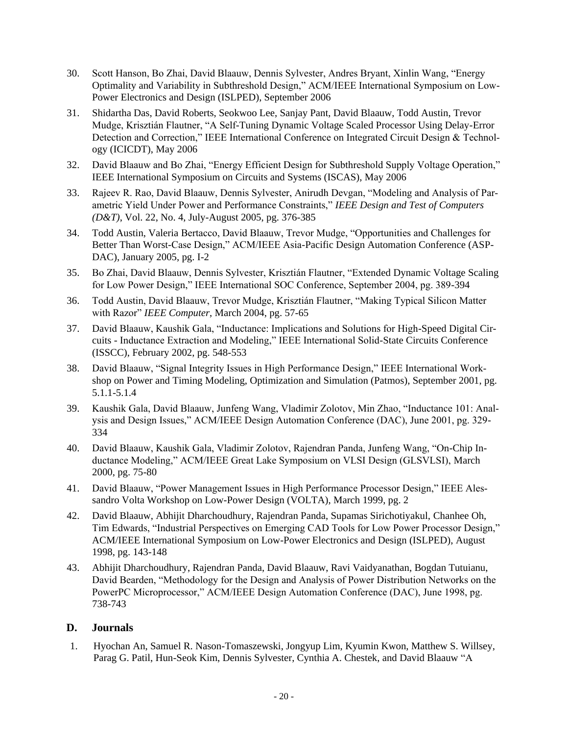30. Scott Hanson, Bo Zhai, David Blaauw, Dennis Sylvester, Andres Bryant, Xinlin Wang, "Energy Optimality and Variability in Subthreshold Design," ACM/IEEE International Symposium on Low-Power Electronics and Design (ISLPED), September 2006

31. Shidartha Das, David Roberts, Seokwoo Lee, Sanjay Pant, David Blaauw, Todd Austin, Trevor Mudge, Krisztián Flautner, "A Self-Tuning Dynamic Voltage Scaled Processor Using Delay-Error Detection and Correction," IEEE International Conference on Integrated Circuit Design & Technology (ICICDT), May 2006

32. David Blaauw and Bo Zhai, "Energy Efficient Design for Subthreshold Supply Voltage Operation," IEEE International Symposium on Circuits and Systems (ISCAS), May 2006

33. Rajeev R. Rao, David Blaauw, Dennis Sylvester, Anirudh Devgan, "Modeling and Analysis of Parametric Yield Under Power and Performance Constraints," *IEEE Design and Test of Computers (D&T)*, Vol. 22, No. 4, July-August 2005, pg. 376-385

34. Todd Austin, Valeria Bertacco, David Blaauw, Trevor Mudge, "Opportunities and Challenges for Better Than Worst-Case Design," ACM/IEEE Asia-Pacific Design Automation Conference (ASP-DAC), January 2005, pg. I-2

35. Bo Zhai, David Blaauw, Dennis Sylvester, Krisztián Flautner, "Extended Dynamic Voltage Scaling for Low Power Design," IEEE International SOC Conference, September 2004, pg. 389-394

36. Todd Austin, David Blaauw, Trevor Mudge, Krisztián Flautner, "Making Typical Silicon Matter with Razor" *IEEE Computer*, March 2004, pg. 57-65

37. David Blaauw, Kaushik Gala, "Inductance: Implications and Solutions for High-Speed Digital Circuits - Inductance Extraction and Modeling," IEEE International Solid-State Circuits Conference (ISSCC), February 2002, pg. 548-553

38. David Blaauw, "Signal Integrity Issues in High Performance Design," IEEE International Workshop on Power and Timing Modeling, Optimization and Simulation (Patmos), September 2001, pg. 5.1.1-5.1.4

39. Kaushik Gala, David Blaauw, Junfeng Wang, Vladimir Zolotov, Min Zhao, "Inductance 101: Analysis and Design Issues," ACM/IEEE Design Automation Conference (DAC), June 2001, pg. 329-334

40. David Blaauw, Kaushik Gala, Vladimir Zolotov, Rajendran Panda, Junfeng Wang, "On-Chip Inductance Modeling," ACM/IEEE Great Lake Symposium on VLSI Design (GLSVLSI), March 2000, pg. 75-80

41. David Blaauw, "Power Management Issues in High Performance Processor Design," IEEE Alessandro Volta Workshop on Low-Power Design (VOLTA), March 1999, pg. 2

42. David Blaauw, Abhijit Dharchoudhury, Rajendran Panda, Supamas Sirichotiyakul, Chanhee Oh, Tim Edwards, "Industrial Perspectives on Emerging CAD Tools for Low Power Processor Design," ACM/IEEE International Symposium on Low-Power Electronics and Design (ISLPED), August 1998, pg. 143-148

43. Abhijit Dharchoudhury, Rajendran Panda, David Blaauw, Ravi Vaidyanathan, Bogdan Tutuianu, David Bearden, "Methodology for the Design and Analysis of Power Distribution Networks on the PowerPC Microprocessor," ACM/IEEE Design Automation Conference (DAC), June 1998, pg. 738-743

## D. Journals

1. Hyochan An, Samuel R. Nason-Tomaszewski, Jongyup Lim, Kyumin Kwon, Matthew S. Willsey, Parag G. Patil, Hun-Seok Kim, Dennis Sylvester, Cynthia A. Chestek, and David Blaauw "A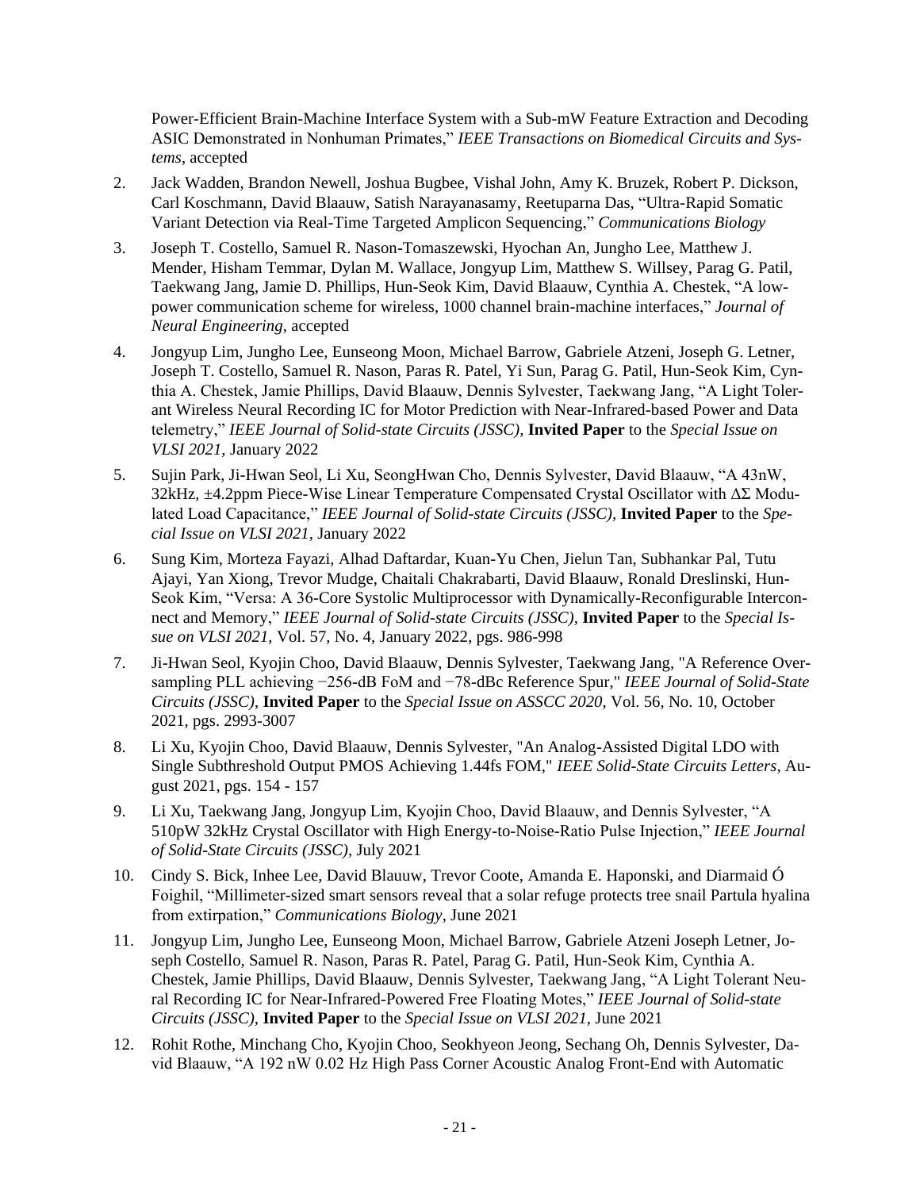Power-Efficient Brain-Machine Interface System with a Sub-mW Feature Extraction and Decoding ASIC Demonstrated in Nonhuman Primates," *IEEE Transactions on Biomedical Circuits and Systems*, accepted

2. Jack Wadden, Brandon Newell, Joshua Bugbee, Vishal John, Amy K. Bruzek, Robert P. Dickson, Carl Koschmann, David Blaauw, Satish Narayanasamy, Reetuparna Das, "Ultra-Rapid Somatic Variant Detection via Real-Time Targeted Amplicon Sequencing," *Communications Biology*

3. Joseph T. Costello, Samuel R. Nason-Tomaszewski, Hyochan An, Jungho Lee, Matthew J. Mender, Hisham Temmar, Dylan M. Wallace, Jongyup Lim, Matthew S. Willsey, Parag G. Patil, Taekwang Jang, Jamie D. Phillips, Hun-Seok Kim, David Blaauw, Cynthia A. Chestek, "A low-power communication scheme for wireless, 1000 channel brain-machine interfaces," *Journal of Neural Engineering*, accepted

4. Jongyup Lim, Jungho Lee, Eunseong Moon, Michael Barrow, Gabriele Atzeni, Joseph G. Letner, Joseph T. Costello, Samuel R. Nason, Paras R. Patel, Yi Sun, Parag G. Patil, Hun-Seok Kim, Cynthia A. Chestek, Jamie Phillips, David Blaauw, Dennis Sylvester, Taekwang Jang, "A Light Tolerant Wireless Neural Recording IC for Motor Prediction with Near-Infrared-based Power and Data telemetry," *IEEE Journal of Solid-state Circuits (JSSC)*, **Invited Paper** to the *Special Issue on VLSI 2021*, January 2022

5. Sujin Park, Ji-Hwan Seol, Li Xu, SeongHwan Cho, Dennis Sylvester, David Blaauw, "A 43nW, 32kHz, ±4.2ppm Piece-Wise Linear Temperature Compensated Crystal Oscillator with ΔΣ Modulated Load Capacitance," *IEEE Journal of Solid-state Circuits (JSSC)*, **Invited Paper** to the *Special Issue on VLSI 2021*, January 2022

6. Sung Kim, Morteza Fayazi, Alhad Daftardar, Kuan-Yu Chen, Jielun Tan, Subhankar Pal, Tutu Ajayi, Yan Xiong, Trevor Mudge, Chaitali Chakrabarti, David Blaauw, Ronald Dreslinski, Hun-Seok Kim, "Versa: A 36-Core Systolic Multiprocessor with Dynamically-Reconfigurable Interconnect and Memory," *IEEE Journal of Solid-state Circuits (JSSC)*, **Invited Paper** to the *Special Issue on VLSI 2021*, Vol. 57, No. 4, January 2022, pgs. 986-998

7. Ji-Hwan Seol, Kyojin Choo, David Blaauw, Dennis Sylvester, Taekwang Jang, "A Reference Oversampling PLL achieving −256-dB FoM and −78-dBc Reference Spur," *IEEE Journal of Solid-State Circuits (JSSC)*, **Invited Paper** to the *Special Issue on ASSCC 2020*, Vol. 56, No. 10, October 2021, pgs. 2993-3007

8. Li Xu, Kyojin Choo, David Blaauw, Dennis Sylvester, "An Analog-Assisted Digital LDO with Single Subthreshold Output PMOS Achieving 1.44fs FOM," *IEEE Solid-State Circuits Letters*, August 2021, pgs. 154 - 157

9. Li Xu, Taekwang Jang, Jongyup Lim, Kyojin Choo, David Blaauw, and Dennis Sylvester, "A 510pW 32kHz Crystal Oscillator with High Energy-to-Noise-Ratio Pulse Injection," *IEEE Journal of Solid-State Circuits (JSSC)*, July 2021

10. Cindy S. Bick, Inhee Lee, David Blauuw, Trevor Coote, Amanda E. Haponski, and Diarmaid Ó Foighil, "Millimeter-sized smart sensors reveal that a solar refuge protects tree snail Partula hyalina from extirpation," *Communications Biology*, June 2021

11. Jongyup Lim, Jungho Lee, Eunseong Moon, Michael Barrow, Gabriele Atzeni Joseph Letner, Joseph Costello, Samuel R. Nason, Paras R. Patel, Parag G. Patil, Hun-Seok Kim, Cynthia A. Chestek, Jamie Phillips, David Blaauw, Dennis Sylvester, Taekwang Jang, "A Light Tolerant Neural Recording IC for Near-Infrared-Powered Free Floating Motes," *IEEE Journal of Solid-state Circuits (JSSC)*, **Invited Paper** to the *Special Issue on VLSI 2021*, June 2021

12. Rohit Rothe, Minchang Cho, Kyojin Choo, Seokhyeon Jeong, Sechang Oh, Dennis Sylvester, David Blaauw, "A 192 nW 0.02 Hz High Pass Corner Acoustic Analog Front-End with Automatic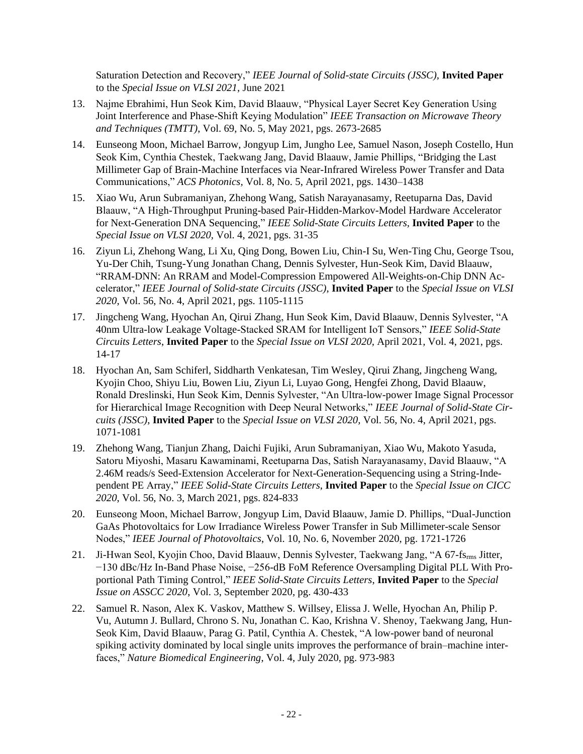Saturation Detection and Recovery," *IEEE Journal of Solid-state Circuits (JSSC)*, **Invited Paper** to the *Special Issue on VLSI 2021*, June 2021

13. Najme Ebrahimi, Hun Seok Kim, David Blaauw, "Physical Layer Secret Key Generation Using Joint Interference and Phase-Shift Keying Modulation" *IEEE Transaction on Microwave Theory and Techniques (TMTT)*, Vol. 69, No. 5, May 2021, pgs. 2673-2685

14. Eunseong Moon, Michael Barrow, Jongyup Lim, Jungho Lee, Samuel Nason, Joseph Costello, Hun Seok Kim, Cynthia Chestek, Taekwang Jang, David Blaauw, Jamie Phillips, "Bridging the Last Millimeter Gap of Brain-Machine Interfaces via Near-Infrared Wireless Power Transfer and Data Communications," *ACS Photonics*, Vol. 8, No. 5, April 2021, pgs. 1430–1438

15. Xiao Wu, Arun Subramaniyan, Zhehong Wang, Satish Narayanasamy, Reetuparna Das, David Blaauw, "A High-Throughput Pruning-based Pair-Hidden-Markov-Model Hardware Accelerator for Next-Generation DNA Sequencing," *IEEE Solid-State Circuits Letters*, **Invited Paper** to the *Special Issue on VLSI 2020*, Vol. 4, 2021, pgs. 31-35

16. Ziyun Li, Zhehong Wang, Li Xu, Qing Dong, Bowen Liu, Chin-I Su, Wen-Ting Chu, George Tsou, Yu-Der Chih, Tsung-Yung Jonathan Chang, Dennis Sylvester, Hun-Seok Kim, David Blaauw, "RRAM-DNN: An RRAM and Model-Compression Empowered All-Weights-on-Chip DNN Accelerator," *IEEE Journal of Solid-state Circuits (JSSC)*, **Invited Paper** to the *Special Issue on VLSI 2020*, Vol. 56, No. 4, April 2021, pgs. 1105-1115

17. Jingcheng Wang, Hyochan An, Qirui Zhang, Hun Seok Kim, David Blaauw, Dennis Sylvester, "A 40nm Ultra-low Leakage Voltage-Stacked SRAM for Intelligent IoT Sensors," *IEEE Solid-State Circuits Letters*, **Invited Paper** to the *Special Issue on VLSI 2020*, April 2021, Vol. 4, 2021, pgs. 14-17

18. Hyochan An, Sam Schiferl, Siddharth Venkatesan, Tim Wesley, Qirui Zhang, Jingcheng Wang, Kyojin Choo, Shiyu Liu, Bowen Liu, Ziyun Li, Luyao Gong, Hengfei Zhong, David Blaauw, Ronald Dreslinski, Hun Seok Kim, Dennis Sylvester, "An Ultra-low-power Image Signal Processor for Hierarchical Image Recognition with Deep Neural Networks," *IEEE Journal of Solid-State Circuits (JSSC)*, **Invited Paper** to the *Special Issue on VLSI 2020*, Vol. 56, No. 4, April 2021, pgs. 1071-1081

19. Zhehong Wang, Tianjun Zhang, Daichi Fujiki, Arun Subramaniyan, Xiao Wu, Makoto Yasuda, Satoru Miyoshi, Masaru Kawaminami, Reetuparna Das, Satish Narayanasamy, David Blaauw, "A 2.46M reads/s Seed-Extension Accelerator for Next-Generation-Sequencing using a String-Independent PE Array," *IEEE Solid-State Circuits Letters*, **Invited Paper** to the *Special Issue on CICC 2020*, Vol. 56, No. 3, March 2021, pgs. 824-833

20. Eunseong Moon, Michael Barrow, Jongyup Lim, David Blaauw, Jamie D. Phillips, "Dual-Junction GaAs Photovoltaics for Low Irradiance Wireless Power Transfer in Sub Millimeter-scale Sensor Nodes," *IEEE Journal of Photovoltaics*, Vol. 10, No. 6, November 2020, pg. 1721-1726

21. Ji-Hwan Seol, Kyojin Choo, David Blaauw, Dennis Sylvester, Taekwang Jang, "A 67-$fs_{rms}$ Jitter, −130 dBc/Hz In-Band Phase Noise, −256-dB FoM Reference Oversampling Digital PLL With Proportional Path Timing Control," *IEEE Solid-State Circuits Letters*, **Invited Paper** to the *Special Issue on ASSCC 2020*, Vol. 3, September 2020, pg. 430-433

22. Samuel R. Nason, Alex K. Vaskov, Matthew S. Willsey, Elissa J. Welle, Hyochan An, Philip P. Vu, Autumn J. Bullard, Chrono S. Nu, Jonathan C. Kao, Krishna V. Shenoy, Taekwang Jang, Hun-Seok Kim, David Blaauw, Parag G. Patil, Cynthia A. Chestek, "A low-power band of neuronal spiking activity dominated by local single units improves the performance of brain–machine interfaces," *Nature Biomedical Engineering*, Vol. 4, July 2020, pg. 973-983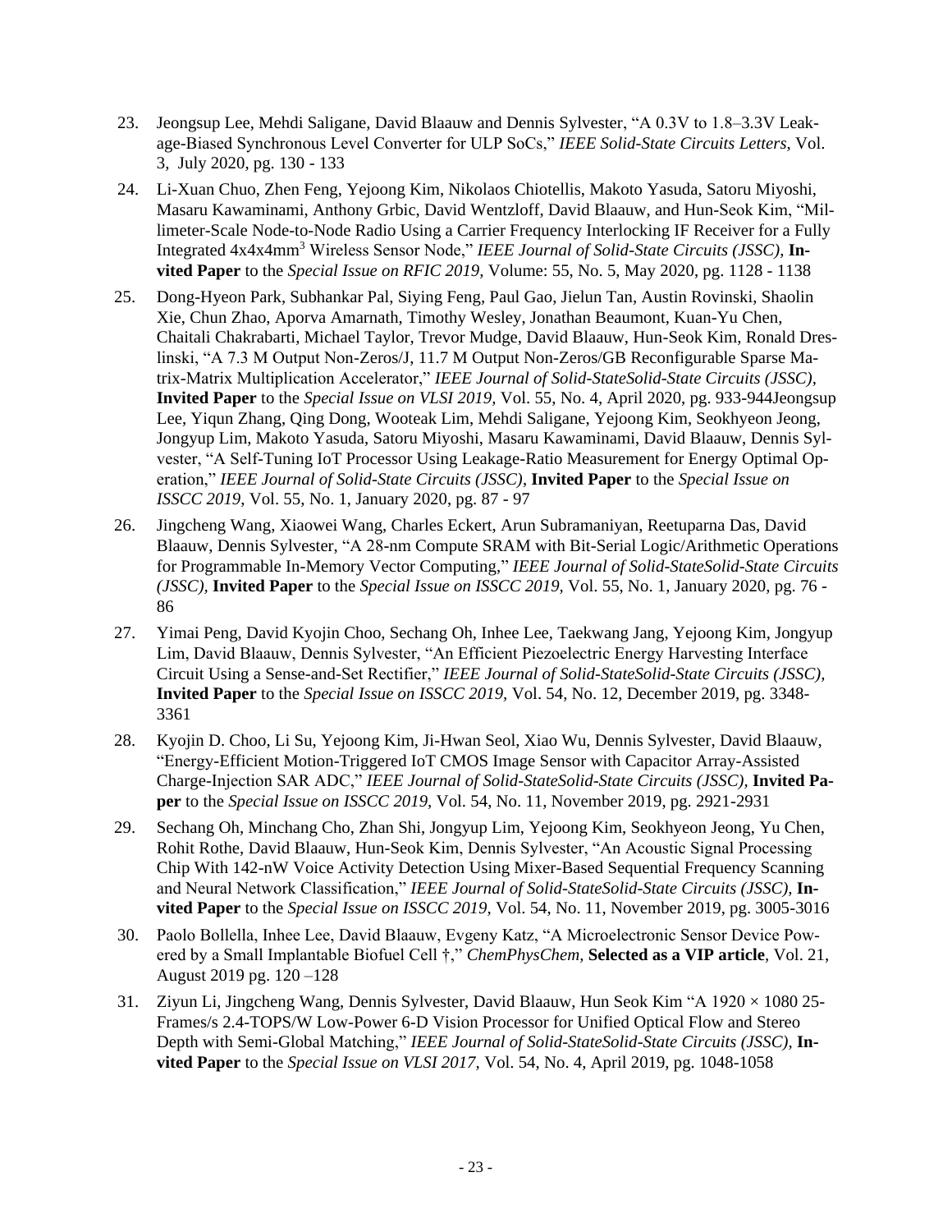23. Jeongsup Lee, Mehdi Saligane, David Blaauw and Dennis Sylvester, "A 0.3V to 1.8–3.3V Leakage-Biased Synchronous Level Converter for ULP SoCs," *IEEE Solid-State Circuits Letters*, Vol. 3, July 2020, pg. 130 - 133

24. Li-Xuan Chuo, Zhen Feng, Yejoong Kim, Nikolaos Chiotellis, Makoto Yasuda, Satoru Miyoshi, Masaru Kawaminami, Anthony Grbic, David Wentzloff, David Blaauw, and Hun-Seok Kim, "Millimeter-Scale Node-to-Node Radio Using a Carrier Frequency Interlocking IF Receiver for a Fully Integrated 4x4x4mm$^3$ Wireless Sensor Node," *IEEE Journal of Solid-State Circuits (JSSC),* **Invited Paper** to the *Special Issue on RFIC 2019*, Volume: 55, No. 5, May 2020, pg. 1128 - 1138

25. Dong-Hyeon Park, Subhankar Pal, Siying Feng, Paul Gao, Jielun Tan, Austin Rovinski, Shaolin Xie, Chun Zhao, Aporva Amarnath, Timothy Wesley, Jonathan Beaumont, Kuan-Yu Chen, Chaitali Chakrabarti, Michael Taylor, Trevor Mudge, David Blaauw, Hun-Seok Kim, Ronald Dreslinski, "A 7.3 M Output Non-Zeros/J, 11.7 M Output Non-Zeros/GB Reconfigurable Sparse Matrix-Matrix Multiplication Accelerator," *IEEE Journal of Solid-StateSolid-State Circuits (JSSC),* **Invited Paper** to the *Special Issue on VLSI 2019,* Vol. 55, No. 4, April 2020, pg. 933-944Jeongsup Lee, Yiqun Zhang, Qing Dong, Wooteak Lim, Mehdi Saligane, Yejoong Kim, Seokhyeon Jeong, Jongyup Lim, Makoto Yasuda, Satoru Miyoshi, Masaru Kawaminami, David Blaauw, Dennis Sylvester, "A Self-Tuning IoT Processor Using Leakage-Ratio Measurement for Energy Optimal Operation," *IEEE Journal of Solid-State Circuits (JSSC),* **Invited Paper** to the *Special Issue on ISSCC 2019,* Vol. 55, No. 1, January 2020, pg. 87 - 97

26. Jingcheng Wang, Xiaowei Wang, Charles Eckert, Arun Subramaniyan, Reetuparna Das, David Blaauw, Dennis Sylvester, "A 28-nm Compute SRAM with Bit-Serial Logic/Arithmetic Operations for Programmable In-Memory Vector Computing," *IEEE Journal of Solid-StateSolid-State Circuits (JSSC),* **Invited Paper** to the *Special Issue on ISSCC 2019,* Vol. 55, No. 1, January 2020, pg. 76 - 86

27. Yimai Peng, David Kyojin Choo, Sechang Oh, Inhee Lee, Taekwang Jang, Yejoong Kim, Jongyup Lim, David Blaauw, Dennis Sylvester, "An Efficient Piezoelectric Energy Harvesting Interface Circuit Using a Sense-and-Set Rectifier," *IEEE Journal of Solid-StateSolid-State Circuits (JSSC),* **Invited Paper** to the *Special Issue on ISSCC 2019,* Vol. 54, No. 12, December 2019, pg. 3348-3361

28. Kyojin D. Choo, Li Su, Yejoong Kim, Ji-Hwan Seol, Xiao Wu, Dennis Sylvester, David Blaauw, "Energy-Efficient Motion-Triggered IoT CMOS Image Sensor with Capacitor Array-Assisted Charge-Injection SAR ADC," *IEEE Journal of Solid-StateSolid-State Circuits (JSSC),* **Invited Paper** to the *Special Issue on ISSCC 2019,* Vol. 54, No. 11, November 2019, pg. 2921-2931

29. Sechang Oh, Minchang Cho, Zhan Shi, Jongyup Lim, Yejoong Kim, Seokhyeon Jeong, Yu Chen, Rohit Rothe, David Blaauw, Hun-Seok Kim, Dennis Sylvester, "An Acoustic Signal Processing Chip With 142-nW Voice Activity Detection Using Mixer-Based Sequential Frequency Scanning and Neural Network Classification," *IEEE Journal of Solid-StateSolid-State Circuits (JSSC),* **Invited Paper** to the *Special Issue on ISSCC 2019,* Vol. 54, No. 11, November 2019, pg. 3005-3016

30. Paolo Bollella, Inhee Lee, David Blaauw, Evgeny Katz, "A Microelectronic Sensor Device Powered by a Small Implantable Biofuel Cell †," *ChemPhysChem,* **Selected as a VIP article**, Vol. 21, August 2019 pg. 120 –128

31. Ziyun Li, Jingcheng Wang, Dennis Sylvester, David Blaauw, Hun Seok Kim "A 1920 × 1080 25-Frames/s 2.4-TOPS/W Low-Power 6-D Vision Processor for Unified Optical Flow and Stereo Depth with Semi-Global Matching," *IEEE Journal of Solid-StateSolid-State Circuits (JSSC),* **Invited Paper** to the *Special Issue on VLSI 2017,* Vol. 54, No. 4, April 2019, pg. 1048-1058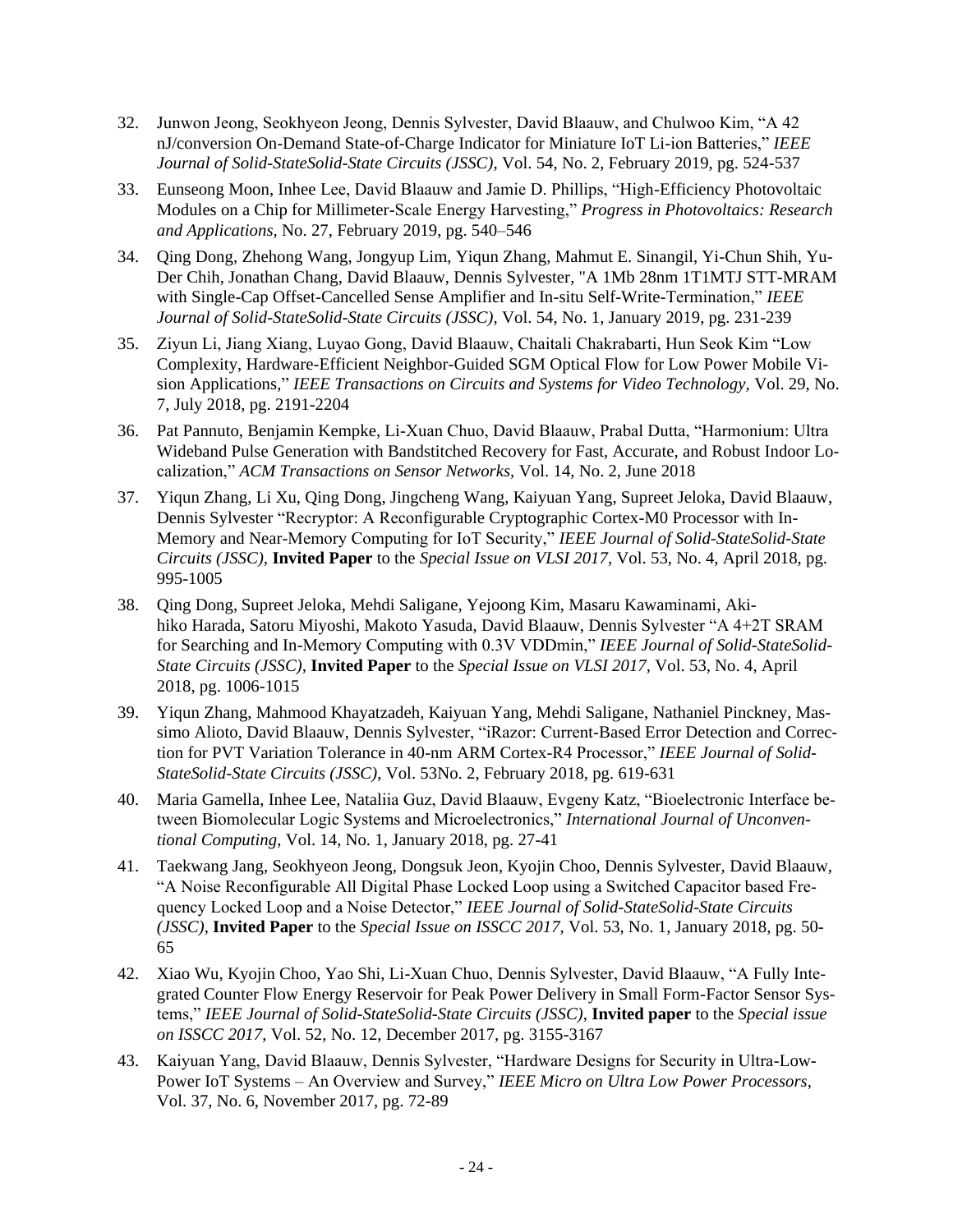32. Junwon Jeong, Seokhyeon Jeong, Dennis Sylvester, David Blaauw, and Chulwoo Kim, "A 42 nJ/conversion On-Demand State-of-Charge Indicator for Miniature IoT Li-ion Batteries," *IEEE Journal of Solid-StateSolid-State Circuits (JSSC),* Vol. 54, No. 2, February 2019, pg. 524-537

33. Eunseong Moon, Inhee Lee, David Blaauw and Jamie D. Phillips, "High-Efficiency Photovoltaic Modules on a Chip for Millimeter-Scale Energy Harvesting," *Progress in Photovoltaics: Research and Applications,* No. 27, February 2019, pg. 540–546

34. Qing Dong, Zhehong Wang, Jongyup Lim, Yiqun Zhang, Mahmut E. Sinangil, Yi-Chun Shih, Yu-Der Chih, Jonathan Chang, David Blaauw, Dennis Sylvester, "A 1Mb 28nm 1T1MTJ STT-MRAM with Single-Cap Offset-Cancelled Sense Amplifier and In-situ Self-Write-Termination," *IEEE Journal of Solid-StateSolid-State Circuits (JSSC),* Vol. 54, No. 1, January 2019, pg. 231-239

35. Ziyun Li, Jiang Xiang, Luyao Gong, David Blaauw, Chaitali Chakrabarti, Hun Seok Kim "Low Complexity, Hardware-Efficient Neighbor-Guided SGM Optical Flow for Low Power Mobile Vision Applications," *IEEE Transactions on Circuits and Systems for Video Technology,* Vol. 29, No. 7, July 2018, pg. 2191-2204

36. Pat Pannuto, Benjamin Kempke, Li-Xuan Chuo, David Blaauw, Prabal Dutta, "Harmonium: Ultra Wideband Pulse Generation with Bandstitched Recovery for Fast, Accurate, and Robust Indoor Localization," *ACM Transactions on Sensor Networks,* Vol. 14, No. 2, June 2018

37. Yiqun Zhang, Li Xu, Qing Dong, Jingcheng Wang, Kaiyuan Yang, Supreet Jeloka, David Blaauw, Dennis Sylvester "Recryptor: A Reconfigurable Cryptographic Cortex-M0 Processor with In-Memory and Near-Memory Computing for IoT Security," *IEEE Journal of Solid-StateSolid-State Circuits (JSSC),* **Invited Paper** to the *Special Issue on VLSI 2017,* Vol. 53, No. 4, April 2018, pg. 995-1005

38. Qing Dong, Supreet Jeloka, Mehdi Saligane, Yejoong Kim, Masaru Kawaminami, Akihiko Harada, Satoru Miyoshi, Makoto Yasuda, David Blaauw, Dennis Sylvester "A 4+2T SRAM for Searching and In-Memory Computing with 0.3V VDDmin," *IEEE Journal of Solid-StateSolid-State Circuits (JSSC),* **Invited Paper** to the *Special Issue on VLSI 2017,* Vol. 53, No. 4, April 2018, pg. 1006-1015

39. Yiqun Zhang, Mahmood Khayatzadeh, Kaiyuan Yang, Mehdi Saligane, Nathaniel Pinckney, Massimo Alioto, David Blaauw, Dennis Sylvester, "iRazor: Current-Based Error Detection and Correction for PVT Variation Tolerance in 40-nm ARM Cortex-R4 Processor," *IEEE Journal of Solid-StateSolid-State Circuits (JSSC),* Vol. 53No. 2, February 2018, pg. 619-631

40. Maria Gamella, Inhee Lee, Nataliia Guz, David Blaauw, Evgeny Katz, "Bioelectronic Interface between Biomolecular Logic Systems and Microelectronics," *International Journal of Unconventional Computing*, Vol. 14, No. 1, January 2018, pg. 27-41

41. Taekwang Jang, Seokhyeon Jeong, Dongsuk Jeon, Kyojin Choo, Dennis Sylvester, David Blaauw, "A Noise Reconfigurable All Digital Phase Locked Loop using a Switched Capacitor based Frequency Locked Loop and a Noise Detector," *IEEE Journal of Solid-StateSolid-State Circuits (JSSC),* **Invited Paper** to the *Special Issue on ISSCC 2017,* Vol. 53, No. 1, January 2018, pg. 50-65

42. Xiao Wu, Kyojin Choo, Yao Shi, Li-Xuan Chuo, Dennis Sylvester, David Blaauw, "A Fully Integrated Counter Flow Energy Reservoir for Peak Power Delivery in Small Form-Factor Sensor Systems," *IEEE Journal of Solid-StateSolid-State Circuits (JSSC),* **Invited paper** to the *Special issue on ISSCC 2017,* Vol. 52, No. 12, December 2017, pg. 3155-3167

43. Kaiyuan Yang, David Blaauw, Dennis Sylvester, "Hardware Designs for Security in Ultra-Low-Power IoT Systems – An Overview and Survey," *IEEE Micro on Ultra Low Power Processors,* Vol. 37, No. 6, November 2017, pg. 72-89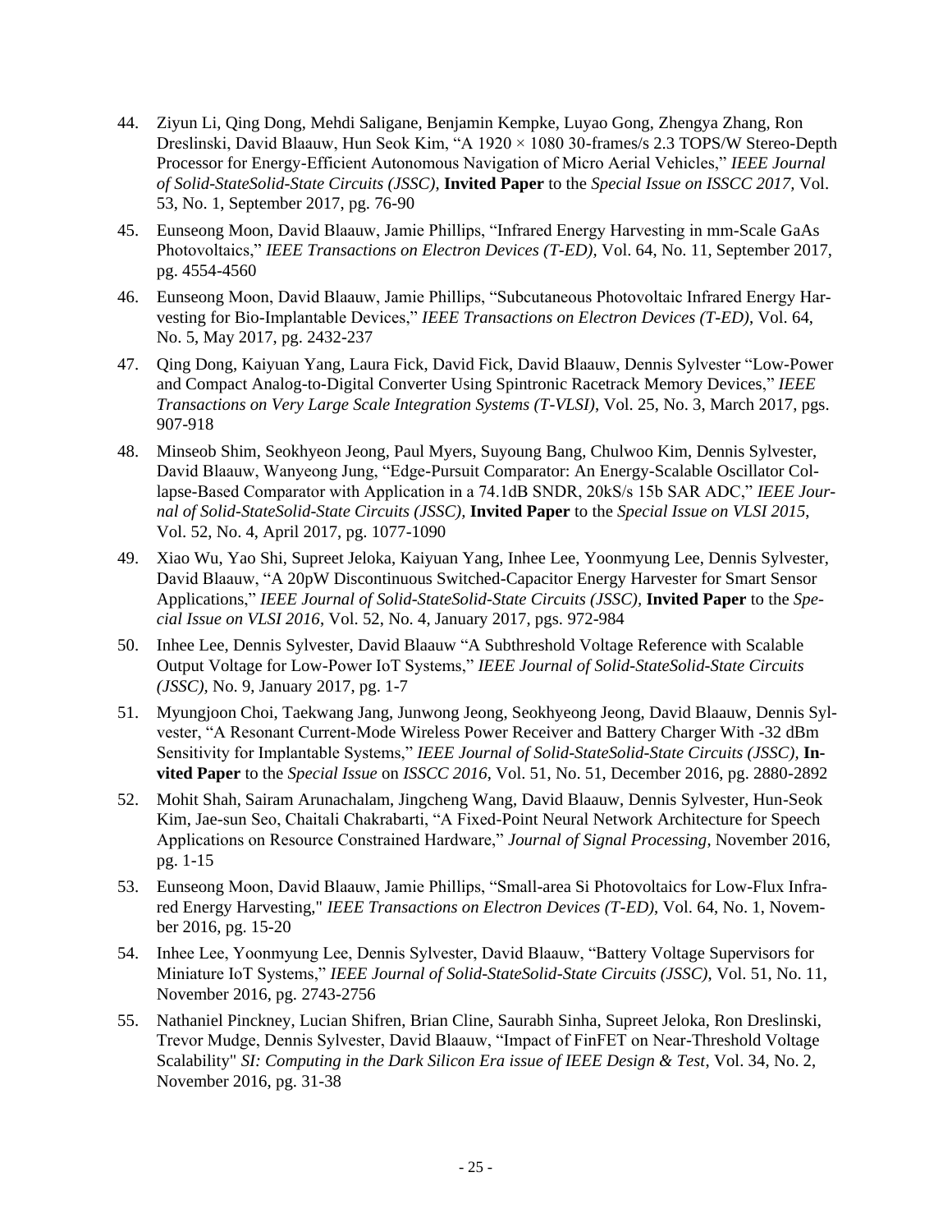44. Ziyun Li, Qing Dong, Mehdi Saligane, Benjamin Kempke, Luyao Gong, Zhengya Zhang, Ron Dreslinski, David Blaauw, Hun Seok Kim, "A 1920 × 1080 30-frames/s 2.3 TOPS/W Stereo-Depth Processor for Energy-Efficient Autonomous Navigation of Micro Aerial Vehicles," *IEEE Journal of Solid-StateSolid-State Circuits (JSSC)*, **Invited Paper** to the *Special Issue on ISSCC 2017*, Vol. 53, No. 1, September 2017, pg. 76-90

45. Eunseong Moon, David Blaauw, Jamie Phillips, "Infrared Energy Harvesting in mm-Scale GaAs Photovoltaics," *IEEE Transactions on Electron Devices (T-ED),* Vol. 64, No. 11, September 2017, pg. 4554-4560

46. Eunseong Moon, David Blaauw, Jamie Phillips, "Subcutaneous Photovoltaic Infrared Energy Harvesting for Bio-Implantable Devices," *IEEE Transactions on Electron Devices (T-ED)*, Vol. 64, No. 5, May 2017, pg. 2432-237

47. Qing Dong, Kaiyuan Yang, Laura Fick, David Fick, David Blaauw, Dennis Sylvester "Low-Power and Compact Analog-to-Digital Converter Using Spintronic Racetrack Memory Devices," *IEEE Transactions on Very Large Scale Integration Systems (T-VLSI)*, Vol. 25, No. 3, March 2017, pgs. 907-918

48. Minseob Shim, Seokhyeon Jeong, Paul Myers, Suyoung Bang, Chulwoo Kim, Dennis Sylvester, David Blaauw, Wanyeong Jung, "Edge-Pursuit Comparator: An Energy-Scalable Oscillator Collapse-Based Comparator with Application in a 74.1dB SNDR, 20kS/s 15b SAR ADC," *IEEE Journal of Solid-StateSolid-State Circuits (JSSC)*, **Invited Paper** to the *Special Issue on VLSI 2015*, Vol. 52, No. 4, April 2017, pg. 1077-1090

49. Xiao Wu, Yao Shi, Supreet Jeloka, Kaiyuan Yang, Inhee Lee, Yoonmyung Lee, Dennis Sylvester, David Blaauw, "A 20pW Discontinuous Switched-Capacitor Energy Harvester for Smart Sensor Applications," *IEEE Journal of Solid-StateSolid-State Circuits (JSSC)*, **Invited Paper** to the *Special Issue on VLSI 2016*, Vol. 52, No. 4, January 2017, pgs. 972-984

50. Inhee Lee, Dennis Sylvester, David Blaauw "A Subthreshold Voltage Reference with Scalable Output Voltage for Low-Power IoT Systems," *IEEE Journal of Solid-StateSolid-State Circuits (JSSC)*, No. 9, January 2017, pg. 1-7

51. Myungjoon Choi, Taekwang Jang, Junwong Jeong, Seokhyeong Jeong, David Blaauw, Dennis Sylvester, "A Resonant Current-Mode Wireless Power Receiver and Battery Charger With -32 dBm Sensitivity for Implantable Systems," *IEEE Journal of Solid-StateSolid-State Circuits (JSSC)*, **Invited Paper** to the *Special Issue* on *ISSCC 2016*, Vol. 51, No. 51, December 2016, pg. 2880-2892

52. Mohit Shah, Sairam Arunachalam, Jingcheng Wang, David Blaauw, Dennis Sylvester, Hun-Seok Kim, Jae-sun Seo, Chaitali Chakrabarti, "A Fixed-Point Neural Network Architecture for Speech Applications on Resource Constrained Hardware," *Journal of Signal Processing*, November 2016, pg. 1-15

53. Eunseong Moon, David Blaauw, Jamie Phillips, "Small-area Si Photovoltaics for Low-Flux Infrared Energy Harvesting," *IEEE Transactions on Electron Devices (T-ED)*, Vol. 64, No. 1, November 2016, pg. 15-20

54. Inhee Lee, Yoonmyung Lee, Dennis Sylvester, David Blaauw, "Battery Voltage Supervisors for Miniature IoT Systems," *IEEE Journal of Solid-StateSolid-State Circuits (JSSC)*, Vol. 51, No. 11, November 2016, pg. 2743-2756

55. Nathaniel Pinckney, Lucian Shifren, Brian Cline, Saurabh Sinha, Supreet Jeloka, Ron Dreslinski, Trevor Mudge, Dennis Sylvester, David Blaauw, "Impact of FinFET on Near-Threshold Voltage Scalability" *SI: Computing in the Dark Silicon Era issue of IEEE Design & Test*, Vol. 34, No. 2, November 2016, pg. 31-38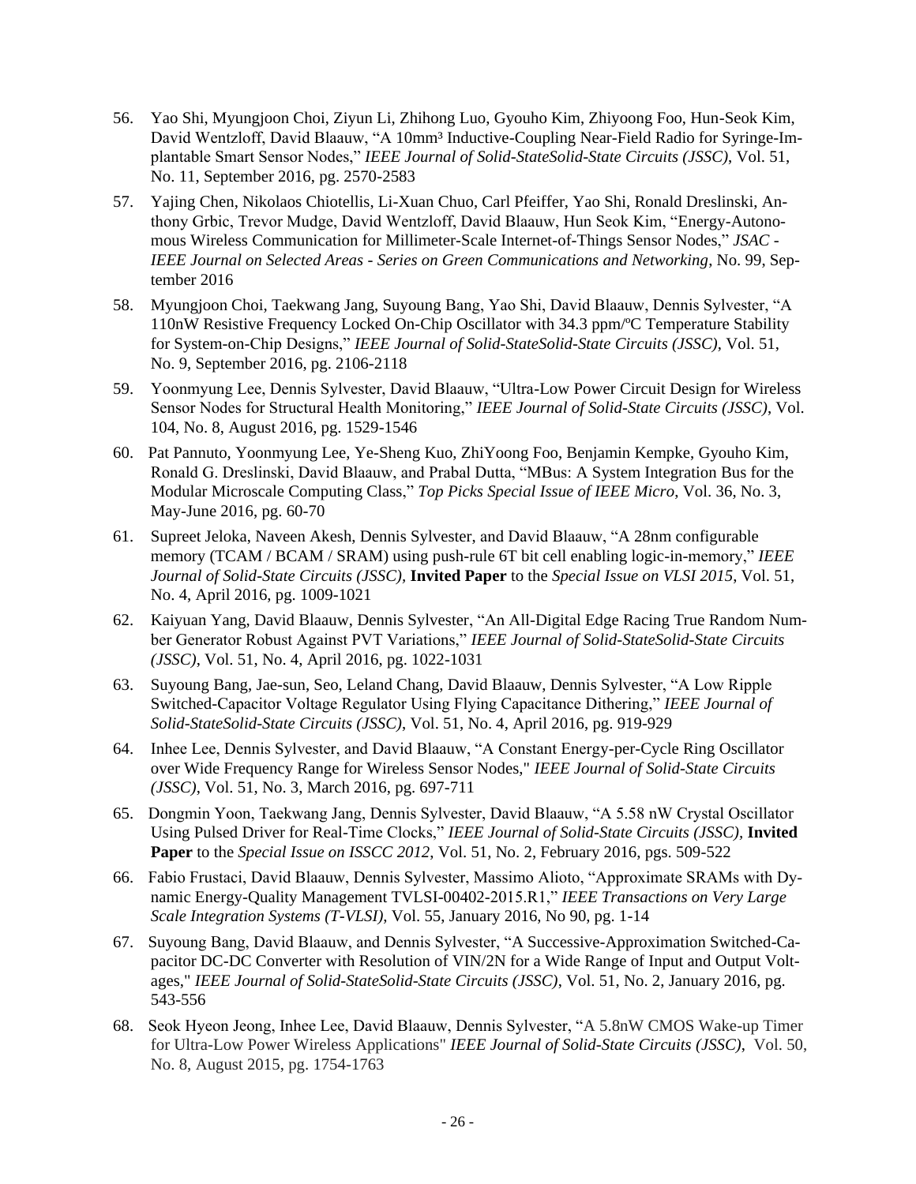56. Yao Shi, Myungjoon Choi, Ziyun Li, Zhihong Luo, Gyouho Kim, Zhiyoong Foo, Hun-Seok Kim, David Wentzloff, David Blaauw, "A 10mm³ Inductive-Coupling Near-Field Radio for Syringe-Implantable Smart Sensor Nodes," *IEEE Journal of Solid-StateSolid-State Circuits (JSSC)*, Vol. 51, No. 11, September 2016, pg. 2570-2583

57. Yajing Chen, Nikolaos Chiotellis, Li-Xuan Chuo, Carl Pfeiffer, Yao Shi, Ronald Dreslinski, Anthony Grbic, Trevor Mudge, David Wentzloff, David Blaauw, Hun Seok Kim, "Energy-Autonomous Wireless Communication for Millimeter-Scale Internet-of-Things Sensor Nodes," *JSAC - IEEE Journal on Selected Areas - Series on Green Communications and Networking*, No. 99, September 2016

58. Myungjoon Choi, Taekwang Jang, Suyoung Bang, Yao Shi, David Blaauw, Dennis Sylvester, "A 110nW Resistive Frequency Locked On-Chip Oscillator with 34.3 ppm/ºC Temperature Stability for System-on-Chip Designs," *IEEE Journal of Solid-StateSolid-State Circuits (JSSC)*, Vol. 51, No. 9, September 2016, pg. 2106-2118

59. Yoonmyung Lee, Dennis Sylvester, David Blaauw, "Ultra-Low Power Circuit Design for Wireless Sensor Nodes for Structural Health Monitoring," *IEEE Journal of Solid-State Circuits (JSSC)*, Vol. 104, No. 8, August 2016, pg. 1529-1546

60. Pat Pannuto, Yoonmyung Lee, Ye-Sheng Kuo, ZhiYoong Foo, Benjamin Kempke, Gyouho Kim, Ronald G. Dreslinski, David Blaauw, and Prabal Dutta, "MBus: A System Integration Bus for the Modular Microscale Computing Class," *Top Picks Special Issue of IEEE Micro*, Vol. 36, No. 3, May-June 2016, pg. 60-70

61. Supreet Jeloka, Naveen Akesh, Dennis Sylvester, and David Blaauw, "A 28nm configurable memory (TCAM / BCAM / SRAM) using push-rule 6T bit cell enabling logic-in-memory," *IEEE Journal of Solid-State Circuits (JSSC)*, **Invited Paper** to the *Special Issue on VLSI 2015*, Vol. 51, No. 4, April 2016, pg. 1009-1021

62. Kaiyuan Yang, David Blaauw, Dennis Sylvester, "An All-Digital Edge Racing True Random Number Generator Robust Against PVT Variations," *IEEE Journal of Solid-StateSolid-State Circuits (JSSC)*, Vol. 51, No. 4, April 2016, pg. 1022-1031

63. Suyoung Bang, Jae-sun, Seo, Leland Chang, David Blaauw, Dennis Sylvester, "A Low Ripple Switched-Capacitor Voltage Regulator Using Flying Capacitance Dithering," *IEEE Journal of Solid-StateSolid-State Circuits (JSSC)*, Vol. 51, No. 4, April 2016, pg. 919-929

64. Inhee Lee, Dennis Sylvester, and David Blaauw, "A Constant Energy-per-Cycle Ring Oscillator over Wide Frequency Range for Wireless Sensor Nodes," *IEEE Journal of Solid-State Circuits (JSSC)*, Vol. 51, No. 3, March 2016, pg. 697-711

65. Dongmin Yoon, Taekwang Jang, Dennis Sylvester, David Blaauw, "A 5.58 nW Crystal Oscillator Using Pulsed Driver for Real-Time Clocks," *IEEE Journal of Solid-State Circuits (JSSC)*, **Invited Paper** to the *Special Issue on ISSCC 2012*, Vol. 51, No. 2, February 2016, pgs. 509-522

66. Fabio Frustaci, David Blaauw, Dennis Sylvester, Massimo Alioto, "Approximate SRAMs with Dynamic Energy-Quality Management TVLSI-00402-2015.R1," *IEEE Transactions on Very Large Scale Integration Systems (T-VLSI)*, Vol. 55, January 2016, No 90, pg. 1-14

67. Suyoung Bang, David Blaauw, and Dennis Sylvester, "A Successive-Approximation Switched-Capacitor DC-DC Converter with Resolution of VIN/2N for a Wide Range of Input and Output Voltages," *IEEE Journal of Solid-StateSolid-State Circuits (JSSC)*, Vol. 51, No. 2, January 2016, pg. 543-556

68. Seok Hyeon Jeong, Inhee Lee, David Blaauw, Dennis Sylvester, "A 5.8nW CMOS Wake-up Timer for Ultra-Low Power Wireless Applications" *IEEE Journal of Solid-State Circuits (JSSC)*, Vol. 50, No. 8, August 2015, pg. 1754-1763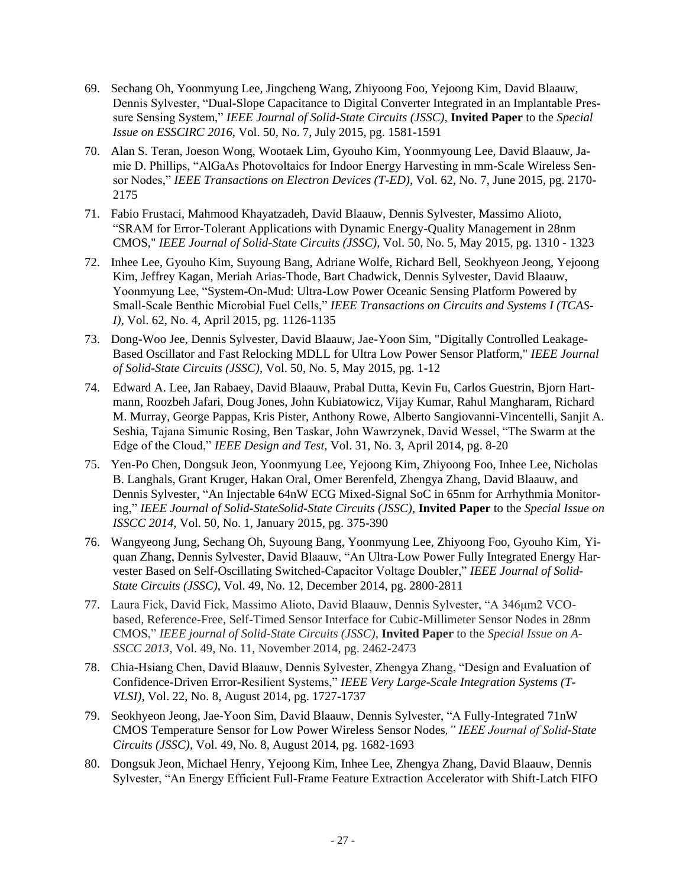69. Sechang Oh, Yoonmyung Lee, Jingcheng Wang, Zhiyoong Foo, Yejoong Kim, David Blaauw, Dennis Sylvester, "Dual-Slope Capacitance to Digital Converter Integrated in an Implantable Pressure Sensing System," *IEEE Journal of Solid-State Circuits (JSSC)*, **Invited Paper** to the *Special Issue on ESSCIRC 2016*, Vol. 50, No. 7, July 2015, pg. 1581-1591

70. Alan S. Teran, Joeson Wong, Wootaek Lim, Gyouho Kim, Yoonmyoung Lee, David Blaauw, Jamie D. Phillips, "AlGaAs Photovoltaics for Indoor Energy Harvesting in mm-Scale Wireless Sensor Nodes," *IEEE Transactions on Electron Devices (T-ED)*, Vol. 62, No. 7, June 2015, pg. 2170-2175

71. Fabio Frustaci, Mahmood Khayatzadeh, David Blaauw, Dennis Sylvester, Massimo Alioto, "SRAM for Error-Tolerant Applications with Dynamic Energy-Quality Management in 28nm CMOS," *IEEE Journal of Solid-State Circuits (JSSC)*, Vol. 50, No. 5, May 2015, pg. 1310 - 1323

72. Inhee Lee, Gyouho Kim, Suyoung Bang, Adriane Wolfe, Richard Bell, Seokhyeon Jeong, Yejoong Kim, Jeffrey Kagan, Meriah Arias-Thode, Bart Chadwick, Dennis Sylvester, David Blaauw, Yoonmyung Lee, "System-On-Mud: Ultra-Low Power Oceanic Sensing Platform Powered by Small-Scale Benthic Microbial Fuel Cells," *IEEE Transactions on Circuits and Systems I (TCAS-I)*, Vol. 62, No. 4, April 2015, pg. 1126-1135

73. Dong-Woo Jee, Dennis Sylvester, David Blaauw, Jae-Yoon Sim, "Digitally Controlled Leakage-Based Oscillator and Fast Relocking MDLL for Ultra Low Power Sensor Platform," *IEEE Journal of Solid-State Circuits (JSSC)*, Vol. 50, No. 5, May 2015, pg. 1-12

74. Edward A. Lee, Jan Rabaey, David Blaauw, Prabal Dutta, Kevin Fu, Carlos Guestrin, Bjorn Hartmann, Roozbeh Jafari, Doug Jones, John Kubiatowicz, Vijay Kumar, Rahul Mangharam, Richard M. Murray, George Pappas, Kris Pister, Anthony Rowe, Alberto Sangiovanni-Vincentelli, Sanjit A. Seshia, Tajana Simunic Rosing, Ben Taskar, John Wawrzynek, David Wessel, "The Swarm at the Edge of the Cloud," *IEEE Design and Test*, Vol. 31, No. 3, April 2014, pg. 8-20

75. Yen-Po Chen, Dongsuk Jeon, Yoonmyung Lee, Yejoong Kim, Zhiyoong Foo, Inhee Lee, Nicholas B. Langhals, Grant Kruger, Hakan Oral, Omer Berenfeld, Zhengya Zhang, David Blaauw, and Dennis Sylvester, "An Injectable 64nW ECG Mixed-Signal SoC in 65nm for Arrhythmia Monitoring," *IEEE Journal of Solid-StateSolid-State Circuits (JSSC)*, **Invited Paper** to the *Special Issue on ISSCC 2014*, Vol. 50, No. 1, January 2015, pg. 375-390

76. Wangyeong Jung, Sechang Oh, Suyoung Bang, Yoonmyung Lee, Zhiyoong Foo, Gyouho Kim, Yiquan Zhang, Dennis Sylvester, David Blaauw, "An Ultra-Low Power Fully Integrated Energy Harvester Based on Self-Oscillating Switched-Capacitor Voltage Doubler," *IEEE Journal of Solid-State Circuits (JSSC)*, Vol. 49, No. 12, December 2014, pg. 2800-2811

77. Laura Fick, David Fick, Massimo Alioto, David Blaauw, Dennis Sylvester, "A 346μm2 VCO-based, Reference-Free, Self-Timed Sensor Interface for Cubic-Millimeter Sensor Nodes in 28nm CMOS," *IEEE journal of Solid-State Circuits (JSSC)*, **Invited Paper** to the *Special Issue on A-SSCC 2013*, Vol. 49, No. 11, November 2014, pg. 2462-2473

78. Chia-Hsiang Chen, David Blaauw, Dennis Sylvester, Zhengya Zhang, "Design and Evaluation of Confidence-Driven Error-Resilient Systems," *IEEE Very Large-Scale Integration Systems (T-VLSI)*, Vol. 22, No. 8, August 2014, pg. 1727-1737

79. Seokhyeon Jeong, Jae-Yoon Sim, David Blaauw, Dennis Sylvester, "A Fully-Integrated 71nW CMOS Temperature Sensor for Low Power Wireless Sensor Nodes*," IEEE Journal of Solid-State Circuits (JSSC)*, Vol. 49, No. 8, August 2014, pg. 1682-1693

80. Dongsuk Jeon, Michael Henry, Yejoong Kim, Inhee Lee, Zhengya Zhang, David Blaauw, Dennis Sylvester, "An Energy Efficient Full-Frame Feature Extraction Accelerator with Shift-Latch FIFO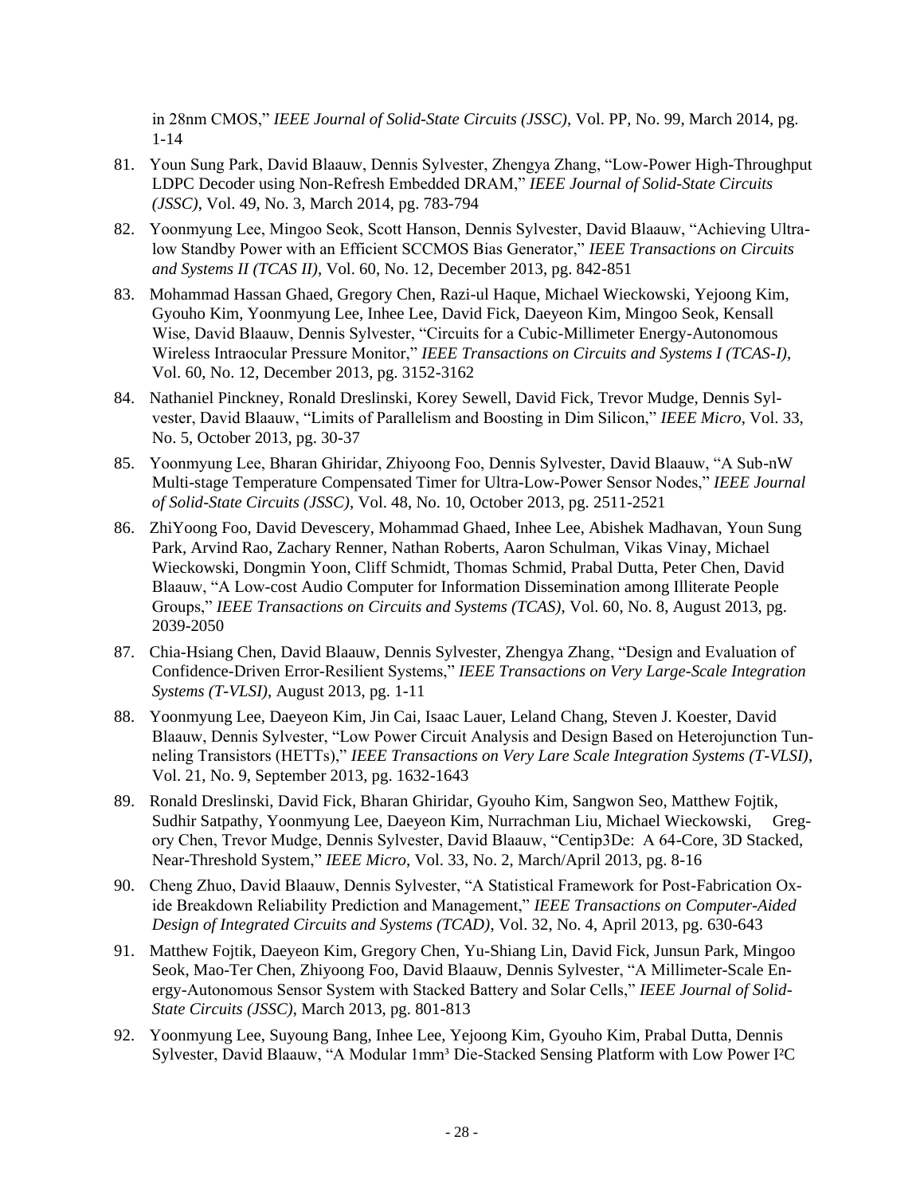in 28nm CMOS," *IEEE Journal of Solid-State Circuits (JSSC)*, Vol. PP, No. 99, March 2014, pg. 1-14

81. Youn Sung Park, David Blaauw, Dennis Sylvester, Zhengya Zhang, "Low-Power High-Throughput LDPC Decoder using Non-Refresh Embedded DRAM," *IEEE Journal of Solid-State Circuits (JSSC)*, Vol. 49, No. 3, March 2014, pg. 783-794

82. Yoonmyung Lee, Mingoo Seok, Scott Hanson, Dennis Sylvester, David Blaauw, "Achieving Ultra-low Standby Power with an Efficient SCCMOS Bias Generator," *IEEE Transactions on Circuits and Systems II (TCAS II)*, Vol. 60, No. 12, December 2013, pg. 842-851

83. Mohammad Hassan Ghaed, Gregory Chen, Razi-ul Haque, Michael Wieckowski, Yejoong Kim, Gyouho Kim, Yoonmyung Lee, Inhee Lee, David Fick, Daeyeon Kim, Mingoo Seok, Kensall Wise, David Blaauw, Dennis Sylvester, "Circuits for a Cubic-Millimeter Energy-Autonomous Wireless Intraocular Pressure Monitor," *IEEE Transactions on Circuits and Systems I (TCAS-I)*, Vol. 60, No. 12, December 2013, pg. 3152-3162

84. Nathaniel Pinckney, Ronald Dreslinski, Korey Sewell, David Fick, Trevor Mudge, Dennis Sylvester, David Blaauw, "Limits of Parallelism and Boosting in Dim Silicon," *IEEE Micro*, Vol. 33, No. 5, October 2013, pg. 30-37

85. Yoonmyung Lee, Bharan Ghiridar, Zhiyoong Foo, Dennis Sylvester, David Blaauw, "A Sub-nW Multi-stage Temperature Compensated Timer for Ultra-Low-Power Sensor Nodes," *IEEE Journal of Solid-State Circuits (JSSC)*, Vol. 48, No. 10, October 2013, pg. 2511-2521

86. ZhiYoong Foo, David Devescery, Mohammad Ghaed, Inhee Lee, Abishek Madhavan, Youn Sung Park, Arvind Rao, Zachary Renner, Nathan Roberts, Aaron Schulman, Vikas Vinay, Michael Wieckowski, Dongmin Yoon, Cliff Schmidt, Thomas Schmid, Prabal Dutta, Peter Chen, David Blaauw, "A Low-cost Audio Computer for Information Dissemination among Illiterate People Groups," *IEEE Transactions on Circuits and Systems (TCAS)*, Vol. 60, No. 8, August 2013, pg. 2039-2050

87. Chia-Hsiang Chen, David Blaauw, Dennis Sylvester, Zhengya Zhang, "Design and Evaluation of Confidence-Driven Error-Resilient Systems," *IEEE Transactions on Very Large-Scale Integration Systems (T-VLSI)*, August 2013, pg. 1-11

88. Yoonmyung Lee, Daeyeon Kim, Jin Cai, Isaac Lauer, Leland Chang, Steven J. Koester, David Blaauw, Dennis Sylvester, "Low Power Circuit Analysis and Design Based on Heterojunction Tunneling Transistors (HETTs)," *IEEE Transactions on Very Lare Scale Integration Systems (T-VLSI)*, Vol. 21, No. 9, September 2013, pg. 1632-1643

89. Ronald Dreslinski, David Fick, Bharan Ghiridar, Gyouho Kim, Sangwon Seo, Matthew Fojtik, Sudhir Satpathy, Yoonmyung Lee, Daeyeon Kim, Nurrachman Liu, Michael Wieckowski, Gregory Chen, Trevor Mudge, Dennis Sylvester, David Blaauw, "Centip3De: A 64-Core, 3D Stacked, Near-Threshold System," *IEEE Micro*, Vol. 33, No. 2, March/April 2013, pg. 8-16

90. Cheng Zhuo, David Blaauw, Dennis Sylvester, "A Statistical Framework for Post-Fabrication Oxide Breakdown Reliability Prediction and Management," *IEEE Transactions on Computer-Aided Design of Integrated Circuits and Systems (TCAD)*, Vol. 32, No. 4, April 2013, pg. 630-643

91. Matthew Fojtik, Daeyeon Kim, Gregory Chen, Yu-Shiang Lin, David Fick, Junsun Park, Mingoo Seok, Mao-Ter Chen, Zhiyoong Foo, David Blaauw, Dennis Sylvester, "A Millimeter-Scale Energy-Autonomous Sensor System with Stacked Battery and Solar Cells," *IEEE Journal of Solid-State Circuits (JSSC)*, March 2013, pg. 801-813

92. Yoonmyung Lee, Suyoung Bang, Inhee Lee, Yejoong Kim, Gyouho Kim, Prabal Dutta, Dennis Sylvester, David Blaauw, "A Modular $1mm^3$ Die-Stacked Sensing Platform with Low Power $I^2C$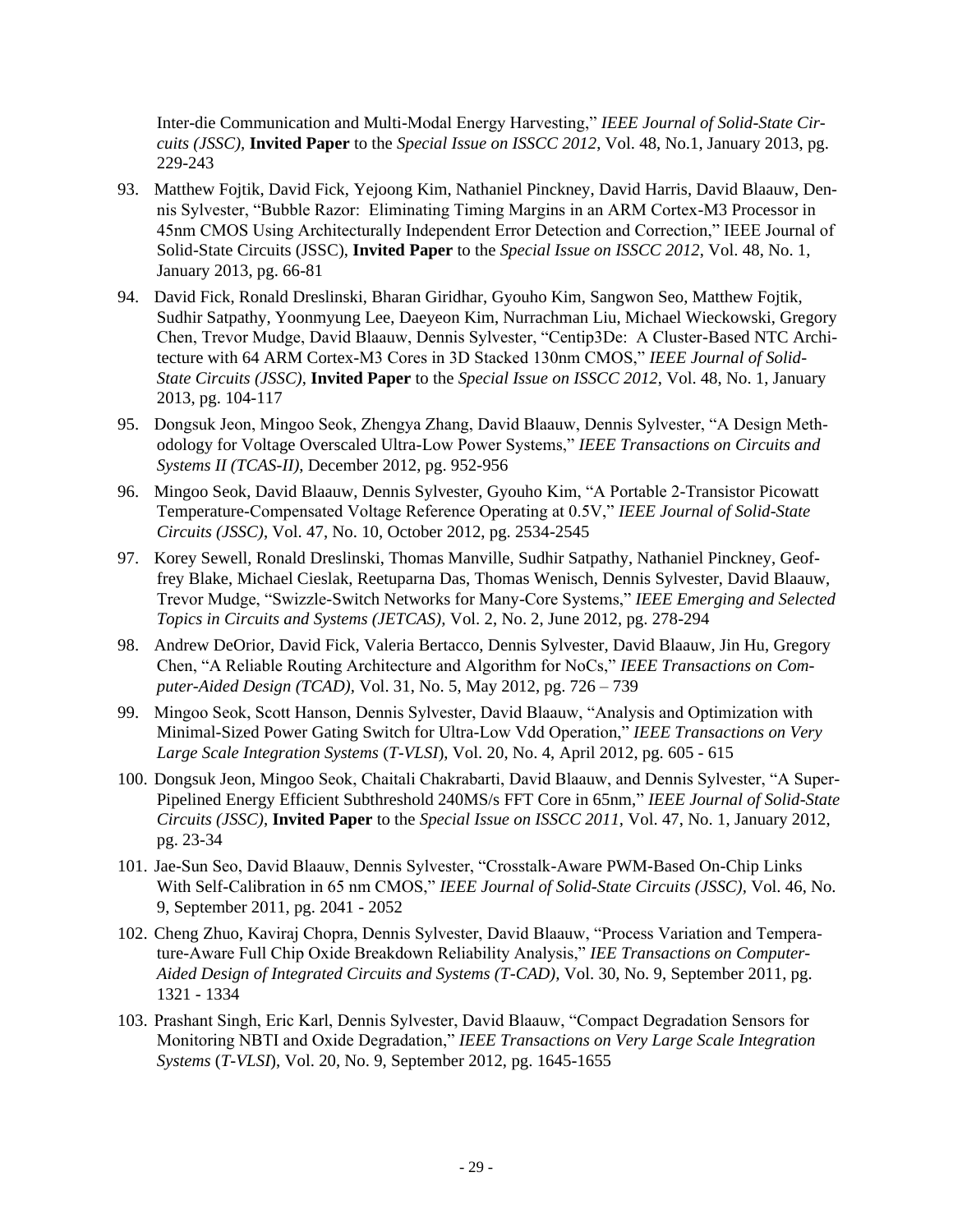Inter-die Communication and Multi-Modal Energy Harvesting," *IEEE Journal of Solid-State Circuits (JSSC)*, **Invited Paper** to the *Special Issue on ISSCC 2012*, Vol. 48, No.1, January 2013, pg. 229-243

93. Matthew Fojtik, David Fick, Yejoong Kim, Nathaniel Pinckney, David Harris, David Blaauw, Dennis Sylvester, "Bubble Razor: Eliminating Timing Margins in an ARM Cortex-M3 Processor in 45nm CMOS Using Architecturally Independent Error Detection and Correction," IEEE Journal of Solid-State Circuits (JSSC), **Invited Paper** to the *Special Issue on ISSCC 2012*, Vol. 48, No. 1, January 2013, pg. 66-81

94. David Fick, Ronald Dreslinski, Bharan Giridhar, Gyouho Kim, Sangwon Seo, Matthew Fojtik, Sudhir Satpathy, Yoonmyung Lee, Daeyeon Kim, Nurrachman Liu, Michael Wieckowski, Gregory Chen, Trevor Mudge, David Blaauw, Dennis Sylvester, "Centip3De: A Cluster-Based NTC Architecture with 64 ARM Cortex-M3 Cores in 3D Stacked 130nm CMOS," *IEEE Journal of Solid-State Circuits (JSSC)*, **Invited Paper** to the *Special Issue on ISSCC 2012*, Vol. 48, No. 1, January 2013, pg. 104-117

95. Dongsuk Jeon, Mingoo Seok, Zhengya Zhang, David Blaauw, Dennis Sylvester, "A Design Methodology for Voltage Overscaled Ultra-Low Power Systems," *IEEE Transactions on Circuits and Systems II (TCAS-II)*, December 2012, pg. 952-956

96. Mingoo Seok, David Blaauw, Dennis Sylvester, Gyouho Kim, "A Portable 2-Transistor Picowatt Temperature-Compensated Voltage Reference Operating at 0.5V," *IEEE Journal of Solid-State Circuits (JSSC)*, Vol. 47, No. 10, October 2012, pg. 2534-2545

97. Korey Sewell, Ronald Dreslinski, Thomas Manville, Sudhir Satpathy, Nathaniel Pinckney, Geoffrey Blake, Michael Cieslak, Reetuparna Das, Thomas Wenisch, Dennis Sylvester, David Blaauw, Trevor Mudge, "Swizzle-Switch Networks for Many-Core Systems," *IEEE Emerging and Selected Topics in Circuits and Systems (JETCAS)*, Vol. 2, No. 2, June 2012, pg. 278-294

98. Andrew DeOrior, David Fick, Valeria Bertacco, Dennis Sylvester, David Blaauw, Jin Hu, Gregory Chen, "A Reliable Routing Architecture and Algorithm for NoCs," *IEEE Transactions on Computer-Aided Design (TCAD)*, Vol. 31, No. 5, May 2012, pg. 726 – 739

99. Mingoo Seok, Scott Hanson, Dennis Sylvester, David Blaauw, "Analysis and Optimization with Minimal-Sized Power Gating Switch for Ultra-Low Vdd Operation," *IEEE Transactions on Very Large Scale Integration Systems* (*T-VLSI*), Vol. 20, No. 4, April 2012, pg. 605 - 615

100. Dongsuk Jeon, Mingoo Seok, Chaitali Chakrabarti, David Blaauw, and Dennis Sylvester, "A Super-Pipelined Energy Efficient Subthreshold 240MS/s FFT Core in 65nm," *IEEE Journal of Solid-State Circuits (JSSC)*, **Invited Paper** to the *Special Issue on ISSCC 2011*, Vol. 47, No. 1, January 2012, pg. 23-34

101. Jae-Sun Seo, David Blaauw, Dennis Sylvester, "Crosstalk-Aware PWM-Based On-Chip Links With Self-Calibration in 65 nm CMOS," *IEEE Journal of Solid-State Circuits (JSSC)*, Vol. 46, No. 9, September 2011, pg. 2041 - 2052

102. Cheng Zhuo, Kaviraj Chopra, Dennis Sylvester, David Blaauw, "Process Variation and Temperature-Aware Full Chip Oxide Breakdown Reliability Analysis," *IEE Transactions on Computer-Aided Design of Integrated Circuits and Systems (T-CAD)*, Vol. 30, No. 9, September 2011, pg. 1321 - 1334

103. Prashant Singh, Eric Karl, Dennis Sylvester, David Blaauw, "Compact Degradation Sensors for Monitoring NBTI and Oxide Degradation," *IEEE Transactions on Very Large Scale Integration Systems* (*T-VLSI*), Vol. 20, No. 9, September 2012, pg. 1645-1655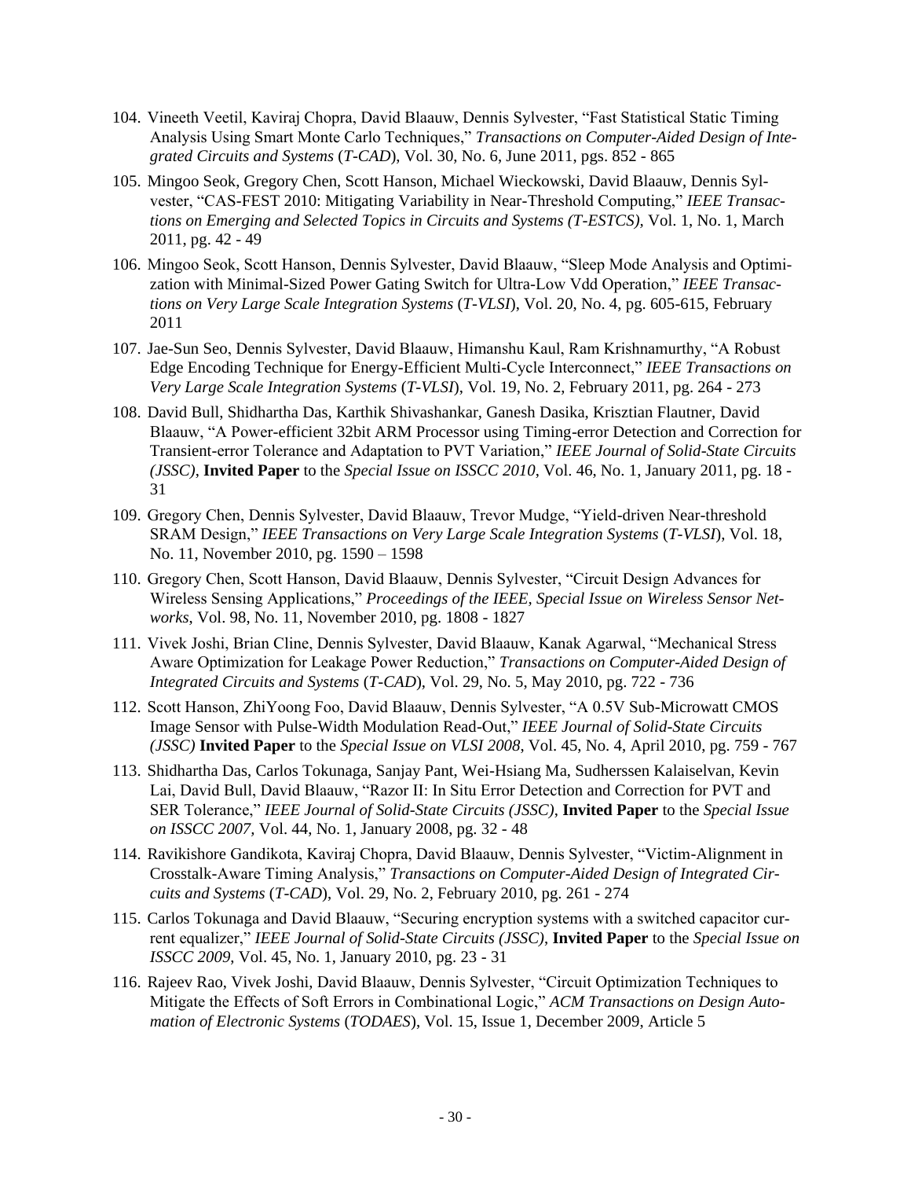104. Vineeth Veetil, Kaviraj Chopra, David Blaauw, Dennis Sylvester, "Fast Statistical Static Timing Analysis Using Smart Monte Carlo Techniques," *Transactions on Computer-Aided Design of Integrated Circuits and Systems* (*T-CAD*), Vol. 30, No. 6, June 2011, pgs. 852 - 865

105. Mingoo Seok, Gregory Chen, Scott Hanson, Michael Wieckowski, David Blaauw, Dennis Sylvester, "CAS-FEST 2010: Mitigating Variability in Near-Threshold Computing," *IEEE Transactions on Emerging and Selected Topics in Circuits and Systems (T-ESTCS)*, Vol. 1, No. 1, March 2011, pg. 42 - 49

106. Mingoo Seok, Scott Hanson, Dennis Sylvester, David Blaauw, "Sleep Mode Analysis and Optimization with Minimal-Sized Power Gating Switch for Ultra-Low Vdd Operation," *IEEE Transactions on Very Large Scale Integration Systems* (*T-VLSI*), Vol. 20, No. 4, pg. 605-615, February 2011

107. Jae-Sun Seo, Dennis Sylvester, David Blaauw, Himanshu Kaul, Ram Krishnamurthy, "A Robust Edge Encoding Technique for Energy-Efficient Multi-Cycle Interconnect," *IEEE Transactions on Very Large Scale Integration Systems* (*T-VLSI*), Vol. 19, No. 2, February 2011, pg. 264 - 273

108. David Bull, Shidhartha Das, Karthik Shivashankar, Ganesh Dasika, Krisztian Flautner, David Blaauw, "A Power-efficient 32bit ARM Processor using Timing-error Detection and Correction for Transient-error Tolerance and Adaptation to PVT Variation," *IEEE Journal of Solid-State Circuits (JSSC)*, **Invited Paper** to the *Special Issue on ISSCC 2010*, Vol. 46, No. 1, January 2011, pg. 18 - 31

109. Gregory Chen, Dennis Sylvester, David Blaauw, Trevor Mudge, "Yield-driven Near-threshold SRAM Design," *IEEE Transactions on Very Large Scale Integration Systems* (*T-VLSI*), Vol. 18, No. 11, November 2010, pg. 1590 – 1598

110. Gregory Chen, Scott Hanson, David Blaauw, Dennis Sylvester, "Circuit Design Advances for Wireless Sensing Applications," *Proceedings of the IEEE, Special Issue on Wireless Sensor Networks*, Vol. 98, No. 11, November 2010, pg. 1808 - 1827

111. Vivek Joshi, Brian Cline, Dennis Sylvester, David Blaauw, Kanak Agarwal, "Mechanical Stress Aware Optimization for Leakage Power Reduction," *Transactions on Computer-Aided Design of Integrated Circuits and Systems* (*T-CAD*), Vol. 29, No. 5, May 2010, pg. 722 - 736

112. Scott Hanson, ZhiYoong Foo, David Blaauw, Dennis Sylvester, "A 0.5V Sub-Microwatt CMOS Image Sensor with Pulse-Width Modulation Read-Out," *IEEE Journal of Solid-State Circuits (JSSC)* **Invited Paper** to the *Special Issue on VLSI 2008*, Vol. 45, No. 4, April 2010, pg. 759 - 767

113. Shidhartha Das, Carlos Tokunaga, Sanjay Pant, Wei-Hsiang Ma, Sudherssen Kalaiselvan, Kevin Lai, David Bull, David Blaauw, "Razor II: In Situ Error Detection and Correction for PVT and SER Tolerance," *IEEE Journal of Solid-State Circuits (JSSC)*, **Invited Paper** to the *Special Issue on ISSCC 2007*, Vol. 44, No. 1, January 2008, pg. 32 - 48

114. Ravikishore Gandikota, Kaviraj Chopra, David Blaauw, Dennis Sylvester, "Victim-Alignment in Crosstalk-Aware Timing Analysis," *Transactions on Computer-Aided Design of Integrated Circuits and Systems* (*T-CAD*), Vol. 29, No. 2, February 2010, pg. 261 - 274

115. Carlos Tokunaga and David Blaauw, "Securing encryption systems with a switched capacitor current equalizer," *IEEE Journal of Solid-State Circuits (JSSC)*, **Invited Paper** to the *Special Issue on ISSCC 2009*, Vol. 45, No. 1, January 2010, pg. 23 - 31

116. Rajeev Rao, Vivek Joshi, David Blaauw, Dennis Sylvester, "Circuit Optimization Techniques to Mitigate the Effects of Soft Errors in Combinational Logic," *ACM Transactions on Design Automation of Electronic Systems* (*TODAES*), Vol. 15, Issue 1, December 2009, Article 5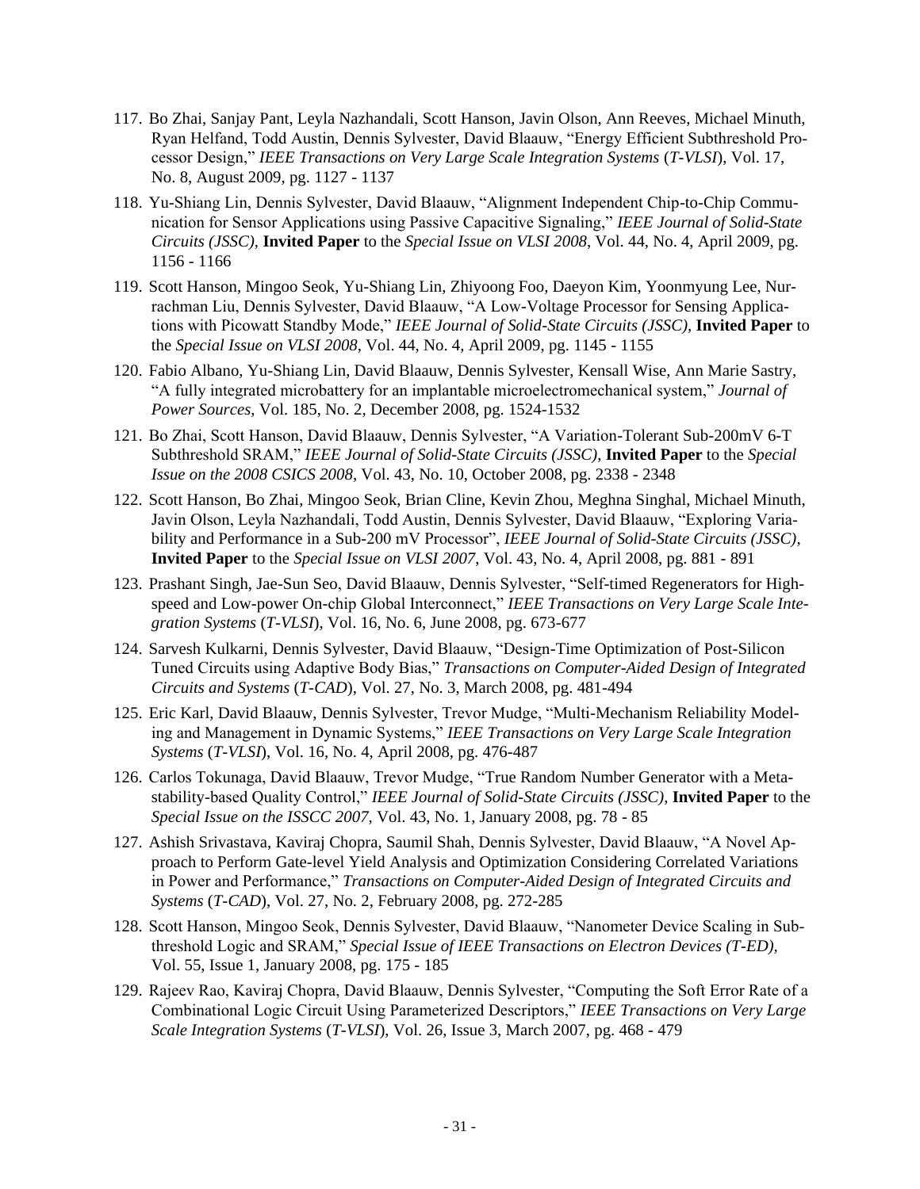117. Bo Zhai, Sanjay Pant, Leyla Nazhandali, Scott Hanson, Javin Olson, Ann Reeves, Michael Minuth, Ryan Helfand, Todd Austin, Dennis Sylvester, David Blaauw, "Energy Efficient Subthreshold Processor Design," *IEEE Transactions on Very Large Scale Integration Systems* (*T-VLSI*), Vol. 17, No. 8, August 2009, pg. 1127 - 1137

118. Yu-Shiang Lin, Dennis Sylvester, David Blaauw, "Alignment Independent Chip-to-Chip Communication for Sensor Applications using Passive Capacitive Signaling," *IEEE Journal of Solid-State Circuits (JSSC)*, **Invited Paper** to the *Special Issue on VLSI 2008*, Vol. 44, No. 4, April 2009, pg. 1156 - 1166

119. Scott Hanson, Mingoo Seok, Yu-Shiang Lin, Zhiyoong Foo, Daeyon Kim, Yoonmyung Lee, Nurrachman Liu, Dennis Sylvester, David Blaauw, "A Low-Voltage Processor for Sensing Applications with Picowatt Standby Mode," *IEEE Journal of Solid-State Circuits (JSSC)*, **Invited Paper** to the *Special Issue on VLSI 2008*, Vol. 44, No. 4, April 2009, pg. 1145 - 1155

120. Fabio Albano, Yu-Shiang Lin, David Blaauw, Dennis Sylvester, Kensall Wise, Ann Marie Sastry, "A fully integrated microbattery for an implantable microelectromechanical system," *Journal of Power Sources*, Vol. 185, No. 2, December 2008, pg. 1524-1532

121. Bo Zhai, Scott Hanson, David Blaauw, Dennis Sylvester, "A Variation-Tolerant Sub-200mV 6-T Subthreshold SRAM," *IEEE Journal of Solid-State Circuits (JSSC)*, **Invited Paper** to the *Special Issue on the 2008 CSICS 2008*, Vol. 43, No. 10, October 2008, pg. 2338 - 2348

122. Scott Hanson, Bo Zhai, Mingoo Seok, Brian Cline, Kevin Zhou, Meghna Singhal, Michael Minuth, Javin Olson, Leyla Nazhandali, Todd Austin, Dennis Sylvester, David Blaauw, "Exploring Variability and Performance in a Sub-200 mV Processor", *IEEE Journal of Solid-State Circuits (JSSC)*, **Invited Paper** to the *Special Issue on VLSI 2007*, Vol. 43, No. 4, April 2008, pg. 881 - 891

123. Prashant Singh, Jae-Sun Seo, David Blaauw, Dennis Sylvester, "Self-timed Regenerators for High-speed and Low-power On-chip Global Interconnect," *IEEE Transactions on Very Large Scale Integration Systems* (*T-VLSI*), Vol. 16, No. 6, June 2008, pg. 673-677

124. Sarvesh Kulkarni, Dennis Sylvester, David Blaauw, "Design-Time Optimization of Post-Silicon Tuned Circuits using Adaptive Body Bias," *Transactions on Computer-Aided Design of Integrated Circuits and Systems* (*T-CAD*), Vol. 27, No. 3, March 2008, pg. 481-494

125. Eric Karl, David Blaauw, Dennis Sylvester, Trevor Mudge, "Multi-Mechanism Reliability Modeling and Management in Dynamic Systems," *IEEE Transactions on Very Large Scale Integration Systems* (*T-VLSI*), Vol. 16, No. 4, April 2008, pg. 476-487

126. Carlos Tokunaga, David Blaauw, Trevor Mudge, "True Random Number Generator with a Metastability-based Quality Control," *IEEE Journal of Solid-State Circuits (JSSC)*, **Invited Paper** to the *Special Issue on the ISSCC 2007*, Vol. 43, No. 1, January 2008, pg. 78 - 85

127. Ashish Srivastava, Kaviraj Chopra, Saumil Shah, Dennis Sylvester, David Blaauw, "A Novel Approach to Perform Gate-level Yield Analysis and Optimization Considering Correlated Variations in Power and Performance," *Transactions on Computer-Aided Design of Integrated Circuits and Systems* (*T-CAD*), Vol. 27, No. 2, February 2008, pg. 272-285

128. Scott Hanson, Mingoo Seok, Dennis Sylvester, David Blaauw, "Nanometer Device Scaling in Subthreshold Logic and SRAM," *Special Issue of IEEE Transactions on Electron Devices (T-ED)*, Vol. 55, Issue 1, January 2008, pg. 175 - 185

129. Rajeev Rao, Kaviraj Chopra, David Blaauw, Dennis Sylvester, "Computing the Soft Error Rate of a Combinational Logic Circuit Using Parameterized Descriptors," *IEEE Transactions on Very Large Scale Integration Systems* (*T-VLSI*), Vol. 26, Issue 3, March 2007, pg. 468 - 479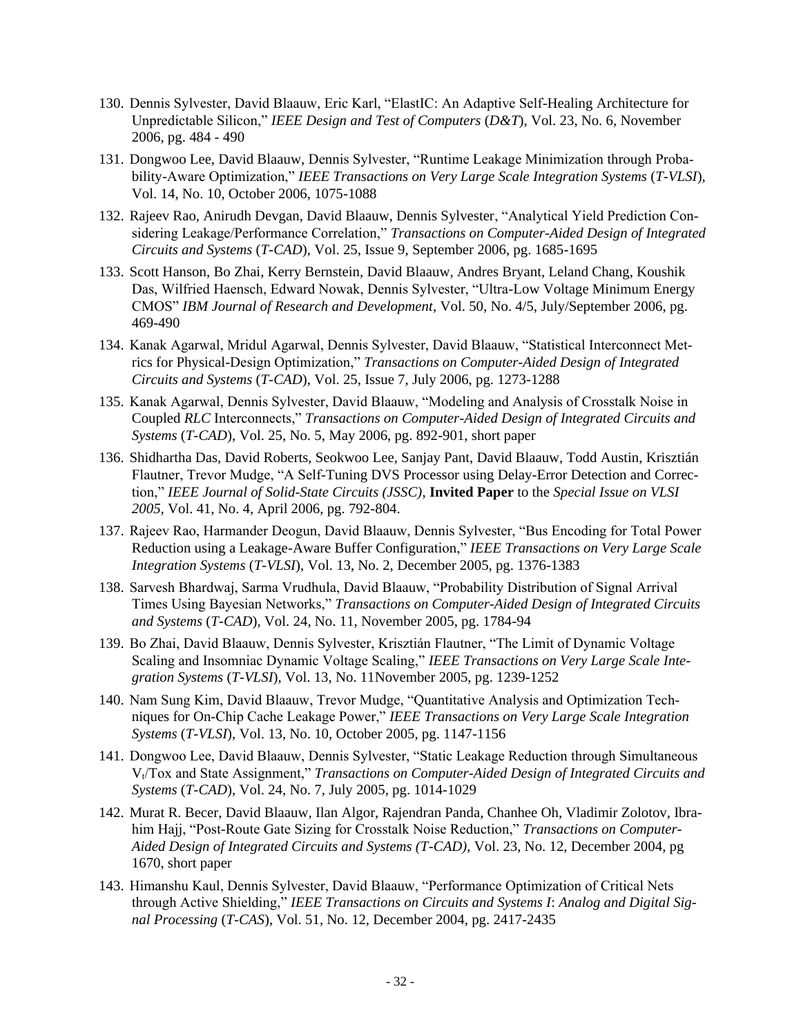130. Dennis Sylvester, David Blaauw, Eric Karl, "ElastIC: An Adaptive Self-Healing Architecture for Unpredictable Silicon," *IEEE Design and Test of Computers* (*D&T*), Vol. 23, No. 6, November 2006, pg. 484 - 490

131. Dongwoo Lee, David Blaauw, Dennis Sylvester, "Runtime Leakage Minimization through Probability-Aware Optimization," *IEEE Transactions on Very Large Scale Integration Systems* (*T-VLSI*), Vol. 14, No. 10, October 2006, 1075-1088

132. Rajeev Rao, Anirudh Devgan, David Blaauw, Dennis Sylvester, "Analytical Yield Prediction Considering Leakage/Performance Correlation," *Transactions on Computer-Aided Design of Integrated Circuits and Systems* (*T-CAD*), Vol. 25, Issue 9, September 2006, pg. 1685-1695

133. Scott Hanson, Bo Zhai, Kerry Bernstein, David Blaauw, Andres Bryant, Leland Chang, Koushik Das, Wilfried Haensch, Edward Nowak, Dennis Sylvester, "Ultra-Low Voltage Minimum Energy CMOS" *IBM Journal of Research and Development*, Vol. 50, No. 4/5, July/September 2006, pg. 469-490

134. Kanak Agarwal, Mridul Agarwal, Dennis Sylvester, David Blaauw, "Statistical Interconnect Metrics for Physical-Design Optimization," *Transactions on Computer-Aided Design of Integrated Circuits and Systems* (*T-CAD*), Vol. 25, Issue 7, July 2006, pg. 1273-1288

135. Kanak Agarwal, Dennis Sylvester, David Blaauw, "Modeling and Analysis of Crosstalk Noise in Coupled *RLC* Interconnects," *Transactions on Computer-Aided Design of Integrated Circuits and Systems* (*T-CAD*), Vol. 25, No. 5, May 2006, pg. 892-901, short paper

136. Shidhartha Das, David Roberts, Seokwoo Lee, Sanjay Pant, David Blaauw, Todd Austin, Krisztián Flautner, Trevor Mudge, "A Self-Tuning DVS Processor using Delay-Error Detection and Correction," *IEEE Journal of Solid-State Circuits (JSSC)*, **Invited Paper** to the *Special Issue on VLSI 2005*, Vol. 41, No. 4, April 2006, pg. 792-804.

137. Rajeev Rao, Harmander Deogun, David Blaauw, Dennis Sylvester, "Bus Encoding for Total Power Reduction using a Leakage-Aware Buffer Configuration," *IEEE Transactions on Very Large Scale Integration Systems* (*T-VLSI*), Vol. 13, No. 2, December 2005, pg. 1376-1383

138. Sarvesh Bhardwaj, Sarma Vrudhula, David Blaauw, "Probability Distribution of Signal Arrival Times Using Bayesian Networks," *Transactions on Computer-Aided Design of Integrated Circuits and Systems* (*T-CAD*), Vol. 24, No. 11, November 2005, pg. 1784-94

139. Bo Zhai, David Blaauw, Dennis Sylvester, Krisztián Flautner, "The Limit of Dynamic Voltage Scaling and Insomniac Dynamic Voltage Scaling," *IEEE Transactions on Very Large Scale Integration Systems* (*T-VLSI*), Vol. 13, No. 11November 2005, pg. 1239-1252

140. Nam Sung Kim, David Blaauw, Trevor Mudge, "Quantitative Analysis and Optimization Techniques for On-Chip Cache Leakage Power," *IEEE Transactions on Very Large Scale Integration Systems* (*T-VLSI*), Vol. 13, No. 10, October 2005, pg. 1147-1156

141. Dongwoo Lee, David Blaauw, Dennis Sylvester, "Static Leakage Reduction through Simultaneous $V_t$/Tox and State Assignment," *Transactions on Computer-Aided Design of Integrated Circuits and Systems* (*T-CAD*), Vol. 24, No. 7, July 2005, pg. 1014-1029

142. Murat R. Becer, David Blaauw, Ilan Algor, Rajendran Panda, Chanhee Oh, Vladimir Zolotov, Ibrahim Hajj, "Post-Route Gate Sizing for Crosstalk Noise Reduction," *Transactions on Computer-Aided Design of Integrated Circuits and Systems (T-CAD)*, Vol. 23, No. 12, December 2004, pg 1670, short paper

143. Himanshu Kaul, Dennis Sylvester, David Blaauw, "Performance Optimization of Critical Nets through Active Shielding," *IEEE Transactions on Circuits and Systems I*: *Analog and Digital Signal Processing* (*T-CAS*), Vol. 51, No. 12, December 2004, pg. 2417-2435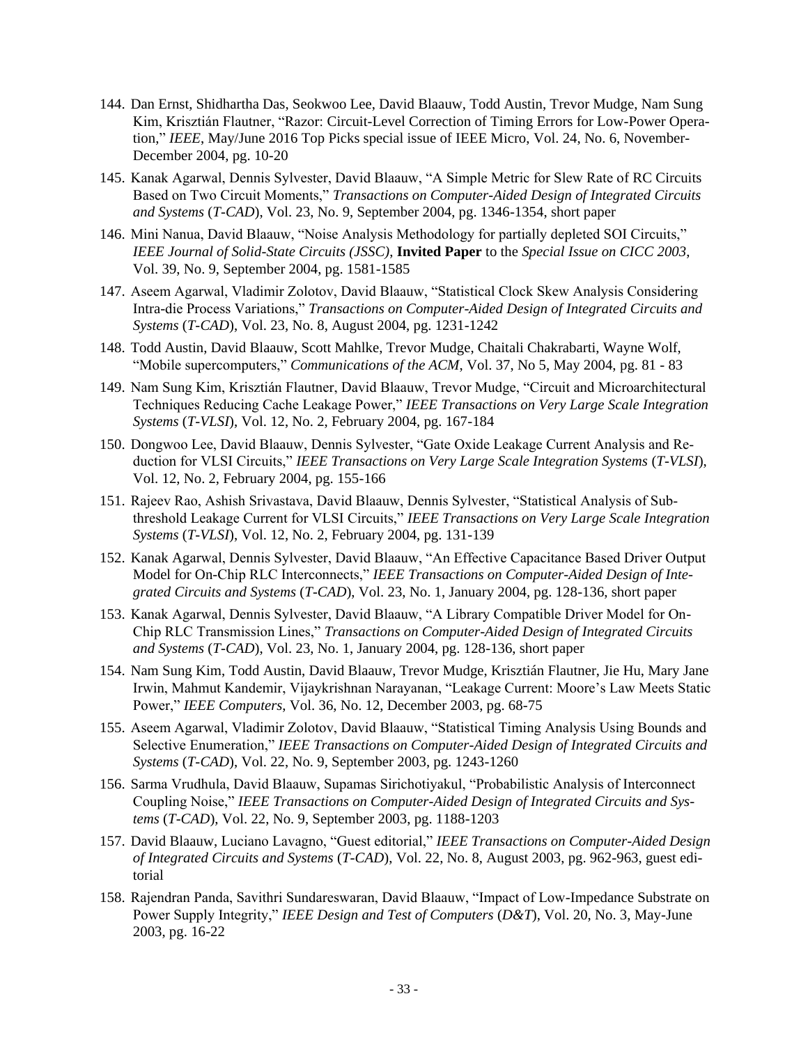144. Dan Ernst, Shidhartha Das, Seokwoo Lee, David Blaauw, Todd Austin, Trevor Mudge, Nam Sung Kim, Krisztián Flautner, "Razor: Circuit-Level Correction of Timing Errors for Low-Power Operation," *IEEE*, May/June 2016 Top Picks special issue of IEEE Micro, Vol. 24, No. 6, November-December 2004, pg. 10-20

145. Kanak Agarwal, Dennis Sylvester, David Blaauw, "A Simple Metric for Slew Rate of RC Circuits Based on Two Circuit Moments," *Transactions on Computer-Aided Design of Integrated Circuits and Systems* (*T-CAD*), Vol. 23, No. 9, September 2004, pg. 1346-1354, short paper

146. Mini Nanua, David Blaauw, "Noise Analysis Methodology for partially depleted SOI Circuits," *IEEE Journal of Solid-State Circuits (JSSC)*, **Invited Paper** to the *Special Issue on CICC 2003*, Vol. 39, No. 9, September 2004, pg. 1581-1585

147. Aseem Agarwal, Vladimir Zolotov, David Blaauw, "Statistical Clock Skew Analysis Considering Intra-die Process Variations," *Transactions on Computer-Aided Design of Integrated Circuits and Systems* (*T-CAD*), Vol. 23, No. 8, August 2004, pg. 1231-1242

148. Todd Austin, David Blaauw, Scott Mahlke, Trevor Mudge, Chaitali Chakrabarti, Wayne Wolf, "Mobile supercomputers," *Communications of the ACM*, Vol. 37, No 5, May 2004, pg. 81 - 83

149. Nam Sung Kim, Krisztián Flautner, David Blaauw, Trevor Mudge, "Circuit and Microarchitectural Techniques Reducing Cache Leakage Power," *IEEE Transactions on Very Large Scale Integration Systems* (*T-VLSI*), Vol. 12, No. 2, February 2004, pg. 167-184

150. Dongwoo Lee, David Blaauw, Dennis Sylvester, "Gate Oxide Leakage Current Analysis and Reduction for VLSI Circuits," *IEEE Transactions on Very Large Scale Integration Systems* (*T-VLSI*), Vol. 12, No. 2, February 2004, pg. 155-166

151. Rajeev Rao, Ashish Srivastava, David Blaauw, Dennis Sylvester, "Statistical Analysis of Subthreshold Leakage Current for VLSI Circuits," *IEEE Transactions on Very Large Scale Integration Systems* (*T-VLSI*), Vol. 12, No. 2, February 2004, pg. 131-139

152. Kanak Agarwal, Dennis Sylvester, David Blaauw, "An Effective Capacitance Based Driver Output Model for On-Chip RLC Interconnects," *IEEE Transactions on Computer-Aided Design of Integrated Circuits and Systems* (*T-CAD*), Vol. 23, No. 1, January 2004, pg. 128-136, short paper

153. Kanak Agarwal, Dennis Sylvester, David Blaauw, "A Library Compatible Driver Model for On-Chip RLC Transmission Lines," *Transactions on Computer-Aided Design of Integrated Circuits and Systems* (*T-CAD*), Vol. 23, No. 1, January 2004, pg. 128-136, short paper

154. Nam Sung Kim, Todd Austin, David Blaauw, Trevor Mudge, Krisztián Flautner, Jie Hu, Mary Jane Irwin, Mahmut Kandemir, Vijaykrishnan Narayanan, "Leakage Current: Moore's Law Meets Static Power," *IEEE Computers*, Vol. 36, No. 12, December 2003, pg. 68-75

155. Aseem Agarwal, Vladimir Zolotov, David Blaauw, "Statistical Timing Analysis Using Bounds and Selective Enumeration," *IEEE Transactions on Computer-Aided Design of Integrated Circuits and Systems* (*T-CAD*), Vol. 22, No. 9, September 2003, pg. 1243-1260

156. Sarma Vrudhula, David Blaauw, Supamas Sirichotiyakul, "Probabilistic Analysis of Interconnect Coupling Noise," *IEEE Transactions on Computer-Aided Design of Integrated Circuits and Systems* (*T-CAD*), Vol. 22, No. 9, September 2003, pg. 1188-1203

157. David Blaauw, Luciano Lavagno, "Guest editorial," *IEEE Transactions on Computer-Aided Design of Integrated Circuits and Systems* (*T-CAD*), Vol. 22, No. 8, August 2003, pg. 962-963, guest editorial

158. Rajendran Panda, Savithri Sundareswaran, David Blaauw, "Impact of Low-Impedance Substrate on Power Supply Integrity," *IEEE Design and Test of Computers* (*D&T*), Vol. 20, No. 3, May-June 2003, pg. 16-22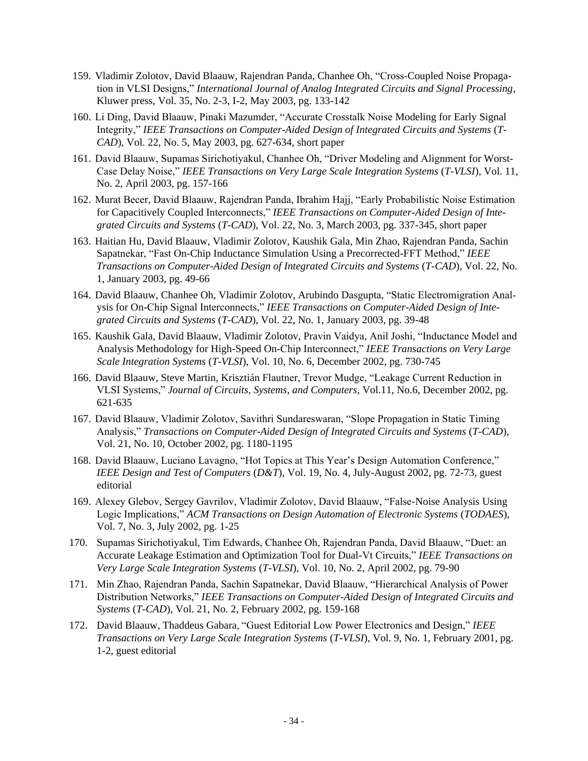159. Vladimir Zolotov, David Blaauw, Rajendran Panda, Chanhee Oh, "Cross-Coupled Noise Propagation in VLSI Designs," *International Journal of Analog Integrated Circuits and Signal Processing*, Kluwer press, Vol. 35, No. 2-3, I-2, May 2003, pg. 133-142

160. Li Ding, David Blaauw, Pinaki Mazumder, "Accurate Crosstalk Noise Modeling for Early Signal Integrity," *IEEE Transactions on Computer-Aided Design of Integrated Circuits and Systems* (*T-CAD*), Vol. 22, No. 5, May 2003, pg. 627-634, short paper

161. David Blaauw, Supamas Sirichotiyakul, Chanhee Oh, "Driver Modeling and Alignment for Worst-Case Delay Noise," *IEEE Transactions on Very Large Scale Integration Systems* (*T-VLSI*), Vol. 11, No. 2, April 2003, pg. 157-166

162. Murat Becer, David Blaauw, Rajendran Panda, Ibrahim Hajj, "Early Probabilistic Noise Estimation for Capacitively Coupled Interconnects," *IEEE Transactions on Computer-Aided Design of Integrated Circuits and Systems* (*T-CAD*), Vol. 22, No. 3, March 2003, pg. 337-345, short paper

163. Haitian Hu, David Blaauw, Vladimir Zolotov, Kaushik Gala, Min Zhao, Rajendran Panda, Sachin Sapatnekar, "Fast On-Chip Inductance Simulation Using a Precorrected-FFT Method," *IEEE Transactions on Computer-Aided Design of Integrated Circuits and Systems* (*T-CAD*), Vol. 22, No. 1, January 2003, pg. 49-66

164. David Blaauw, Chanhee Oh, Vladimir Zolotov, Arubindo Dasgupta, "Static Electromigration Analysis for On-Chip Signal Interconnects," *IEEE Transactions on Computer-Aided Design of Integrated Circuits and Systems* (*T-CAD*), Vol. 22, No. 1, January 2003, pg. 39-48

165. Kaushik Gala, David Blaauw, Vladimir Zolotov, Pravin Vaidya, Anil Joshi, "Inductance Model and Analysis Methodology for High-Speed On-Chip Interconnect," *IEEE Transactions on Very Large Scale Integration Systems* (*T-VLSI*), Vol. 10, No. 6, December 2002, pg. 730-745

166. David Blaauw, Steve Martin, Krisztián Flautner, Trevor Mudge, "Leakage Current Reduction in VLSI Systems," *Journal of Circuits, Systems, and Computers*, Vol.11, No.6, December 2002, pg. 621-635

167. David Blaauw, Vladimir Zolotov, Savithri Sundareswaran, "Slope Propagation in Static Timing Analysis," *Transactions on Computer-Aided Design of Integrated Circuits and Systems* (*T-CAD*), Vol. 21, No. 10, October 2002, pg. 1180-1195

168. David Blaauw, Luciano Lavagno, "Hot Topics at This Year's Design Automation Conference," *IEEE Design and Test of Computers* (*D&T*), Vol. 19, No. 4, July-August 2002, pg. 72-73, guest editorial

169. Alexey Glebov, Sergey Gavrilov, Vladimir Zolotov, David Blaauw, "False-Noise Analysis Using Logic Implications," *ACM Transactions on Design Automation of Electronic Systems* (*TODAES*), Vol. 7, No. 3, July 2002, pg. 1-25

170. Supamas Sirichotiyakul, Tim Edwards, Chanhee Oh, Rajendran Panda, David Blaauw, "Duet: an Accurate Leakage Estimation and Optimization Tool for Dual-Vt Circuits," *IEEE Transactions on Very Large Scale Integration Systems* (*T-VLSI*), Vol. 10, No. 2, April 2002, pg. 79-90

171. Min Zhao, Rajendran Panda, Sachin Sapatnekar, David Blaauw, "Hierarchical Analysis of Power Distribution Networks," *IEEE Transactions on Computer-Aided Design of Integrated Circuits and Systems* (*T-CAD*), Vol. 21, No. 2, February 2002, pg. 159-168

172. David Blaauw, Thaddeus Gabara, "Guest Editorial Low Power Electronics and Design," *IEEE Transactions on Very Large Scale Integration Systems* (*T-VLSI*), Vol. 9, No. 1, February 2001, pg. 1-2, guest editorial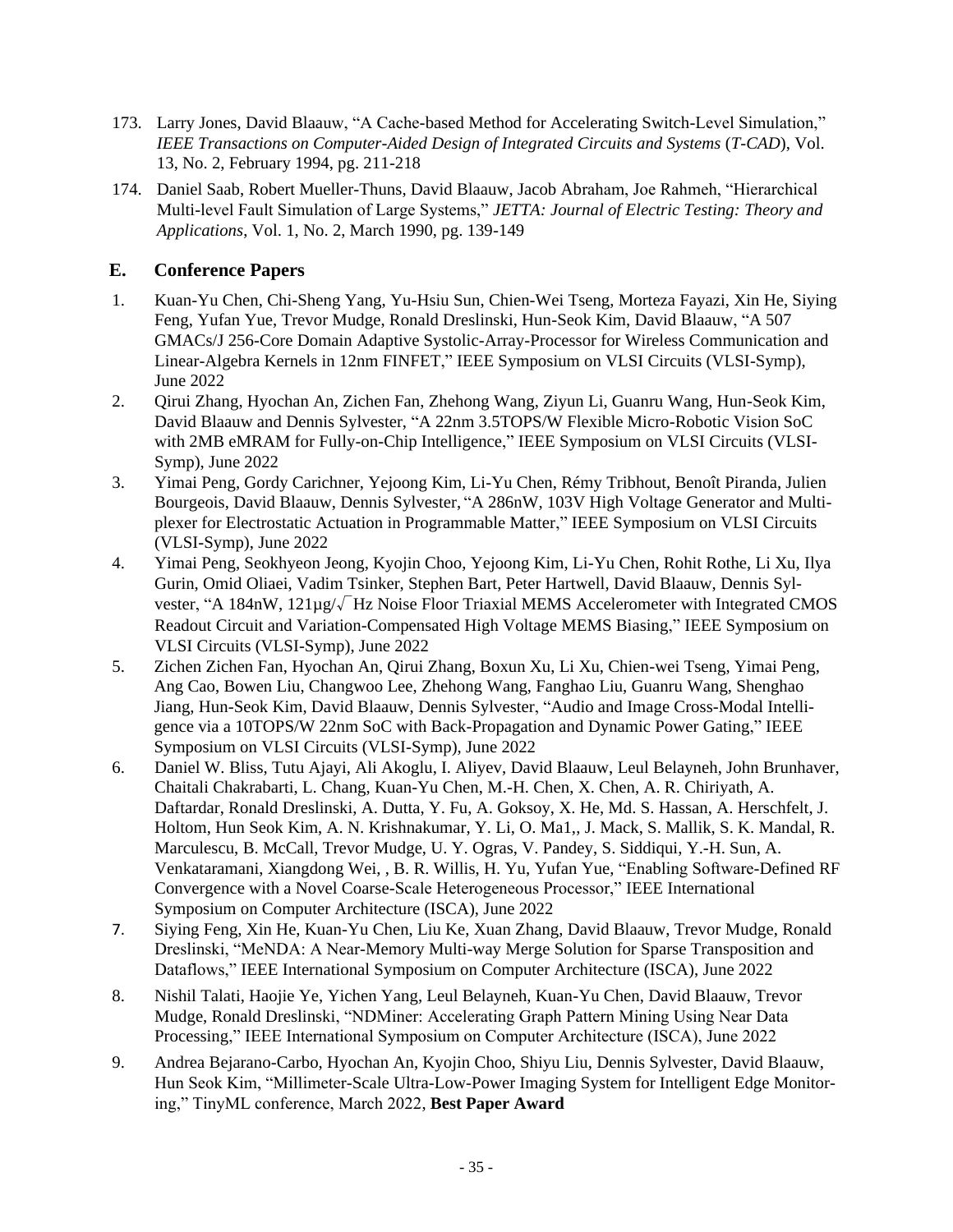173. Larry Jones, David Blaauw, "A Cache-based Method for Accelerating Switch-Level Simulation," *IEEE Transactions on Computer-Aided Design of Integrated Circuits and Systems* (*T-CAD*), Vol. 13, No. 2, February 1994, pg. 211-218

174. Daniel Saab, Robert Mueller-Thuns, David Blaauw, Jacob Abraham, Joe Rahmeh, "Hierarchical Multi-level Fault Simulation of Large Systems," *JETTA: Journal of Electric Testing: Theory and Applications*, Vol. 1, No. 2, March 1990, pg. 139-149

## E. Conference Papers

1. Kuan-Yu Chen, Chi-Sheng Yang, Yu-Hsiu Sun, Chien-Wei Tseng, Morteza Fayazi, Xin He, Siying Feng, Yufan Yue, Trevor Mudge, Ronald Dreslinski, Hun-Seok Kim, David Blaauw, "A 507 GMACs/J 256-Core Domain Adaptive Systolic-Array-Processor for Wireless Communication and Linear-Algebra Kernels in 12nm FINFET," IEEE Symposium on VLSI Circuits (VLSI-Symp), June 2022
2. Qirui Zhang, Hyochan An, Zichen Fan, Zhehong Wang, Ziyun Li, Guanru Wang, Hun-Seok Kim, David Blaauw and Dennis Sylvester, "A 22nm 3.5TOPS/W Flexible Micro-Robotic Vision SoC with 2MB eMRAM for Fully-on-Chip Intelligence," IEEE Symposium on VLSI Circuits (VLSI-Symp), June 2022
3. Yimai Peng, Gordy Carichner, Yejoong Kim, Li-Yu Chen, Rémy Tribhout, Benoît Piranda, Julien Bourgeois, David Blaauw, Dennis Sylvester, "A 286nW, 103V High Voltage Generator and Multi-plexer for Electrostatic Actuation in Programmable Matter," IEEE Symposium on VLSI Circuits (VLSI-Symp), June 2022
4. Yimai Peng, Seokhyeon Jeong, Kyojin Choo, Yejoong Kim, Li-Yu Chen, Rohit Rothe, Li Xu, Ilya Gurin, Omid Oliaei, Vadim Tsinker, Stephen Bart, Peter Hartwell, David Blaauw, Dennis Sylvester, "A 184nW, 121µg/$\sqrt{}$Hz Noise Floor Triaxial MEMS Accelerometer with Integrated CMOS Readout Circuit and Variation-Compensated High Voltage MEMS Biasing," IEEE Symposium on VLSI Circuits (VLSI-Symp), June 2022
5. Zichen Zichen Fan, Hyochan An, Qirui Zhang, Boxun Xu, Li Xu, Chien-wei Tseng, Yimai Peng, Ang Cao, Bowen Liu, Changwoo Lee, Zhehong Wang, Fanghao Liu, Guanru Wang, Shenghao Jiang, Hun-Seok Kim, David Blaauw, Dennis Sylvester, "Audio and Image Cross-Modal Intelligence via a 10TOPS/W 22nm SoC with Back-Propagation and Dynamic Power Gating," IEEE Symposium on VLSI Circuits (VLSI-Symp), June 2022
6. Daniel W. Bliss, Tutu Ajayi, Ali Akoglu, I. Aliyev, David Blaauw, Leul Belayneh, John Brunhaver, Chaitali Chakrabarti, L. Chang, Kuan-Yu Chen, M.-H. Chen, X. Chen, A. R. Chiriyath, A. Daftardar, Ronald Dreslinski, A. Dutta, Y. Fu, A. Goksoy, X. He, Md. S. Hassan, A. Herschfelt, J. Holtom, Hun Seok Kim, A. N. Krishnakumar, Y. Li, O. Ma1,, J. Mack, S. Mallik, S. K. Mandal, R. Marculescu, B. McCall, Trevor Mudge, U. Y. Ogras, V. Pandey, S. Siddiqui, Y.-H. Sun, A. Venkataramani, Xiangdong Wei, , B. R. Willis, H. Yu, Yufan Yue, "Enabling Software-Defined RF Convergence with a Novel Coarse-Scale Heterogeneous Processor," IEEE International Symposium on Computer Architecture (ISCA), June 2022
7. Siying Feng, Xin He, Kuan-Yu Chen, Liu Ke, Xuan Zhang, David Blaauw, Trevor Mudge, Ronald Dreslinski, "MeNDA: A Near-Memory Multi-way Merge Solution for Sparse Transposition and Dataflows," IEEE International Symposium on Computer Architecture (ISCA), June 2022
8. Nishil Talati, Haojie Ye, Yichen Yang, Leul Belayneh, Kuan-Yu Chen, David Blaauw, Trevor Mudge, Ronald Dreslinski, "NDMiner: Accelerating Graph Pattern Mining Using Near Data Processing," IEEE International Symposium on Computer Architecture (ISCA), June 2022
9. Andrea Bejarano-Carbo, Hyochan An, Kyojin Choo, Shiyu Liu, Dennis Sylvester, David Blaauw, Hun Seok Kim, "Millimeter-Scale Ultra-Low-Power Imaging System for Intelligent Edge Monitoring," TinyML conference, March 2022, **Best Paper Award**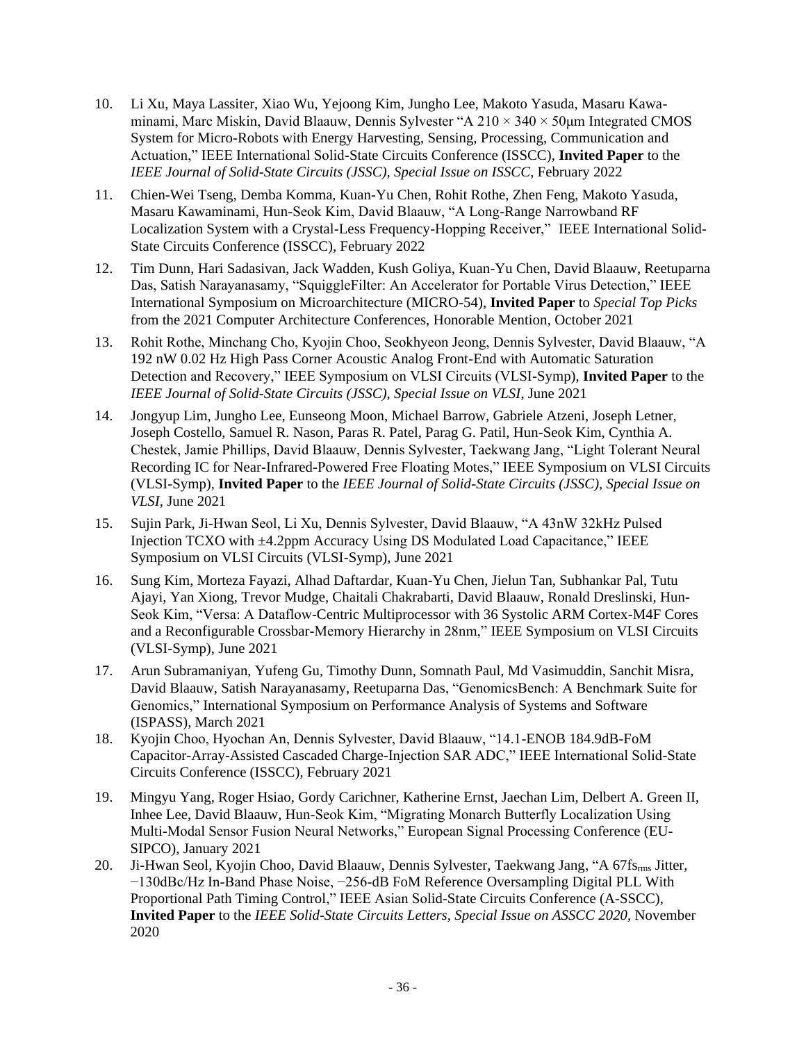10. Li Xu, Maya Lassiter, Xiao Wu, Yejoong Kim, Jungho Lee, Makoto Yasuda, Masaru Kawaminami, Marc Miskin, David Blaauw, Dennis Sylvester "A 210 × 340 × 50µm Integrated CMOS System for Micro-Robots with Energy Harvesting, Sensing, Processing, Communication and Actuation," IEEE International Solid-State Circuits Conference (ISSCC), **Invited Paper** to the *IEEE Journal of Solid-State Circuits (JSSC), Special Issue on ISSCC*, February 2022

11. Chien-Wei Tseng, Demba Komma, Kuan-Yu Chen, Rohit Rothe, Zhen Feng, Makoto Yasuda, Masaru Kawaminami, Hun-Seok Kim, David Blaauw, "A Long-Range Narrowband RF Localization System with a Crystal-Less Frequency-Hopping Receiver," IEEE International Solid-State Circuits Conference (ISSCC), February 2022

12. Tim Dunn, Hari Sadasivan, Jack Wadden, Kush Goliya, Kuan-Yu Chen, David Blaauw, Reetuparna Das, Satish Narayanasamy, "SquiggleFilter: An Accelerator for Portable Virus Detection," IEEE International Symposium on Microarchitecture (MICRO-54), **Invited Paper** to *Special Top Picks* from the 2021 Computer Architecture Conferences, Honorable Mention, October 2021

13. Rohit Rothe, Minchang Cho, Kyojin Choo, Seokhyeon Jeong, Dennis Sylvester, David Blaauw, "A 192 nW 0.02 Hz High Pass Corner Acoustic Analog Front-End with Automatic Saturation Detection and Recovery," IEEE Symposium on VLSI Circuits (VLSI-Symp), **Invited Paper** to the *IEEE Journal of Solid-State Circuits (JSSC), Special Issue on VLSI*, June 2021

14. Jongyup Lim, Jungho Lee, Eunseong Moon, Michael Barrow, Gabriele Atzeni, Joseph Letner, Joseph Costello, Samuel R. Nason, Paras R. Patel, Parag G. Patil, Hun-Seok Kim, Cynthia A. Chestek, Jamie Phillips, David Blaauw, Dennis Sylvester, Taekwang Jang, "Light Tolerant Neural Recording IC for Near-Infrared-Powered Free Floating Motes," IEEE Symposium on VLSI Circuits (VLSI-Symp), **Invited Paper** to the *IEEE Journal of Solid-State Circuits (JSSC), Special Issue on VLSI*, June 2021

15. Sujin Park, Ji-Hwan Seol, Li Xu, Dennis Sylvester, David Blaauw, "A 43nW 32kHz Pulsed Injection TCXO with ±4.2ppm Accuracy Using DS Modulated Load Capacitance," IEEE Symposium on VLSI Circuits (VLSI-Symp), June 2021

16. Sung Kim, Morteza Fayazi, Alhad Daftardar, Kuan-Yu Chen, Jielun Tan, Subhankar Pal, Tutu Ajayi, Yan Xiong, Trevor Mudge, Chaitali Chakrabarti, David Blaauw, Ronald Dreslinski, Hun-Seok Kim, "Versa: A Dataflow-Centric Multiprocessor with 36 Systolic ARM Cortex-M4F Cores and a Reconfigurable Crossbar-Memory Hierarchy in 28nm," IEEE Symposium on VLSI Circuits (VLSI-Symp), June 2021

17. Arun Subramaniyan, Yufeng Gu, Timothy Dunn, Somnath Paul, Md Vasimuddin, Sanchit Misra, David Blaauw, Satish Narayanasamy, Reetuparna Das, "GenomicsBench: A Benchmark Suite for Genomics," International Symposium on Performance Analysis of Systems and Software (ISPASS), March 2021

18. Kyojin Choo, Hyochan An, Dennis Sylvester, David Blaauw, "14.1-ENOB 184.9dB-FoM Capacitor-Array-Assisted Cascaded Charge-Injection SAR ADC," IEEE International Solid-State Circuits Conference (ISSCC), February 2021

19. Mingyu Yang, Roger Hsiao, Gordy Carichner, Katherine Ernst, Jaechan Lim, Delbert A. Green II, Inhee Lee, David Blaauw, Hun-Seok Kim, "Migrating Monarch Butterfly Localization Using Multi-Modal Sensor Fusion Neural Networks," European Signal Processing Conference (EUSIPCO), January 2021

20. Ji-Hwan Seol, Kyojin Choo, David Blaauw, Dennis Sylvester, Taekwang Jang, "A 67$fs_{rms}$ Jitter, −130dBc/Hz In-Band Phase Noise, −256-dB FoM Reference Oversampling Digital PLL With Proportional Path Timing Control," IEEE Asian Solid-State Circuits Conference (A-SSCC), **Invited Paper** to the *IEEE Solid-State Circuits Letters, Special Issue on ASSCC 2020*, November 2020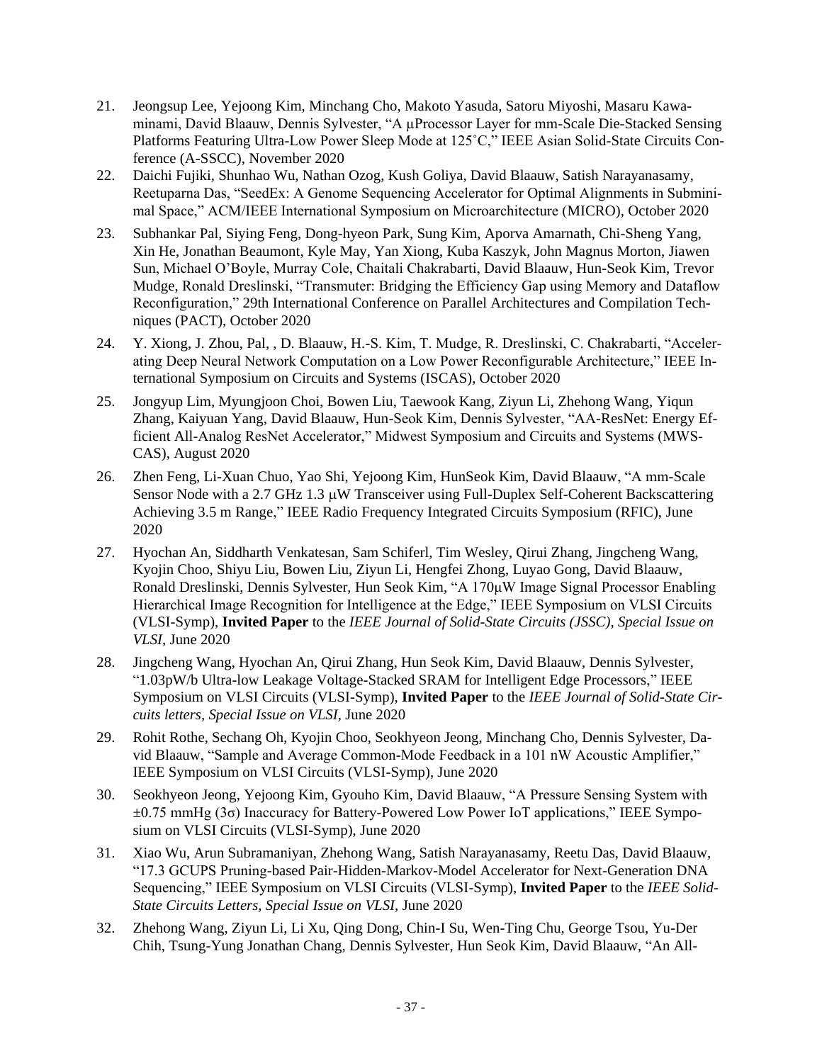21. Jeongsup Lee, Yejoong Kim, Minchang Cho, Makoto Yasuda, Satoru Miyoshi, Masaru Kawaminami, David Blaauw, Dennis Sylvester, "A µProcessor Layer for mm-Scale Die-Stacked Sensing Platforms Featuring Ultra-Low Power Sleep Mode at 125˚C," IEEE Asian Solid-State Circuits Conference (A-SSCC), November 2020
22. Daichi Fujiki, Shunhao Wu, Nathan Ozog, Kush Goliya, David Blaauw, Satish Narayanasamy, Reetuparna Das, "SeedEx: A Genome Sequencing Accelerator for Optimal Alignments in Subminimal Space," ACM/IEEE International Symposium on Microarchitecture (MICRO), October 2020
23. Subhankar Pal, Siying Feng, Dong-hyeon Park, Sung Kim, Aporva Amarnath, Chi-Sheng Yang, Xin He, Jonathan Beaumont, Kyle May, Yan Xiong, Kuba Kaszyk, John Magnus Morton, Jiawen Sun, Michael O'Boyle, Murray Cole, Chaitali Chakrabarti, David Blaauw, Hun-Seok Kim, Trevor Mudge, Ronald Dreslinski, "Transmuter: Bridging the Efficiency Gap using Memory and Dataflow Reconfiguration," 29th International Conference on Parallel Architectures and Compilation Techniques (PACT), October 2020
24. Y. Xiong, J. Zhou, Pal, , D. Blaauw, H.-S. Kim, T. Mudge, R. Dreslinski, C. Chakrabarti, "Accelerating Deep Neural Network Computation on a Low Power Reconfigurable Architecture," IEEE International Symposium on Circuits and Systems (ISCAS), October 2020
25. Jongyup Lim, Myungjoon Choi, Bowen Liu, Taewook Kang, Ziyun Li, Zhehong Wang, Yiqun Zhang, Kaiyuan Yang, David Blaauw, Hun-Seok Kim, Dennis Sylvester, "AA-ResNet: Energy Efficient All-Analog ResNet Accelerator," Midwest Symposium and Circuits and Systems (MWSCAS), August 2020
26. Zhen Feng, Li-Xuan Chuo, Yao Shi, Yejoong Kim, HunSeok Kim, David Blaauw, "A mm-Scale Sensor Node with a 2.7 GHz 1.3 µW Transceiver using Full-Duplex Self-Coherent Backscattering Achieving 3.5 m Range," IEEE Radio Frequency Integrated Circuits Symposium (RFIC), June 2020
27. Hyochan An, Siddharth Venkatesan, Sam Schiferl, Tim Wesley, Qirui Zhang, Jingcheng Wang, Kyojin Choo, Shiyu Liu, Bowen Liu, Ziyun Li, Hengfei Zhong, Luyao Gong, David Blaauw, Ronald Dreslinski, Dennis Sylvester, Hun Seok Kim, "A 170µW Image Signal Processor Enabling Hierarchical Image Recognition for Intelligence at the Edge," IEEE Symposium on VLSI Circuits (VLSI-Symp), **Invited Paper** to the *IEEE Journal of Solid-State Circuits (JSSC), Special Issue on VLSI*, June 2020
28. Jingcheng Wang, Hyochan An, Qirui Zhang, Hun Seok Kim, David Blaauw, Dennis Sylvester, "1.03pW/b Ultra-low Leakage Voltage-Stacked SRAM for Intelligent Edge Processors," IEEE Symposium on VLSI Circuits (VLSI-Symp), **Invited Paper** to the *IEEE Journal of Solid-State Circuits letters, Special Issue on VLSI*, June 2020
29. Rohit Rothe, Sechang Oh, Kyojin Choo, Seokhyeon Jeong, Minchang Cho, Dennis Sylvester, David Blaauw, "Sample and Average Common-Mode Feedback in a 101 nW Acoustic Amplifier," IEEE Symposium on VLSI Circuits (VLSI-Symp), June 2020
30. Seokhyeon Jeong, Yejoong Kim, Gyouho Kim, David Blaauw, "A Pressure Sensing System with ±0.75 mmHg (3σ) Inaccuracy for Battery-Powered Low Power IoT applications," IEEE Symposium on VLSI Circuits (VLSI-Symp), June 2020
31. Xiao Wu, Arun Subramaniyan, Zhehong Wang, Satish Narayanasamy, Reetu Das, David Blaauw, "17.3 GCUPS Pruning-based Pair-Hidden-Markov-Model Accelerator for Next-Generation DNA Sequencing," IEEE Symposium on VLSI Circuits (VLSI-Symp), **Invited Paper** to the *IEEE Solid-State Circuits Letters, Special Issue on VLSI*, June 2020
32. Zhehong Wang, Ziyun Li, Li Xu, Qing Dong, Chin-I Su, Wen-Ting Chu, George Tsou, Yu-Der Chih, Tsung-Yung Jonathan Chang, Dennis Sylvester, Hun Seok Kim, David Blaauw, "An All-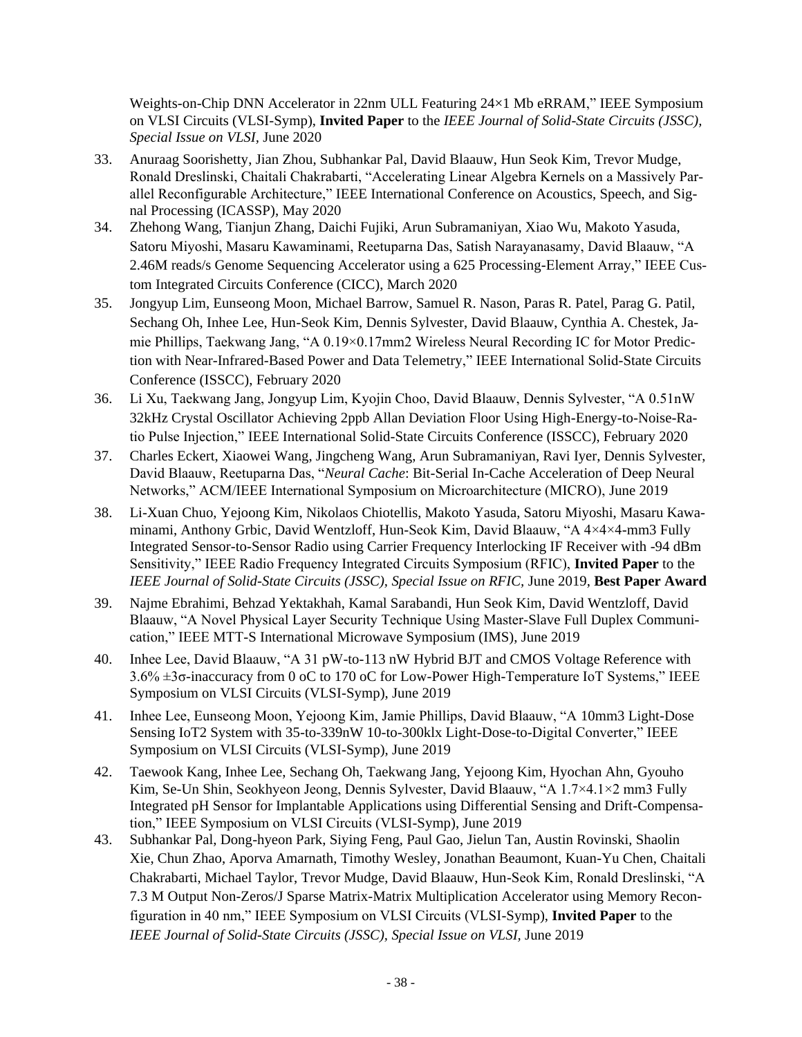Weights-on-Chip DNN Accelerator in 22nm ULL Featuring 24×1 Mb eRRAM," IEEE Symposium on VLSI Circuits (VLSI-Symp), **Invited Paper** to the *IEEE Journal of Solid-State Circuits (JSSC), Special Issue on VLSI*, June 2020

33. Anuraag Soorishetty, Jian Zhou, Subhankar Pal, David Blaauw, Hun Seok Kim, Trevor Mudge, Ronald Dreslinski, Chaitali Chakrabarti, "Accelerating Linear Algebra Kernels on a Massively Parallel Reconfigurable Architecture," IEEE International Conference on Acoustics, Speech, and Signal Processing (ICASSP), May 2020
34. Zhehong Wang, Tianjun Zhang, Daichi Fujiki, Arun Subramaniyan, Xiao Wu, Makoto Yasuda, Satoru Miyoshi, Masaru Kawaminami, Reetuparna Das, Satish Narayanasamy, David Blaauw, "A 2.46M reads/s Genome Sequencing Accelerator using a 625 Processing-Element Array," IEEE Custom Integrated Circuits Conference (CICC), March 2020
35. Jongyup Lim, Eunseong Moon, Michael Barrow, Samuel R. Nason, Paras R. Patel, Parag G. Patil, Sechang Oh, Inhee Lee, Hun-Seok Kim, Dennis Sylvester, David Blaauw, Cynthia A. Chestek, Jamie Phillips, Taekwang Jang, "A 0.19×0.17mm2 Wireless Neural Recording IC for Motor Prediction with Near-Infrared-Based Power and Data Telemetry," IEEE International Solid-State Circuits Conference (ISSCC), February 2020
36. Li Xu, Taekwang Jang, Jongyup Lim, Kyojin Choo, David Blaauw, Dennis Sylvester, "A 0.51nW 32kHz Crystal Oscillator Achieving 2ppb Allan Deviation Floor Using High-Energy-to-Noise-Ratio Pulse Injection," IEEE International Solid-State Circuits Conference (ISSCC), February 2020
37. Charles Eckert, Xiaowei Wang, Jingcheng Wang, Arun Subramaniyan, Ravi Iyer, Dennis Sylvester, David Blaauw, Reetuparna Das, "*Neural Cache*: Bit-Serial In-Cache Acceleration of Deep Neural Networks," ACM/IEEE International Symposium on Microarchitecture (MICRO), June 2019
38. Li-Xuan Chuo, Yejoong Kim, Nikolaos Chiotellis, Makoto Yasuda, Satoru Miyoshi, Masaru Kawaminami, Anthony Grbic, David Wentzloff, Hun-Seok Kim, David Blaauw, "A 4×4×4-mm3 Fully Integrated Sensor-to-Sensor Radio using Carrier Frequency Interlocking IF Receiver with -94 dBm Sensitivity," IEEE Radio Frequency Integrated Circuits Symposium (RFIC), **Invited Paper** to the *IEEE Journal of Solid-State Circuits (JSSC), Special Issue on RFIC,* June 2019, **Best Paper Award**
39. Najme Ebrahimi, Behzad Yektakhah, Kamal Sarabandi, Hun Seok Kim, David Wentzloff, David Blaauw, "A Novel Physical Layer Security Technique Using Master-Slave Full Duplex Communication," IEEE MTT-S International Microwave Symposium (IMS), June 2019
40. Inhee Lee, David Blaauw, "A 31 pW-to-113 nW Hybrid BJT and CMOS Voltage Reference with 3.6% ±3σ-inaccuracy from 0 oC to 170 oC for Low-Power High-Temperature IoT Systems," IEEE Symposium on VLSI Circuits (VLSI-Symp), June 2019
41. Inhee Lee, Eunseong Moon, Yejoong Kim, Jamie Phillips, David Blaauw, "A 10mm3 Light-Dose Sensing IoT2 System with 35-to-339nW 10-to-300klx Light-Dose-to-Digital Converter," IEEE Symposium on VLSI Circuits (VLSI-Symp), June 2019
42. Taewook Kang, Inhee Lee, Sechang Oh, Taekwang Jang, Yejoong Kim, Hyochan Ahn, Gyouho Kim, Se-Un Shin, Seokhyeon Jeong, Dennis Sylvester, David Blaauw, "A 1.7×4.1×2 mm3 Fully Integrated pH Sensor for Implantable Applications using Differential Sensing and Drift-Compensation," IEEE Symposium on VLSI Circuits (VLSI-Symp), June 2019
43. Subhankar Pal, Dong-hyeon Park, Siying Feng, Paul Gao, Jielun Tan, Austin Rovinski, Shaolin Xie, Chun Zhao, Aporva Amarnath, Timothy Wesley, Jonathan Beaumont, Kuan-Yu Chen, Chaitali Chakrabarti, Michael Taylor, Trevor Mudge, David Blaauw, Hun-Seok Kim, Ronald Dreslinski, "A 7.3 M Output Non-Zeros/J Sparse Matrix-Matrix Multiplication Accelerator using Memory Reconfiguration in 40 nm," IEEE Symposium on VLSI Circuits (VLSI-Symp), **Invited Paper** to the *IEEE Journal of Solid-State Circuits (JSSC), Special Issue on VLSI,* June 2019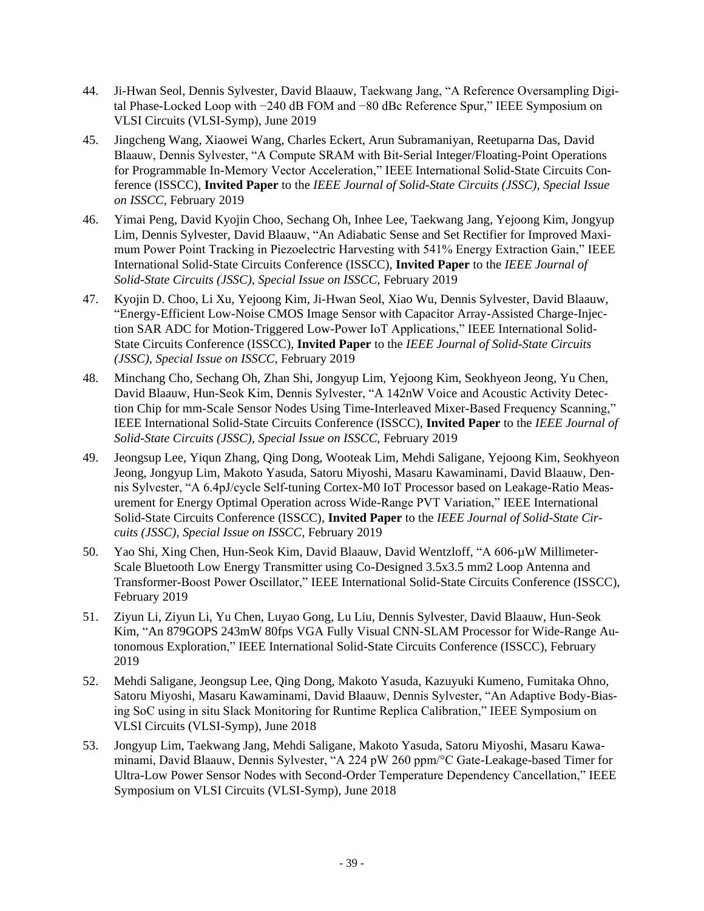44. Ji-Hwan Seol, Dennis Sylvester, David Blaauw, Taekwang Jang, "A Reference Oversampling Digital Phase-Locked Loop with −240 dB FOM and −80 dBc Reference Spur," IEEE Symposium on VLSI Circuits (VLSI-Symp), June 2019

45. Jingcheng Wang, Xiaowei Wang, Charles Eckert, Arun Subramaniyan, Reetuparna Das, David Blaauw, Dennis Sylvester, "A Compute SRAM with Bit-Serial Integer/Floating-Point Operations for Programmable In-Memory Vector Acceleration," IEEE International Solid-State Circuits Conference (ISSCC), **Invited Paper** to the *IEEE Journal of Solid-State Circuits (JSSC), Special Issue on ISSCC,* February 2019

46. Yimai Peng, David Kyojin Choo, Sechang Oh, Inhee Lee, Taekwang Jang, Yejoong Kim, Jongyup Lim, Dennis Sylvester, David Blaauw, "An Adiabatic Sense and Set Rectifier for Improved Maximum Power Point Tracking in Piezoelectric Harvesting with 541% Energy Extraction Gain," IEEE International Solid-State Circuits Conference (ISSCC), **Invited Paper** to the *IEEE Journal of Solid-State Circuits (JSSC), Special Issue on ISSCC,* February 2019

47. Kyojin D. Choo, Li Xu, Yejoong Kim, Ji-Hwan Seol, Xiao Wu, Dennis Sylvester, David Blaauw, "Energy-Efficient Low-Noise CMOS Image Sensor with Capacitor Array-Assisted Charge-Injection SAR ADC for Motion-Triggered Low-Power IoT Applications," IEEE International Solid-State Circuits Conference (ISSCC), **Invited Paper** to the *IEEE Journal of Solid-State Circuits (JSSC), Special Issue on ISSCC,* February 2019

48. Minchang Cho, Sechang Oh, Zhan Shi, Jongyup Lim, Yejoong Kim, Seokhyeon Jeong, Yu Chen, David Blaauw, Hun-Seok Kim, Dennis Sylvester, "A 142nW Voice and Acoustic Activity Detection Chip for mm-Scale Sensor Nodes Using Time-Interleaved Mixer-Based Frequency Scanning," IEEE International Solid-State Circuits Conference (ISSCC), **Invited Paper** to the *IEEE Journal of Solid-State Circuits (JSSC), Special Issue on ISSCC,* February 2019

49. Jeongsup Lee, Yiqun Zhang, Qing Dong, Wooteak Lim, Mehdi Saligane, Yejoong Kim, Seokhyeon Jeong, Jongyup Lim, Makoto Yasuda, Satoru Miyoshi, Masaru Kawaminami, David Blaauw, Dennis Sylvester, "A 6.4pJ/cycle Self-tuning Cortex-M0 IoT Processor based on Leakage-Ratio Measurement for Energy Optimal Operation across Wide-Range PVT Variation," IEEE International Solid-State Circuits Conference (ISSCC), **Invited Paper** to the *IEEE Journal of Solid-State Circuits (JSSC), Special Issue on ISSCC,* February 2019

50. Yao Shi, Xing Chen, Hun-Seok Kim, David Blaauw, David Wentzloff, "A 606-µW Millimeter-Scale Bluetooth Low Energy Transmitter using Co-Designed 3.5x3.5 mm2 Loop Antenna and Transformer-Boost Power Oscillator," IEEE International Solid-State Circuits Conference (ISSCC), February 2019

51. Ziyun Li, Ziyun Li, Yu Chen, Luyao Gong, Lu Liu, Dennis Sylvester, David Blaauw, Hun-Seok Kim, "An 879GOPS 243mW 80fps VGA Fully Visual CNN-SLAM Processor for Wide-Range Autonomous Exploration," IEEE International Solid-State Circuits Conference (ISSCC), February 2019

52. Mehdi Saligane, Jeongsup Lee, Qing Dong, Makoto Yasuda, Kazuyuki Kumeno, Fumitaka Ohno, Satoru Miyoshi, Masaru Kawaminami, David Blaauw, Dennis Sylvester, "An Adaptive Body-Biasing SoC using in situ Slack Monitoring for Runtime Replica Calibration," IEEE Symposium on VLSI Circuits (VLSI-Symp), June 2018

53. Jongyup Lim, Taekwang Jang, Mehdi Saligane, Makoto Yasuda, Satoru Miyoshi, Masaru Kawaminami, David Blaauw, Dennis Sylvester, "A 224 pW 260 ppm/°C Gate-Leakage-based Timer for Ultra-Low Power Sensor Nodes with Second-Order Temperature Dependency Cancellation," IEEE Symposium on VLSI Circuits (VLSI-Symp), June 2018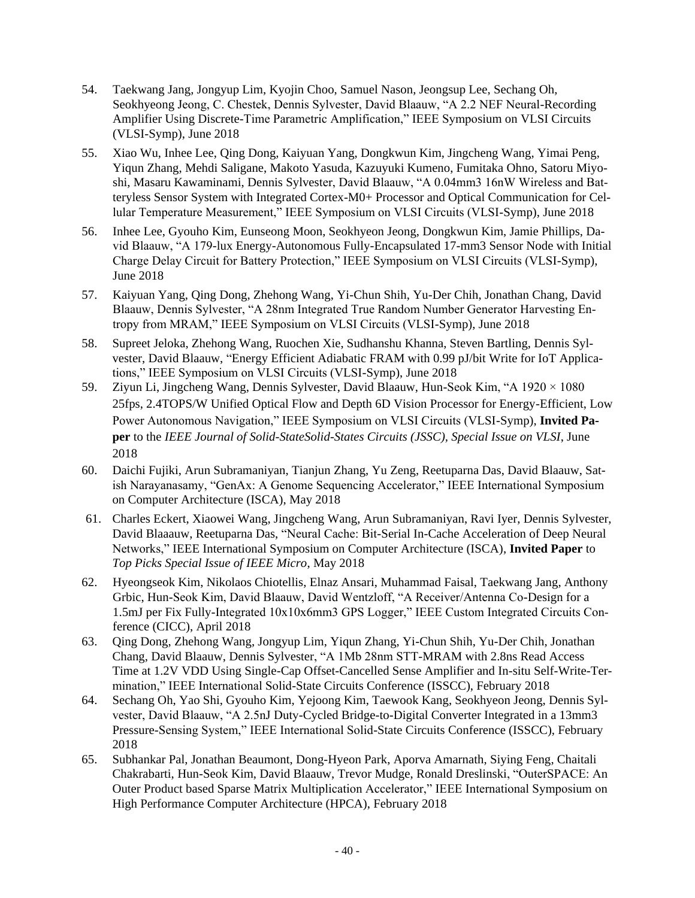54. Taekwang Jang, Jongyup Lim, Kyojin Choo, Samuel Nason, Jeongsup Lee, Sechang Oh, Seokhyeong Jeong, C. Chestek, Dennis Sylvester, David Blaauw, "A 2.2 NEF Neural-Recording Amplifier Using Discrete-Time Parametric Amplification," IEEE Symposium on VLSI Circuits (VLSI-Symp), June 2018

55. Xiao Wu, Inhee Lee, Qing Dong, Kaiyuan Yang, Dongkwun Kim, Jingcheng Wang, Yimai Peng, Yiqun Zhang, Mehdi Saligane, Makoto Yasuda, Kazuyuki Kumeno, Fumitaka Ohno, Satoru Miyoshi, Masaru Kawaminami, Dennis Sylvester, David Blaauw, "A 0.04mm3 16nW Wireless and Batteryless Sensor System with Integrated Cortex-M0+ Processor and Optical Communication for Cellular Temperature Measurement," IEEE Symposium on VLSI Circuits (VLSI-Symp), June 2018

56. Inhee Lee, Gyouho Kim, Eunseong Moon, Seokhyeon Jeong, Dongkwun Kim, Jamie Phillips, David Blaauw, "A 179-lux Energy-Autonomous Fully-Encapsulated 17-mm3 Sensor Node with Initial Charge Delay Circuit for Battery Protection," IEEE Symposium on VLSI Circuits (VLSI-Symp), June 2018

57. Kaiyuan Yang, Qing Dong, Zhehong Wang, Yi-Chun Shih, Yu-Der Chih, Jonathan Chang, David Blaauw, Dennis Sylvester, "A 28nm Integrated True Random Number Generator Harvesting Entropy from MRAM," IEEE Symposium on VLSI Circuits (VLSI-Symp), June 2018

58. Supreet Jeloka, Zhehong Wang, Ruochen Xie, Sudhanshu Khanna, Steven Bartling, Dennis Sylvester, David Blaauw, "Energy Efficient Adiabatic FRAM with 0.99 pJ/bit Write for IoT Applications," IEEE Symposium on VLSI Circuits (VLSI-Symp), June 2018

59. Ziyun Li, Jingcheng Wang, Dennis Sylvester, David Blaauw, Hun-Seok Kim, "A 1920 × 1080 25fps, 2.4TOPS/W Unified Optical Flow and Depth 6D Vision Processor for Energy-Efficient, Low Power Autonomous Navigation," IEEE Symposium on VLSI Circuits (VLSI-Symp), **Invited Paper** to the *IEEE Journal of Solid-StateSolid-States Circuits (JSSC), Special Issue on VLSI*, June 2018

60. Daichi Fujiki, Arun Subramaniyan, Tianjun Zhang, Yu Zeng, Reetuparna Das, David Blaauw, Satish Narayanasamy, "GenAx: A Genome Sequencing Accelerator," IEEE International Symposium on Computer Architecture (ISCA), May 2018

61. Charles Eckert, Xiaowei Wang, Jingcheng Wang, Arun Subramaniyan, Ravi Iyer, Dennis Sylvester, David Blaaauw, Reetuparna Das, "Neural Cache: Bit-Serial In-Cache Acceleration of Deep Neural Networks," IEEE International Symposium on Computer Architecture (ISCA), **Invited Paper** to *Top Picks Special Issue of IEEE Micro*, May 2018

62. Hyeongseok Kim, Nikolaos Chiotellis, Elnaz Ansari, Muhammad Faisal, Taekwang Jang, Anthony Grbic, Hun-Seok Kim, David Blaauw, David Wentzloff, "A Receiver/Antenna Co-Design for a 1.5mJ per Fix Fully-Integrated 10x10x6mm3 GPS Logger," IEEE Custom Integrated Circuits Conference (CICC), April 2018

63. Qing Dong, Zhehong Wang, Jongyup Lim, Yiqun Zhang, Yi-Chun Shih, Yu-Der Chih, Jonathan Chang, David Blaauw, Dennis Sylvester, "A 1Mb 28nm STT-MRAM with 2.8ns Read Access Time at 1.2V VDD Using Single-Cap Offset-Cancelled Sense Amplifier and In-situ Self-Write-Termination," IEEE International Solid-State Circuits Conference (ISSCC), February 2018

64. Sechang Oh, Yao Shi, Gyouho Kim, Yejoong Kim, Taewook Kang, Seokhyeon Jeong, Dennis Sylvester, David Blaauw, "A 2.5nJ Duty-Cycled Bridge-to-Digital Converter Integrated in a 13mm3 Pressure-Sensing System," IEEE International Solid-State Circuits Conference (ISSCC), February 2018

65. Subhankar Pal, Jonathan Beaumont, Dong-Hyeon Park, Aporva Amarnath, Siying Feng, Chaitali Chakrabarti, Hun-Seok Kim, David Blaauw, Trevor Mudge, Ronald Dreslinski, "OuterSPACE: An Outer Product based Sparse Matrix Multiplication Accelerator," IEEE International Symposium on High Performance Computer Architecture (HPCA), February 2018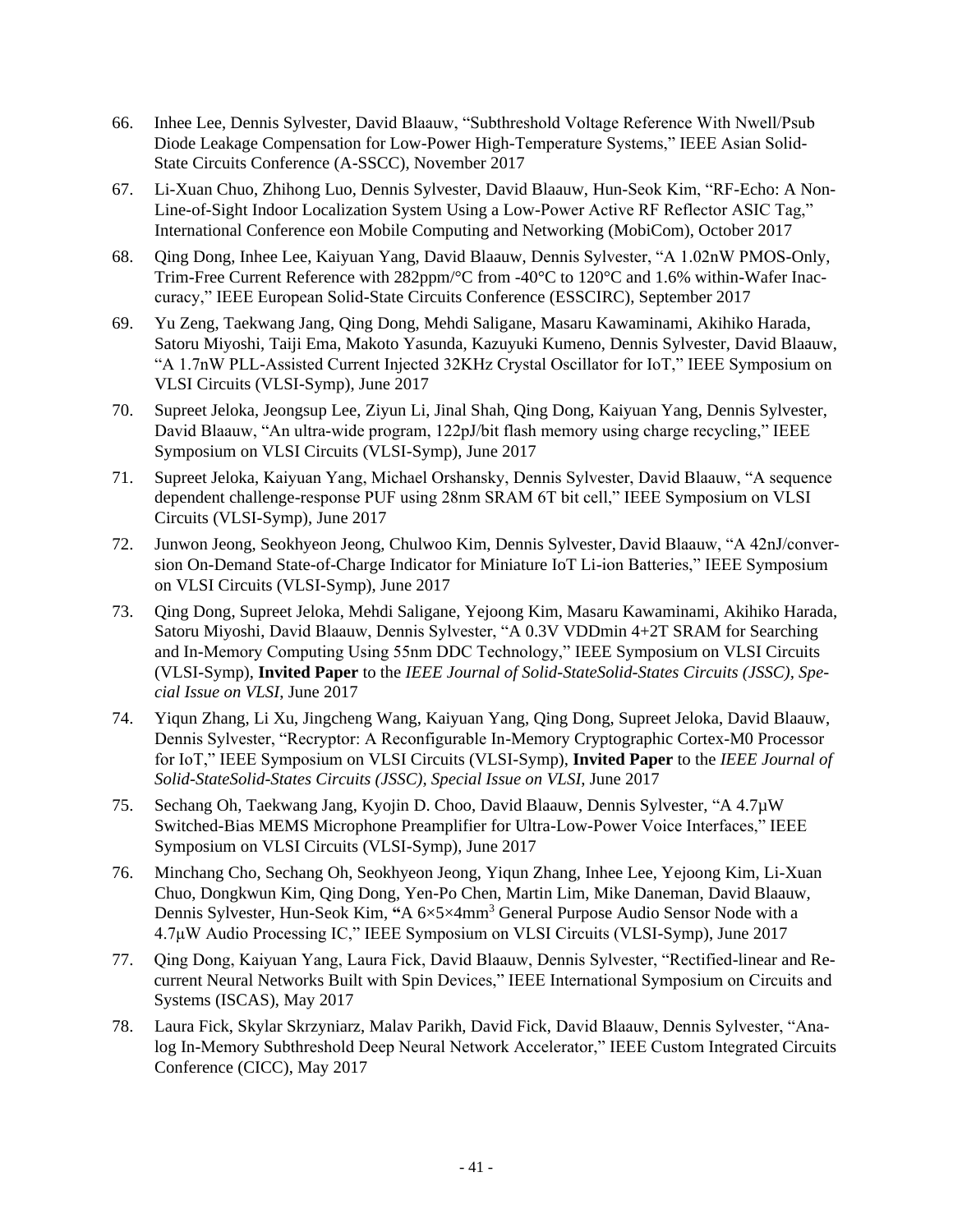66. Inhee Lee, Dennis Sylvester, David Blaauw, "Subthreshold Voltage Reference With Nwell/Psub Diode Leakage Compensation for Low-Power High-Temperature Systems," IEEE Asian Solid-State Circuits Conference (A-SSCC), November 2017

67. Li-Xuan Chuo, Zhihong Luo, Dennis Sylvester, David Blaauw, Hun-Seok Kim, "RF-Echo: A Non-Line-of-Sight Indoor Localization System Using a Low-Power Active RF Reflector ASIC Tag," International Conference eon Mobile Computing and Networking (MobiCom), October 2017

68. Qing Dong, Inhee Lee, Kaiyuan Yang, David Blaauw, Dennis Sylvester, "A 1.02nW PMOS-Only, Trim-Free Current Reference with 282ppm/°C from -40°C to 120°C and 1.6% within-Wafer Inaccuracy," IEEE European Solid-State Circuits Conference (ESSCIRC), September 2017

69. Yu Zeng, Taekwang Jang, Qing Dong, Mehdi Saligane, Masaru Kawaminami, Akihiko Harada, Satoru Miyoshi, Taiji Ema, Makoto Yasunda, Kazuyuki Kumeno, Dennis Sylvester, David Blaauw, "A 1.7nW PLL-Assisted Current Injected 32KHz Crystal Oscillator for IoT," IEEE Symposium on VLSI Circuits (VLSI-Symp), June 2017

70. Supreet Jeloka, Jeongsup Lee, Ziyun Li, Jinal Shah, Qing Dong, Kaiyuan Yang, Dennis Sylvester, David Blaauw, "An ultra-wide program, 122pJ/bit flash memory using charge recycling," IEEE Symposium on VLSI Circuits (VLSI-Symp), June 2017

71. Supreet Jeloka, Kaiyuan Yang, Michael Orshansky, Dennis Sylvester, David Blaauw, "A sequence dependent challenge-response PUF using 28nm SRAM 6T bit cell," IEEE Symposium on VLSI Circuits (VLSI-Symp), June 2017

72. Junwon Jeong, Seokhyeon Jeong, Chulwoo Kim, Dennis Sylvester, David Blaauw, "A 42nJ/conversion On-Demand State-of-Charge Indicator for Miniature IoT Li-ion Batteries," IEEE Symposium on VLSI Circuits (VLSI-Symp), June 2017

73. Qing Dong, Supreet Jeloka, Mehdi Saligane, Yejoong Kim, Masaru Kawaminami, Akihiko Harada, Satoru Miyoshi, David Blaauw, Dennis Sylvester, "A 0.3V VDDmin 4+2T SRAM for Searching and In-Memory Computing Using 55nm DDC Technology," IEEE Symposium on VLSI Circuits (VLSI-Symp), **Invited Paper** to the *IEEE Journal of Solid-StateSolid-States Circuits (JSSC), Special Issue on VLSI*, June 2017

74. Yiqun Zhang, Li Xu, Jingcheng Wang, Kaiyuan Yang, Qing Dong, Supreet Jeloka, David Blaauw, Dennis Sylvester, "Recryptor: A Reconfigurable In-Memory Cryptographic Cortex-M0 Processor for IoT," IEEE Symposium on VLSI Circuits (VLSI-Symp), **Invited Paper** to the *IEEE Journal of Solid-StateSolid-States Circuits (JSSC), Special Issue on VLSI*, June 2017

75. Sechang Oh, Taekwang Jang, Kyojin D. Choo, David Blaauw, Dennis Sylvester, "A 4.7µW Switched-Bias MEMS Microphone Preamplifier for Ultra-Low-Power Voice Interfaces," IEEE Symposium on VLSI Circuits (VLSI-Symp), June 2017

76. Minchang Cho, Sechang Oh, Seokhyeon Jeong, Yiqun Zhang, Inhee Lee, Yejoong Kim, Li-Xuan Chuo, Dongkwun Kim, Qing Dong, Yen-Po Chen, Martin Lim, Mike Daneman, David Blaauw, Dennis Sylvester, Hun-Seok Kim, "A 6×5×4mm$^3$ General Purpose Audio Sensor Node with a 4.7µW Audio Processing IC," IEEE Symposium on VLSI Circuits (VLSI-Symp), June 2017

77. Qing Dong, Kaiyuan Yang, Laura Fick, David Blaauw, Dennis Sylvester, "Rectified-linear and Recurrent Neural Networks Built with Spin Devices," IEEE International Symposium on Circuits and Systems (ISCAS), May 2017

78. Laura Fick, Skylar Skrzyniarz, Malav Parikh, David Fick, David Blaauw, Dennis Sylvester, "Analog In-Memory Subthreshold Deep Neural Network Accelerator," IEEE Custom Integrated Circuits Conference (CICC), May 2017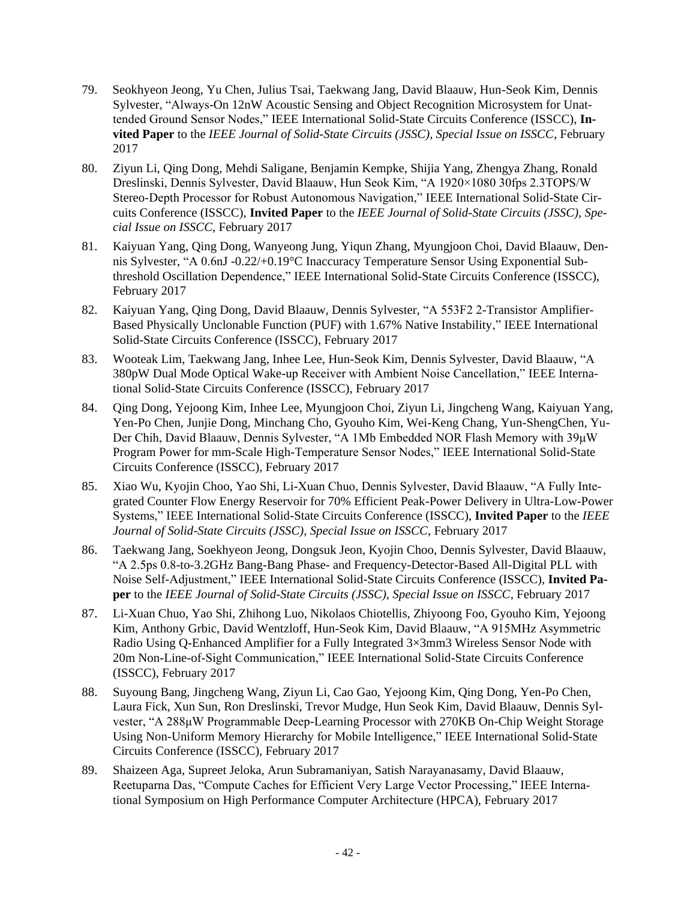79. Seokhyeon Jeong, Yu Chen, Julius Tsai, Taekwang Jang, David Blaauw, Hun-Seok Kim, Dennis Sylvester, "Always-On 12nW Acoustic Sensing and Object Recognition Microsystem for Unattended Ground Sensor Nodes," IEEE International Solid-State Circuits Conference (ISSCC), **Invited Paper** to the *IEEE Journal of Solid-State Circuits (JSSC), Special Issue on ISSCC*, February 2017

80. Ziyun Li, Qing Dong, Mehdi Saligane, Benjamin Kempke, Shijia Yang, Zhengya Zhang, Ronald Dreslinski, Dennis Sylvester, David Blaauw, Hun Seok Kim, "A 1920×1080 30fps 2.3TOPS/W Stereo-Depth Processor for Robust Autonomous Navigation," IEEE International Solid-State Circuits Conference (ISSCC), **Invited Paper** to the *IEEE Journal of Solid-State Circuits (JSSC), Special Issue on ISSCC*, February 2017

81. Kaiyuan Yang, Qing Dong, Wanyeong Jung, Yiqun Zhang, Myungjoon Choi, David Blaauw, Dennis Sylvester, "A 0.6nJ -0.22/+0.19°C Inaccuracy Temperature Sensor Using Exponential Subthreshold Oscillation Dependence," IEEE International Solid-State Circuits Conference (ISSCC), February 2017

82. Kaiyuan Yang, Qing Dong, David Blaauw, Dennis Sylvester, "A 553F2 2-Transistor Amplifier-Based Physically Unclonable Function (PUF) with 1.67% Native Instability," IEEE International Solid-State Circuits Conference (ISSCC), February 2017

83. Wooteak Lim, Taekwang Jang, Inhee Lee, Hun-Seok Kim, Dennis Sylvester, David Blaauw, "A 380pW Dual Mode Optical Wake-up Receiver with Ambient Noise Cancellation," IEEE International Solid-State Circuits Conference (ISSCC), February 2017

84. Qing Dong, Yejoong Kim, Inhee Lee, Myungjoon Choi, Ziyun Li, Jingcheng Wang, Kaiyuan Yang, Yen-Po Chen, Junjie Dong, Minchang Cho, Gyouho Kim, Wei-Keng Chang, Yun-ShengChen, Yu-Der Chih, David Blaauw, Dennis Sylvester, "A 1Mb Embedded NOR Flash Memory with 39μW Program Power for mm-Scale High-Temperature Sensor Nodes," IEEE International Solid-State Circuits Conference (ISSCC), February 2017

85. Xiao Wu, Kyojin Choo, Yao Shi, Li-Xuan Chuo, Dennis Sylvester, David Blaauw, "A Fully Integrated Counter Flow Energy Reservoir for 70% Efficient Peak-Power Delivery in Ultra-Low-Power Systems," IEEE International Solid-State Circuits Conference (ISSCC), **Invited Paper** to the *IEEE Journal of Solid-State Circuits (JSSC), Special Issue on ISSCC*, February 2017

86. Taekwang Jang, Soekhyeon Jeong, Dongsuk Jeon, Kyojin Choo, Dennis Sylvester, David Blaauw, "A 2.5ps 0.8-to-3.2GHz Bang-Bang Phase- and Frequency-Detector-Based All-Digital PLL with Noise Self-Adjustment," IEEE International Solid-State Circuits Conference (ISSCC), **Invited Paper** to the *IEEE Journal of Solid-State Circuits (JSSC), Special Issue on ISSCC*, February 2017

87. Li-Xuan Chuo, Yao Shi, Zhihong Luo, Nikolaos Chiotellis, Zhiyoong Foo, Gyouho Kim, Yejoong Kim, Anthony Grbic, David Wentzloff, Hun-Seok Kim, David Blaauw, "A 915MHz Asymmetric Radio Using Q-Enhanced Amplifier for a Fully Integrated 3×3mm3 Wireless Sensor Node with 20m Non-Line-of-Sight Communication," IEEE International Solid-State Circuits Conference (ISSCC), February 2017

88. Suyoung Bang, Jingcheng Wang, Ziyun Li, Cao Gao, Yejoong Kim, Qing Dong, Yen-Po Chen, Laura Fick, Xun Sun, Ron Dreslinski, Trevor Mudge, Hun Seok Kim, David Blaauw, Dennis Sylvester, "A 288μW Programmable Deep-Learning Processor with 270KB On-Chip Weight Storage Using Non-Uniform Memory Hierarchy for Mobile Intelligence," IEEE International Solid-State Circuits Conference (ISSCC), February 2017

89. Shaizeen Aga, Supreet Jeloka, Arun Subramaniyan, Satish Narayanasamy, David Blaauw, Reetuparna Das, "Compute Caches for Efficient Very Large Vector Processing," IEEE International Symposium on High Performance Computer Architecture (HPCA), February 2017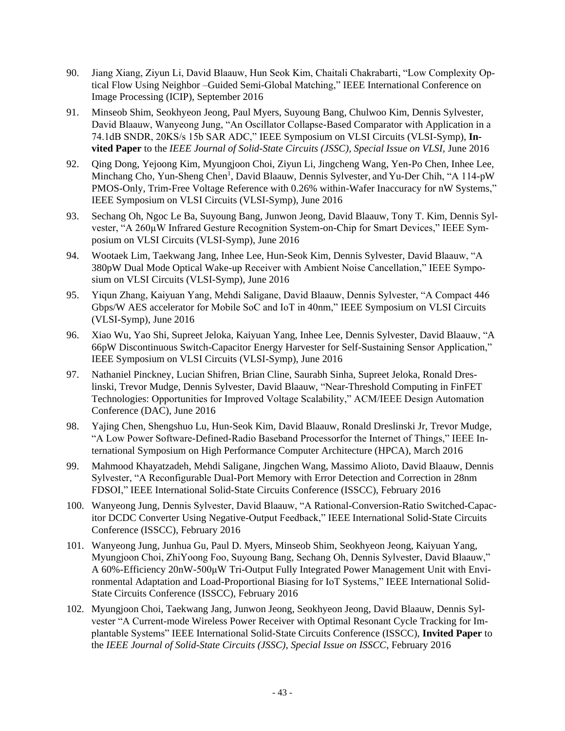90. Jiang Xiang, Ziyun Li, David Blaauw, Hun Seok Kim, Chaitali Chakrabarti, "Low Complexity Optical Flow Using Neighbor –Guided Semi-Global Matching," IEEE International Conference on Image Processing (ICIP), September 2016

91. Minseob Shim, Seokhyeon Jeong, Paul Myers, Suyoung Bang, Chulwoo Kim, Dennis Sylvester, David Blaauw, Wanyeong Jung, "An Oscillator Collapse-Based Comparator with Application in a 74.1dB SNDR, 20KS/s 15b SAR ADC," IEEE Symposium on VLSI Circuits (VLSI-Symp), **Invited Paper** to the *IEEE Journal of Solid-State Circuits (JSSC), Special Issue on VLSI*, June 2016

92. Qing Dong, Yejoong Kim, Myungjoon Choi, Ziyun Li, Jingcheng Wang, Yen-Po Chen, Inhee Lee, Minchang Cho, Yun-Sheng Chen[1], David Blaauw, Dennis Sylvester, and Yu-Der Chih, "A 114-pW PMOS-Only, Trim-Free Voltage Reference with 0.26% within-Wafer Inaccuracy for nW Systems," IEEE Symposium on VLSI Circuits (VLSI-Symp), June 2016

93. Sechang Oh, Ngoc Le Ba, Suyoung Bang, Junwon Jeong, David Blaauw, Tony T. Kim, Dennis Sylvester, "A 260µW Infrared Gesture Recognition System-on-Chip for Smart Devices," IEEE Symposium on VLSI Circuits (VLSI-Symp), June 2016

94. Wootaek Lim, Taekwang Jang, Inhee Lee, Hun-Seok Kim, Dennis Sylvester, David Blaauw, "A 380pW Dual Mode Optical Wake-up Receiver with Ambient Noise Cancellation," IEEE Symposium on VLSI Circuits (VLSI-Symp), June 2016

95. Yiqun Zhang, Kaiyuan Yang, Mehdi Saligane, David Blaauw, Dennis Sylvester, "A Compact 446 Gbps/W AES accelerator for Mobile SoC and IoT in 40nm," IEEE Symposium on VLSI Circuits (VLSI-Symp), June 2016

96. Xiao Wu, Yao Shi, Supreet Jeloka, Kaiyuan Yang, Inhee Lee, Dennis Sylvester, David Blaauw, "A 66pW Discontinuous Switch-Capacitor Energy Harvester for Self-Sustaining Sensor Application," IEEE Symposium on VLSI Circuits (VLSI-Symp), June 2016

97. Nathaniel Pinckney, Lucian Shifren, Brian Cline, Saurabh Sinha, Supreet Jeloka, Ronald Dreslinski, Trevor Mudge, Dennis Sylvester, David Blaauw, "Near-Threshold Computing in FinFET Technologies: Opportunities for Improved Voltage Scalability," ACM/IEEE Design Automation Conference (DAC), June 2016

98. Yajing Chen, Shengshuo Lu, Hun-Seok Kim, David Blaauw, Ronald Dreslinski Jr, Trevor Mudge, "A Low Power Software-Defined-Radio Baseband Processorfor the Internet of Things," IEEE International Symposium on High Performance Computer Architecture (HPCA), March 2016

99. Mahmood Khayatzadeh, Mehdi Saligane, Jingchen Wang, Massimo Alioto, David Blaauw, Dennis Sylvester, "A Reconfigurable Dual-Port Memory with Error Detection and Correction in 28nm FDSOI," IEEE International Solid-State Circuits Conference (ISSCC), February 2016

100. Wanyeong Jung, Dennis Sylvester, David Blaauw, "A Rational-Conversion-Ratio Switched-Capacitor DCDC Converter Using Negative-Output Feedback," IEEE International Solid-State Circuits Conference (ISSCC), February 2016

101. Wanyeong Jung, Junhua Gu, Paul D. Myers, Minseob Shim, Seokhyeon Jeong, Kaiyuan Yang, Myungjoon Choi, ZhiYoong Foo, Suyoung Bang, Sechang Oh, Dennis Sylvester, David Blaauw," A 60%-Efficiency 20nW-500µW Tri-Output Fully Integrated Power Management Unit with Environmental Adaptation and Load-Proportional Biasing for IoT Systems," IEEE International Solid-State Circuits Conference (ISSCC), February 2016

102. Myungjoon Choi, Taekwang Jang, Junwon Jeong, Seokhyeon Jeong, David Blaauw, Dennis Sylvester "A Current-mode Wireless Power Receiver with Optimal Resonant Cycle Tracking for Implantable Systems" IEEE International Solid-State Circuits Conference (ISSCC), **Invited Paper** to the *IEEE Journal of Solid-State Circuits (JSSC), Special Issue on ISSCC*, February 2016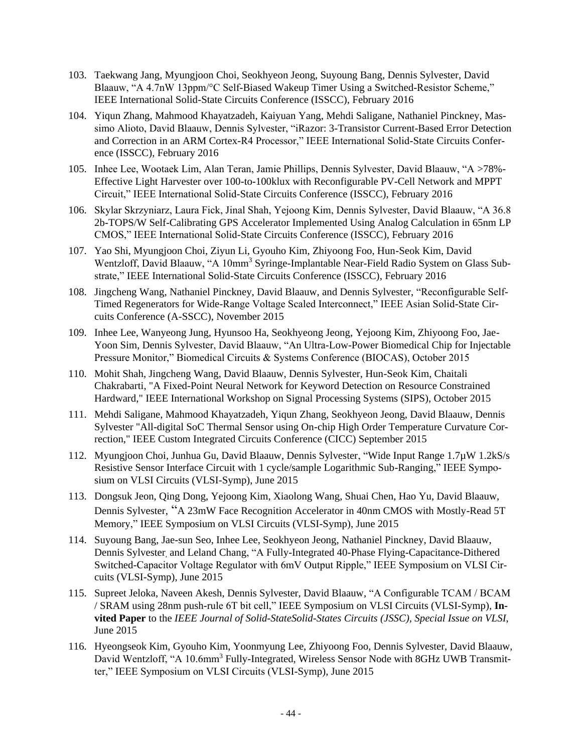103. Taekwang Jang, Myungjoon Choi, Seokhyeon Jeong, Suyoung Bang, Dennis Sylvester, David Blaauw, "A 4.7nW 13ppm/°C Self-Biased Wakeup Timer Using a Switched-Resistor Scheme," IEEE International Solid-State Circuits Conference (ISSCC), February 2016

104. Yiqun Zhang, Mahmood Khayatzadeh, Kaiyuan Yang, Mehdi Saligane, Nathaniel Pinckney, Massimo Alioto, David Blaauw, Dennis Sylvester, "iRazor: 3-Transistor Current-Based Error Detection and Correction in an ARM Cortex-R4 Processor," IEEE International Solid-State Circuits Conference (ISSCC), February 2016

105. Inhee Lee, Wootaek Lim, Alan Teran, Jamie Phillips, Dennis Sylvester, David Blaauw, "A >78%-Effective Light Harvester over 100-to-100klux with Reconfigurable PV-Cell Network and MPPT Circuit," IEEE International Solid-State Circuits Conference (ISSCC), February 2016

106. Skylar Skrzyniarz, Laura Fick, Jinal Shah, Yejoong Kim, Dennis Sylvester, David Blaauw, "A 36.8 2b-TOPS/W Self-Calibrating GPS Accelerator Implemented Using Analog Calculation in 65nm LP CMOS," IEEE International Solid-State Circuits Conference (ISSCC), February 2016

107. Yao Shi, Myungjoon Choi, Ziyun Li, Gyouho Kim, Zhiyoong Foo, Hun-Seok Kim, David Wentzloff, David Blaauw, "A 10mm$^3$ Syringe-Implantable Near-Field Radio System on Glass Substrate," IEEE International Solid-State Circuits Conference (ISSCC), February 2016

108. Jingcheng Wang, Nathaniel Pinckney, David Blaauw, and Dennis Sylvester, "Reconfigurable Self-Timed Regenerators for Wide-Range Voltage Scaled Interconnect," IEEE Asian Solid-State Circuits Conference (A-SSCC), November 2015

109. Inhee Lee, Wanyeong Jung, Hyunsoo Ha, Seokhyeong Jeong, Yejoong Kim, Zhiyoong Foo, Jae-Yoon Sim, Dennis Sylvester, David Blaauw, "An Ultra-Low-Power Biomedical Chip for Injectable Pressure Monitor," Biomedical Circuits & Systems Conference (BIOCAS), October 2015

110. Mohit Shah, Jingcheng Wang, David Blaauw, Dennis Sylvester, Hun-Seok Kim, Chaitali Chakrabarti, "A Fixed-Point Neural Network for Keyword Detection on Resource Constrained Hardward," IEEE International Workshop on Signal Processing Systems (SIPS), October 2015

111. Mehdi Saligane, Mahmood Khayatzadeh, Yiqun Zhang, Seokhyeon Jeong, David Blaauw, Dennis Sylvester "All-digital SoC Thermal Sensor using On-chip High Order Temperature Curvature Correction," IEEE Custom Integrated Circuits Conference (CICC) September 2015

112. Myungjoon Choi, Junhua Gu, David Blaauw, Dennis Sylvester, "Wide Input Range 1.7μW 1.2kS/s Resistive Sensor Interface Circuit with 1 cycle/sample Logarithmic Sub-Ranging," IEEE Symposium on VLSI Circuits (VLSI-Symp), June 2015

113. Dongsuk Jeon, Qing Dong, Yejoong Kim, Xiaolong Wang, Shuai Chen, Hao Yu, David Blaauw, Dennis Sylvester, "A 23mW Face Recognition Accelerator in 40nm CMOS with Mostly-Read 5T Memory," IEEE Symposium on VLSI Circuits (VLSI-Symp), June 2015

114. Suyoung Bang, Jae-sun Seo, Inhee Lee, Seokhyeon Jeong, Nathaniel Pinckney, David Blaauw, Dennis Sylvester, and Leland Chang, "A Fully-Integrated 40-Phase Flying-Capacitance-Dithered Switched-Capacitor Voltage Regulator with 6mV Output Ripple," IEEE Symposium on VLSI Circuits (VLSI-Symp), June 2015

115. Supreet Jeloka, Naveen Akesh, Dennis Sylvester, David Blaauw, "A Configurable TCAM / BCAM / SRAM using 28nm push-rule 6T bit cell," IEEE Symposium on VLSI Circuits (VLSI-Symp), **Invited Paper** to the *IEEE Journal of Solid-StateSolid-States Circuits (JSSC), Special Issue on VLSI*, June 2015

116. Hyeongseok Kim, Gyouho Kim, Yoonmyung Lee, Zhiyoong Foo, Dennis Sylvester, David Blaauw, David Wentzloff, "A 10.6mm$^3$ Fully-Integrated, Wireless Sensor Node with 8GHz UWB Transmitter," IEEE Symposium on VLSI Circuits (VLSI-Symp), June 2015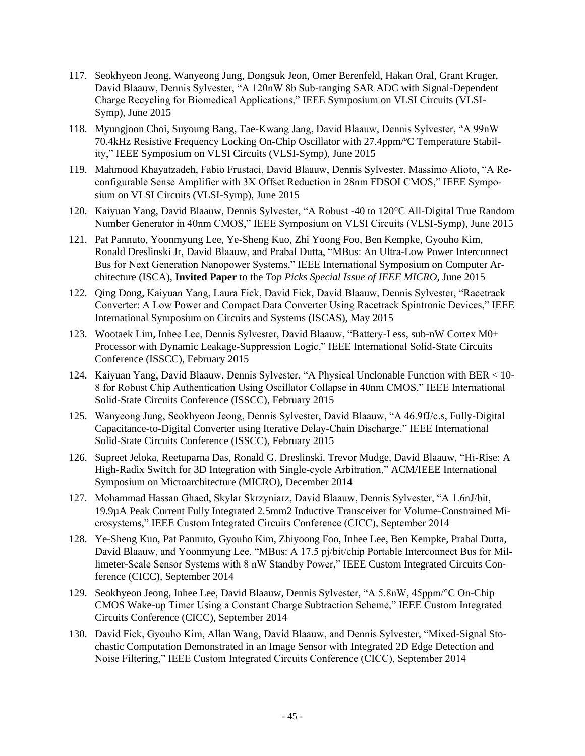117. Seokhyeon Jeong, Wanyeong Jung, Dongsuk Jeon, Omer Berenfeld, Hakan Oral, Grant Kruger, David Blaauw, Dennis Sylvester, "A 120nW 8b Sub-ranging SAR ADC with Signal-Dependent Charge Recycling for Biomedical Applications," IEEE Symposium on VLSI Circuits (VLSI-Symp), June 2015
118. Myungjoon Choi, Suyoung Bang, Tae-Kwang Jang, David Blaauw, Dennis Sylvester, "A 99nW 70.4kHz Resistive Frequency Locking On-Chip Oscillator with 27.4ppm/ºC Temperature Stability," IEEE Symposium on VLSI Circuits (VLSI-Symp), June 2015
119. Mahmood Khayatzadeh, Fabio Frustaci, David Blaauw, Dennis Sylvester, Massimo Alioto, "A Reconfigurable Sense Amplifier with 3X Offset Reduction in 28nm FDSOI CMOS," IEEE Symposium on VLSI Circuits (VLSI-Symp), June 2015
120. Kaiyuan Yang, David Blaauw, Dennis Sylvester, "A Robust -40 to 120°C All-Digital True Random Number Generator in 40nm CMOS," IEEE Symposium on VLSI Circuits (VLSI-Symp), June 2015
121. Pat Pannuto, Yoonmyung Lee, Ye-Sheng Kuo, Zhi Yoong Foo, Ben Kempke, Gyouho Kim, Ronald Dreslinski Jr, David Blaauw, and Prabal Dutta, "MBus: An Ultra-Low Power Interconnect Bus for Next Generation Nanopower Systems," IEEE International Symposium on Computer Architecture (ISCA), **Invited Paper** to the *Top Picks Special Issue of IEEE MICRO*, June 2015
122. Qing Dong, Kaiyuan Yang, Laura Fick, David Fick, David Blaauw, Dennis Sylvester, "Racetrack Converter: A Low Power and Compact Data Converter Using Racetrack Spintronic Devices," IEEE International Symposium on Circuits and Systems (ISCAS), May 2015
123. Wootaek Lim, Inhee Lee, Dennis Sylvester, David Blaauw, "Battery-Less, sub-nW Cortex M0+ Processor with Dynamic Leakage-Suppression Logic," IEEE International Solid-State Circuits Conference (ISSCC), February 2015
124. Kaiyuan Yang, David Blaauw, Dennis Sylvester, "A Physical Unclonable Function with BER < 10-8 for Robust Chip Authentication Using Oscillator Collapse in 40nm CMOS," IEEE International Solid-State Circuits Conference (ISSCC), February 2015
125. Wanyeong Jung, Seokhyeon Jeong, Dennis Sylvester, David Blaauw, "A 46.9fJ/c.s, Fully-Digital Capacitance-to-Digital Converter using Iterative Delay-Chain Discharge." IEEE International Solid-State Circuits Conference (ISSCC), February 2015
126. Supreet Jeloka, Reetuparna Das, Ronald G. Dreslinski, Trevor Mudge, David Blaauw, "Hi-Rise: A High-Radix Switch for 3D Integration with Single-cycle Arbitration," ACM/IEEE International Symposium on Microarchitecture (MICRO), December 2014
127. Mohammad Hassan Ghaed, Skylar Skrzyniarz, David Blaauw, Dennis Sylvester, "A 1.6nJ/bit, 19.9µA Peak Current Fully Integrated 2.5mm2 Inductive Transceiver for Volume-Constrained Microsystems," IEEE Custom Integrated Circuits Conference (CICC), September 2014
128. Ye-Sheng Kuo, Pat Pannuto, Gyouho Kim, Zhiyoong Foo, Inhee Lee, Ben Kempke, Prabal Dutta, David Blaauw, and Yoonmyung Lee, "MBus: A 17.5 pj/bit/chip Portable Interconnect Bus for Millimeter-Scale Sensor Systems with 8 nW Standby Power," IEEE Custom Integrated Circuits Conference (CICC), September 2014
129. Seokhyeon Jeong, Inhee Lee, David Blaauw, Dennis Sylvester, "A 5.8nW, 45ppm/°C On-Chip CMOS Wake-up Timer Using a Constant Charge Subtraction Scheme," IEEE Custom Integrated Circuits Conference (CICC), September 2014
130. David Fick, Gyouho Kim, Allan Wang, David Blaauw, and Dennis Sylvester, "Mixed-Signal Stochastic Computation Demonstrated in an Image Sensor with Integrated 2D Edge Detection and Noise Filtering," IEEE Custom Integrated Circuits Conference (CICC), September 2014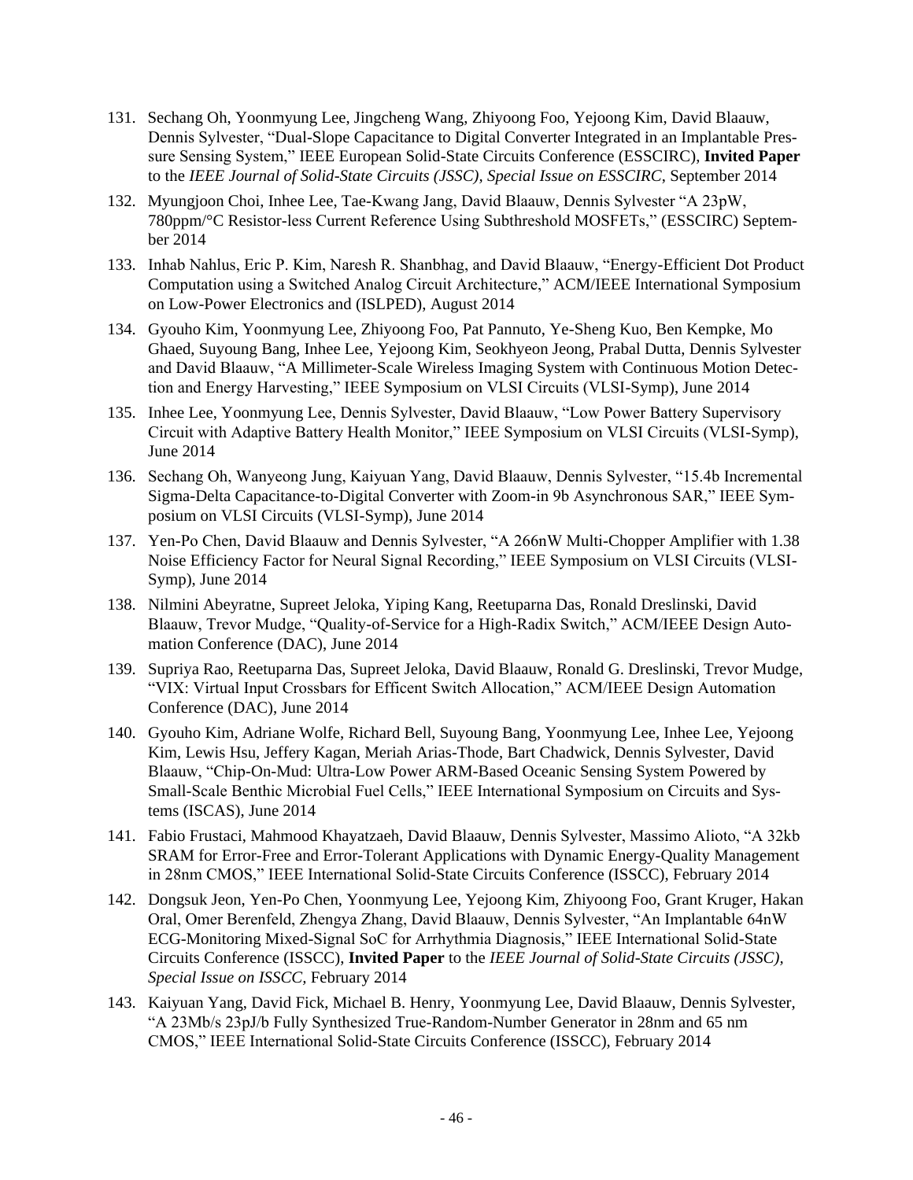131. Sechang Oh, Yoonmyung Lee, Jingcheng Wang, Zhiyoong Foo, Yejoong Kim, David Blaauw, Dennis Sylvester, "Dual-Slope Capacitance to Digital Converter Integrated in an Implantable Pressure Sensing System," IEEE European Solid-State Circuits Conference (ESSCIRC), **Invited Paper** to the *IEEE Journal of Solid-State Circuits (JSSC), Special Issue on ESSCIRC*, September 2014

132. Myungjoon Choi, Inhee Lee, Tae-Kwang Jang, David Blaauw, Dennis Sylvester "A 23pW, 780ppm/°C Resistor-less Current Reference Using Subthreshold MOSFETs," (ESSCIRC) September 2014

133. Inhab Nahlus, Eric P. Kim, Naresh R. Shanbhag, and David Blaauw, "Energy-Efficient Dot Product Computation using a Switched Analog Circuit Architecture," ACM/IEEE International Symposium on Low-Power Electronics and (ISLPED), August 2014

134. Gyouho Kim, Yoonmyung Lee, Zhiyoong Foo, Pat Pannuto, Ye-Sheng Kuo, Ben Kempke, Mo Ghaed, Suyoung Bang, Inhee Lee, Yejoong Kim, Seokhyeon Jeong, Prabal Dutta, Dennis Sylvester and David Blaauw, "A Millimeter-Scale Wireless Imaging System with Continuous Motion Detection and Energy Harvesting," IEEE Symposium on VLSI Circuits (VLSI-Symp), June 2014

135. Inhee Lee, Yoonmyung Lee, Dennis Sylvester, David Blaauw, "Low Power Battery Supervisory Circuit with Adaptive Battery Health Monitor," IEEE Symposium on VLSI Circuits (VLSI-Symp), June 2014

136. Sechang Oh, Wanyeong Jung, Kaiyuan Yang, David Blaauw, Dennis Sylvester, "15.4b Incremental Sigma-Delta Capacitance-to-Digital Converter with Zoom-in 9b Asynchronous SAR," IEEE Symposium on VLSI Circuits (VLSI-Symp), June 2014

137. Yen-Po Chen, David Blaauw and Dennis Sylvester, "A 266nW Multi-Chopper Amplifier with 1.38 Noise Efficiency Factor for Neural Signal Recording," IEEE Symposium on VLSI Circuits (VLSI-Symp), June 2014

138. Nilmini Abeyratne, Supreet Jeloka, Yiping Kang, Reetuparna Das, Ronald Dreslinski, David Blaauw, Trevor Mudge, "Quality-of-Service for a High-Radix Switch," ACM/IEEE Design Automation Conference (DAC), June 2014

139. Supriya Rao, Reetuparna Das, Supreet Jeloka, David Blaauw, Ronald G. Dreslinski, Trevor Mudge, "VIX: Virtual Input Crossbars for Efficent Switch Allocation," ACM/IEEE Design Automation Conference (DAC), June 2014

140. Gyouho Kim, Adriane Wolfe, Richard Bell, Suyoung Bang, Yoonmyung Lee, Inhee Lee, Yejoong Kim, Lewis Hsu, Jeffery Kagan, Meriah Arias-Thode, Bart Chadwick, Dennis Sylvester, David Blaauw, "Chip-On-Mud: Ultra-Low Power ARM-Based Oceanic Sensing System Powered by Small-Scale Benthic Microbial Fuel Cells," IEEE International Symposium on Circuits and Systems (ISCAS), June 2014

141. Fabio Frustaci, Mahmood Khayatzaeh, David Blaauw, Dennis Sylvester, Massimo Alioto, "A 32kb SRAM for Error-Free and Error-Tolerant Applications with Dynamic Energy-Quality Management in 28nm CMOS," IEEE International Solid-State Circuits Conference (ISSCC), February 2014

142. Dongsuk Jeon, Yen-Po Chen, Yoonmyung Lee, Yejoong Kim, Zhiyoong Foo, Grant Kruger, Hakan Oral, Omer Berenfeld, Zhengya Zhang, David Blaauw, Dennis Sylvester, "An Implantable 64nW ECG-Monitoring Mixed-Signal SoC for Arrhythmia Diagnosis," IEEE International Solid-State Circuits Conference (ISSCC), **Invited Paper** to the *IEEE Journal of Solid-State Circuits (JSSC), Special Issue on ISSCC,* February 2014

143. Kaiyuan Yang, David Fick, Michael B. Henry, Yoonmyung Lee, David Blaauw, Dennis Sylvester, "A 23Mb/s 23pJ/b Fully Synthesized True-Random-Number Generator in 28nm and 65 nm CMOS," IEEE International Solid-State Circuits Conference (ISSCC), February 2014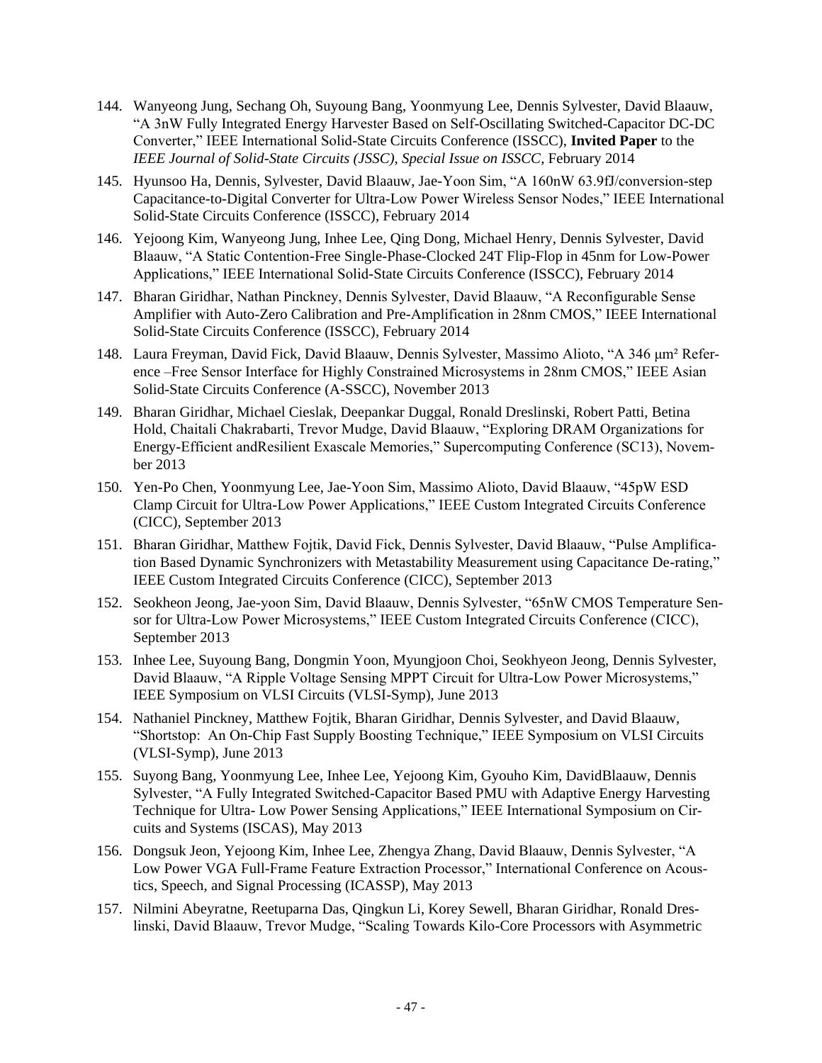144. Wanyeong Jung, Sechang Oh, Suyoung Bang, Yoonmyung Lee, Dennis Sylvester, David Blaauw, "A 3nW Fully Integrated Energy Harvester Based on Self-Oscillating Switched-Capacitor DC-DC Converter," IEEE International Solid-State Circuits Conference (ISSCC), **Invited Paper** to the *IEEE Journal of Solid-State Circuits (JSSC), Special Issue on ISSCC*, February 2014

145. Hyunsoo Ha, Dennis, Sylvester, David Blaauw, Jae-Yoon Sim, "A 160nW 63.9fJ/conversion-step Capacitance-to-Digital Converter for Ultra-Low Power Wireless Sensor Nodes," IEEE International Solid-State Circuits Conference (ISSCC), February 2014

146. Yejoong Kim, Wanyeong Jung, Inhee Lee, Qing Dong, Michael Henry, Dennis Sylvester, David Blaauw, "A Static Contention-Free Single-Phase-Clocked 24T Flip-Flop in 45nm for Low-Power Applications," IEEE International Solid-State Circuits Conference (ISSCC), February 2014

147. Bharan Giridhar, Nathan Pinckney, Dennis Sylvester, David Blaauw, "A Reconfigurable Sense Amplifier with Auto-Zero Calibration and Pre-Amplification in 28nm CMOS," IEEE International Solid-State Circuits Conference (ISSCC), February 2014

148. Laura Freyman, David Fick, David Blaauw, Dennis Sylvester, Massimo Alioto, "A 346 μm² Reference –Free Sensor Interface for Highly Constrained Microsystems in 28nm CMOS," IEEE Asian Solid-State Circuits Conference (A-SSCC), November 2013

149. Bharan Giridhar, Michael Cieslak, Deepankar Duggal, Ronald Dreslinski, Robert Patti, Betina Hold, Chaitali Chakrabarti, Trevor Mudge, David Blaauw, "Exploring DRAM Organizations for Energy-Efficient andResilient Exascale Memories," Supercomputing Conference (SC13), November 2013

150. Yen-Po Chen, Yoonmyung Lee, Jae-Yoon Sim, Massimo Alioto, David Blaauw, "45pW ESD Clamp Circuit for Ultra-Low Power Applications," IEEE Custom Integrated Circuits Conference (CICC), September 2013

151. Bharan Giridhar, Matthew Fojtik, David Fick, Dennis Sylvester, David Blaauw, "Pulse Amplification Based Dynamic Synchronizers with Metastability Measurement using Capacitance De-rating," IEEE Custom Integrated Circuits Conference (CICC), September 2013

152. Seokheon Jeong, Jae-yoon Sim, David Blaauw, Dennis Sylvester, "65nW CMOS Temperature Sensor for Ultra-Low Power Microsystems," IEEE Custom Integrated Circuits Conference (CICC), September 2013

153. Inhee Lee, Suyoung Bang, Dongmin Yoon, Myungjoon Choi, Seokhyeon Jeong, Dennis Sylvester, David Blaauw, "A Ripple Voltage Sensing MPPT Circuit for Ultra-Low Power Microsystems," IEEE Symposium on VLSI Circuits (VLSI-Symp), June 2013

154. Nathaniel Pinckney, Matthew Fojtik, Bharan Giridhar, Dennis Sylvester, and David Blaauw, "Shortstop: An On-Chip Fast Supply Boosting Technique," IEEE Symposium on VLSI Circuits (VLSI-Symp), June 2013

155. Suyong Bang, Yoonmyung Lee, Inhee Lee, Yejoong Kim, Gyouho Kim, DavidBlaauw, Dennis Sylvester, "A Fully Integrated Switched-Capacitor Based PMU with Adaptive Energy Harvesting Technique for Ultra- Low Power Sensing Applications," IEEE International Symposium on Circuits and Systems (ISCAS), May 2013

156. Dongsuk Jeon, Yejoong Kim, Inhee Lee, Zhengya Zhang, David Blaauw, Dennis Sylvester, "A Low Power VGA Full-Frame Feature Extraction Processor," International Conference on Acoustics, Speech, and Signal Processing (ICASSP), May 2013

157. Nilmini Abeyratne, Reetuparna Das, Qingkun Li, Korey Sewell, Bharan Giridhar, Ronald Dreslinski, David Blaauw, Trevor Mudge, "Scaling Towards Kilo-Core Processors with Asymmetric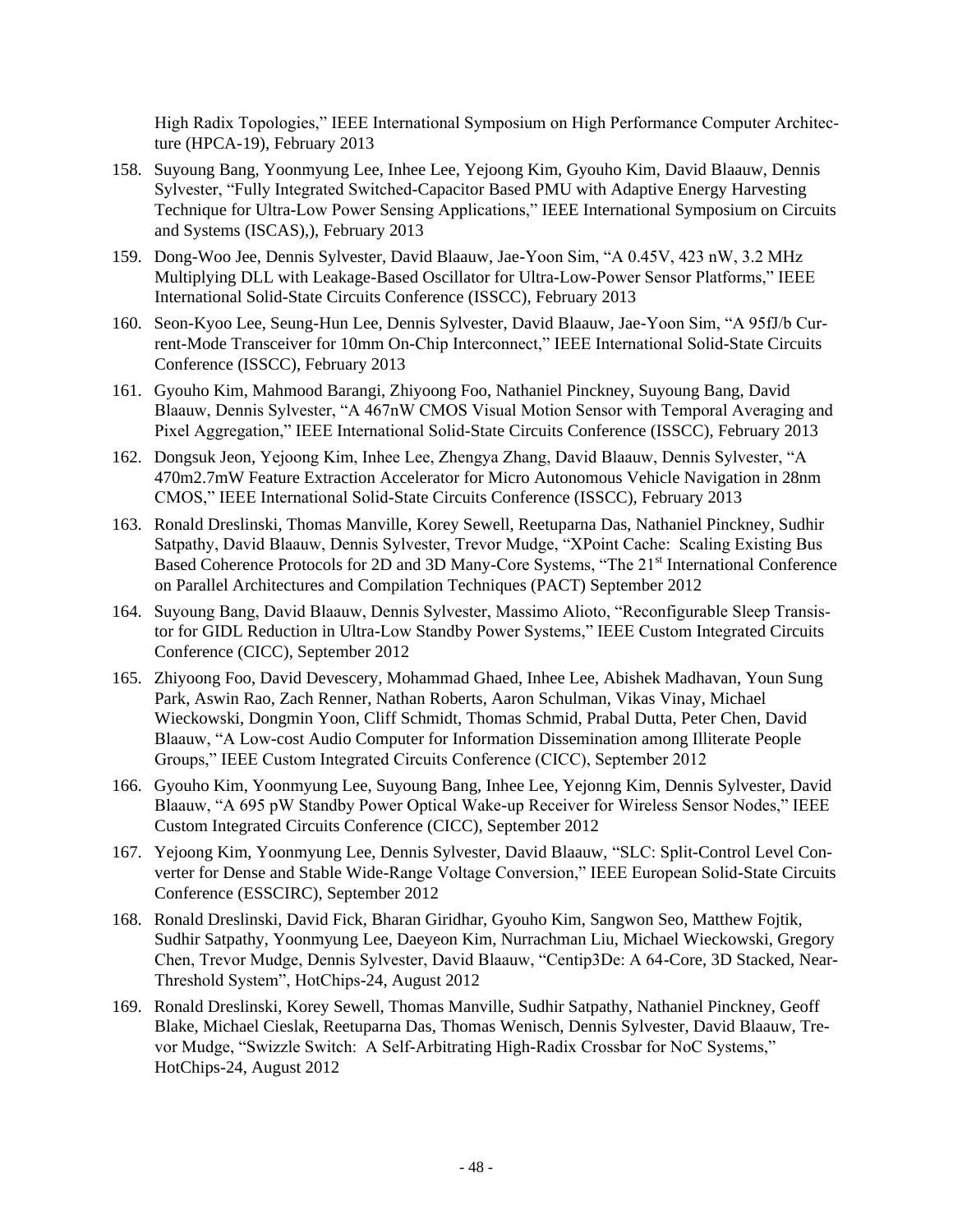High Radix Topologies," IEEE International Symposium on High Performance Computer Architecture (HPCA-19), February 2013

158. Suyoung Bang, Yoonmyung Lee, Inhee Lee, Yejoong Kim, Gyouho Kim, David Blaauw, Dennis Sylvester, "Fully Integrated Switched-Capacitor Based PMU with Adaptive Energy Harvesting Technique for Ultra-Low Power Sensing Applications," IEEE International Symposium on Circuits and Systems (ISCAS),), February 2013

159. Dong-Woo Jee, Dennis Sylvester, David Blaauw, Jae-Yoon Sim, "A 0.45V, 423 nW, 3.2 MHz Multiplying DLL with Leakage-Based Oscillator for Ultra-Low-Power Sensor Platforms," IEEE International Solid-State Circuits Conference (ISSCC), February 2013

160. Seon-Kyoo Lee, Seung-Hun Lee, Dennis Sylvester, David Blaauw, Jae-Yoon Sim, "A 95fJ/b Current-Mode Transceiver for 10mm On-Chip Interconnect," IEEE International Solid-State Circuits Conference (ISSCC), February 2013

161. Gyouho Kim, Mahmood Barangi, Zhiyoong Foo, Nathaniel Pinckney, Suyoung Bang, David Blaauw, Dennis Sylvester, "A 467nW CMOS Visual Motion Sensor with Temporal Averaging and Pixel Aggregation," IEEE International Solid-State Circuits Conference (ISSCC), February 2013

162. Dongsuk Jeon, Yejoong Kim, Inhee Lee, Zhengya Zhang, David Blaauw, Dennis Sylvester, "A 470m2.7mW Feature Extraction Accelerator for Micro Autonomous Vehicle Navigation in 28nm CMOS," IEEE International Solid-State Circuits Conference (ISSCC), February 2013

163. Ronald Dreslinski, Thomas Manville, Korey Sewell, Reetuparna Das, Nathaniel Pinckney, Sudhir Satpathy, David Blaauw, Dennis Sylvester, Trevor Mudge, "XPoint Cache: Scaling Existing Bus Based Coherence Protocols for 2D and 3D Many-Core Systems, "The 21st International Conference on Parallel Architectures and Compilation Techniques (PACT) September 2012

164. Suyoung Bang, David Blaauw, Dennis Sylvester, Massimo Alioto, "Reconfigurable Sleep Transistor for GIDL Reduction in Ultra-Low Standby Power Systems," IEEE Custom Integrated Circuits Conference (CICC), September 2012

165. Zhiyoong Foo, David Devescery, Mohammad Ghaed, Inhee Lee, Abishek Madhavan, Youn Sung Park, Aswin Rao, Zach Renner, Nathan Roberts, Aaron Schulman, Vikas Vinay, Michael Wieckowski, Dongmin Yoon, Cliff Schmidt, Thomas Schmid, Prabal Dutta, Peter Chen, David Blaauw, "A Low-cost Audio Computer for Information Dissemination among Illiterate People Groups," IEEE Custom Integrated Circuits Conference (CICC), September 2012

166. Gyouho Kim, Yoonmyung Lee, Suyoung Bang, Inhee Lee, Yejonng Kim, Dennis Sylvester, David Blaauw, "A 695 pW Standby Power Optical Wake-up Receiver for Wireless Sensor Nodes," IEEE Custom Integrated Circuits Conference (CICC), September 2012

167. Yejoong Kim, Yoonmyung Lee, Dennis Sylvester, David Blaauw, "SLC: Split-Control Level Converter for Dense and Stable Wide-Range Voltage Conversion," IEEE European Solid-State Circuits Conference (ESSCIRC), September 2012

168. Ronald Dreslinski, David Fick, Bharan Giridhar, Gyouho Kim, Sangwon Seo, Matthew Fojtik, Sudhir Satpathy, Yoonmyung Lee, Daeyeon Kim, Nurrachman Liu, Michael Wieckowski, Gregory Chen, Trevor Mudge, Dennis Sylvester, David Blaauw, "Centip3De: A 64-Core, 3D Stacked, Near-Threshold System", HotChips-24, August 2012

169. Ronald Dreslinski, Korey Sewell, Thomas Manville, Sudhir Satpathy, Nathaniel Pinckney, Geoff Blake, Michael Cieslak, Reetuparna Das, Thomas Wenisch, Dennis Sylvester, David Blaauw, Trevor Mudge, "Swizzle Switch: A Self-Arbitrating High-Radix Crossbar for NoC Systems," HotChips-24, August 2012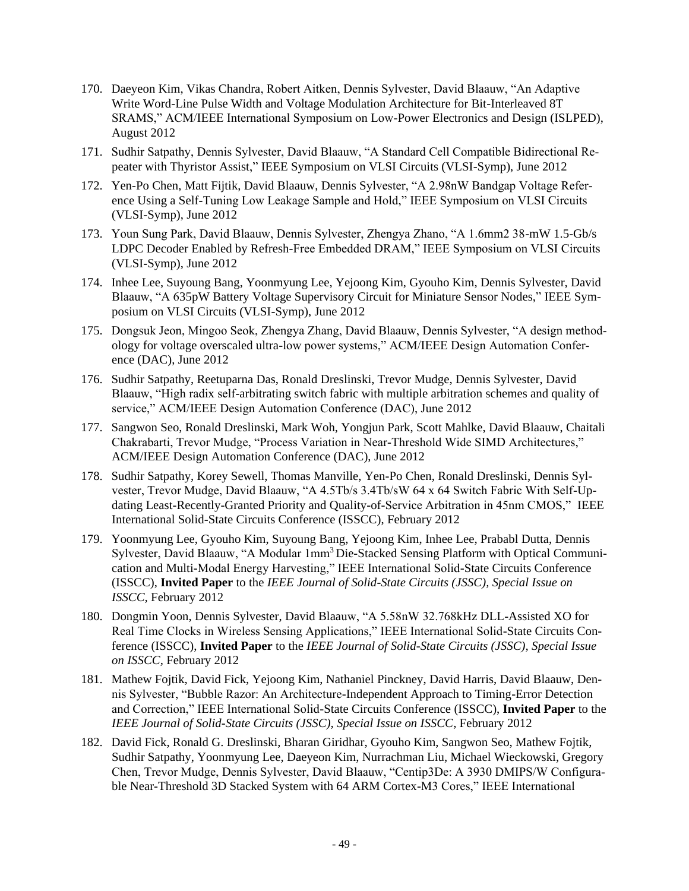170. Daeyeon Kim, Vikas Chandra, Robert Aitken, Dennis Sylvester, David Blaauw, "An Adaptive Write Word-Line Pulse Width and Voltage Modulation Architecture for Bit-Interleaved 8T SRAMS," ACM/IEEE International Symposium on Low-Power Electronics and Design (ISLPED), August 2012

171. Sudhir Satpathy, Dennis Sylvester, David Blaauw, "A Standard Cell Compatible Bidirectional Repeater with Thyristor Assist," IEEE Symposium on VLSI Circuits (VLSI-Symp), June 2012

172. Yen-Po Chen, Matt Fijtik, David Blaauw, Dennis Sylvester, "A 2.98nW Bandgap Voltage Reference Using a Self-Tuning Low Leakage Sample and Hold," IEEE Symposium on VLSI Circuits (VLSI-Symp), June 2012

173. Youn Sung Park, David Blaauw, Dennis Sylvester, Zhengya Zhano, "A 1.6mm2 38-mW 1.5-Gb/s LDPC Decoder Enabled by Refresh-Free Embedded DRAM," IEEE Symposium on VLSI Circuits (VLSI-Symp), June 2012

174. Inhee Lee, Suyoung Bang, Yoonmyung Lee, Yejoong Kim, Gyouho Kim, Dennis Sylvester, David Blaauw, "A 635pW Battery Voltage Supervisory Circuit for Miniature Sensor Nodes," IEEE Symposium on VLSI Circuits (VLSI-Symp), June 2012

175. Dongsuk Jeon, Mingoo Seok, Zhengya Zhang, David Blaauw, Dennis Sylvester, "A design methodology for voltage overscaled ultra-low power systems," ACM/IEEE Design Automation Conference (DAC), June 2012

176. Sudhir Satpathy, Reetuparna Das, Ronald Dreslinski, Trevor Mudge, Dennis Sylvester, David Blaauw, "High radix self-arbitrating switch fabric with multiple arbitration schemes and quality of service," ACM/IEEE Design Automation Conference (DAC), June 2012

177. Sangwon Seo, Ronald Dreslinski, Mark Woh, Yongjun Park, Scott Mahlke, David Blaauw, Chaitali Chakrabarti, Trevor Mudge, "Process Variation in Near-Threshold Wide SIMD Architectures," ACM/IEEE Design Automation Conference (DAC), June 2012

178. Sudhir Satpathy, Korey Sewell, Thomas Manville, Yen-Po Chen, Ronald Dreslinski, Dennis Sylvester, Trevor Mudge, David Blaauw, "A 4.5Tb/s 3.4Tb/sW 64 x 64 Switch Fabric With Self-Updating Least-Recently-Granted Priority and Quality-of-Service Arbitration in 45nm CMOS," IEEE International Solid-State Circuits Conference (ISSCC), February 2012

179. Yoonmyung Lee, Gyouho Kim, Suyoung Bang, Yejoong Kim, Inhee Lee, Prababl Dutta, Dennis Sylvester, David Blaauw, "A Modular 1mm$^3$ Die-Stacked Sensing Platform with Optical Communication and Multi-Modal Energy Harvesting," IEEE International Solid-State Circuits Conference (ISSCC), **Invited Paper** to the *IEEE Journal of Solid-State Circuits (JSSC), Special Issue on ISSCC,* February 2012

180. Dongmin Yoon, Dennis Sylvester, David Blaauw, "A 5.58nW 32.768kHz DLL-Assisted XO for Real Time Clocks in Wireless Sensing Applications," IEEE International Solid-State Circuits Conference (ISSCC), **Invited Paper** to the *IEEE Journal of Solid-State Circuits (JSSC), Special Issue on ISSCC,* February 2012

181. Mathew Fojtik, David Fick, Yejoong Kim, Nathaniel Pinckney, David Harris, David Blaauw, Dennis Sylvester, "Bubble Razor: An Architecture-Independent Approach to Timing-Error Detection and Correction," IEEE International Solid-State Circuits Conference (ISSCC), **Invited Paper** to the *IEEE Journal of Solid-State Circuits (JSSC), Special Issue on ISSCC,* February 2012

182. David Fick, Ronald G. Dreslinski, Bharan Giridhar, Gyouho Kim, Sangwon Seo, Mathew Fojtik, Sudhir Satpathy, Yoonmyung Lee, Daeyeon Kim, Nurrachman Liu, Michael Wieckowski, Gregory Chen, Trevor Mudge, Dennis Sylvester, David Blaauw, "Centip3De: A 3930 DMIPS/W Configurable Near-Threshold 3D Stacked System with 64 ARM Cortex-M3 Cores," IEEE International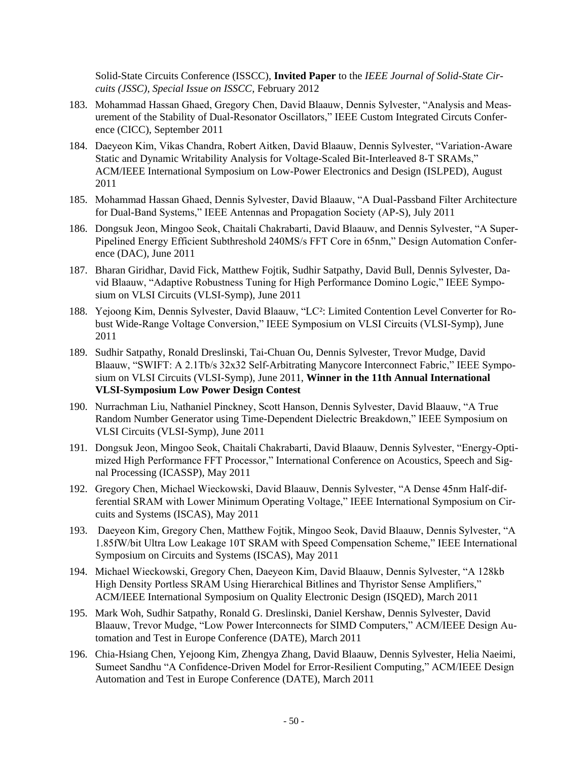Solid-State Circuits Conference (ISSCC), **Invited Paper** to the *IEEE Journal of Solid-State Circuits (JSSC), Special Issue on ISSCC,* February 2012

183. Mohammad Hassan Ghaed, Gregory Chen, David Blaauw, Dennis Sylvester, "Analysis and Measurement of the Stability of Dual-Resonator Oscillators," IEEE Custom Integrated Circuts Conference (CICC), September 2011
184. Daeyeon Kim, Vikas Chandra, Robert Aitken, David Blaauw, Dennis Sylvester, "Variation-Aware Static and Dynamic Writability Analysis for Voltage-Scaled Bit-Interleaved 8-T SRAMs," ACM/IEEE International Symposium on Low-Power Electronics and Design (ISLPED), August 2011
185. Mohammad Hassan Ghaed, Dennis Sylvester, David Blaauw, "A Dual-Passband Filter Architecture for Dual-Band Systems," IEEE Antennas and Propagation Society (AP-S), July 2011
186. Dongsuk Jeon, Mingoo Seok, Chaitali Chakrabarti, David Blaauw, and Dennis Sylvester, "A Super-Pipelined Energy Efficient Subthreshold 240MS/s FFT Core in 65nm," Design Automation Conference (DAC), June 2011
187. Bharan Giridhar, David Fick, Matthew Fojtik, Sudhir Satpathy, David Bull, Dennis Sylvester, David Blaauw, "Adaptive Robustness Tuning for High Performance Domino Logic," IEEE Symposium on VLSI Circuits (VLSI-Symp), June 2011
188. Yejoong Kim, Dennis Sylvester, David Blaauw, "LC²: Limited Contention Level Converter for Robust Wide-Range Voltage Conversion," IEEE Symposium on VLSI Circuits (VLSI-Symp), June 2011
189. Sudhir Satpathy, Ronald Dreslinski, Tai-Chuan Ou, Dennis Sylvester, Trevor Mudge, David Blaauw, "SWIFT: A 2.1Tb/s 32x32 Self-Arbitrating Manycore Interconnect Fabric," IEEE Symposium on VLSI Circuits (VLSI-Symp), June 2011, **Winner in the 11th Annual International VLSI-Symposium Low Power Design Contest**
190. Nurrachman Liu, Nathaniel Pinckney, Scott Hanson, Dennis Sylvester, David Blaauw, "A True Random Number Generator using Time-Dependent Dielectric Breakdown," IEEE Symposium on VLSI Circuits (VLSI-Symp), June 2011
191. Dongsuk Jeon, Mingoo Seok, Chaitali Chakrabarti, David Blaauw, Dennis Sylvester, "Energy-Optimized High Performance FFT Processor," International Conference on Acoustics, Speech and Signal Processing (ICASSP), May 2011
192. Gregory Chen, Michael Wieckowski, David Blaauw, Dennis Sylvester, "A Dense 45nm Half-differential SRAM with Lower Minimum Operating Voltage," IEEE International Symposium on Circuits and Systems (ISCAS), May 2011
193. Daeyeon Kim, Gregory Chen, Matthew Fojtik, Mingoo Seok, David Blaauw, Dennis Sylvester, "A 1.85fW/bit Ultra Low Leakage 10T SRAM with Speed Compensation Scheme," IEEE International Symposium on Circuits and Systems (ISCAS), May 2011
194. Michael Wieckowski, Gregory Chen, Daeyeon Kim, David Blaauw, Dennis Sylvester, "A 128kb High Density Portless SRAM Using Hierarchical Bitlines and Thyristor Sense Amplifiers," ACM/IEEE International Symposium on Quality Electronic Design (ISQED), March 2011
195. Mark Woh, Sudhir Satpathy, Ronald G. Dreslinski, Daniel Kershaw, Dennis Sylvester, David Blaauw, Trevor Mudge, "Low Power Interconnects for SIMD Computers," ACM/IEEE Design Automation and Test in Europe Conference (DATE), March 2011
196. Chia-Hsiang Chen, Yejoong Kim, Zhengya Zhang, David Blaauw, Dennis Sylvester, Helia Naeimi, Sumeet Sandhu "A Confidence-Driven Model for Error-Resilient Computing," ACM/IEEE Design Automation and Test in Europe Conference (DATE), March 2011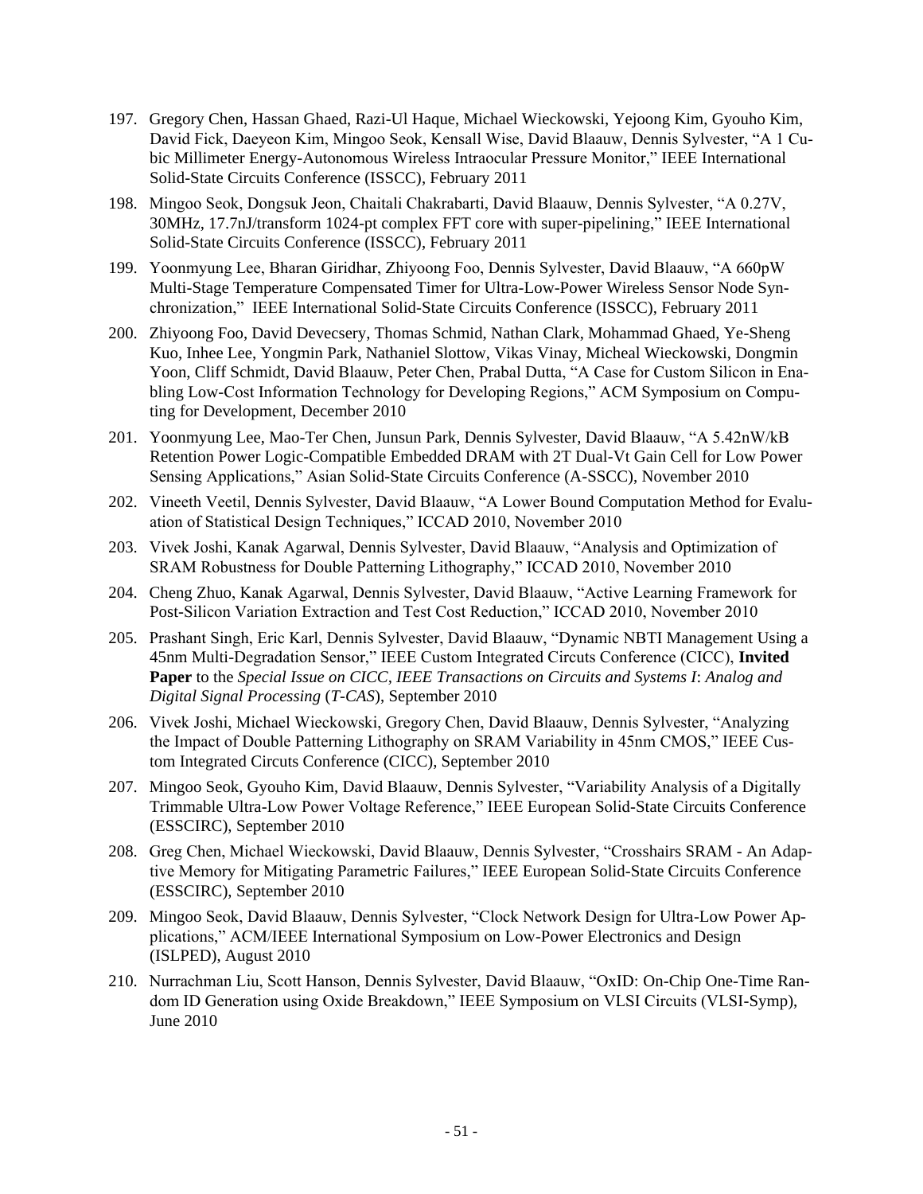197. Gregory Chen, Hassan Ghaed, Razi-Ul Haque, Michael Wieckowski, Yejoong Kim, Gyouho Kim, David Fick, Daeyeon Kim, Mingoo Seok, Kensall Wise, David Blaauw, Dennis Sylvester, "A 1 Cubic Millimeter Energy-Autonomous Wireless Intraocular Pressure Monitor," IEEE International Solid-State Circuits Conference (ISSCC), February 2011

198. Mingoo Seok, Dongsuk Jeon, Chaitali Chakrabarti, David Blaauw, Dennis Sylvester, "A 0.27V, 30MHz, 17.7nJ/transform 1024-pt complex FFT core with super-pipelining," IEEE International Solid-State Circuits Conference (ISSCC), February 2011

199. Yoonmyung Lee, Bharan Giridhar, Zhiyoong Foo, Dennis Sylvester, David Blaauw, "A 660pW Multi-Stage Temperature Compensated Timer for Ultra-Low-Power Wireless Sensor Node Synchronization," IEEE International Solid-State Circuits Conference (ISSCC), February 2011

200. Zhiyoong Foo, David Devecsery, Thomas Schmid, Nathan Clark, Mohammad Ghaed, Ye-Sheng Kuo, Inhee Lee, Yongmin Park, Nathaniel Slottow, Vikas Vinay, Micheal Wieckowski, Dongmin Yoon, Cliff Schmidt, David Blaauw, Peter Chen, Prabal Dutta, "A Case for Custom Silicon in Enabling Low-Cost Information Technology for Developing Regions," ACM Symposium on Computing for Development, December 2010

201. Yoonmyung Lee, Mao-Ter Chen, Junsun Park, Dennis Sylvester, David Blaauw, "A 5.42nW/kB Retention Power Logic-Compatible Embedded DRAM with 2T Dual-Vt Gain Cell for Low Power Sensing Applications," Asian Solid-State Circuits Conference (A-SSCC), November 2010

202. Vineeth Veetil, Dennis Sylvester, David Blaauw, "A Lower Bound Computation Method for Evaluation of Statistical Design Techniques," ICCAD 2010, November 2010

203. Vivek Joshi, Kanak Agarwal, Dennis Sylvester, David Blaauw, "Analysis and Optimization of SRAM Robustness for Double Patterning Lithography," ICCAD 2010, November 2010

204. Cheng Zhuo, Kanak Agarwal, Dennis Sylvester, David Blaauw, "Active Learning Framework for Post-Silicon Variation Extraction and Test Cost Reduction," ICCAD 2010, November 2010

205. Prashant Singh, Eric Karl, Dennis Sylvester, David Blaauw, "Dynamic NBTI Management Using a 45nm Multi-Degradation Sensor," IEEE Custom Integrated Circuts Conference (CICC), **Invited Paper** to the *Special Issue on CICC, IEEE Transactions on Circuits and Systems I*: *Analog and Digital Signal Processing* (*T-CAS*), September 2010

206. Vivek Joshi, Michael Wieckowski, Gregory Chen, David Blaauw, Dennis Sylvester, "Analyzing the Impact of Double Patterning Lithography on SRAM Variability in 45nm CMOS," IEEE Custom Integrated Circuts Conference (CICC), September 2010

207. Mingoo Seok, Gyouho Kim, David Blaauw, Dennis Sylvester, "Variability Analysis of a Digitally Trimmable Ultra-Low Power Voltage Reference," IEEE European Solid-State Circuits Conference (ESSCIRC), September 2010

208. Greg Chen, Michael Wieckowski, David Blaauw, Dennis Sylvester, "Crosshairs SRAM - An Adaptive Memory for Mitigating Parametric Failures," IEEE European Solid-State Circuits Conference (ESSCIRC), September 2010

209. Mingoo Seok, David Blaauw, Dennis Sylvester, "Clock Network Design for Ultra-Low Power Applications," ACM/IEEE International Symposium on Low-Power Electronics and Design (ISLPED), August 2010

210. Nurrachman Liu, Scott Hanson, Dennis Sylvester, David Blaauw, "OxID: On-Chip One-Time Random ID Generation using Oxide Breakdown," IEEE Symposium on VLSI Circuits (VLSI-Symp), June 2010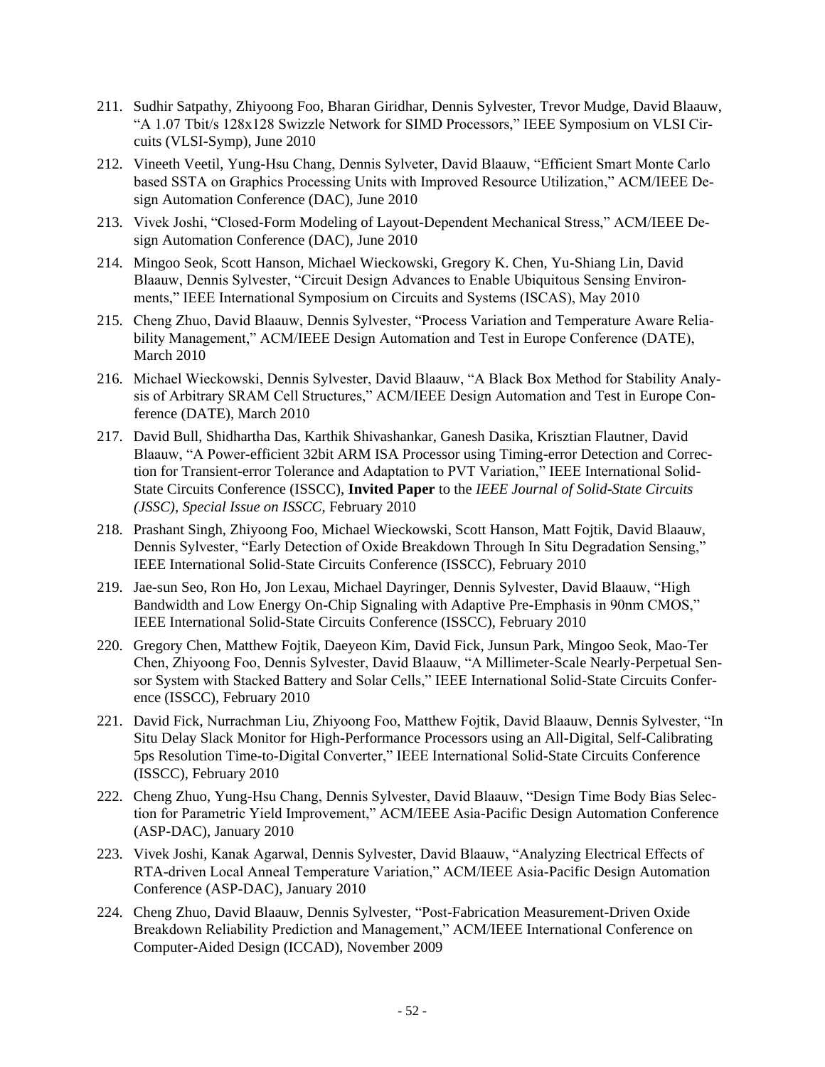211. Sudhir Satpathy, Zhiyoong Foo, Bharan Giridhar, Dennis Sylvester, Trevor Mudge, David Blaauw, "A 1.07 Tbit/s 128x128 Swizzle Network for SIMD Processors," IEEE Symposium on VLSI Circuits (VLSI-Symp), June 2010

212. Vineeth Veetil, Yung-Hsu Chang, Dennis Sylveter, David Blaauw, "Efficient Smart Monte Carlo based SSTA on Graphics Processing Units with Improved Resource Utilization," ACM/IEEE Design Automation Conference (DAC), June 2010

213. Vivek Joshi, "Closed-Form Modeling of Layout-Dependent Mechanical Stress," ACM/IEEE Design Automation Conference (DAC), June 2010

214. Mingoo Seok, Scott Hanson, Michael Wieckowski, Gregory K. Chen, Yu-Shiang Lin, David Blaauw, Dennis Sylvester, "Circuit Design Advances to Enable Ubiquitous Sensing Environments," IEEE International Symposium on Circuits and Systems (ISCAS), May 2010

215. Cheng Zhuo, David Blaauw, Dennis Sylvester, "Process Variation and Temperature Aware Reliability Management," ACM/IEEE Design Automation and Test in Europe Conference (DATE), March 2010

216. Michael Wieckowski, Dennis Sylvester, David Blaauw, "A Black Box Method for Stability Analysis of Arbitrary SRAM Cell Structures," ACM/IEEE Design Automation and Test in Europe Conference (DATE), March 2010

217. David Bull, Shidhartha Das, Karthik Shivashankar, Ganesh Dasika, Krisztian Flautner, David Blaauw, "A Power-efficient 32bit ARM ISA Processor using Timing-error Detection and Correction for Transient-error Tolerance and Adaptation to PVT Variation," IEEE International Solid-State Circuits Conference (ISSCC), **Invited Paper** to the *IEEE Journal of Solid-State Circuits (JSSC), Special Issue on ISSCC,* February 2010

218. Prashant Singh, Zhiyoong Foo, Michael Wieckowski, Scott Hanson, Matt Fojtik, David Blaauw, Dennis Sylvester, "Early Detection of Oxide Breakdown Through In Situ Degradation Sensing," IEEE International Solid-State Circuits Conference (ISSCC), February 2010

219. Jae-sun Seo, Ron Ho, Jon Lexau, Michael Dayringer, Dennis Sylvester, David Blaauw, "High Bandwidth and Low Energy On-Chip Signaling with Adaptive Pre-Emphasis in 90nm CMOS," IEEE International Solid-State Circuits Conference (ISSCC), February 2010

220. Gregory Chen, Matthew Fojtik, Daeyeon Kim, David Fick, Junsun Park, Mingoo Seok, Mao-Ter Chen, Zhiyoong Foo, Dennis Sylvester, David Blaauw, "A Millimeter-Scale Nearly-Perpetual Sensor System with Stacked Battery and Solar Cells," IEEE International Solid-State Circuits Conference (ISSCC), February 2010

221. David Fick, Nurrachman Liu, Zhiyoong Foo, Matthew Fojtik, David Blaauw, Dennis Sylvester, "In Situ Delay Slack Monitor for High-Performance Processors using an All-Digital, Self-Calibrating 5ps Resolution Time-to-Digital Converter," IEEE International Solid-State Circuits Conference (ISSCC), February 2010

222. Cheng Zhuo, Yung-Hsu Chang, Dennis Sylvester, David Blaauw, "Design Time Body Bias Selection for Parametric Yield Improvement," ACM/IEEE Asia-Pacific Design Automation Conference (ASP-DAC), January 2010

223. Vivek Joshi, Kanak Agarwal, Dennis Sylvester, David Blaauw, "Analyzing Electrical Effects of RTA-driven Local Anneal Temperature Variation," ACM/IEEE Asia-Pacific Design Automation Conference (ASP-DAC), January 2010

224. Cheng Zhuo, David Blaauw, Dennis Sylvester, "Post-Fabrication Measurement-Driven Oxide Breakdown Reliability Prediction and Management," ACM/IEEE International Conference on Computer-Aided Design (ICCAD), November 2009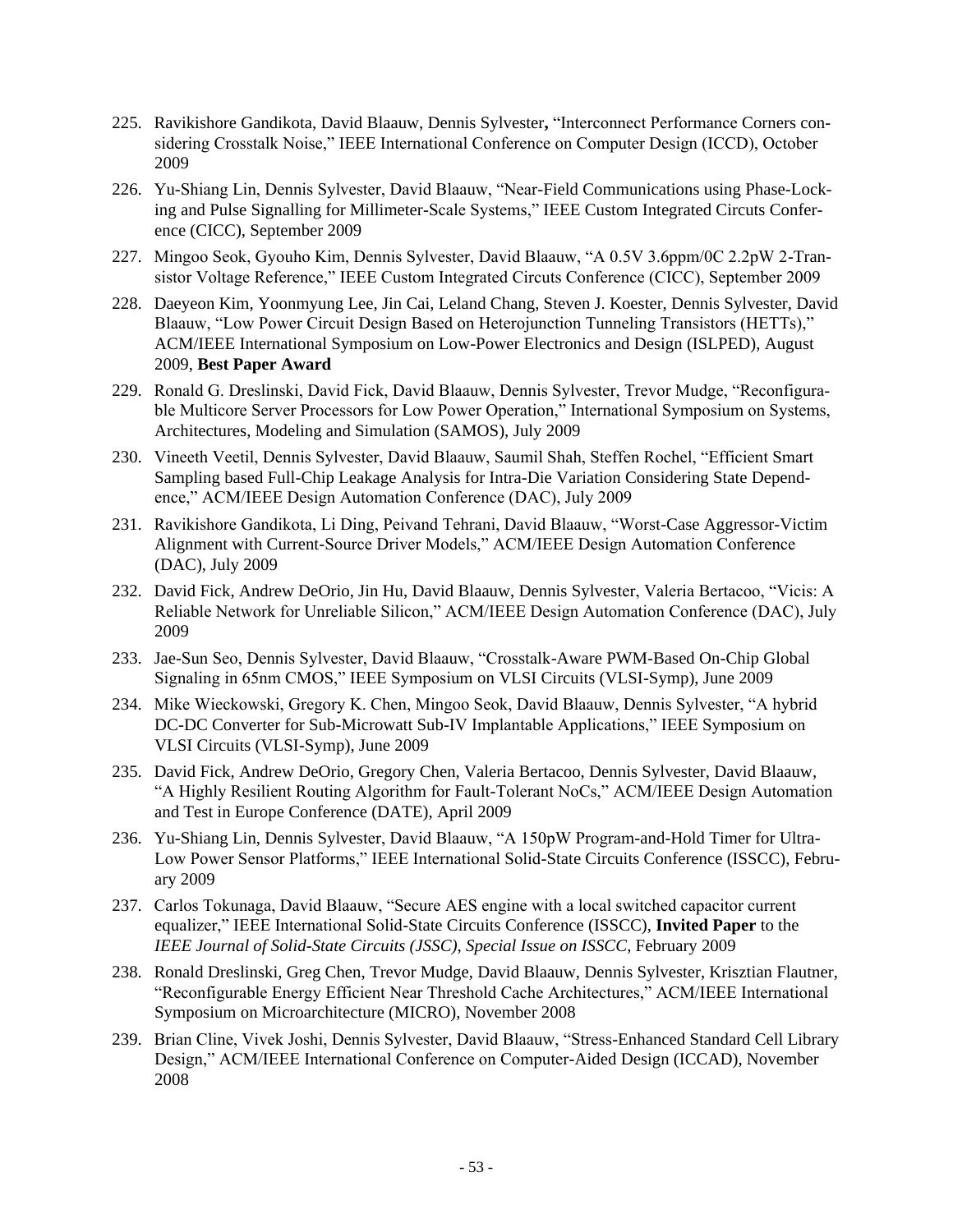225. Ravikishore Gandikota, David Blaauw, Dennis Sylvester**,** “Interconnect Performance Corners considering Crosstalk Noise,” IEEE International Conference on Computer Design (ICCD), October 2009

226. Yu-Shiang Lin, Dennis Sylvester, David Blaauw, “Near-Field Communications using Phase-Locking and Pulse Signalling for Millimeter-Scale Systems,” IEEE Custom Integrated Circuts Conference (CICC), September 2009

227. Mingoo Seok, Gyouho Kim, Dennis Sylvester, David Blaauw, “A 0.5V 3.6ppm/0C 2.2pW 2-Transistor Voltage Reference,” IEEE Custom Integrated Circuts Conference (CICC), September 2009

228. Daeyeon Kim, Yoonmyung Lee, Jin Cai, Leland Chang, Steven J. Koester, Dennis Sylvester, David Blaauw, “Low Power Circuit Design Based on Heterojunction Tunneling Transistors (HETTs),” ACM/IEEE International Symposium on Low-Power Electronics and Design (ISLPED), August 2009, **Best Paper Award**

229. Ronald G. Dreslinski, David Fick, David Blaauw, Dennis Sylvester, Trevor Mudge, “Reconfigurable Multicore Server Processors for Low Power Operation,” International Symposium on Systems, Architectures, Modeling and Simulation (SAMOS), July 2009

230. Vineeth Veetil, Dennis Sylvester, David Blaauw, Saumil Shah, Steffen Rochel, “Efficient Smart Sampling based Full-Chip Leakage Analysis for Intra-Die Variation Considering State Dependence,” ACM/IEEE Design Automation Conference (DAC), July 2009

231. Ravikishore Gandikota, Li Ding, Peivand Tehrani, David Blaauw, “Worst-Case Aggressor-Victim Alignment with Current-Source Driver Models,” ACM/IEEE Design Automation Conference (DAC), July 2009

232. David Fick, Andrew DeOrio, Jin Hu, David Blaauw, Dennis Sylvester, Valeria Bertacoo, “Vicis: A Reliable Network for Unreliable Silicon,” ACM/IEEE Design Automation Conference (DAC), July 2009

233. Jae-Sun Seo, Dennis Sylvester, David Blaauw, “Crosstalk-Aware PWM-Based On-Chip Global Signaling in 65nm CMOS,” IEEE Symposium on VLSI Circuits (VLSI-Symp), June 2009

234. Mike Wieckowski, Gregory K. Chen, Mingoo Seok, David Blaauw, Dennis Sylvester, “A hybrid DC-DC Converter for Sub-Microwatt Sub-lV Implantable Applications,” IEEE Symposium on VLSI Circuits (VLSI-Symp), June 2009

235. David Fick, Andrew DeOrio, Gregory Chen, Valeria Bertacoo, Dennis Sylvester, David Blaauw, “A Highly Resilient Routing Algorithm for Fault-Tolerant NoCs,” ACM/IEEE Design Automation and Test in Europe Conference (DATE), April 2009

236. Yu-Shiang Lin, Dennis Sylvester, David Blaauw, “A 150pW Program-and-Hold Timer for Ultra-Low Power Sensor Platforms,” IEEE International Solid-State Circuits Conference (ISSCC), February 2009

237. Carlos Tokunaga, David Blaauw, “Secure AES engine with a local switched capacitor current equalizer,” IEEE International Solid-State Circuits Conference (ISSCC), **Invited Paper** to the *IEEE Journal of Solid-State Circuits (JSSC), Special Issue on ISSCC*, February 2009

238. Ronald Dreslinski, Greg Chen, Trevor Mudge, David Blaauw, Dennis Sylvester, Krisztian Flautner, “Reconfigurable Energy Efficient Near Threshold Cache Architectures,” ACM/IEEE International Symposium on Microarchitecture (MICRO), November 2008

239. Brian Cline, Vivek Joshi, Dennis Sylvester, David Blaauw, “Stress-Enhanced Standard Cell Library Design,” ACM/IEEE International Conference on Computer-Aided Design (ICCAD), November 2008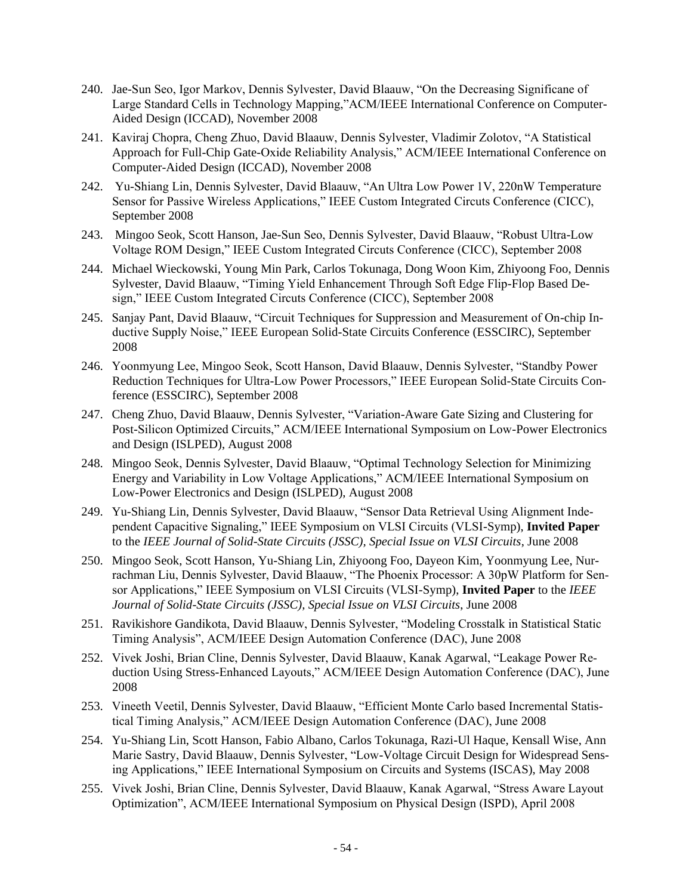240. Jae-Sun Seo, Igor Markov, Dennis Sylvester, David Blaauw, "On the Decreasing Significane of Large Standard Cells in Technology Mapping,"ACM/IEEE International Conference on Computer-Aided Design (ICCAD), November 2008

241. Kaviraj Chopra, Cheng Zhuo, David Blaauw, Dennis Sylvester, Vladimir Zolotov, "A Statistical Approach for Full-Chip Gate-Oxide Reliability Analysis," ACM/IEEE International Conference on Computer-Aided Design (ICCAD), November 2008

242. Yu-Shiang Lin, Dennis Sylvester, David Blaauw, "An Ultra Low Power 1V, 220nW Temperature Sensor for Passive Wireless Applications," IEEE Custom Integrated Circuts Conference (CICC), September 2008

243. Mingoo Seok, Scott Hanson, Jae-Sun Seo, Dennis Sylvester, David Blaauw, "Robust Ultra-Low Voltage ROM Design," IEEE Custom Integrated Circuts Conference (CICC), September 2008

244. Michael Wieckowski, Young Min Park, Carlos Tokunaga, Dong Woon Kim, Zhiyoong Foo, Dennis Sylvester, David Blaauw, "Timing Yield Enhancement Through Soft Edge Flip-Flop Based Design," IEEE Custom Integrated Circuts Conference (CICC), September 2008

245. Sanjay Pant, David Blaauw, "Circuit Techniques for Suppression and Measurement of On-chip Inductive Supply Noise," IEEE European Solid-State Circuits Conference (ESSCIRC), September 2008

246. Yoonmyung Lee, Mingoo Seok, Scott Hanson, David Blaauw, Dennis Sylvester, "Standby Power Reduction Techniques for Ultra-Low Power Processors," IEEE European Solid-State Circuits Conference (ESSCIRC), September 2008

247. Cheng Zhuo, David Blaauw, Dennis Sylvester, "Variation-Aware Gate Sizing and Clustering for Post-Silicon Optimized Circuits," ACM/IEEE International Symposium on Low-Power Electronics and Design (ISLPED), August 2008

248. Mingoo Seok, Dennis Sylvester, David Blaauw, "Optimal Technology Selection for Minimizing Energy and Variability in Low Voltage Applications," ACM/IEEE International Symposium on Low-Power Electronics and Design (ISLPED), August 2008

249. Yu-Shiang Lin, Dennis Sylvester, David Blaauw, "Sensor Data Retrieval Using Alignment Independent Capacitive Signaling," IEEE Symposium on VLSI Circuits (VLSI-Symp), **Invited Paper** to the *IEEE Journal of Solid-State Circuits (JSSC), Special Issue on VLSI Circuits*, June 2008

250. Mingoo Seok, Scott Hanson, Yu-Shiang Lin, Zhiyoong Foo, Dayeon Kim, Yoonmyung Lee, Nurrachman Liu, Dennis Sylvester, David Blaauw, "The Phoenix Processor: A 30pW Platform for Sensor Applications," IEEE Symposium on VLSI Circuits (VLSI-Symp), **Invited Paper** to the *IEEE Journal of Solid-State Circuits (JSSC), Special Issue on VLSI Circuits*, June 2008

251. Ravikishore Gandikota, David Blaauw, Dennis Sylvester, "Modeling Crosstalk in Statistical Static Timing Analysis", ACM/IEEE Design Automation Conference (DAC), June 2008

252. Vivek Joshi, Brian Cline, Dennis Sylvester, David Blaauw, Kanak Agarwal, "Leakage Power Reduction Using Stress-Enhanced Layouts," ACM/IEEE Design Automation Conference (DAC), June 2008

253. Vineeth Veetil, Dennis Sylvester, David Blaauw, "Efficient Monte Carlo based Incremental Statistical Timing Analysis," ACM/IEEE Design Automation Conference (DAC), June 2008

254. Yu-Shiang Lin, Scott Hanson, Fabio Albano, Carlos Tokunaga, Razi-Ul Haque, Kensall Wise, Ann Marie Sastry, David Blaauw, Dennis Sylvester, "Low-Voltage Circuit Design for Widespread Sensing Applications," IEEE International Symposium on Circuits and Systems (ISCAS), May 2008

255. Vivek Joshi, Brian Cline, Dennis Sylvester, David Blaauw, Kanak Agarwal, "Stress Aware Layout Optimization", ACM/IEEE International Symposium on Physical Design (ISPD), April 2008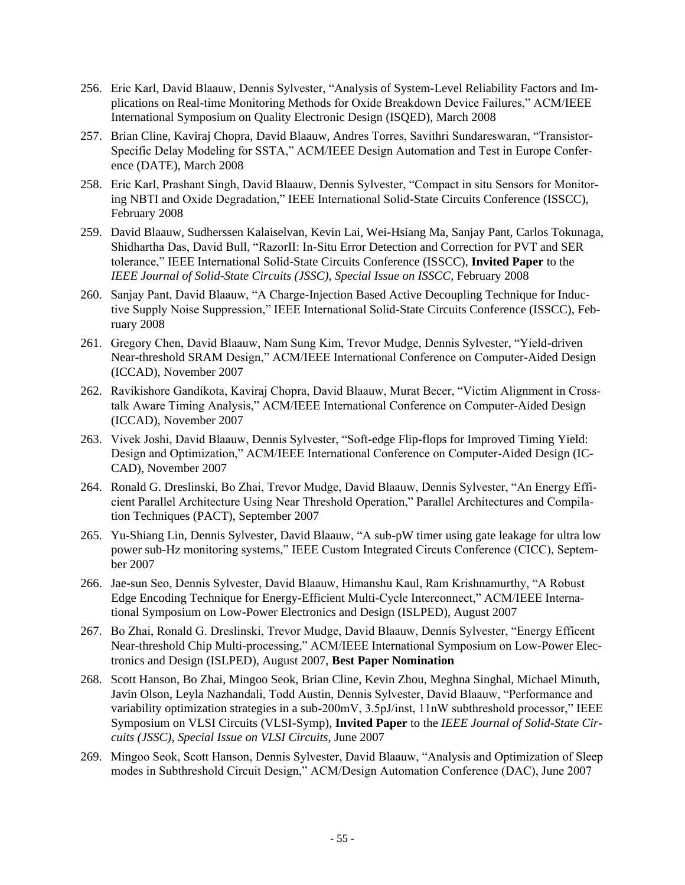256. Eric Karl, David Blaauw, Dennis Sylvester, “Analysis of System-Level Reliability Factors and Implications on Real-time Monitoring Methods for Oxide Breakdown Device Failures,” ACM/IEEE International Symposium on Quality Electronic Design (ISQED), March 2008
257. Brian Cline, Kaviraj Chopra, David Blaauw, Andres Torres, Savithri Sundareswaran, “Transistor-Specific Delay Modeling for SSTA,” ACM/IEEE Design Automation and Test in Europe Conference (DATE), March 2008
258. Eric Karl, Prashant Singh, David Blaauw, Dennis Sylvester, “Compact in situ Sensors for Monitoring NBTI and Oxide Degradation,” IEEE International Solid-State Circuits Conference (ISSCC), February 2008
259. David Blaauw, Sudherssen Kalaiselvan, Kevin Lai, Wei-Hsiang Ma, Sanjay Pant, Carlos Tokunaga, Shidhartha Das, David Bull, “RazorII: In-Situ Error Detection and Correction for PVT and SER tolerance,” IEEE International Solid-State Circuits Conference (ISSCC), **Invited Paper** to the *IEEE Journal of Solid-State Circuits (JSSC), Special Issue on ISSCC*, February 2008
260. Sanjay Pant, David Blaauw, “A Charge-Injection Based Active Decoupling Technique for Inductive Supply Noise Suppression,” IEEE International Solid-State Circuits Conference (ISSCC), February 2008
261. Gregory Chen, David Blaauw, Nam Sung Kim, Trevor Mudge, Dennis Sylvester, “Yield-driven Near-threshold SRAM Design,” ACM/IEEE International Conference on Computer-Aided Design (ICCAD), November 2007
262. Ravikishore Gandikota, Kaviraj Chopra, David Blaauw, Murat Becer, “Victim Alignment in Crosstalk Aware Timing Analysis,” ACM/IEEE International Conference on Computer-Aided Design (ICCAD), November 2007
263. Vivek Joshi, David Blaauw, Dennis Sylvester, “Soft-edge Flip-flops for Improved Timing Yield: Design and Optimization,” ACM/IEEE International Conference on Computer-Aided Design (ICCAD), November 2007
264. Ronald G. Dreslinski, Bo Zhai, Trevor Mudge, David Blaauw, Dennis Sylvester, “An Energy Efficient Parallel Architecture Using Near Threshold Operation,” Parallel Architectures and Compilation Techniques (PACT), September 2007
265. Yu-Shiang Lin, Dennis Sylvester, David Blaauw, “A sub-pW timer using gate leakage for ultra low power sub-Hz monitoring systems,” IEEE Custom Integrated Circuts Conference (CICC), September 2007
266. Jae-sun Seo, Dennis Sylvester, David Blaauw, Himanshu Kaul, Ram Krishnamurthy, “A Robust Edge Encoding Technique for Energy-Efficient Multi-Cycle Interconnect,” ACM/IEEE International Symposium on Low-Power Electronics and Design (ISLPED), August 2007
267. Bo Zhai, Ronald G. Dreslinski, Trevor Mudge, David Blaauw, Dennis Sylvester, “Energy Efficent Near-threshold Chip Multi-processing,” ACM/IEEE International Symposium on Low-Power Electronics and Design (ISLPED), August 2007, **Best Paper Nomination**
268. Scott Hanson, Bo Zhai, Mingoo Seok, Brian Cline, Kevin Zhou, Meghna Singhal, Michael Minuth, Javin Olson, Leyla Nazhandali, Todd Austin, Dennis Sylvester, David Blaauw, “Performance and variability optimization strategies in a sub-200mV, 3.5pJ/inst, 11nW subthreshold processor,” IEEE Symposium on VLSI Circuits (VLSI-Symp), **Invited Paper** to the *IEEE Journal of Solid-State Circuits (JSSC), Special Issue on VLSI Circuits*, June 2007
269. Mingoo Seok, Scott Hanson, Dennis Sylvester, David Blaauw, “Analysis and Optimization of Sleep modes in Subthreshold Circuit Design,” ACM/Design Automation Conference (DAC), June 2007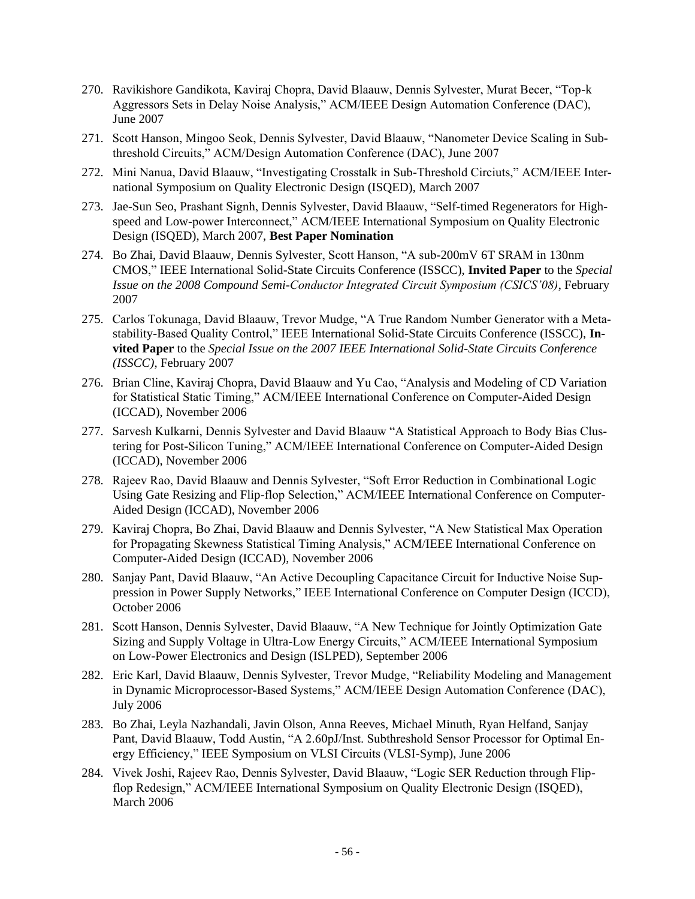270. Ravikishore Gandikota, Kaviraj Chopra, David Blaauw, Dennis Sylvester, Murat Becer, "Top-k Aggressors Sets in Delay Noise Analysis," ACM/IEEE Design Automation Conference (DAC), June 2007

271. Scott Hanson, Mingoo Seok, Dennis Sylvester, David Blaauw, "Nanometer Device Scaling in Sub-threshold Circuits," ACM/Design Automation Conference (DAC), June 2007

272. Mini Nanua, David Blaauw, "Investigating Crosstalk in Sub-Threshold Circiuts," ACM/IEEE International Symposium on Quality Electronic Design (ISQED), March 2007

273. Jae-Sun Seo, Prashant Signh, Dennis Sylvester, David Blaauw, "Self-timed Regenerators for High-speed and Low-power Interconnect," ACM/IEEE International Symposium on Quality Electronic Design (ISQED), March 2007, **Best Paper Nomination**

274. Bo Zhai, David Blaauw, Dennis Sylvester, Scott Hanson, "A sub-200mV 6T SRAM in 130nm CMOS," IEEE International Solid-State Circuits Conference (ISSCC), **Invited Paper** to the *Special Issue on the 2008 Compound Semi-Conductor Integrated Circuit Symposium (CSICS'08)*, February 2007

275. Carlos Tokunaga, David Blaauw, Trevor Mudge, "A True Random Number Generator with a Metastability-Based Quality Control," IEEE International Solid-State Circuits Conference (ISSCC), **Invited Paper** to the *Special Issue on the 2007 IEEE International Solid-State Circuits Conference (ISSCC)*, February 2007

276. Brian Cline, Kaviraj Chopra, David Blaauw and Yu Cao, "Analysis and Modeling of CD Variation for Statistical Static Timing," ACM/IEEE International Conference on Computer-Aided Design (ICCAD), November 2006

277. Sarvesh Kulkarni, Dennis Sylvester and David Blaauw "A Statistical Approach to Body Bias Clustering for Post-Silicon Tuning," ACM/IEEE International Conference on Computer-Aided Design (ICCAD), November 2006

278. Rajeev Rao, David Blaauw and Dennis Sylvester, "Soft Error Reduction in Combinational Logic Using Gate Resizing and Flip-flop Selection," ACM/IEEE International Conference on Computer-Aided Design (ICCAD), November 2006

279. Kaviraj Chopra, Bo Zhai, David Blaauw and Dennis Sylvester, "A New Statistical Max Operation for Propagating Skewness Statistical Timing Analysis," ACM/IEEE International Conference on Computer-Aided Design (ICCAD), November 2006

280. Sanjay Pant, David Blaauw, "An Active Decoupling Capacitance Circuit for Inductive Noise Suppression in Power Supply Networks," IEEE International Conference on Computer Design (ICCD), October 2006

281. Scott Hanson, Dennis Sylvester, David Blaauw, "A New Technique for Jointly Optimization Gate Sizing and Supply Voltage in Ultra-Low Energy Circuits," ACM/IEEE International Symposium on Low-Power Electronics and Design (ISLPED), September 2006

282. Eric Karl, David Blaauw, Dennis Sylvester, Trevor Mudge, "Reliability Modeling and Management in Dynamic Microprocessor-Based Systems," ACM/IEEE Design Automation Conference (DAC), July 2006

283. Bo Zhai, Leyla Nazhandali, Javin Olson, Anna Reeves, Michael Minuth, Ryan Helfand, Sanjay Pant, David Blaauw, Todd Austin, "A 2.60pJ/Inst. Subthreshold Sensor Processor for Optimal Energy Efficiency," IEEE Symposium on VLSI Circuits (VLSI-Symp), June 2006

284. Vivek Joshi, Rajeev Rao, Dennis Sylvester, David Blaauw, "Logic SER Reduction through Flip-flop Redesign," ACM/IEEE International Symposium on Quality Electronic Design (ISQED), March 2006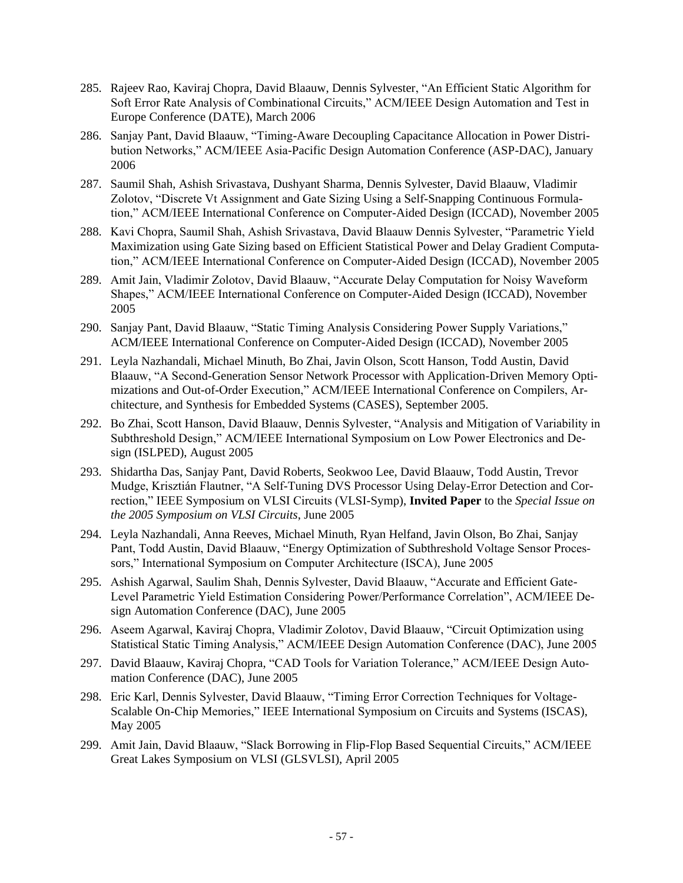285. Rajeev Rao, Kaviraj Chopra, David Blaauw, Dennis Sylvester, "An Efficient Static Algorithm for Soft Error Rate Analysis of Combinational Circuits," ACM/IEEE Design Automation and Test in Europe Conference (DATE), March 2006

286. Sanjay Pant, David Blaauw, "Timing-Aware Decoupling Capacitance Allocation in Power Distribution Networks," ACM/IEEE Asia-Pacific Design Automation Conference (ASP-DAC), January 2006

287. Saumil Shah, Ashish Srivastava, Dushyant Sharma, Dennis Sylvester, David Blaauw, Vladimir Zolotov, "Discrete Vt Assignment and Gate Sizing Using a Self-Snapping Continuous Formulation," ACM/IEEE International Conference on Computer-Aided Design (ICCAD), November 2005

288. Kavi Chopra, Saumil Shah, Ashish Srivastava, David Blaauw Dennis Sylvester, "Parametric Yield Maximization using Gate Sizing based on Efficient Statistical Power and Delay Gradient Computation," ACM/IEEE International Conference on Computer-Aided Design (ICCAD), November 2005

289. Amit Jain, Vladimir Zolotov, David Blaauw, "Accurate Delay Computation for Noisy Waveform Shapes," ACM/IEEE International Conference on Computer-Aided Design (ICCAD), November 2005

290. Sanjay Pant, David Blaauw, "Static Timing Analysis Considering Power Supply Variations," ACM/IEEE International Conference on Computer-Aided Design (ICCAD), November 2005

291. Leyla Nazhandali, Michael Minuth, Bo Zhai, Javin Olson, Scott Hanson, Todd Austin, David Blaauw, "A Second-Generation Sensor Network Processor with Application-Driven Memory Optimizations and Out-of-Order Execution," ACM/IEEE International Conference on Compilers, Architecture, and Synthesis for Embedded Systems (CASES), September 2005.

292. Bo Zhai, Scott Hanson, David Blaauw, Dennis Sylvester, "Analysis and Mitigation of Variability in Subthreshold Design," ACM/IEEE International Symposium on Low Power Electronics and Design (ISLPED), August 2005

293. Shidartha Das, Sanjay Pant, David Roberts, Seokwoo Lee, David Blaauw, Todd Austin, Trevor Mudge, Krisztián Flautner, "A Self-Tuning DVS Processor Using Delay-Error Detection and Correction," IEEE Symposium on VLSI Circuits (VLSI-Symp), **Invited Paper** to the *Special Issue on the 2005 Symposium on VLSI Circuits*, June 2005

294. Leyla Nazhandali, Anna Reeves, Michael Minuth, Ryan Helfand, Javin Olson, Bo Zhai, Sanjay Pant, Todd Austin, David Blaauw, "Energy Optimization of Subthreshold Voltage Sensor Processors," International Symposium on Computer Architecture (ISCA), June 2005

295. Ashish Agarwal, Saulim Shah, Dennis Sylvester, David Blaauw, "Accurate and Efficient Gate-Level Parametric Yield Estimation Considering Power/Performance Correlation", ACM/IEEE Design Automation Conference (DAC), June 2005

296. Aseem Agarwal, Kaviraj Chopra, Vladimir Zolotov, David Blaauw, "Circuit Optimization using Statistical Static Timing Analysis," ACM/IEEE Design Automation Conference (DAC), June 2005

297. David Blaauw, Kaviraj Chopra, "CAD Tools for Variation Tolerance," ACM/IEEE Design Automation Conference (DAC), June 2005

298. Eric Karl, Dennis Sylvester, David Blaauw, "Timing Error Correction Techniques for Voltage-Scalable On-Chip Memories," IEEE International Symposium on Circuits and Systems (ISCAS), May 2005

299. Amit Jain, David Blaauw, "Slack Borrowing in Flip-Flop Based Sequential Circuits," ACM/IEEE Great Lakes Symposium on VLSI (GLSVLSI), April 2005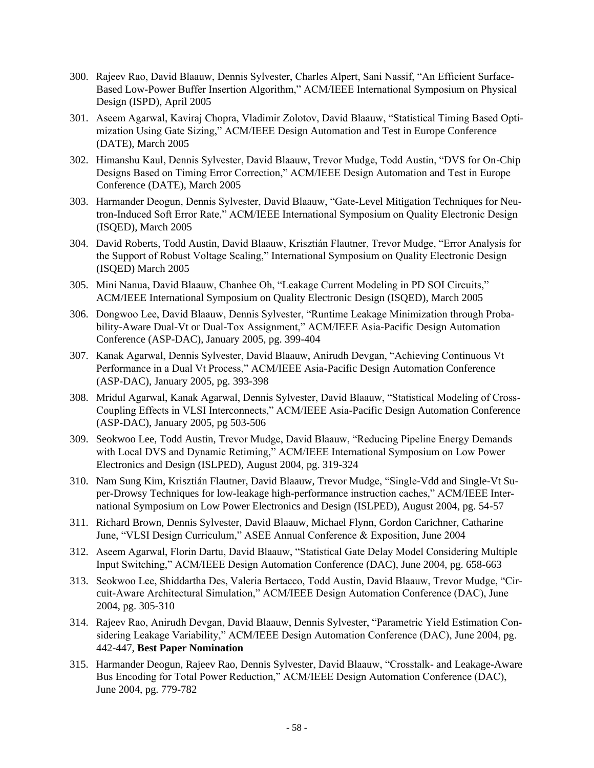300. Rajeev Rao, David Blaauw, Dennis Sylvester, Charles Alpert, Sani Nassif, "An Efficient Surface-Based Low-Power Buffer Insertion Algorithm," ACM/IEEE International Symposium on Physical Design (ISPD), April 2005

301. Aseem Agarwal, Kaviraj Chopra, Vladimir Zolotov, David Blaauw, "Statistical Timing Based Optimization Using Gate Sizing," ACM/IEEE Design Automation and Test in Europe Conference (DATE), March 2005

302. Himanshu Kaul, Dennis Sylvester, David Blaauw, Trevor Mudge, Todd Austin, "DVS for On-Chip Designs Based on Timing Error Correction," ACM/IEEE Design Automation and Test in Europe Conference (DATE), March 2005

303. Harmander Deogun, Dennis Sylvester, David Blaauw, "Gate-Level Mitigation Techniques for Neutron-Induced Soft Error Rate," ACM/IEEE International Symposium on Quality Electronic Design (ISQED), March 2005

304. David Roberts, Todd Austin, David Blaauw, Krisztián Flautner, Trevor Mudge, "Error Analysis for the Support of Robust Voltage Scaling," International Symposium on Quality Electronic Design (ISQED) March 2005

305. Mini Nanua, David Blaauw, Chanhee Oh, "Leakage Current Modeling in PD SOI Circuits," ACM/IEEE International Symposium on Quality Electronic Design (ISQED), March 2005

306. Dongwoo Lee, David Blaauw, Dennis Sylvester, "Runtime Leakage Minimization through Probability-Aware Dual-Vt or Dual-Tox Assignment," ACM/IEEE Asia-Pacific Design Automation Conference (ASP-DAC), January 2005, pg. 399-404

307. Kanak Agarwal, Dennis Sylvester, David Blaauw, Anirudh Devgan, "Achieving Continuous Vt Performance in a Dual Vt Process," ACM/IEEE Asia-Pacific Design Automation Conference (ASP-DAC), January 2005, pg. 393-398

308. Mridul Agarwal, Kanak Agarwal, Dennis Sylvester, David Blaauw, "Statistical Modeling of Cross-Coupling Effects in VLSI Interconnects," ACM/IEEE Asia-Pacific Design Automation Conference (ASP-DAC), January 2005, pg 503-506

309. Seokwoo Lee, Todd Austin, Trevor Mudge, David Blaauw, "Reducing Pipeline Energy Demands with Local DVS and Dynamic Retiming," ACM/IEEE International Symposium on Low Power Electronics and Design (ISLPED), August 2004, pg. 319-324

310. Nam Sung Kim, Krisztián Flautner, David Blaauw, Trevor Mudge, "Single-Vdd and Single-Vt Super-Drowsy Techniques for low-leakage high-performance instruction caches," ACM/IEEE International Symposium on Low Power Electronics and Design (ISLPED), August 2004, pg. 54-57

311. Richard Brown, Dennis Sylvester, David Blaauw, Michael Flynn, Gordon Carichner, Catharine June, "VLSI Design Curriculum," ASEE Annual Conference & Exposition, June 2004

312. Aseem Agarwal, Florin Dartu, David Blaauw, "Statistical Gate Delay Model Considering Multiple Input Switching," ACM/IEEE Design Automation Conference (DAC), June 2004, pg. 658-663

313. Seokwoo Lee, Shiddartha Des, Valeria Bertacco, Todd Austin, David Blaauw, Trevor Mudge, "Circuit-Aware Architectural Simulation," ACM/IEEE Design Automation Conference (DAC), June 2004, pg. 305-310

314. Rajeev Rao, Anirudh Devgan, David Blaauw, Dennis Sylvester, "Parametric Yield Estimation Considering Leakage Variability," ACM/IEEE Design Automation Conference (DAC), June 2004, pg. 442-447, **Best Paper Nomination**

315. Harmander Deogun, Rajeev Rao, Dennis Sylvester, David Blaauw, "Crosstalk- and Leakage-Aware Bus Encoding for Total Power Reduction," ACM/IEEE Design Automation Conference (DAC), June 2004, pg. 779-782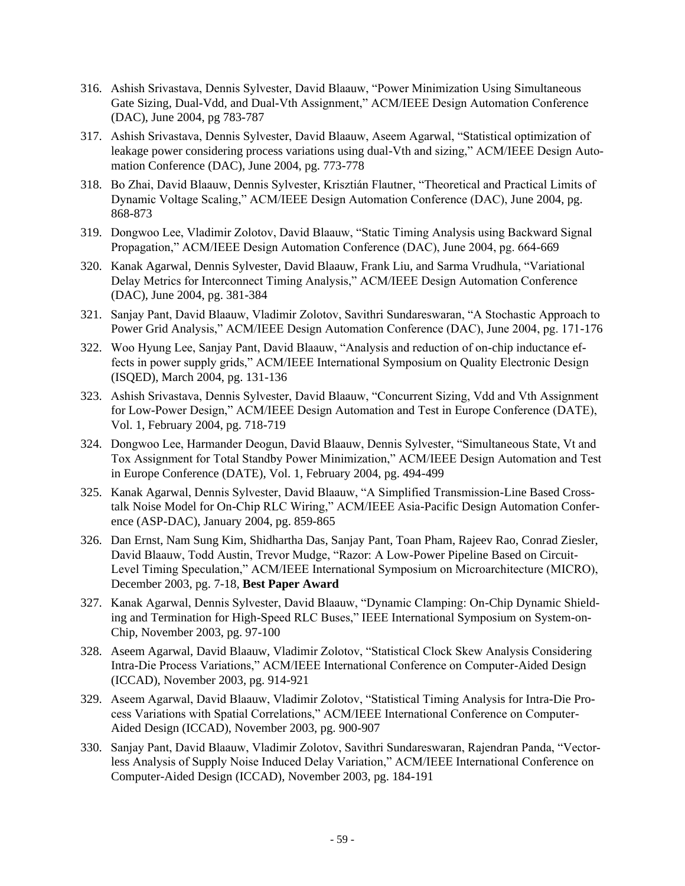316. Ashish Srivastava, Dennis Sylvester, David Blaauw, "Power Minimization Using Simultaneous Gate Sizing, Dual-Vdd, and Dual-Vth Assignment," ACM/IEEE Design Automation Conference (DAC), June 2004, pg 783-787

317. Ashish Srivastava, Dennis Sylvester, David Blaauw, Aseem Agarwal, "Statistical optimization of leakage power considering process variations using dual-Vth and sizing," ACM/IEEE Design Automation Conference (DAC), June 2004, pg. 773-778

318. Bo Zhai, David Blaauw, Dennis Sylvester, Krisztián Flautner, "Theoretical and Practical Limits of Dynamic Voltage Scaling," ACM/IEEE Design Automation Conference (DAC), June 2004, pg. 868-873

319. Dongwoo Lee, Vladimir Zolotov, David Blaauw, "Static Timing Analysis using Backward Signal Propagation," ACM/IEEE Design Automation Conference (DAC), June 2004, pg. 664-669

320. Kanak Agarwal, Dennis Sylvester, David Blaauw, Frank Liu, and Sarma Vrudhula, "Variational Delay Metrics for Interconnect Timing Analysis," ACM/IEEE Design Automation Conference (DAC), June 2004, pg. 381-384

321. Sanjay Pant, David Blaauw, Vladimir Zolotov, Savithri Sundareswaran, "A Stochastic Approach to Power Grid Analysis," ACM/IEEE Design Automation Conference (DAC), June 2004, pg. 171-176

322. Woo Hyung Lee, Sanjay Pant, David Blaauw, "Analysis and reduction of on-chip inductance effects in power supply grids," ACM/IEEE International Symposium on Quality Electronic Design (ISQED), March 2004, pg. 131-136

323. Ashish Srivastava, Dennis Sylvester, David Blaauw, "Concurrent Sizing, Vdd and Vth Assignment for Low-Power Design," ACM/IEEE Design Automation and Test in Europe Conference (DATE), Vol. 1, February 2004, pg. 718-719

324. Dongwoo Lee, Harmander Deogun, David Blaauw, Dennis Sylvester, "Simultaneous State, Vt and Tox Assignment for Total Standby Power Minimization," ACM/IEEE Design Automation and Test in Europe Conference (DATE), Vol. 1, February 2004, pg. 494-499

325. Kanak Agarwal, Dennis Sylvester, David Blaauw, "A Simplified Transmission-Line Based Crosstalk Noise Model for On-Chip RLC Wiring," ACM/IEEE Asia-Pacific Design Automation Conference (ASP-DAC), January 2004, pg. 859-865

326. Dan Ernst, Nam Sung Kim, Shidhartha Das, Sanjay Pant, Toan Pham, Rajeev Rao, Conrad Ziesler, David Blaauw, Todd Austin, Trevor Mudge, "Razor: A Low-Power Pipeline Based on Circuit-Level Timing Speculation," ACM/IEEE International Symposium on Microarchitecture (MICRO), December 2003, pg. 7-18, **Best Paper Award**

327. Kanak Agarwal, Dennis Sylvester, David Blaauw, "Dynamic Clamping: On-Chip Dynamic Shielding and Termination for High-Speed RLC Buses," IEEE International Symposium on System-on-Chip, November 2003, pg. 97-100

328. Aseem Agarwal, David Blaauw, Vladimir Zolotov, "Statistical Clock Skew Analysis Considering Intra-Die Process Variations," ACM/IEEE International Conference on Computer-Aided Design (ICCAD), November 2003, pg. 914-921

329. Aseem Agarwal, David Blaauw, Vladimir Zolotov, "Statistical Timing Analysis for Intra-Die Process Variations with Spatial Correlations," ACM/IEEE International Conference on Computer-Aided Design (ICCAD), November 2003, pg. 900-907

330. Sanjay Pant, David Blaauw, Vladimir Zolotov, Savithri Sundareswaran, Rajendran Panda, "Vectorless Analysis of Supply Noise Induced Delay Variation," ACM/IEEE International Conference on Computer-Aided Design (ICCAD), November 2003, pg. 184-191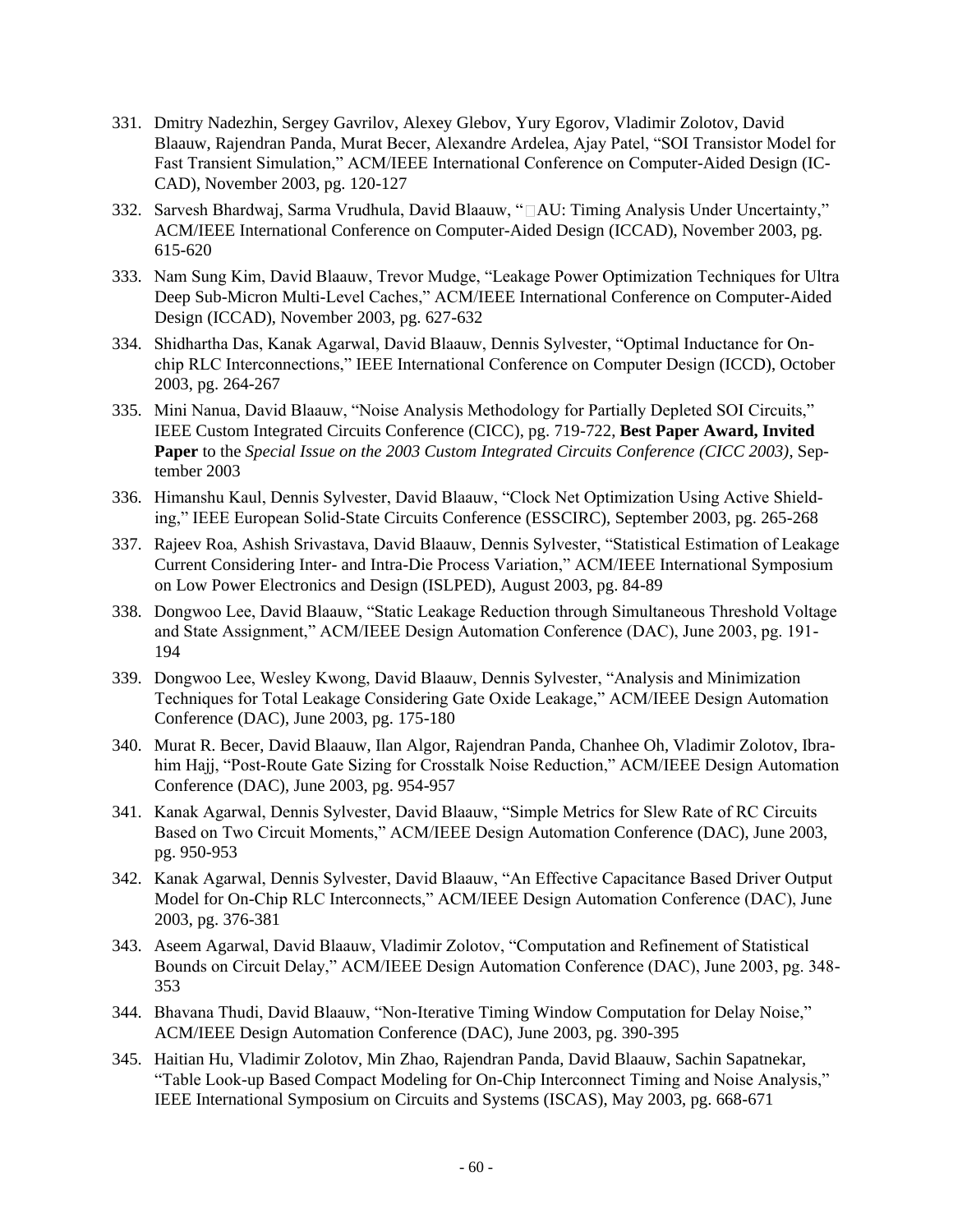331. Dmitry Nadezhin, Sergey Gavrilov, Alexey Glebov, Yury Egorov, Vladimir Zolotov, David Blaauw, Rajendran Panda, Murat Becer, Alexandre Ardelea, Ajay Patel, "SOI Transistor Model for Fast Transient Simulation," ACM/IEEE International Conference on Computer-Aided Design (ICCAD), November 2003, pg. 120-127

332. Sarvesh Bhardwaj, Sarma Vrudhula, David Blaauw, "□AU: Timing Analysis Under Uncertainty," ACM/IEEE International Conference on Computer-Aided Design (ICCAD), November 2003, pg. 615-620

333. Nam Sung Kim, David Blaauw, Trevor Mudge, "Leakage Power Optimization Techniques for Ultra Deep Sub-Micron Multi-Level Caches," ACM/IEEE International Conference on Computer-Aided Design (ICCAD), November 2003, pg. 627-632

334. Shidhartha Das, Kanak Agarwal, David Blaauw, Dennis Sylvester, "Optimal Inductance for On-chip RLC Interconnections," IEEE International Conference on Computer Design (ICCD), October 2003, pg. 264-267

335. Mini Nanua, David Blaauw, "Noise Analysis Methodology for Partially Depleted SOI Circuits," IEEE Custom Integrated Circuits Conference (CICC), pg. 719-722, **Best Paper Award, Invited Paper** to the *Special Issue on the 2003 Custom Integrated Circuits Conference (CICC 2003)*, September 2003

336. Himanshu Kaul, Dennis Sylvester, David Blaauw, "Clock Net Optimization Using Active Shielding," IEEE European Solid-State Circuits Conference (ESSCIRC), September 2003, pg. 265-268

337. Rajeev Roa, Ashish Srivastava, David Blaauw, Dennis Sylvester, "Statistical Estimation of Leakage Current Considering Inter- and Intra-Die Process Variation," ACM/IEEE International Symposium on Low Power Electronics and Design (ISLPED), August 2003, pg. 84-89

338. Dongwoo Lee, David Blaauw, "Static Leakage Reduction through Simultaneous Threshold Voltage and State Assignment," ACM/IEEE Design Automation Conference (DAC), June 2003, pg. 191-194

339. Dongwoo Lee, Wesley Kwong, David Blaauw, Dennis Sylvester, "Analysis and Minimization Techniques for Total Leakage Considering Gate Oxide Leakage," ACM/IEEE Design Automation Conference (DAC), June 2003, pg. 175-180

340. Murat R. Becer, David Blaauw, Ilan Algor, Rajendran Panda, Chanhee Oh, Vladimir Zolotov, Ibrahim Hajj, "Post-Route Gate Sizing for Crosstalk Noise Reduction," ACM/IEEE Design Automation Conference (DAC), June 2003, pg. 954-957

341. Kanak Agarwal, Dennis Sylvester, David Blaauw, "Simple Metrics for Slew Rate of RC Circuits Based on Two Circuit Moments," ACM/IEEE Design Automation Conference (DAC), June 2003, pg. 950-953

342. Kanak Agarwal, Dennis Sylvester, David Blaauw, "An Effective Capacitance Based Driver Output Model for On-Chip RLC Interconnects," ACM/IEEE Design Automation Conference (DAC), June 2003, pg. 376-381

343. Aseem Agarwal, David Blaauw, Vladimir Zolotov, "Computation and Refinement of Statistical Bounds on Circuit Delay," ACM/IEEE Design Automation Conference (DAC), June 2003, pg. 348-353

344. Bhavana Thudi, David Blaauw, "Non-Iterative Timing Window Computation for Delay Noise," ACM/IEEE Design Automation Conference (DAC), June 2003, pg. 390-395

345. Haitian Hu, Vladimir Zolotov, Min Zhao, Rajendran Panda, David Blaauw, Sachin Sapatnekar, "Table Look-up Based Compact Modeling for On-Chip Interconnect Timing and Noise Analysis," IEEE International Symposium on Circuits and Systems (ISCAS), May 2003, pg. 668-671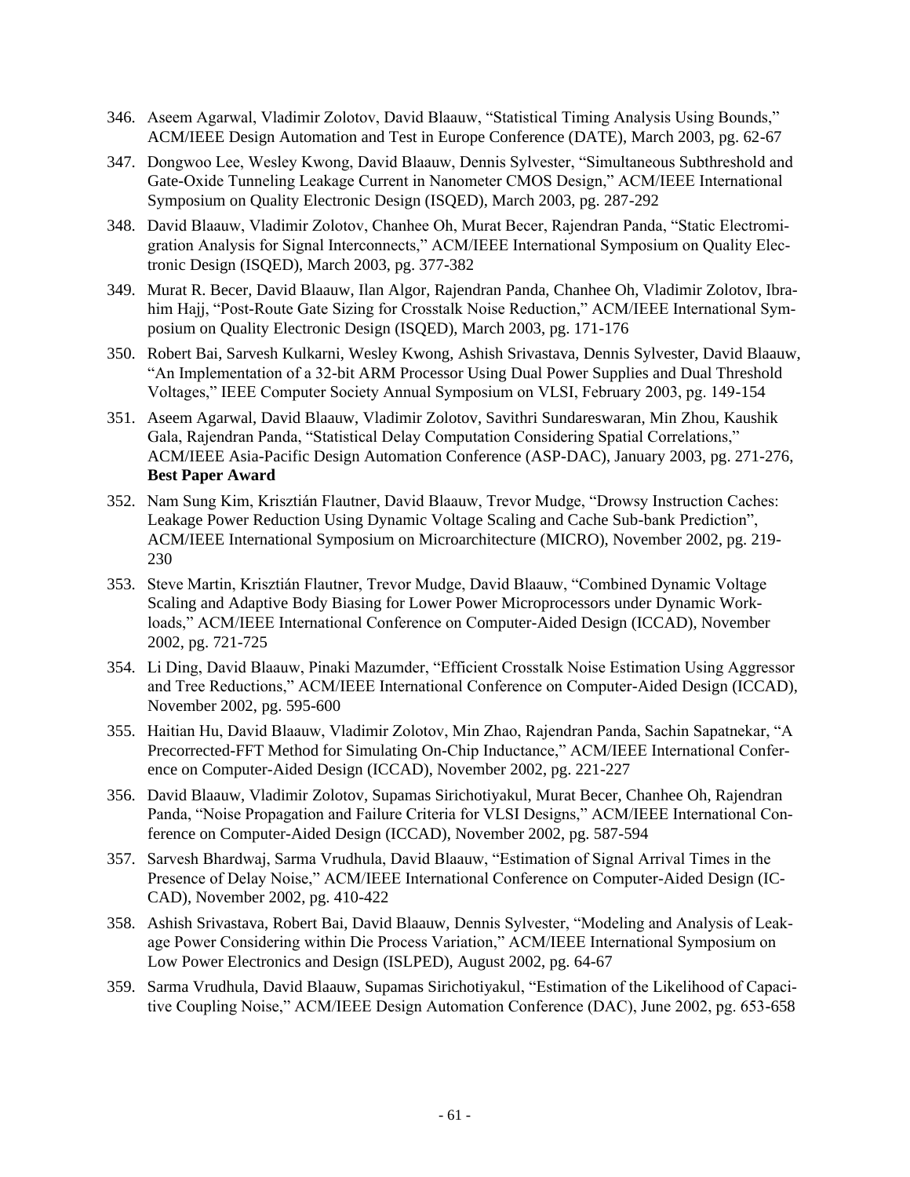346. Aseem Agarwal, Vladimir Zolotov, David Blaauw, “Statistical Timing Analysis Using Bounds,” ACM/IEEE Design Automation and Test in Europe Conference (DATE), March 2003, pg. 62-67

347. Dongwoo Lee, Wesley Kwong, David Blaauw, Dennis Sylvester, “Simultaneous Subthreshold and Gate-Oxide Tunneling Leakage Current in Nanometer CMOS Design,” ACM/IEEE International Symposium on Quality Electronic Design (ISQED), March 2003, pg. 287-292

348. David Blaauw, Vladimir Zolotov, Chanhee Oh, Murat Becer, Rajendran Panda, “Static Electromigration Analysis for Signal Interconnects,” ACM/IEEE International Symposium on Quality Electronic Design (ISQED), March 2003, pg. 377-382

349. Murat R. Becer, David Blaauw, Ilan Algor, Rajendran Panda, Chanhee Oh, Vladimir Zolotov, Ibrahim Hajj, “Post-Route Gate Sizing for Crosstalk Noise Reduction,” ACM/IEEE International Symposium on Quality Electronic Design (ISQED), March 2003, pg. 171-176

350. Robert Bai, Sarvesh Kulkarni, Wesley Kwong, Ashish Srivastava, Dennis Sylvester, David Blaauw, “An Implementation of a 32-bit ARM Processor Using Dual Power Supplies and Dual Threshold Voltages,” IEEE Computer Society Annual Symposium on VLSI, February 2003, pg. 149-154

351. Aseem Agarwal, David Blaauw, Vladimir Zolotov, Savithri Sundareswaran, Min Zhou, Kaushik Gala, Rajendran Panda, “Statistical Delay Computation Considering Spatial Correlations,” ACM/IEEE Asia-Pacific Design Automation Conference (ASP-DAC), January 2003, pg. 271-276, **Best Paper Award**

352. Nam Sung Kim, Krisztián Flautner, David Blaauw, Trevor Mudge, “Drowsy Instruction Caches: Leakage Power Reduction Using Dynamic Voltage Scaling and Cache Sub-bank Prediction”, ACM/IEEE International Symposium on Microarchitecture (MICRO), November 2002, pg. 219-230

353. Steve Martin, Krisztián Flautner, Trevor Mudge, David Blaauw, “Combined Dynamic Voltage Scaling and Adaptive Body Biasing for Lower Power Microprocessors under Dynamic Workloads,” ACM/IEEE International Conference on Computer-Aided Design (ICCAD), November 2002, pg. 721-725

354. Li Ding, David Blaauw, Pinaki Mazumder, “Efficient Crosstalk Noise Estimation Using Aggressor and Tree Reductions,” ACM/IEEE International Conference on Computer-Aided Design (ICCAD), November 2002, pg. 595-600

355. Haitian Hu, David Blaauw, Vladimir Zolotov, Min Zhao, Rajendran Panda, Sachin Sapatnekar, “A Precorrected-FFT Method for Simulating On-Chip Inductance,” ACM/IEEE International Conference on Computer-Aided Design (ICCAD), November 2002, pg. 221-227

356. David Blaauw, Vladimir Zolotov, Supamas Sirichotiyakul, Murat Becer, Chanhee Oh, Rajendran Panda, “Noise Propagation and Failure Criteria for VLSI Designs,” ACM/IEEE International Conference on Computer-Aided Design (ICCAD), November 2002, pg. 587-594

357. Sarvesh Bhardwaj, Sarma Vrudhula, David Blaauw, “Estimation of Signal Arrival Times in the Presence of Delay Noise,” ACM/IEEE International Conference on Computer-Aided Design (ICCAD), November 2002, pg. 410-422

358. Ashish Srivastava, Robert Bai, David Blaauw, Dennis Sylvester, “Modeling and Analysis of Leakage Power Considering within Die Process Variation,” ACM/IEEE International Symposium on Low Power Electronics and Design (ISLPED), August 2002, pg. 64-67

359. Sarma Vrudhula, David Blaauw, Supamas Sirichotiyakul, “Estimation of the Likelihood of Capacitive Coupling Noise,” ACM/IEEE Design Automation Conference (DAC), June 2002, pg. 653-658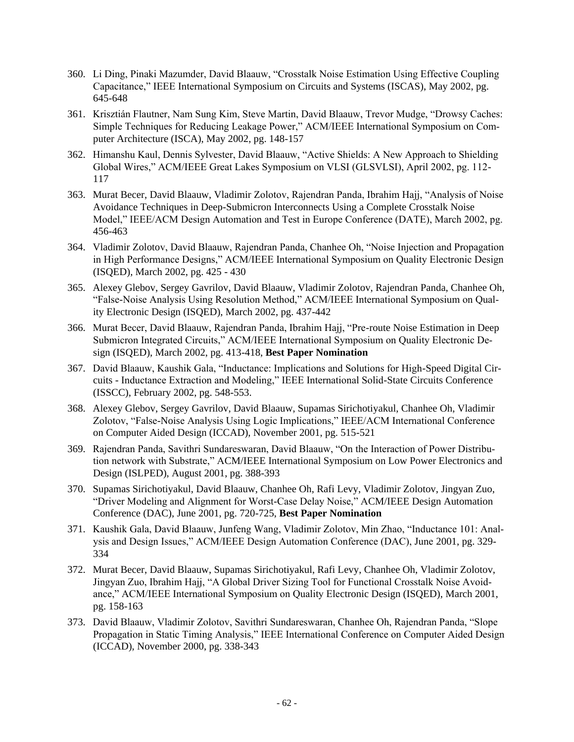360. Li Ding, Pinaki Mazumder, David Blaauw, "Crosstalk Noise Estimation Using Effective Coupling Capacitance," IEEE International Symposium on Circuits and Systems (ISCAS), May 2002, pg. 645-648

361. Krisztián Flautner, Nam Sung Kim, Steve Martin, David Blaauw, Trevor Mudge, "Drowsy Caches: Simple Techniques for Reducing Leakage Power," ACM/IEEE International Symposium on Computer Architecture (ISCA), May 2002, pg. 148-157

362. Himanshu Kaul, Dennis Sylvester, David Blaauw, "Active Shields: A New Approach to Shielding Global Wires," ACM/IEEE Great Lakes Symposium on VLSI (GLSVLSI), April 2002, pg. 112-117

363. Murat Becer, David Blaauw, Vladimir Zolotov, Rajendran Panda, Ibrahim Hajj, "Analysis of Noise Avoidance Techniques in Deep-Submicron Interconnects Using a Complete Crosstalk Noise Model," IEEE/ACM Design Automation and Test in Europe Conference (DATE), March 2002, pg. 456-463

364. Vladimir Zolotov, David Blaauw, Rajendran Panda, Chanhee Oh, "Noise Injection and Propagation in High Performance Designs," ACM/IEEE International Symposium on Quality Electronic Design (ISQED), March 2002, pg. 425 - 430

365. Alexey Glebov, Sergey Gavrilov, David Blaauw, Vladimir Zolotov, Rajendran Panda, Chanhee Oh, "False-Noise Analysis Using Resolution Method," ACM/IEEE International Symposium on Quality Electronic Design (ISQED), March 2002, pg. 437-442

366. Murat Becer, David Blaauw, Rajendran Panda, Ibrahim Hajj, "Pre-route Noise Estimation in Deep Submicron Integrated Circuits," ACM/IEEE International Symposium on Quality Electronic Design (ISQED), March 2002, pg. 413-418, **Best Paper Nomination**

367. David Blaauw, Kaushik Gala, "Inductance: Implications and Solutions for High-Speed Digital Circuits - Inductance Extraction and Modeling," IEEE International Solid-State Circuits Conference (ISSCC), February 2002, pg. 548-553.

368. Alexey Glebov, Sergey Gavrilov, David Blaauw, Supamas Sirichotiyakul, Chanhee Oh, Vladimir Zolotov, "False-Noise Analysis Using Logic Implications," IEEE/ACM International Conference on Computer Aided Design (ICCAD), November 2001, pg. 515-521

369. Rajendran Panda, Savithri Sundareswaran, David Blaauw, "On the Interaction of Power Distribution network with Substrate," ACM/IEEE International Symposium on Low Power Electronics and Design (ISLPED), August 2001, pg. 388-393

370. Supamas Sirichotiyakul, David Blaauw, Chanhee Oh, Rafi Levy, Vladimir Zolotov, Jingyan Zuo, "Driver Modeling and Alignment for Worst-Case Delay Noise," ACM/IEEE Design Automation Conference (DAC), June 2001, pg. 720-725, **Best Paper Nomination**

371. Kaushik Gala, David Blaauw, Junfeng Wang, Vladimir Zolotov, Min Zhao, "Inductance 101: Analysis and Design Issues," ACM/IEEE Design Automation Conference (DAC), June 2001, pg. 329-334

372. Murat Becer, David Blaauw, Supamas Sirichotiyakul, Rafi Levy, Chanhee Oh, Vladimir Zolotov, Jingyan Zuo, Ibrahim Hajj, "A Global Driver Sizing Tool for Functional Crosstalk Noise Avoidance," ACM/IEEE International Symposium on Quality Electronic Design (ISQED), March 2001, pg. 158-163

373. David Blaauw, Vladimir Zolotov, Savithri Sundareswaran, Chanhee Oh, Rajendran Panda, "Slope Propagation in Static Timing Analysis," IEEE International Conference on Computer Aided Design (ICCAD), November 2000, pg. 338-343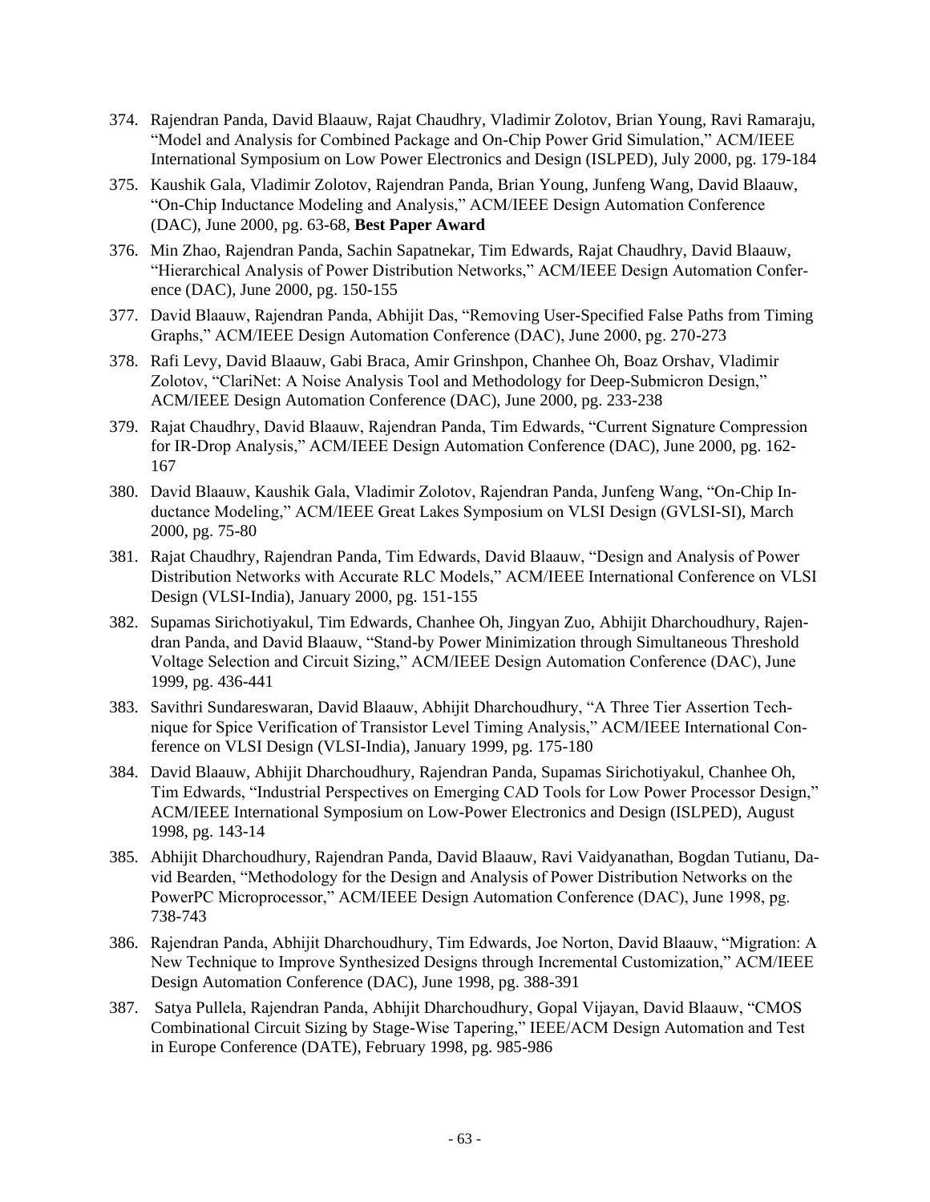374. Rajendran Panda, David Blaauw, Rajat Chaudhry, Vladimir Zolotov, Brian Young, Ravi Ramaraju, "Model and Analysis for Combined Package and On-Chip Power Grid Simulation," ACM/IEEE International Symposium on Low Power Electronics and Design (ISLPED), July 2000, pg. 179-184

375. Kaushik Gala, Vladimir Zolotov, Rajendran Panda, Brian Young, Junfeng Wang, David Blaauw, "On-Chip Inductance Modeling and Analysis," ACM/IEEE Design Automation Conference (DAC), June 2000, pg. 63-68, **Best Paper Award**

376. Min Zhao, Rajendran Panda, Sachin Sapatnekar, Tim Edwards, Rajat Chaudhry, David Blaauw, "Hierarchical Analysis of Power Distribution Networks," ACM/IEEE Design Automation Conference (DAC), June 2000, pg. 150-155

377. David Blaauw, Rajendran Panda, Abhijit Das, "Removing User-Specified False Paths from Timing Graphs," ACM/IEEE Design Automation Conference (DAC), June 2000, pg. 270-273

378. Rafi Levy, David Blaauw, Gabi Braca, Amir Grinshpon, Chanhee Oh, Boaz Orshav, Vladimir Zolotov, "ClariNet: A Noise Analysis Tool and Methodology for Deep-Submicron Design," ACM/IEEE Design Automation Conference (DAC), June 2000, pg. 233-238

379. Rajat Chaudhry, David Blaauw, Rajendran Panda, Tim Edwards, "Current Signature Compression for IR-Drop Analysis," ACM/IEEE Design Automation Conference (DAC), June 2000, pg. 162-167

380. David Blaauw, Kaushik Gala, Vladimir Zolotov, Rajendran Panda, Junfeng Wang, "On-Chip Inductance Modeling," ACM/IEEE Great Lakes Symposium on VLSI Design (GVLSI-SI), March 2000, pg. 75-80

381. Rajat Chaudhry, Rajendran Panda, Tim Edwards, David Blaauw, "Design and Analysis of Power Distribution Networks with Accurate RLC Models," ACM/IEEE International Conference on VLSI Design (VLSI-India), January 2000, pg. 151-155

382. Supamas Sirichotiyakul, Tim Edwards, Chanhee Oh, Jingyan Zuo, Abhijit Dharchoudhury, Rajendran Panda, and David Blaauw, "Stand-by Power Minimization through Simultaneous Threshold Voltage Selection and Circuit Sizing," ACM/IEEE Design Automation Conference (DAC), June 1999, pg. 436-441

383. Savithri Sundareswaran, David Blaauw, Abhijit Dharchoudhury, "A Three Tier Assertion Technique for Spice Verification of Transistor Level Timing Analysis," ACM/IEEE International Conference on VLSI Design (VLSI-India), January 1999, pg. 175-180

384. David Blaauw, Abhijit Dharchoudhury, Rajendran Panda, Supamas Sirichotiyakul, Chanhee Oh, Tim Edwards, "Industrial Perspectives on Emerging CAD Tools for Low Power Processor Design," ACM/IEEE International Symposium on Low-Power Electronics and Design (ISLPED), August 1998, pg. 143-14

385. Abhijit Dharchoudhury, Rajendran Panda, David Blaauw, Ravi Vaidyanathan, Bogdan Tutianu, David Bearden, "Methodology for the Design and Analysis of Power Distribution Networks on the PowerPC Microprocessor," ACM/IEEE Design Automation Conference (DAC), June 1998, pg. 738-743

386. Rajendran Panda, Abhijit Dharchoudhury, Tim Edwards, Joe Norton, David Blaauw, "Migration: A New Technique to Improve Synthesized Designs through Incremental Customization," ACM/IEEE Design Automation Conference (DAC), June 1998, pg. 388-391

387. Satya Pullela, Rajendran Panda, Abhijit Dharchoudhury, Gopal Vijayan, David Blaauw, "CMOS Combinational Circuit Sizing by Stage-Wise Tapering," IEEE/ACM Design Automation and Test in Europe Conference (DATE), February 1998, pg. 985-986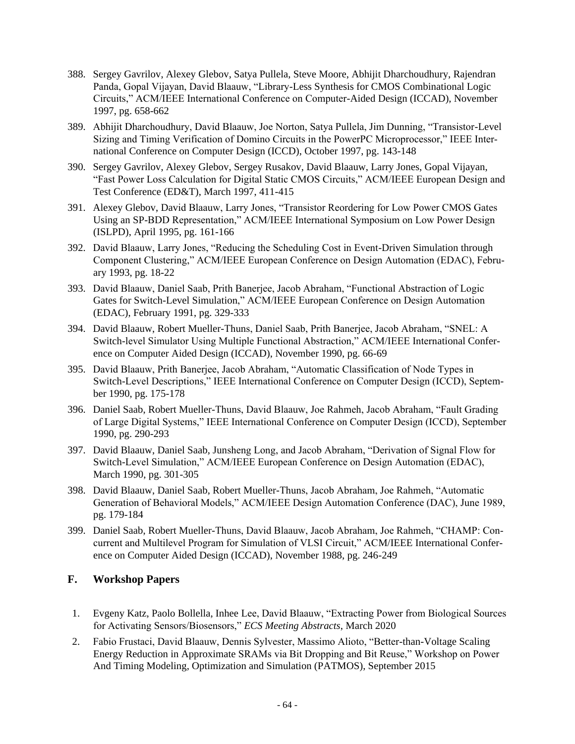388. Sergey Gavrilov, Alexey Glebov, Satya Pullela, Steve Moore, Abhijit Dharchoudhury, Rajendran Panda, Gopal Vijayan, David Blaauw, "Library-Less Synthesis for CMOS Combinational Logic Circuits," ACM/IEEE International Conference on Computer-Aided Design (ICCAD), November 1997, pg. 658-662

389. Abhijit Dharchoudhury, David Blaauw, Joe Norton, Satya Pullela, Jim Dunning, "Transistor-Level Sizing and Timing Verification of Domino Circuits in the PowerPC Microprocessor," IEEE International Conference on Computer Design (ICCD), October 1997, pg. 143-148

390. Sergey Gavrilov, Alexey Glebov, Sergey Rusakov, David Blaauw, Larry Jones, Gopal Vijayan, "Fast Power Loss Calculation for Digital Static CMOS Circuits," ACM/IEEE European Design and Test Conference (ED&T), March 1997, 411-415

391. Alexey Glebov, David Blaauw, Larry Jones, "Transistor Reordering for Low Power CMOS Gates Using an SP-BDD Representation," ACM/IEEE International Symposium on Low Power Design (ISLPD), April 1995, pg. 161-166

392. David Blaauw, Larry Jones, "Reducing the Scheduling Cost in Event-Driven Simulation through Component Clustering," ACM/IEEE European Conference on Design Automation (EDAC), February 1993, pg. 18-22

393. David Blaauw, Daniel Saab, Prith Banerjee, Jacob Abraham, "Functional Abstraction of Logic Gates for Switch-Level Simulation," ACM/IEEE European Conference on Design Automation (EDAC), February 1991, pg. 329-333

394. David Blaauw, Robert Mueller-Thuns, Daniel Saab, Prith Banerjee, Jacob Abraham, "SNEL: A Switch-level Simulator Using Multiple Functional Abstraction," ACM/IEEE International Conference on Computer Aided Design (ICCAD), November 1990, pg. 66-69

395. David Blaauw, Prith Banerjee, Jacob Abraham, "Automatic Classification of Node Types in Switch-Level Descriptions," IEEE International Conference on Computer Design (ICCD), September 1990, pg. 175-178

396. Daniel Saab, Robert Mueller-Thuns, David Blaauw, Joe Rahmeh, Jacob Abraham, "Fault Grading of Large Digital Systems," IEEE International Conference on Computer Design (ICCD), September 1990, pg. 290-293

397. David Blaauw, Daniel Saab, Junsheng Long, and Jacob Abraham, "Derivation of Signal Flow for Switch-Level Simulation," ACM/IEEE European Conference on Design Automation (EDAC), March 1990, pg. 301-305

398. David Blaauw, Daniel Saab, Robert Mueller-Thuns, Jacob Abraham, Joe Rahmeh, "Automatic Generation of Behavioral Models," ACM/IEEE Design Automation Conference (DAC), June 1989, pg. 179-184

399. Daniel Saab, Robert Mueller-Thuns, David Blaauw, Jacob Abraham, Joe Rahmeh, "CHAMP: Concurrent and Multilevel Program for Simulation of VLSI Circuit," ACM/IEEE International Conference on Computer Aided Design (ICCAD), November 1988, pg. 246-249

## F. Workshop Papers

1. Evgeny Katz, Paolo Bollella, Inhee Lee, David Blaauw, "Extracting Power from Biological Sources for Activating Sensors/Biosensors," *ECS Meeting Abstracts*, March 2020
2. Fabio Frustaci, David Blaauw, Dennis Sylvester, Massimo Alioto, "Better-than-Voltage Scaling Energy Reduction in Approximate SRAMs via Bit Dropping and Bit Reuse," Workshop on Power And Timing Modeling, Optimization and Simulation (PATMOS), September 2015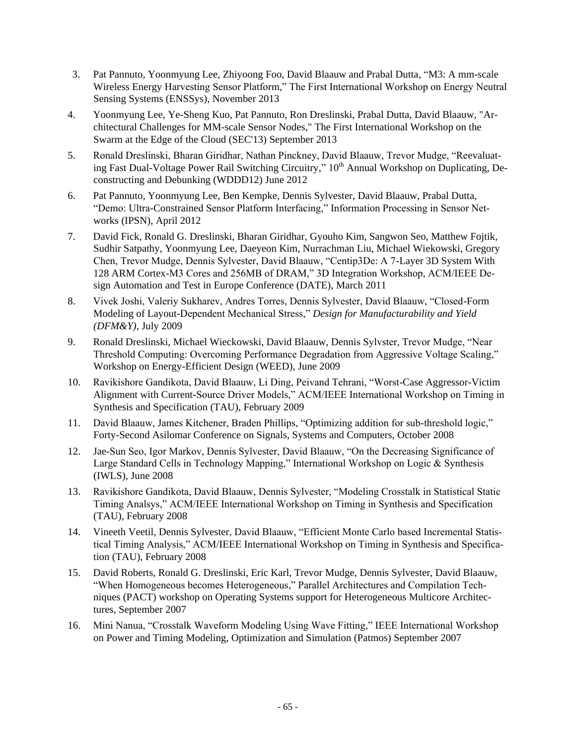3. Pat Pannuto, Yoonmyung Lee, Zhiyoong Foo, David Blaauw and Prabal Dutta, "M3: A mm-scale Wireless Energy Harvesting Sensor Platform," The First International Workshop on Energy Neutral Sensing Systems (ENSSys), November 2013
4. Yoonmyung Lee, Ye-Sheng Kuo, Pat Pannuto, Ron Dreslinski, Prabal Dutta, David Blaauw, "Architectural Challenges for MM-scale Sensor Nodes," The First International Workshop on the Swarm at the Edge of the Cloud (SEC'13) September 2013
5. Ronald Dreslinski, Bharan Giridhar, Nathan Pinckney, David Blaauw, Trevor Mudge, "Reevaluating Fast Dual-Voltage Power Rail Switching Circuitry," 10th Annual Workshop on Duplicating, Deconstructing and Debunking (WDDD12) June 2012
6. Pat Pannuto, Yoonmyung Lee, Ben Kempke, Dennis Sylvester, David Blaauw, Prabal Dutta, "Demo: Ultra-Constrained Sensor Platform Interfacing," Information Processing in Sensor Networks (IPSN), April 2012
7. David Fick, Ronald G. Dreslinski, Bharan Giridhar, Gyouho Kim, Sangwon Seo, Matthew Fojtik, Sudhir Satpathy, Yoonmyung Lee, Daeyeon Kim, Nurrachman Liu, Michael Wiekowski, Gregory Chen, Trevor Mudge, Dennis Sylvester, David Blaauw, "Centip3De: A 7-Layer 3D System With 128 ARM Cortex-M3 Cores and 256MB of DRAM," 3D Integration Workshop, ACM/IEEE Design Automation and Test in Europe Conference (DATE), March 2011
8. Vivek Joshi, Valeriy Sukharev, Andres Torres, Dennis Sylvester, David Blaauw, "Closed-Form Modeling of Layout-Dependent Mechanical Stress," *Design for Manufacturability and Yield (DFM&Y)*, July 2009
9. Ronald Dreslinski, Michael Wieckowski, David Blaauw, Dennis Sylvster, Trevor Mudge, "Near Threshold Computing: Overcoming Performance Degradation from Aggressive Voltage Scaling," Workshop on Energy-Efficient Design (WEED), June 2009
10. Ravikishore Gandikota, David Blaauw, Li Ding, Peivand Tehrani, "Worst-Case Aggressor-Victim Alignment with Current-Source Driver Models," ACM/IEEE International Workshop on Timing in Synthesis and Specification (TAU), February 2009
11. David Blaauw, James Kitchener, Braden Phillips, "Optimizing addition for sub-threshold logic," Forty-Second Asilomar Conference on Signals, Systems and Computers, October 2008
12. Jae-Sun Seo, Igor Markov, Dennis Sylvester, David Blaauw, "On the Decreasing Significance of Large Standard Cells in Technology Mapping," International Workshop on Logic & Synthesis (IWLS), June 2008
13. Ravikishore Gandikota, David Blaauw, Dennis Sylvester, "Modeling Crosstalk in Statistical Static Timing Analsys," ACM/IEEE International Workshop on Timing in Synthesis and Specification (TAU), February 2008
14. Vineeth Veetil, Dennis Sylvester, David Blaauw, "Efficient Monte Carlo based Incremental Statistical Timing Analysis," ACM/IEEE International Workshop on Timing in Synthesis and Specification (TAU), February 2008
15. David Roberts, Ronald G. Dreslinski, Eric Karl, Trevor Mudge, Dennis Sylvester, David Blaauw, "When Homogeneous becomes Heterogeneous," Parallel Architectures and Compilation Techniques (PACT) workshop on Operating Systems support for Heterogeneous Multicore Architectures, September 2007
16. Mini Nanua, "Crosstalk Waveform Modeling Using Wave Fitting," IEEE International Workshop on Power and Timing Modeling, Optimization and Simulation (Patmos) September 2007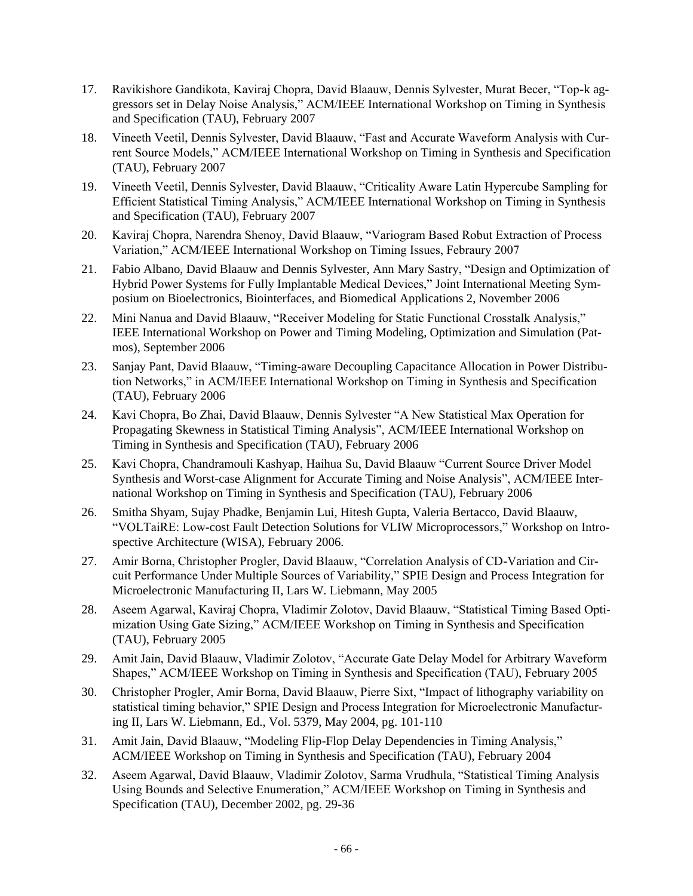17. Ravikishore Gandikota, Kaviraj Chopra, David Blaauw, Dennis Sylvester, Murat Becer, "Top-k aggressors set in Delay Noise Analysis," ACM/IEEE International Workshop on Timing in Synthesis and Specification (TAU), February 2007
18. Vineeth Veetil, Dennis Sylvester, David Blaauw, "Fast and Accurate Waveform Analysis with Current Source Models," ACM/IEEE International Workshop on Timing in Synthesis and Specification (TAU), February 2007
19. Vineeth Veetil, Dennis Sylvester, David Blaauw, "Criticality Aware Latin Hypercube Sampling for Efficient Statistical Timing Analysis," ACM/IEEE International Workshop on Timing in Synthesis and Specification (TAU), February 2007
20. Kaviraj Chopra, Narendra Shenoy, David Blaauw, "Variogram Based Robut Extraction of Process Variation," ACM/IEEE International Workshop on Timing Issues, Febraury 2007
21. Fabio Albano, David Blaauw and Dennis Sylvester, Ann Mary Sastry, "Design and Optimization of Hybrid Power Systems for Fully Implantable Medical Devices," Joint International Meeting Symposium on Bioelectronics, Biointerfaces, and Biomedical Applications 2, November 2006
22. Mini Nanua and David Blaauw, "Receiver Modeling for Static Functional Crosstalk Analysis," IEEE International Workshop on Power and Timing Modeling, Optimization and Simulation (Patmos), September 2006
23. Sanjay Pant, David Blaauw, "Timing-aware Decoupling Capacitance Allocation in Power Distribution Networks," in ACM/IEEE International Workshop on Timing in Synthesis and Specification (TAU), February 2006
24. Kavi Chopra, Bo Zhai, David Blaauw, Dennis Sylvester "A New Statistical Max Operation for Propagating Skewness in Statistical Timing Analysis", ACM/IEEE International Workshop on Timing in Synthesis and Specification (TAU), February 2006
25. Kavi Chopra, Chandramouli Kashyap, Haihua Su, David Blaauw "Current Source Driver Model Synthesis and Worst-case Alignment for Accurate Timing and Noise Analysis", ACM/IEEE International Workshop on Timing in Synthesis and Specification (TAU), February 2006
26. Smitha Shyam, Sujay Phadke, Benjamin Lui, Hitesh Gupta, Valeria Bertacco, David Blaauw, "VOLTaiRE: Low-cost Fault Detection Solutions for VLIW Microprocessors," Workshop on Introspective Architecture (WISA), February 2006.
27. Amir Borna, Christopher Progler, David Blaauw, "Correlation Analysis of CD-Variation and Circuit Performance Under Multiple Sources of Variability," SPIE Design and Process Integration for Microelectronic Manufacturing II, Lars W. Liebmann, May 2005
28. Aseem Agarwal, Kaviraj Chopra, Vladimir Zolotov, David Blaauw, "Statistical Timing Based Optimization Using Gate Sizing," ACM/IEEE Workshop on Timing in Synthesis and Specification (TAU), February 2005
29. Amit Jain, David Blaauw, Vladimir Zolotov, "Accurate Gate Delay Model for Arbitrary Waveform Shapes," ACM/IEEE Workshop on Timing in Synthesis and Specification (TAU), February 2005
30. Christopher Progler, Amir Borna, David Blaauw, Pierre Sixt, "Impact of lithography variability on statistical timing behavior," SPIE Design and Process Integration for Microelectronic Manufacturing II, Lars W. Liebmann, Ed., Vol. 5379, May 2004, pg. 101-110
31. Amit Jain, David Blaauw, "Modeling Flip-Flop Delay Dependencies in Timing Analysis," ACM/IEEE Workshop on Timing in Synthesis and Specification (TAU), February 2004
32. Aseem Agarwal, David Blaauw, Vladimir Zolotov, Sarma Vrudhula, "Statistical Timing Analysis Using Bounds and Selective Enumeration," ACM/IEEE Workshop on Timing in Synthesis and Specification (TAU), December 2002, pg. 29-36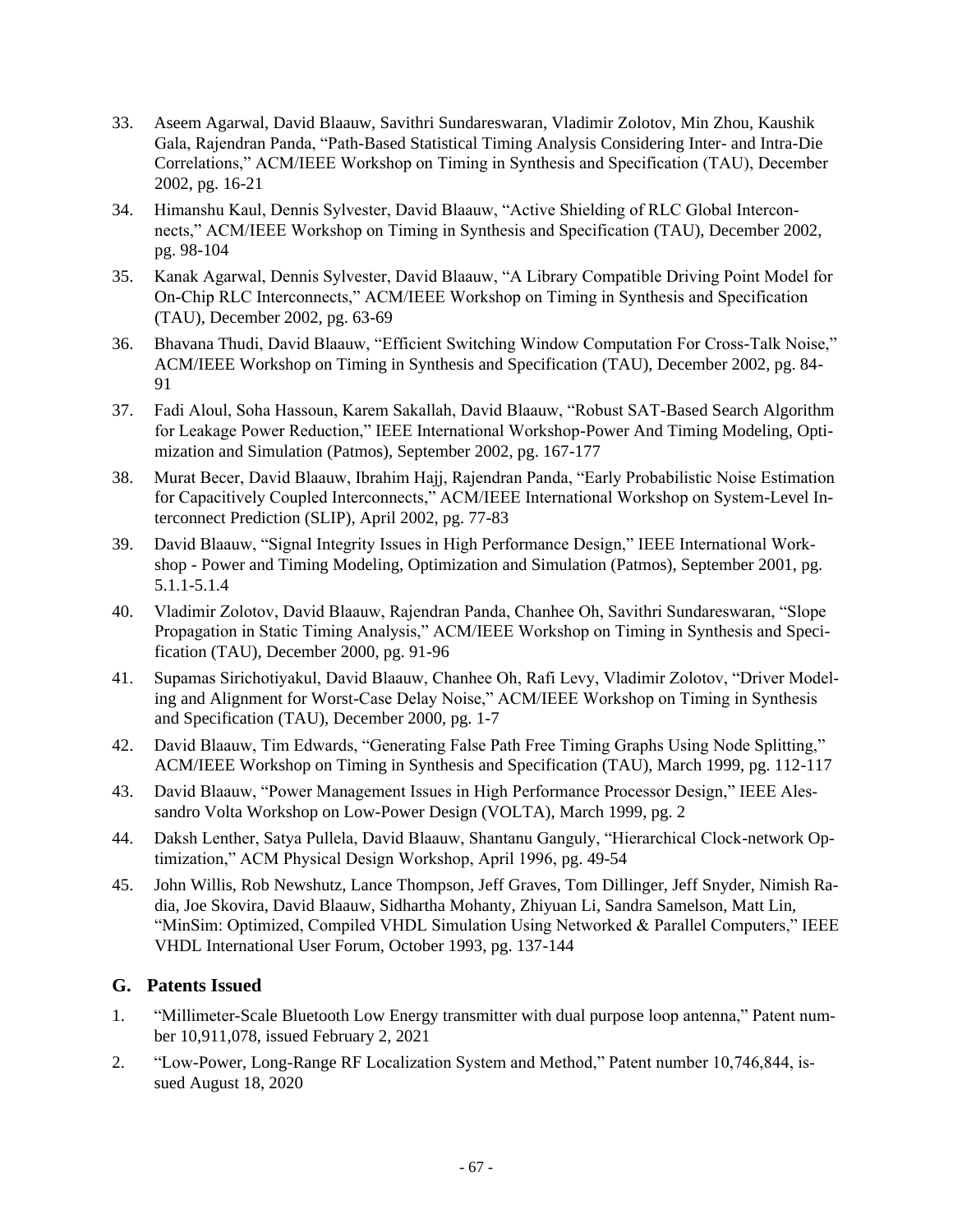33. Aseem Agarwal, David Blaauw, Savithri Sundareswaran, Vladimir Zolotov, Min Zhou, Kaushik Gala, Rajendran Panda, "Path-Based Statistical Timing Analysis Considering Inter- and Intra-Die Correlations," ACM/IEEE Workshop on Timing in Synthesis and Specification (TAU), December 2002, pg. 16-21

34. Himanshu Kaul, Dennis Sylvester, David Blaauw, "Active Shielding of RLC Global Interconnects," ACM/IEEE Workshop on Timing in Synthesis and Specification (TAU), December 2002, pg. 98-104

35. Kanak Agarwal, Dennis Sylvester, David Blaauw, "A Library Compatible Driving Point Model for On-Chip RLC Interconnects," ACM/IEEE Workshop on Timing in Synthesis and Specification (TAU), December 2002, pg. 63-69

36. Bhavana Thudi, David Blaauw, "Efficient Switching Window Computation For Cross-Talk Noise," ACM/IEEE Workshop on Timing in Synthesis and Specification (TAU), December 2002, pg. 84-91

37. Fadi Aloul, Soha Hassoun, Karem Sakallah, David Blaauw, "Robust SAT-Based Search Algorithm for Leakage Power Reduction," IEEE International Workshop-Power And Timing Modeling, Optimization and Simulation (Patmos), September 2002, pg. 167-177

38. Murat Becer, David Blaauw, Ibrahim Hajj, Rajendran Panda, "Early Probabilistic Noise Estimation for Capacitively Coupled Interconnects," ACM/IEEE International Workshop on System-Level Interconnect Prediction (SLIP), April 2002, pg. 77-83

39. David Blaauw, "Signal Integrity Issues in High Performance Design," IEEE International Workshop - Power and Timing Modeling, Optimization and Simulation (Patmos), September 2001, pg. 5.1.1-5.1.4

40. Vladimir Zolotov, David Blaauw, Rajendran Panda, Chanhee Oh, Savithri Sundareswaran, "Slope Propagation in Static Timing Analysis," ACM/IEEE Workshop on Timing in Synthesis and Specification (TAU), December 2000, pg. 91-96

41. Supamas Sirichotiyakul, David Blaauw, Chanhee Oh, Rafi Levy, Vladimir Zolotov, "Driver Modeling and Alignment for Worst-Case Delay Noise," ACM/IEEE Workshop on Timing in Synthesis and Specification (TAU), December 2000, pg. 1-7

42. David Blaauw, Tim Edwards, "Generating False Path Free Timing Graphs Using Node Splitting," ACM/IEEE Workshop on Timing in Synthesis and Specification (TAU), March 1999, pg. 112-117

43. David Blaauw, "Power Management Issues in High Performance Processor Design," IEEE Alessandro Volta Workshop on Low-Power Design (VOLTA), March 1999, pg. 2

44. Daksh Lenther, Satya Pullela, David Blaauw, Shantanu Ganguly, "Hierarchical Clock-network Optimization," ACM Physical Design Workshop, April 1996, pg. 49-54

45. John Willis, Rob Newshutz, Lance Thompson, Jeff Graves, Tom Dillinger, Jeff Snyder, Nimish Radia, Joe Skovira, David Blaauw, Sidhartha Mohanty, Zhiyuan Li, Sandra Samelson, Matt Lin, "MinSim: Optimized, Compiled VHDL Simulation Using Networked & Parallel Computers," IEEE VHDL International User Forum, October 1993, pg. 137-144

## G. Patents Issued

1. "Millimeter-Scale Bluetooth Low Energy transmitter with dual purpose loop antenna," Patent number 10,911,078, issued February 2, 2021

2. "Low-Power, Long-Range RF Localization System and Method," Patent number 10,746,844, issued August 18, 2020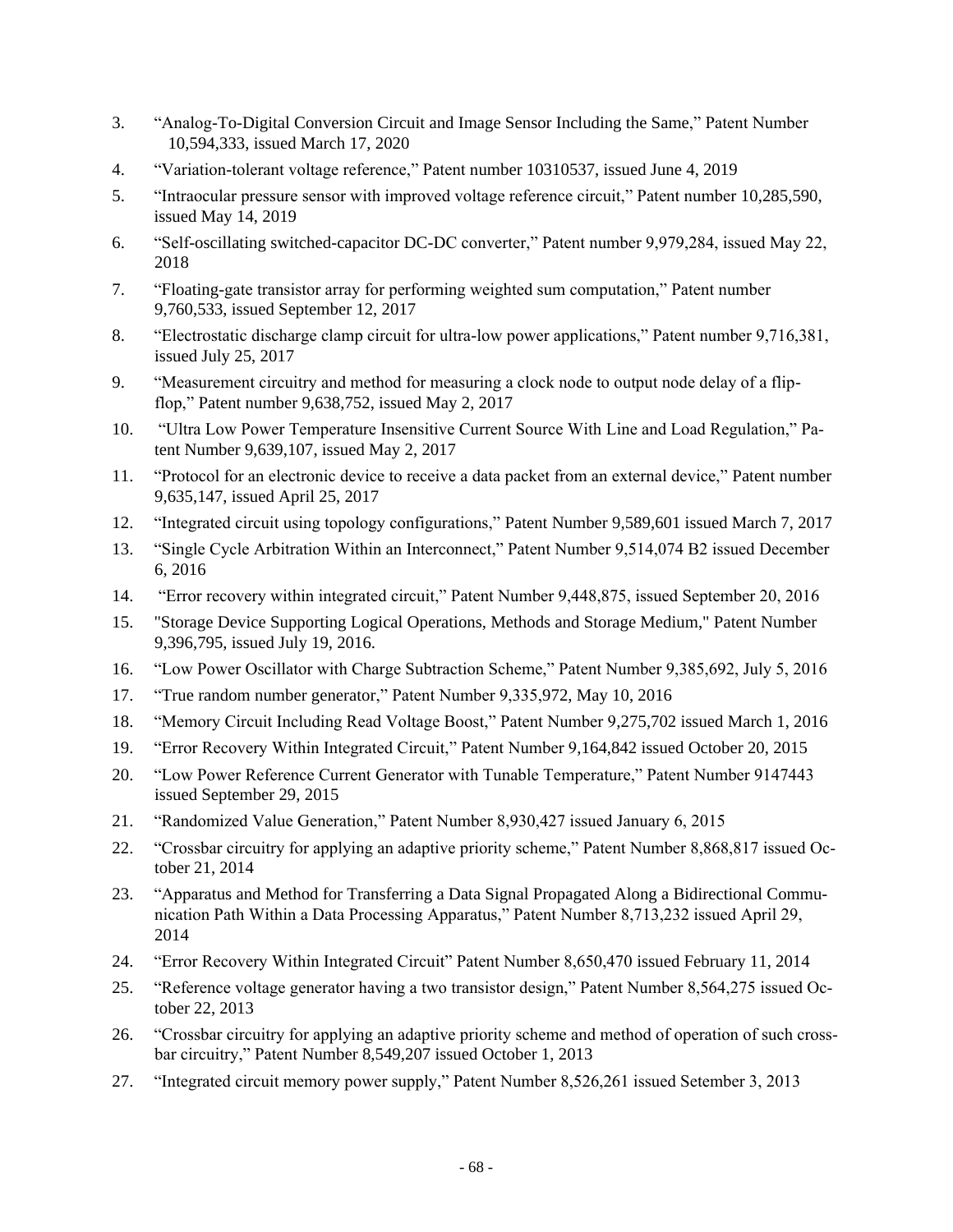3. "Analog-To-Digital Conversion Circuit and Image Sensor Including the Same," Patent Number 10,594,333, issued March 17, 2020
4. "Variation-tolerant voltage reference," Patent number 10310537, issued June 4, 2019
5. "Intraocular pressure sensor with improved voltage reference circuit," Patent number 10,285,590, issued May 14, 2019
6. "Self-oscillating switched-capacitor DC-DC converter," Patent number 9,979,284, issued May 22, 2018
7. "Floating-gate transistor array for performing weighted sum computation," Patent number 9,760,533, issued September 12, 2017
8. "Electrostatic discharge clamp circuit for ultra-low power applications," Patent number 9,716,381, issued July 25, 2017
9. "Measurement circuitry and method for measuring a clock node to output node delay of a flip-flop," Patent number 9,638,752, issued May 2, 2017
10. "Ultra Low Power Temperature Insensitive Current Source With Line and Load Regulation," Patent Number 9,639,107, issued May 2, 2017
11. "Protocol for an electronic device to receive a data packet from an external device," Patent number 9,635,147, issued April 25, 2017
12. "Integrated circuit using topology configurations," Patent Number 9,589,601 issued March 7, 2017
13. "Single Cycle Arbitration Within an Interconnect," Patent Number 9,514,074 B2 issued December 6, 2016
14. "Error recovery within integrated circuit," Patent Number 9,448,875, issued September 20, 2016
15. "Storage Device Supporting Logical Operations, Methods and Storage Medium," Patent Number 9,396,795, issued July 19, 2016.
16. "Low Power Oscillator with Charge Subtraction Scheme," Patent Number 9,385,692, July 5, 2016
17. "True random number generator," Patent Number 9,335,972, May 10, 2016
18. "Memory Circuit Including Read Voltage Boost," Patent Number 9,275,702 issued March 1, 2016
19. "Error Recovery Within Integrated Circuit," Patent Number 9,164,842 issued October 20, 2015
20. "Low Power Reference Current Generator with Tunable Temperature," Patent Number 9147443 issued September 29, 2015
21. "Randomized Value Generation," Patent Number 8,930,427 issued January 6, 2015
22. "Crossbar circuitry for applying an adaptive priority scheme," Patent Number 8,868,817 issued October 21, 2014
23. "Apparatus and Method for Transferring a Data Signal Propagated Along a Bidirectional Communication Path Within a Data Processing Apparatus," Patent Number 8,713,232 issued April 29, 2014
24. "Error Recovery Within Integrated Circuit" Patent Number 8,650,470 issued February 11, 2014
25. "Reference voltage generator having a two transistor design," Patent Number 8,564,275 issued October 22, 2013
26. "Crossbar circuitry for applying an adaptive priority scheme and method of operation of such crossbar circuitry," Patent Number 8,549,207 issued October 1, 2013
27. "Integrated circuit memory power supply," Patent Number 8,526,261 issued Setember 3, 2013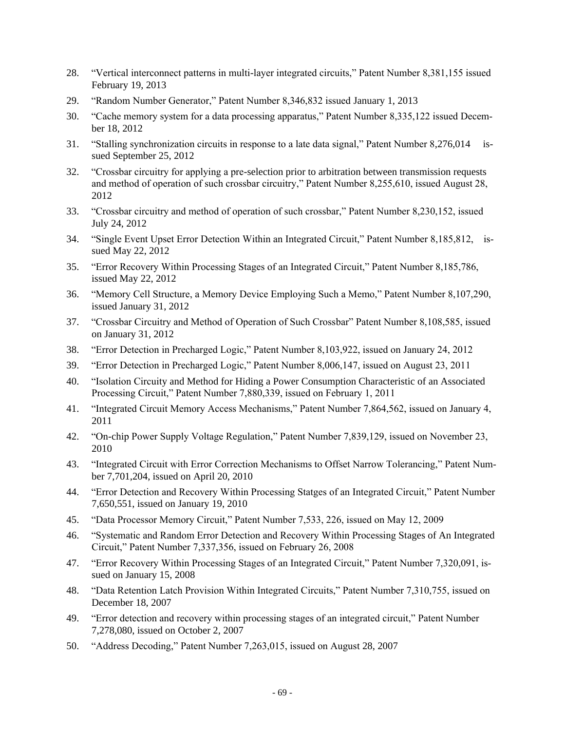28. "Vertical interconnect patterns in multi-layer integrated circuits," Patent Number 8,381,155 issued February 19, 2013

29. "Random Number Generator," Patent Number 8,346,832 issued January 1, 2013

30. "Cache memory system for a data processing apparatus," Patent Number 8,335,122 issued December 18, 2012

31. "Stalling synchronization circuits in response to a late data signal," Patent Number 8,276,014 issued September 25, 2012

32. "Crossbar circuitry for applying a pre-selection prior to arbitration between transmission requests and method of operation of such crossbar circuitry," Patent Number 8,255,610, issued August 28, 2012

33. "Crossbar circuitry and method of operation of such crossbar," Patent Number 8,230,152, issued July 24, 2012

34. "Single Event Upset Error Detection Within an Integrated Circuit," Patent Number 8,185,812, issued May 22, 2012

35. "Error Recovery Within Processing Stages of an Integrated Circuit," Patent Number 8,185,786, issued May 22, 2012

36. "Memory Cell Structure, a Memory Device Employing Such a Memo," Patent Number 8,107,290, issued January 31, 2012

37. "Crossbar Circuitry and Method of Operation of Such Crossbar" Patent Number 8,108,585, issued on January 31, 2012

38. "Error Detection in Precharged Logic," Patent Number 8,103,922, issued on January 24, 2012

39. "Error Detection in Precharged Logic," Patent Number 8,006,147, issued on August 23, 2011

40. "Isolation Circuity and Method for Hiding a Power Consumption Characteristic of an Associated Processing Circuit," Patent Number 7,880,339, issued on February 1, 2011

41. "Integrated Circuit Memory Access Mechanisms," Patent Number 7,864,562, issued on January 4, 2011

42. "On-chip Power Supply Voltage Regulation," Patent Number 7,839,129, issued on November 23, 2010

43. "Integrated Circuit with Error Correction Mechanisms to Offset Narrow Tolerancing," Patent Number 7,701,204, issued on April 20, 2010

44. "Error Detection and Recovery Within Processing Statges of an Integrated Circuit," Patent Number 7,650,551, issued on January 19, 2010

45. "Data Processor Memory Circuit," Patent Number 7,533, 226, issued on May 12, 2009

46. "Systematic and Random Error Detection and Recovery Within Processing Stages of An Integrated Circuit," Patent Number 7,337,356, issued on February 26, 2008

47. "Error Recovery Within Processing Stages of an Integrated Circuit," Patent Number 7,320,091, issued on January 15, 2008

48. "Data Retention Latch Provision Within Integrated Circuits," Patent Number 7,310,755, issued on December 18, 2007

49. "Error detection and recovery within processing stages of an integrated circuit," Patent Number 7,278,080, issued on October 2, 2007

50. "Address Decoding," Patent Number 7,263,015, issued on August 28, 2007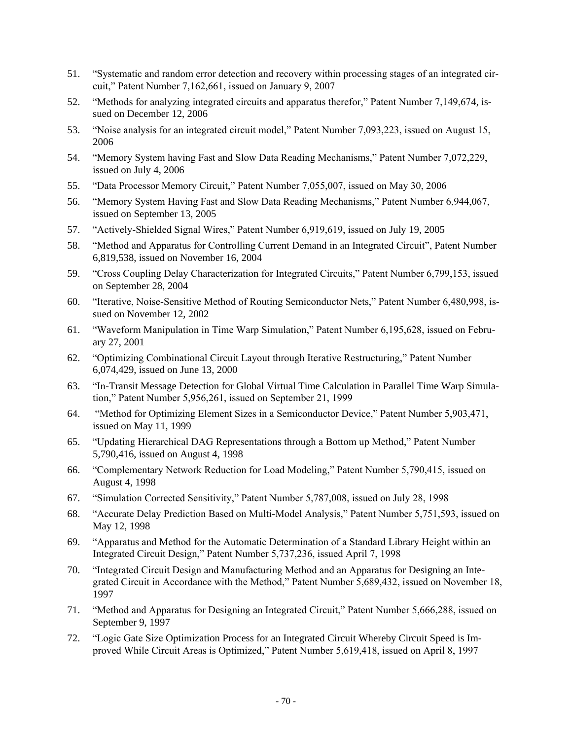51. "Systematic and random error detection and recovery within processing stages of an integrated circuit," Patent Number 7,162,661, issued on January 9, 2007

52. "Methods for analyzing integrated circuits and apparatus therefor," Patent Number 7,149,674, issued on December 12, 2006

53. "Noise analysis for an integrated circuit model," Patent Number 7,093,223, issued on August 15, 2006

54. "Memory System having Fast and Slow Data Reading Mechanisms," Patent Number 7,072,229, issued on July 4, 2006

55. "Data Processor Memory Circuit," Patent Number 7,055,007, issued on May 30, 2006

56. "Memory System Having Fast and Slow Data Reading Mechanisms," Patent Number 6,944,067, issued on September 13, 2005

57. "Actively-Shielded Signal Wires," Patent Number 6,919,619, issued on July 19, 2005

58. "Method and Apparatus for Controlling Current Demand in an Integrated Circuit", Patent Number 6,819,538, issued on November 16, 2004

59. "Cross Coupling Delay Characterization for Integrated Circuits," Patent Number 6,799,153, issued on September 28, 2004

60. "Iterative, Noise-Sensitive Method of Routing Semiconductor Nets," Patent Number 6,480,998, issued on November 12, 2002

61. "Waveform Manipulation in Time Warp Simulation," Patent Number 6,195,628, issued on February 27, 2001

62. "Optimizing Combinational Circuit Layout through Iterative Restructuring," Patent Number 6,074,429, issued on June 13, 2000

63. "In-Transit Message Detection for Global Virtual Time Calculation in Parallel Time Warp Simulation," Patent Number 5,956,261, issued on September 21, 1999

64. "Method for Optimizing Element Sizes in a Semiconductor Device," Patent Number 5,903,471, issued on May 11, 1999

65. "Updating Hierarchical DAG Representations through a Bottom up Method," Patent Number 5,790,416, issued on August 4, 1998

66. "Complementary Network Reduction for Load Modeling," Patent Number 5,790,415, issued on August 4, 1998

67. "Simulation Corrected Sensitivity," Patent Number 5,787,008, issued on July 28, 1998

68. "Accurate Delay Prediction Based on Multi-Model Analysis," Patent Number 5,751,593, issued on May 12, 1998

69. "Apparatus and Method for the Automatic Determination of a Standard Library Height within an Integrated Circuit Design," Patent Number 5,737,236, issued April 7, 1998

70. "Integrated Circuit Design and Manufacturing Method and an Apparatus for Designing an Integrated Circuit in Accordance with the Method," Patent Number 5,689,432, issued on November 18, 1997

71. "Method and Apparatus for Designing an Integrated Circuit," Patent Number 5,666,288, issued on September 9, 1997

72. "Logic Gate Size Optimization Process for an Integrated Circuit Whereby Circuit Speed is Improved While Circuit Areas is Optimized," Patent Number 5,619,418, issued on April 8, 1997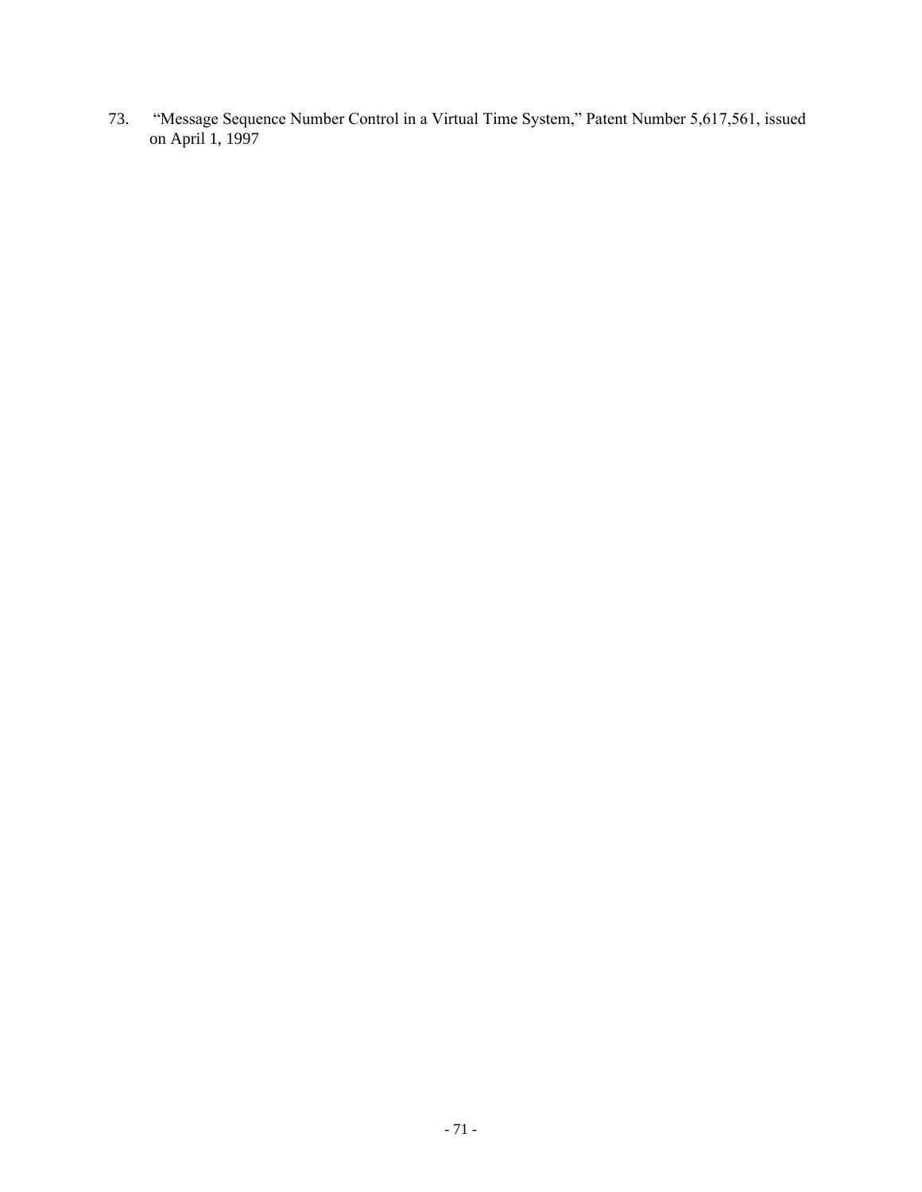73. "Message Sequence Number Control in a Virtual Time System," Patent Number 5,617,561, issued on April 1, 1997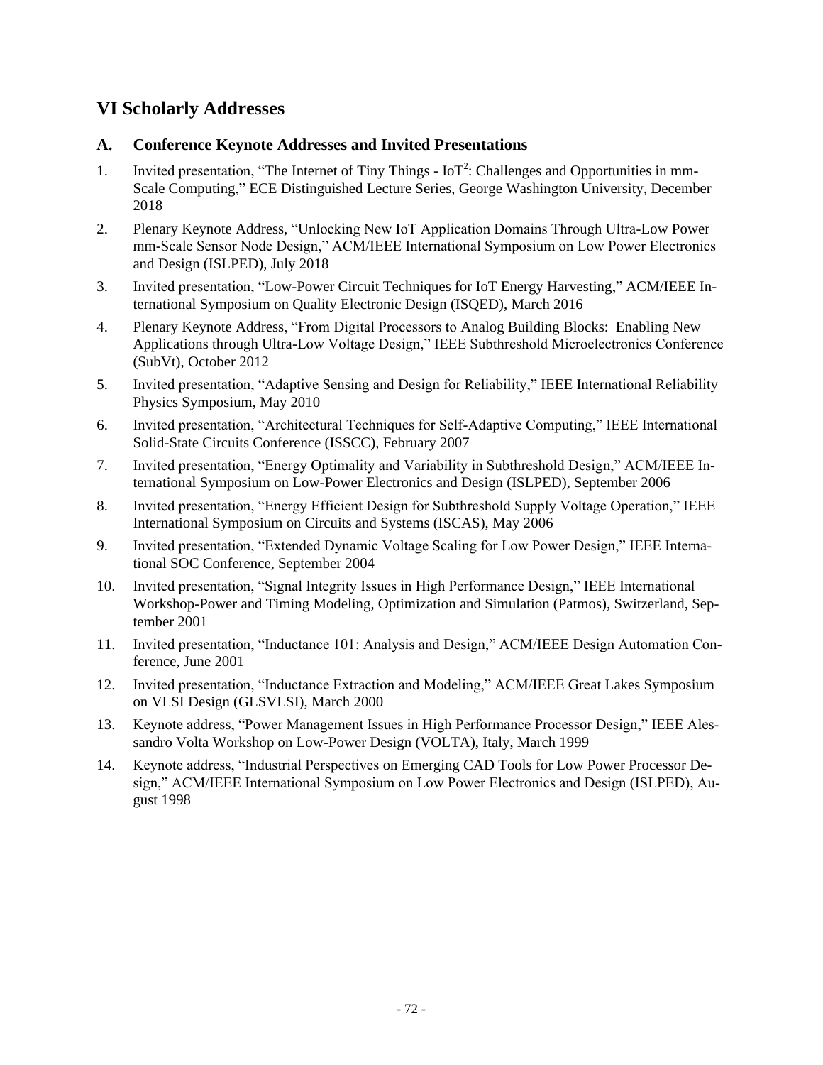## VI Scholarly Addresses

### A. Conference Keynote Addresses and Invited Presentations

1. Invited presentation, "The Internet of Tiny Things - $IoT^2$: Challenges and Opportunities in mm-Scale Computing," ECE Distinguished Lecture Series, George Washington University, December 2018
2. Plenary Keynote Address, "Unlocking New IoT Application Domains Through Ultra-Low Power mm-Scale Sensor Node Design," ACM/IEEE International Symposium on Low Power Electronics and Design (ISLPED), July 2018
3. Invited presentation, "Low-Power Circuit Techniques for IoT Energy Harvesting," ACM/IEEE International Symposium on Quality Electronic Design (ISQED), March 2016
4. Plenary Keynote Address, "From Digital Processors to Analog Building Blocks: Enabling New Applications through Ultra-Low Voltage Design," IEEE Subthreshold Microelectronics Conference (SubVt), October 2012
5. Invited presentation, "Adaptive Sensing and Design for Reliability," IEEE International Reliability Physics Symposium, May 2010
6. Invited presentation, "Architectural Techniques for Self-Adaptive Computing," IEEE International Solid-State Circuits Conference (ISSCC), February 2007
7. Invited presentation, "Energy Optimality and Variability in Subthreshold Design," ACM/IEEE International Symposium on Low-Power Electronics and Design (ISLPED), September 2006
8. Invited presentation, "Energy Efficient Design for Subthreshold Supply Voltage Operation," IEEE International Symposium on Circuits and Systems (ISCAS), May 2006
9. Invited presentation, "Extended Dynamic Voltage Scaling for Low Power Design," IEEE International SOC Conference, September 2004
10. Invited presentation, "Signal Integrity Issues in High Performance Design," IEEE International Workshop-Power and Timing Modeling, Optimization and Simulation (Patmos), Switzerland, September 2001
11. Invited presentation, "Inductance 101: Analysis and Design," ACM/IEEE Design Automation Conference, June 2001
12. Invited presentation, "Inductance Extraction and Modeling," ACM/IEEE Great Lakes Symposium on VLSI Design (GLSVLSI), March 2000
13. Keynote address, "Power Management Issues in High Performance Processor Design," IEEE Alessandro Volta Workshop on Low-Power Design (VOLTA), Italy, March 1999
14. Keynote address, "Industrial Perspectives on Emerging CAD Tools for Low Power Processor Design," ACM/IEEE International Symposium on Low Power Electronics and Design (ISLPED), August 1998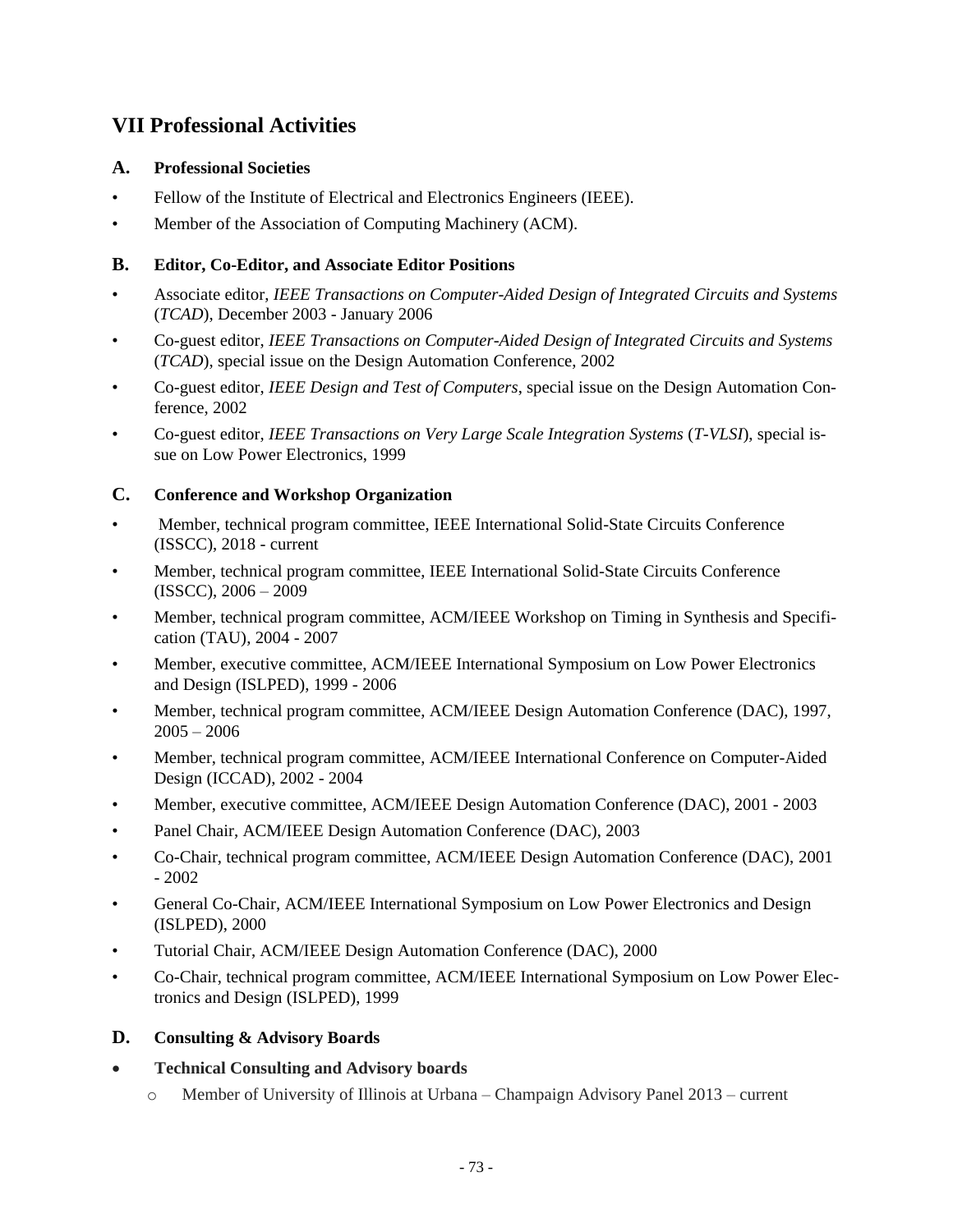# VII Professional Activities

## A. Professional Societies

- Fellow of the Institute of Electrical and Electronics Engineers (IEEE).
- Member of the Association of Computing Machinery (ACM).

## B. Editor, Co-Editor, and Associate Editor Positions

- Associate editor, *IEEE Transactions on Computer-Aided Design of Integrated Circuits and Systems* (*TCAD*), December 2003 - January 2006
- Co-guest editor, *IEEE Transactions on Computer-Aided Design of Integrated Circuits and Systems* (*TCAD*), special issue on the Design Automation Conference, 2002
- Co-guest editor, *IEEE Design and Test of Computers*, special issue on the Design Automation Conference, 2002
- Co-guest editor, *IEEE Transactions on Very Large Scale Integration Systems* (*T-VLSI*), special issue on Low Power Electronics, 1999

## C. Conference and Workshop Organization

- Member, technical program committee, IEEE International Solid-State Circuits Conference (ISSCC), 2018 - current
- Member, technical program committee, IEEE International Solid-State Circuits Conference (ISSCC), 2006 – 2009
- Member, technical program committee, ACM/IEEE Workshop on Timing in Synthesis and Specification (TAU), 2004 - 2007
- Member, executive committee, ACM/IEEE International Symposium on Low Power Electronics and Design (ISLPED), 1999 - 2006
- Member, technical program committee, ACM/IEEE Design Automation Conference (DAC), 1997, 2005 – 2006
- Member, technical program committee, ACM/IEEE International Conference on Computer-Aided Design (ICCAD), 2002 - 2004
- Member, executive committee, ACM/IEEE Design Automation Conference (DAC), 2001 - 2003
- Panel Chair, ACM/IEEE Design Automation Conference (DAC), 2003
- Co-Chair, technical program committee, ACM/IEEE Design Automation Conference (DAC), 2001 - 2002
- General Co-Chair, ACM/IEEE International Symposium on Low Power Electronics and Design (ISLPED), 2000
- Tutorial Chair, ACM/IEEE Design Automation Conference (DAC), 2000
- Co-Chair, technical program committee, ACM/IEEE International Symposium on Low Power Electronics and Design (ISLPED), 1999

## D. Consulting & Advisory Boards

- **Technical Consulting and Advisory boards**
  - Member of University of Illinois at Urbana – Champaign Advisory Panel 2013 – current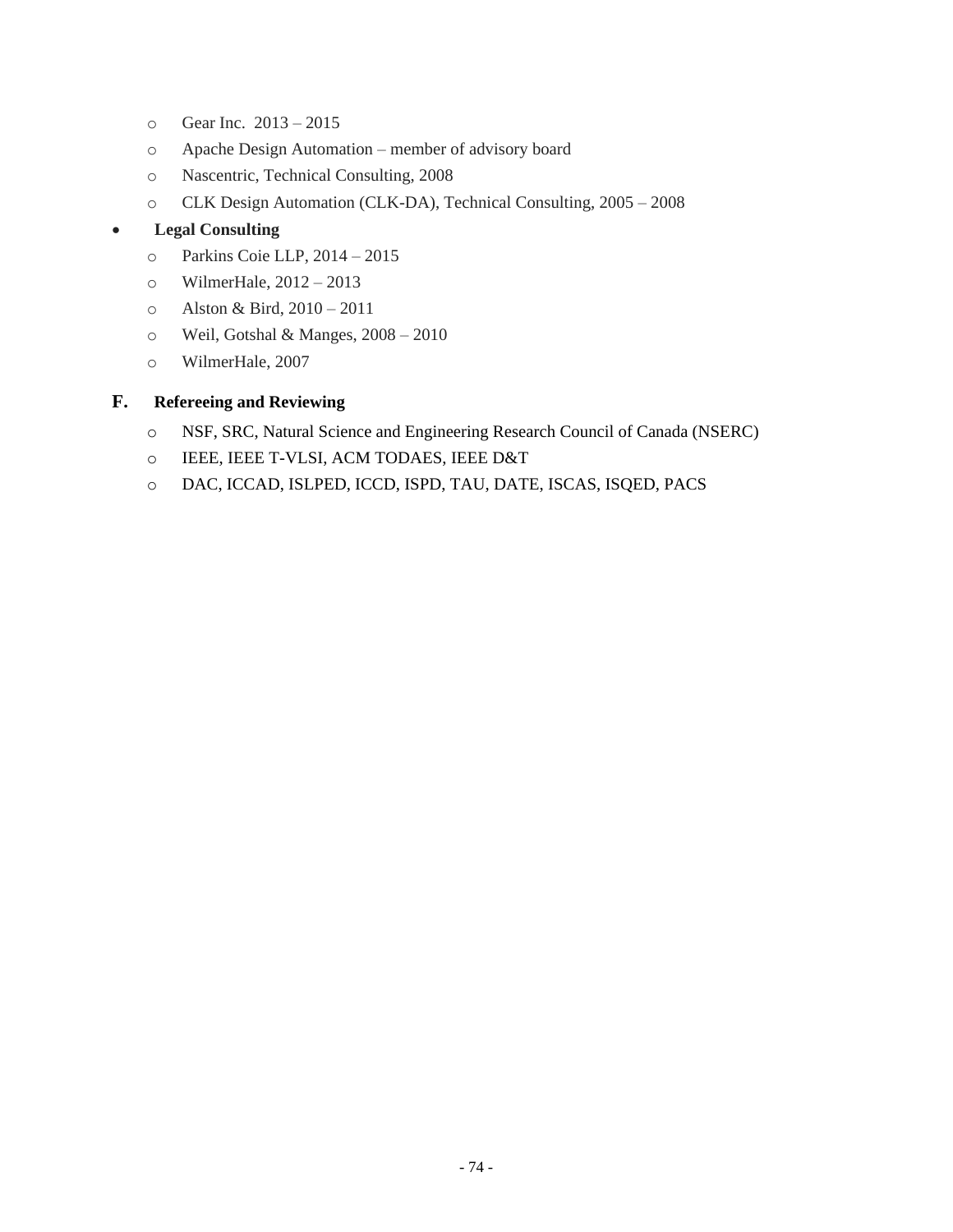- Gear Inc. 2013 – 2015
- Apache Design Automation – member of advisory board
- Nascentric, Technical Consulting, 2008
- CLK Design Automation (CLK-DA), Technical Consulting, 2005 – 2008

- **Legal Consulting**
  - Parkins Coie LLP, 2014 – 2015
  - WilmerHale, 2012 – 2013
  - Alston & Bird, 2010 – 2011
  - Weil, Gotshal & Manges, 2008 – 2010
  - WilmerHale, 2007

## F. Refereeing and Reviewing

- NSF, SRC, Natural Science and Engineering Research Council of Canada (NSERC)
- IEEE, IEEE T-VLSI, ACM TODAES, IEEE D&T
- DAC, ICCAD, ISLPED, ICCD, ISPD, TAU, DATE, ISCAS, ISQED, PACS